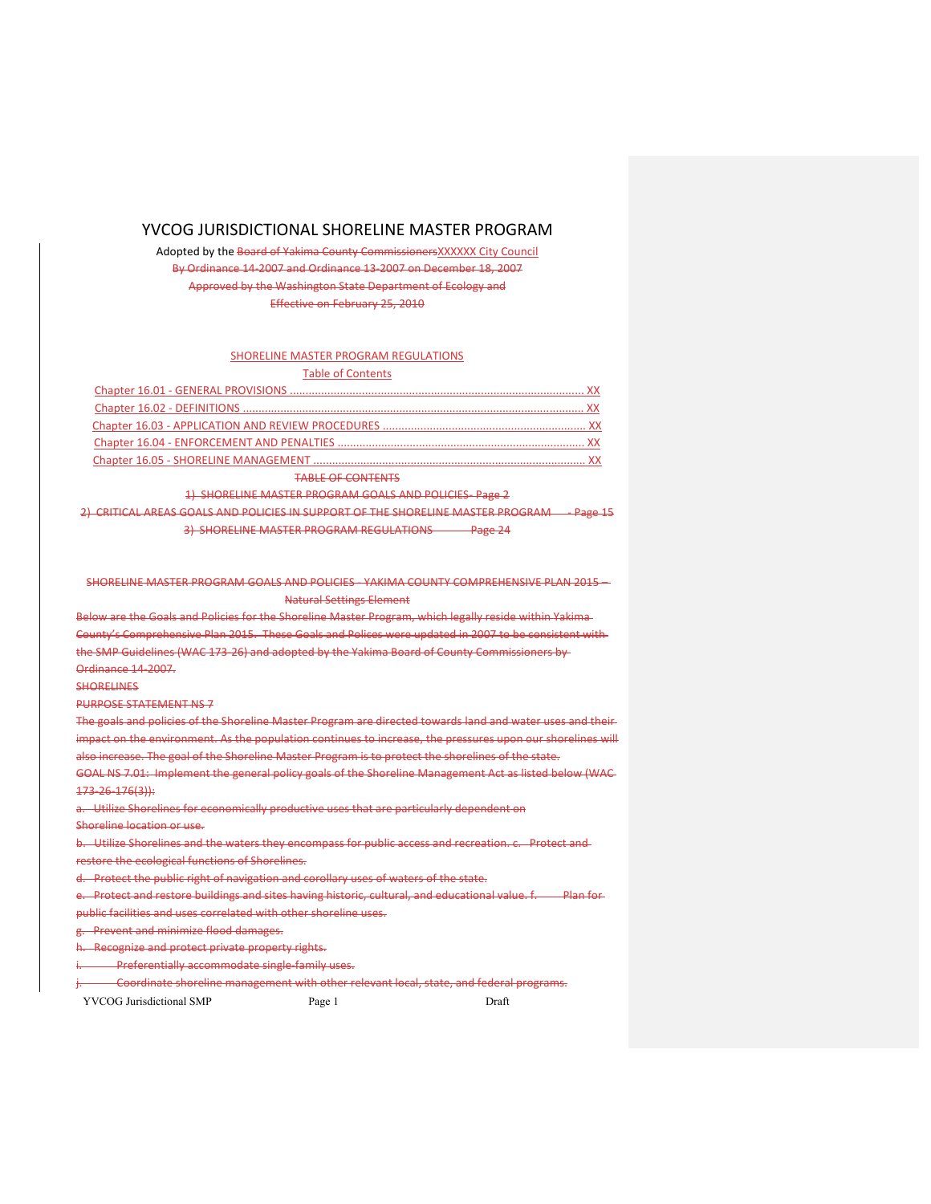# YVCOG JURISDICTIONAL SHORELINE MASTER PROGRAM

Adopted by the ~~Board of Yakima County Commissioners~~XXXXXX City Council

~~By Ordinance 14-2007 and Ordinance 13-2007 on December 18, 2007~~

~~Approved by the Washington State Department of Ecology and~~

~~Effective on February 25, 2010~~

SHORELINE MASTER PROGRAM REGULATIONS

Table of Contents

Chapter 16.01 - GENERAL PROVISIONS ........................................ XX

Chapter 16.02 - DEFINITIONS ........................................ XX

Chapter 16.03 - APPLICATION AND REVIEW PROCEDURES ........................................ XX

Chapter 16.04 - ENFORCEMENT AND PENALTIES ........................................ XX

Chapter 16.05 - SHORELINE MANAGEMENT ........................................ XX

~~TABLE OF CONTENTS~~

~~1) SHORELINE MASTER PROGRAM GOALS AND POLICIES- Page 2~~

~~2) CRITICAL AREAS GOALS AND POLICIES IN SUPPORT OF THE SHORELINE MASTER PROGRAM - Page 15~~

~~3) SHORELINE MASTER PROGRAM REGULATIONS Page 24~~

~~SHORELINE MASTER PROGRAM GOALS AND POLICIES - YAKIMA COUNTY COMPREHENSIVE PLAN 2015 – Natural Settings Element~~

~~Below are the Goals and Policies for the Shoreline Master Program, which legally reside within Yakima County's Comprehensive Plan 2015. These Goals and Polices were updated in 2007 to be consistent with the SMP Guidelines (WAC 173-26) and adopted by the Yakima Board of County Commissioners by Ordinance 14-2007.~~

~~SHORELINES~~

~~PURPOSE STATEMENT NS 7~~

~~The goals and policies of the Shoreline Master Program are directed towards land and water uses and their impact on the environment. As the population continues to increase, the pressures upon our shorelines will also increase. The goal of the Shoreline Master Program is to protect the shorelines of the state.~~

~~GOAL NS 7.01: Implement the general policy goals of the Shoreline Management Act as listed below (WAC 173-26-176(3)):~~

~~a. Utilize Shorelines for economically productive uses that are particularly dependent on Shoreline location or use.~~

~~b. Utilize Shorelines and the waters they encompass for public access and recreation. c. Protect and restore the ecological functions of Shorelines.~~

~~d. Protect the public right of navigation and corollary uses of waters of the state.~~

~~e. Protect and restore buildings and sites having historic, cultural, and educational value. f. Plan for public facilities and uses correlated with other shoreline uses.~~

~~g. Prevent and minimize flood damages.~~

~~h. Recognize and protect private property rights.~~

~~i. Preferentially accommodate single-family uses.~~

~~j. Coordinate shoreline management with other relevant local, state, and federal programs.~~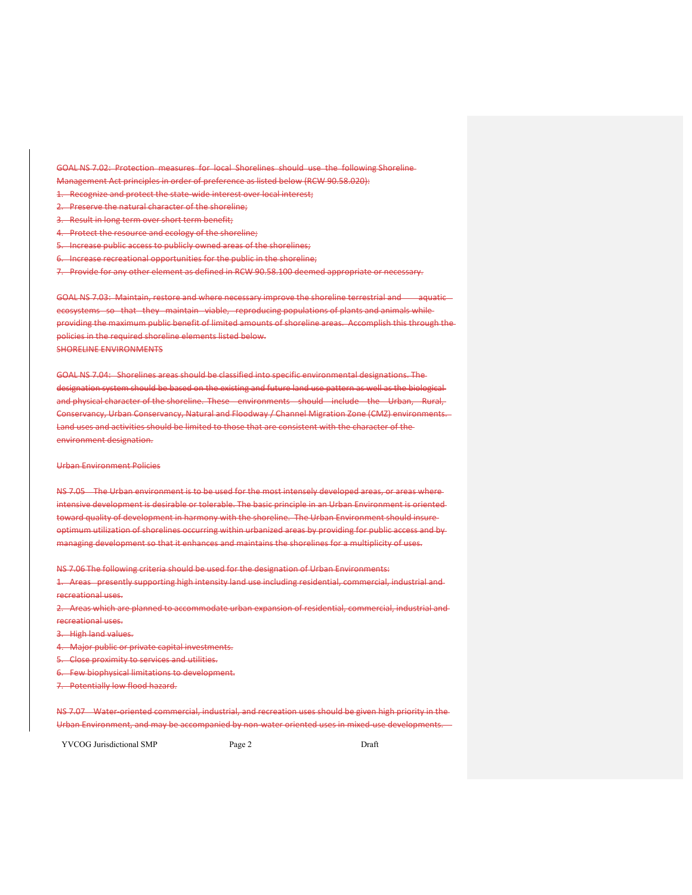GOAL NS 7.02: Protection measures for local Shorelines should use the following Shoreline Management Act principles in order of preference as listed below (RCW 90.58.020):

1. Recognize and protect the state-wide interest over local interest;
2. Preserve the natural character of the shoreline;
3. Result in long term over short term benefit;
4. Protect the resource and ecology of the shoreline;
5. Increase public access to publicly owned areas of the shorelines;
6. Increase recreational opportunities for the public in the shoreline;
7. Provide for any other element as defined in RCW 90.58.100 deemed appropriate or necessary.

GOAL NS 7.03: Maintain, restore and where necessary improve the shoreline terrestrial and aquatic ecosystems so that they maintain viable, reproducing populations of plants and animals while providing the maximum public benefit of limited amounts of shoreline areas. Accomplish this through the policies in the required shoreline elements listed below.

SHORELINE ENVIRONMENTS

GOAL NS 7.04: Shorelines areas should be classified into specific environmental designations. The designation system should be based on the existing and future land use pattern as well as the biological and physical character of the shoreline. These environments should include the Urban, Rural, Conservancy, Urban Conservancy, Natural and Floodway / Channel Migration Zone (CMZ) environments. Land uses and activities should be limited to those that are consistent with the character of the environment designation.

Urban Environment Policies

NS 7.05 The Urban environment is to be used for the most intensely developed areas, or areas where intensive development is desirable or tolerable. The basic principle in an Urban Environment is oriented toward quality of development in harmony with the shoreline. The Urban Environment should insure optimum utilization of shorelines occurring within urbanized areas by providing for public access and by managing development so that it enhances and maintains the shorelines for a multiplicity of uses.

NS 7.06 The following criteria should be used for the designation of Urban Environments:

1. Areas presently supporting high intensity land use including residential, commercial, industrial and recreational uses.
2. Areas which are planned to accommodate urban expansion of residential, commercial, industrial and recreational uses.
3. High land values.
4. Major public or private capital investments.
5. Close proximity to services and utilities.
6. Few biophysical limitations to development.
7. Potentially low flood hazard.

NS 7.07 Water-oriented commercial, industrial, and recreation uses should be given high priority in the Urban Environment, and may be accompanied by non-water oriented uses in mixed-use developments.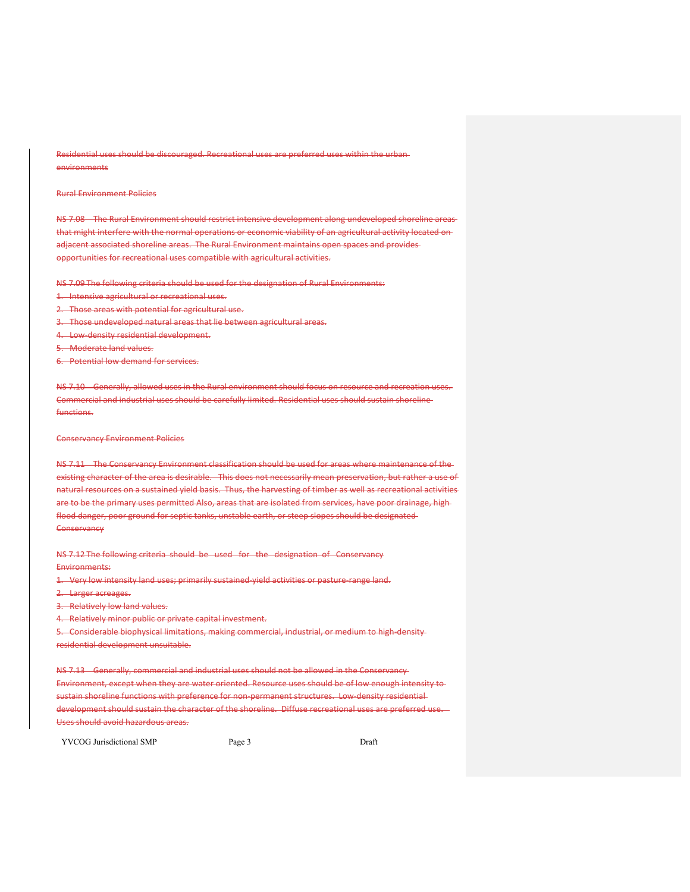~~Residential uses should be discouraged. Recreational uses are preferred uses within the urban environments~~

~~Rural Environment Policies~~

~~NS 7.08 The Rural Environment should restrict intensive development along undeveloped shoreline areas that might interfere with the normal operations or economic viability of an agricultural activity located on adjacent associated shoreline areas. The Rural Environment maintains open spaces and provides opportunities for recreational uses compatible with agricultural activities.~~

~~NS 7.09 The following criteria should be used for the designation of Rural Environments:~~

1. ~~Intensive agricultural or recreational uses.~~
2. ~~Those areas with potential for agricultural use.~~
3. ~~Those undeveloped natural areas that lie between agricultural areas.~~
4. ~~Low-density residential development.~~
5. ~~Moderate land values.~~
6. ~~Potential low demand for services.~~

~~NS 7.10 Generally, allowed uses in the Rural environment should focus on resource and recreation uses. Commercial and industrial uses should be carefully limited. Residential uses should sustain shoreline functions.~~

~~Conservancy Environment Policies~~

~~NS 7.11 The Conservancy Environment classification should be used for areas where maintenance of the existing character of the area is desirable. This does not necessarily mean preservation, but rather a use of natural resources on a sustained yield basis. Thus, the harvesting of timber as well as recreational activities are to be the primary uses permitted Also, areas that are isolated from services, have poor drainage, high flood danger, poor ground for septic tanks, unstable earth, or steep slopes should be designated Conservancy~~

~~NS 7.12 The following criteria should be used for the designation of Conservancy Environments:~~

1. ~~Very low intensity land uses; primarily sustained-yield activities or pasture-range land.~~
2. ~~Larger acreages.~~
3. ~~Relatively low land values.~~
4. ~~Relatively minor public or private capital investment.~~
5. ~~Considerable biophysical limitations, making commercial, industrial, or medium to high-density residential development unsuitable.~~

~~NS 7.13 Generally, commercial and industrial uses should not be allowed in the Conservancy Environment, except when they are water oriented. Resource uses should be of low enough intensity to sustain shoreline functions with preference for non-permanent structures. Low-density residential development should sustain the character of the shoreline. Diffuse recreational uses are preferred use. Uses should avoid hazardous areas.~~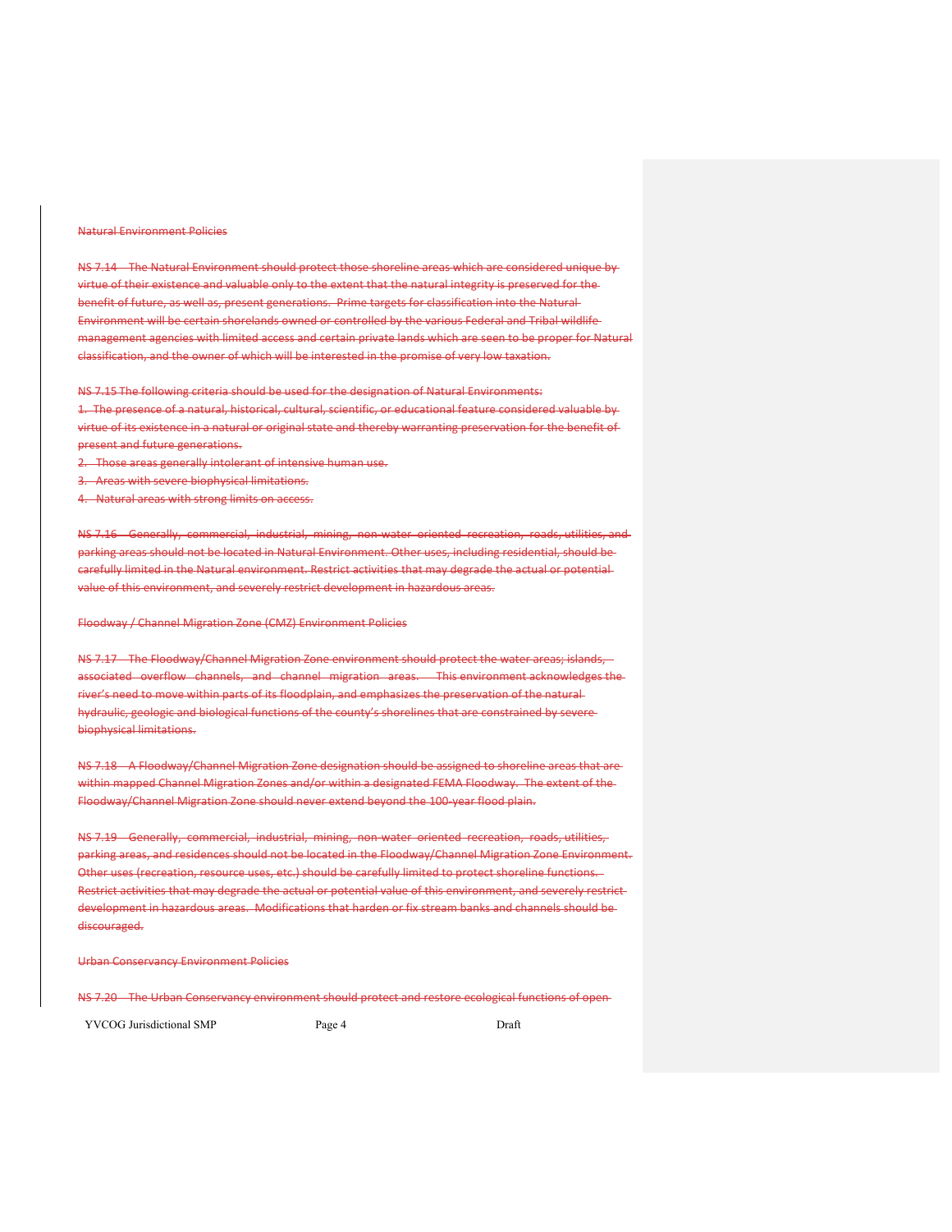Natural Environment Policies

NS 7.14 The Natural Environment should protect those shoreline areas which are considered unique by virtue of their existence and valuable only to the extent that the natural integrity is preserved for the benefit of future, as well as, present generations. Prime targets for classification into the Natural Environment will be certain shorelands owned or controlled by the various Federal and Tribal wildlife management agencies with limited access and certain private lands which are seen to be proper for Natural classification, and the owner of which will be interested in the promise of very low taxation.

NS 7.15 The following criteria should be used for the designation of Natural Environments:

1. The presence of a natural, historical, cultural, scientific, or educational feature considered valuable by virtue of its existence in a natural or original state and thereby warranting preservation for the benefit of present and future generations.
2. Those areas generally intolerant of intensive human use.
3. Areas with severe biophysical limitations.
4. Natural areas with strong limits on access.

NS 7.16 Generally, commercial, industrial, mining, non-water oriented recreation, roads, utilities, and parking areas should not be located in Natural Environment. Other uses, including residential, should be carefully limited in the Natural environment. Restrict activities that may degrade the actual or potential value of this environment, and severely restrict development in hazardous areas.

Floodway / Channel Migration Zone (CMZ) Environment Policies

NS 7.17 The Floodway/Channel Migration Zone environment should protect the water areas; islands, associated overflow channels, and channel migration areas. This environment acknowledges the river's need to move within parts of its floodplain, and emphasizes the preservation of the natural hydraulic, geologic and biological functions of the county's shorelines that are constrained by severe biophysical limitations.

NS 7.18 A Floodway/Channel Migration Zone designation should be assigned to shoreline areas that are within mapped Channel Migration Zones and/or within a designated FEMA Floodway. The extent of the Floodway/Channel Migration Zone should never extend beyond the 100-year flood plain.

NS 7.19 Generally, commercial, industrial, mining, non-water oriented recreation, roads, utilities, parking areas, and residences should not be located in the Floodway/Channel Migration Zone Environment. Other uses (recreation, resource uses, etc.) should be carefully limited to protect shoreline functions. Restrict activities that may degrade the actual or potential value of this environment, and severely restrict development in hazardous areas. Modifications that harden or fix stream banks and channels should be discouraged.

Urban Conservancy Environment Policies

NS 7.20 The Urban Conservancy environment should protect and restore ecological functions of open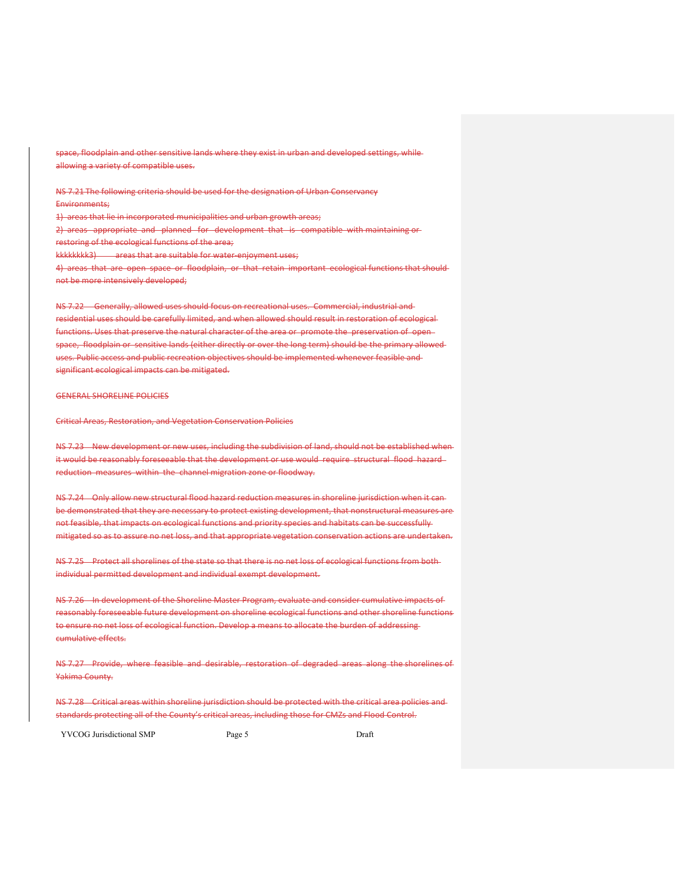space, floodplain and other sensitive lands where they exist in urban and developed settings, while allowing a variety of compatible uses.

NS 7.21 The following criteria should be used for the designation of Urban Conservancy Environments;

1) areas that lie in incorporated municipalities and urban growth areas;

2) areas appropriate and planned for development that is compatible with maintaining or restoring of the ecological functions of the area;

kkkkkkkk3) areas that are suitable for water-enjoyment uses;

4) areas that are open space or floodplain, or that retain important ecological functions that should not be more intensively developed;

NS 7.22 Generally, allowed uses should focus on recreational uses. Commercial, industrial and residential uses should be carefully limited, and when allowed should result in restoration of ecological functions. Uses that preserve the natural character of the area or promote the preservation of open space, floodplain or sensitive lands (either directly or over the long term) should be the primary allowed uses. Public access and public recreation objectives should be implemented whenever feasible and significant ecological impacts can be mitigated.

GENERAL SHORELINE POLICIES

Critical Areas, Restoration, and Vegetation Conservation Policies

NS 7.23 New development or new uses, including the subdivision of land, should not be established when it would be reasonably foreseeable that the development or use would require structural flood hazard reduction measures within the channel migration zone or floodway.

NS 7.24 Only allow new structural flood hazard reduction measures in shoreline jurisdiction when it can be demonstrated that they are necessary to protect existing development, that nonstructural measures are not feasible, that impacts on ecological functions and priority species and habitats can be successfully mitigated so as to assure no net loss, and that appropriate vegetation conservation actions are undertaken.

NS 7.25 Protect all shorelines of the state so that there is no net loss of ecological functions from both individual permitted development and individual exempt development.

NS 7.26 In development of the Shoreline Master Program, evaluate and consider cumulative impacts of reasonably foreseeable future development on shoreline ecological functions and other shoreline functions to ensure no net loss of ecological function. Develop a means to allocate the burden of addressing cumulative effects.

NS 7.27 Provide, where feasible and desirable, restoration of degraded areas along the shorelines of Yakima County.

NS 7.28 Critical areas within shoreline jurisdiction should be protected with the critical area policies and standards protecting all of the County's critical areas, including those for CMZs and Flood Control.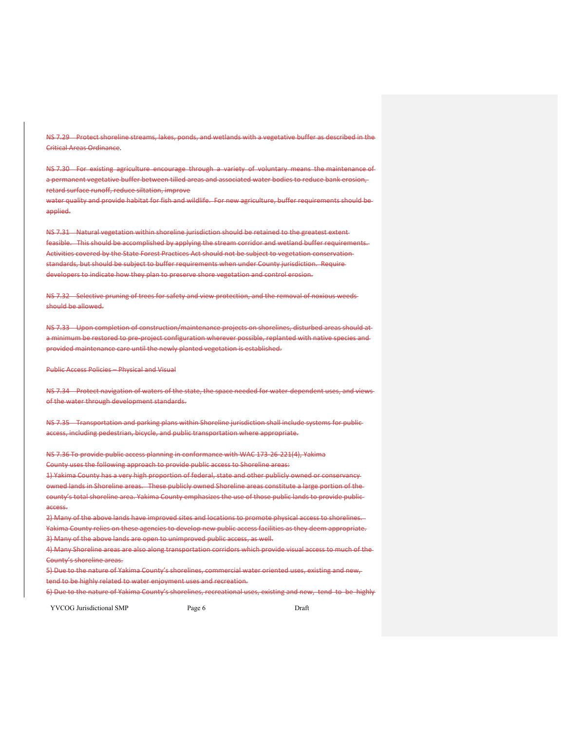~~NS 7.29 Protect shoreline streams, lakes, ponds, and wetlands with a vegetative buffer as described in the Critical Areas Ordinance~~.

~~NS 7.30 For existing agriculture encourage through a variety of voluntary means the maintenance of a permanent vegetative buffer between tilled areas and associated water bodies to reduce bank erosion, retard surface runoff, reduce siltation, improve water quality and provide habitat for fish and wildlife. For new agriculture, buffer requirements should be applied.~~

~~NS 7.31 Natural vegetation within shoreline jurisdiction should be retained to the greatest extent feasible. This should be accomplished by applying the stream corridor and wetland buffer requirements. Activities covered by the State Forest Practices Act should not be subject to vegetation conservation standards, but should be subject to buffer requirements when under County jurisdiction. Require developers to indicate how they plan to preserve shore vegetation and control erosion.~~

~~NS 7.32 Selective pruning of trees for safety and view protection, and the removal of noxious weeds should be allowed.~~

~~NS 7.33 Upon completion of construction/maintenance projects on shorelines, disturbed areas should at a minimum be restored to pre-project configuration wherever possible, replanted with native species and provided maintenance care until the newly planted vegetation is established.~~

~~Public Access Policies – Physical and Visual~~

~~NS 7.34 Protect navigation of waters of the state, the space needed for water-dependent uses, and views of the water through development standards.~~

~~NS 7.35 Transportation and parking plans within Shoreline jurisdiction shall include systems for public access, including pedestrian, bicycle, and public transportation where appropriate.~~

~~NS 7.36 To provide public access planning in conformance with WAC 173-26-221(4), Yakima County uses the following approach to provide public access to Shoreline areas:~~

~~1) Yakima County has a very high proportion of federal, state and other publicly owned or conservancy owned lands in Shoreline areas. These publicly owned Shoreline areas constitute a large portion of the county's total shoreline area. Yakima County emphasizes the use of those public lands to provide public access.~~

~~2) Many of the above lands have improved sites and locations to promote physical access to shorelines. Yakima County relies on these agencies to develop new public access facilities as they deem appropriate.~~

~~3) Many of the above lands are open to unimproved public access, as well.~~

~~4) Many Shoreline areas are also along transportation corridors which provide visual access to much of the County's shoreline areas.~~

~~5) Due to the nature of Yakima County's shorelines, commercial water oriented uses, existing and new, tend to be highly related to water enjoyment uses and recreation.~~

~~6) Due to the nature of Yakima County's shorelines, recreational uses, existing and new, tend to be highly~~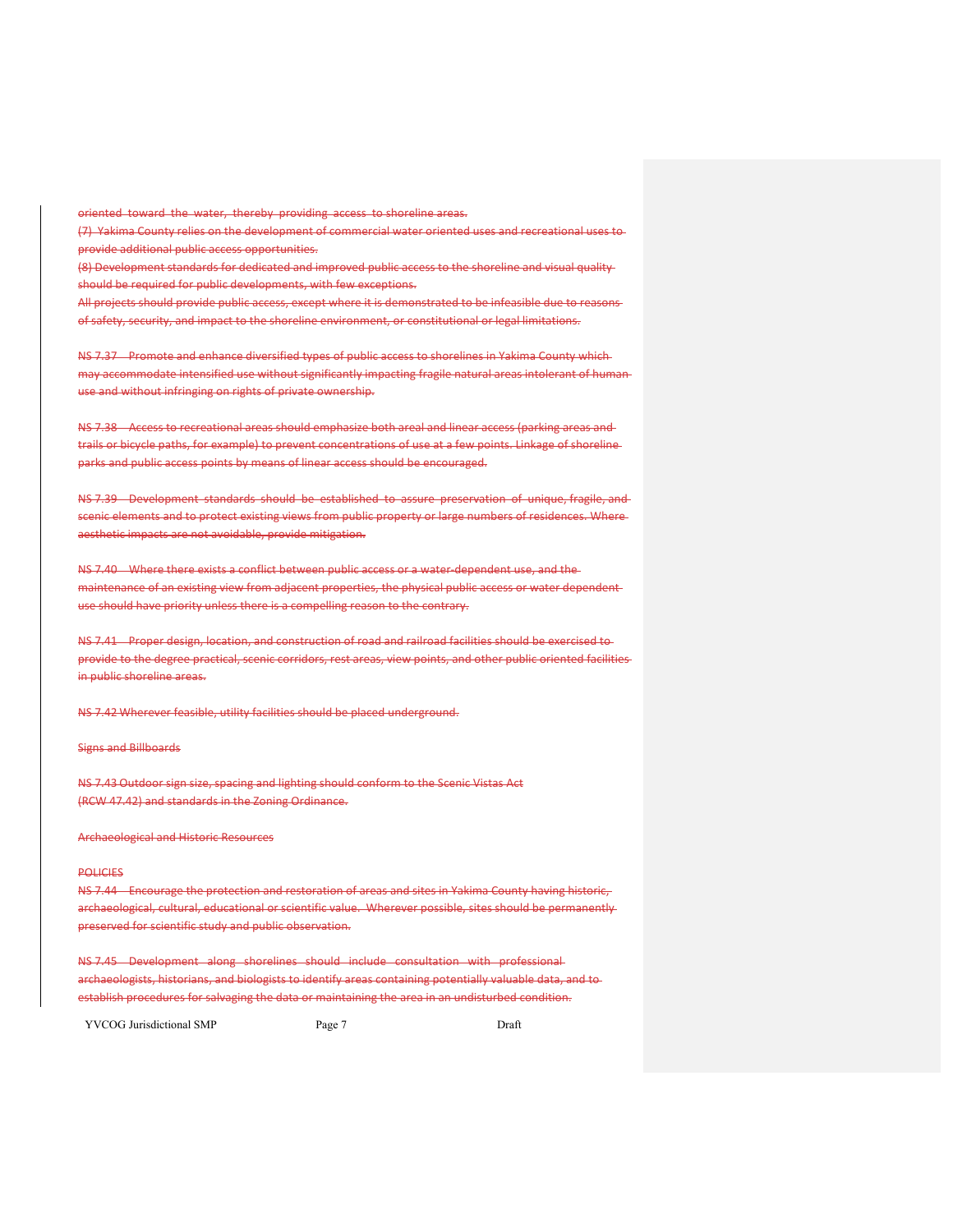oriented toward the water, thereby providing access to shoreline areas.

(7) Yakima County relies on the development of commercial water oriented uses and recreational uses to provide additional public access opportunities.

(8) Development standards for dedicated and improved public access to the shoreline and visual quality should be required for public developments, with few exceptions.

All projects should provide public access, except where it is demonstrated to be infeasible due to reasons of safety, security, and impact to the shoreline environment, or constitutional or legal limitations.

NS 7.37 Promote and enhance diversified types of public access to shorelines in Yakima County which may accommodate intensified use without significantly impacting fragile natural areas intolerant of human use and without infringing on rights of private ownership.

NS 7.38 Access to recreational areas should emphasize both areal and linear access (parking areas and trails or bicycle paths, for example) to prevent concentrations of use at a few points. Linkage of shoreline parks and public access points by means of linear access should be encouraged.

NS 7.39 Development standards should be established to assure preservation of unique, fragile, and scenic elements and to protect existing views from public property or large numbers of residences. Where aesthetic impacts are not avoidable, provide mitigation.

NS 7.40 Where there exists a conflict between public access or a water-dependent use, and the maintenance of an existing view from adjacent properties, the physical public access or water dependent use should have priority unless there is a compelling reason to the contrary.

NS 7.41 Proper design, location, and construction of road and railroad facilities should be exercised to provide to the degree practical, scenic corridors, rest areas, view points, and other public oriented facilities in public shoreline areas.

NS 7.42 Wherever feasible, utility facilities should be placed underground.

Signs and Billboards

NS 7.43 Outdoor sign size, spacing and lighting should conform to the Scenic Vistas Act (RCW 47.42) and standards in the Zoning Ordinance.

Archaeological and Historic Resources

POLICIES

NS 7.44 Encourage the protection and restoration of areas and sites in Yakima County having historic, archaeological, cultural, educational or scientific value. Wherever possible, sites should be permanently preserved for scientific study and public observation.

NS 7.45 Development along shorelines should include consultation with professional archaeologists, historians, and biologists to identify areas containing potentially valuable data, and to establish procedures for salvaging the data or maintaining the area in an undisturbed condition.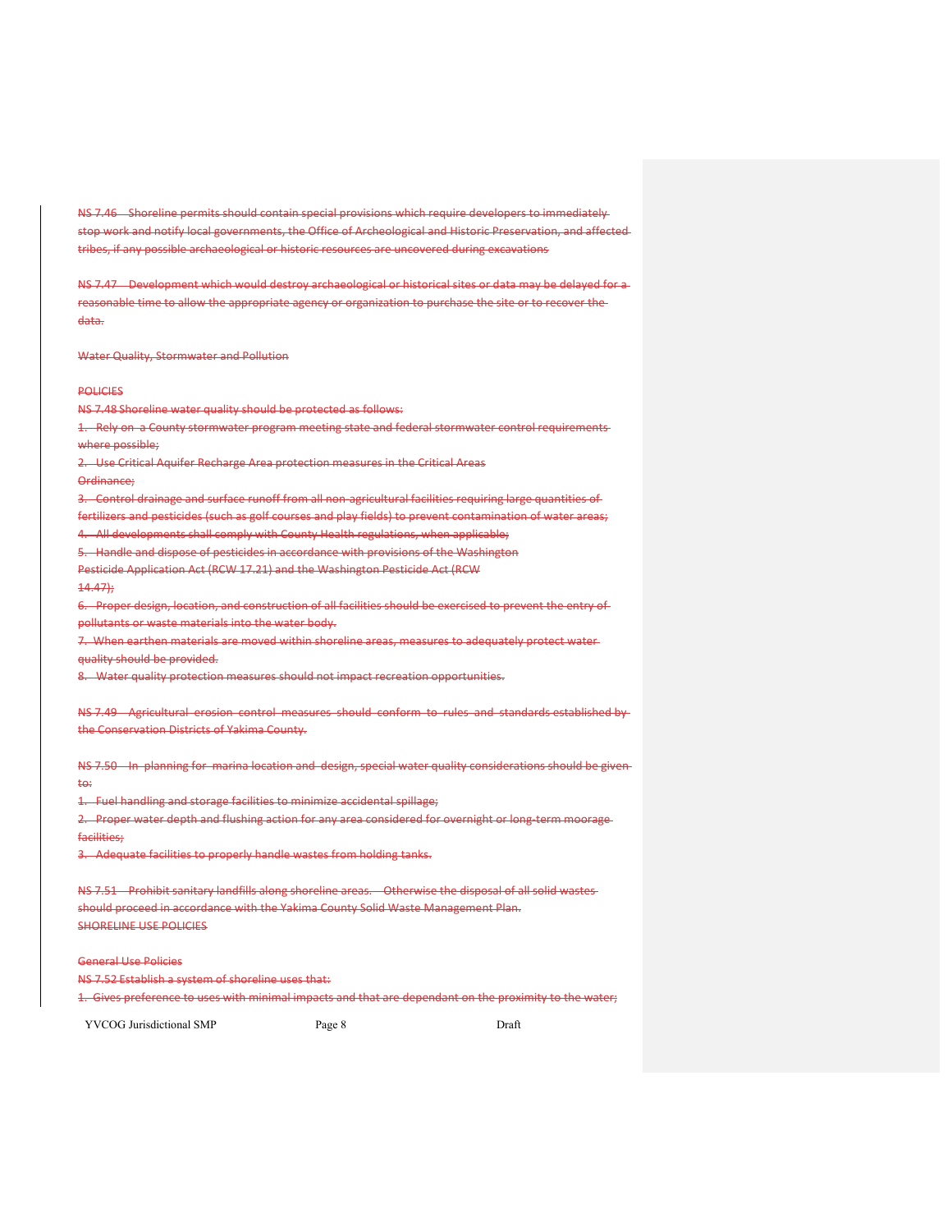~~NS 7.46 Shoreline permits should contain special provisions which require developers to immediately stop work and notify local governments, the Office of Archeological and Historic Preservation, and affected tribes, if any possible archaeological or historic resources are uncovered during excavations~~

~~NS 7.47 Development which would destroy archaeological or historical sites or data may be delayed for a reasonable time to allow the appropriate agency or organization to purchase the site or to recover the data.~~

~~Water Quality, Stormwater and Pollution~~

~~POLICIES~~

~~NS 7.48 Shoreline water quality should be protected as follows:~~

~~1. Rely on a County stormwater program meeting state and federal stormwater control requirements where possible;~~

~~2. Use Critical Aquifer Recharge Area protection measures in the Critical Areas Ordinance;~~

~~3. Control drainage and surface runoff from all non-agricultural facilities requiring large quantities of fertilizers and pesticides (such as golf courses and play fields) to prevent contamination of water areas;~~

~~4. All developments shall comply with County Health regulations, when applicable;~~

~~5. Handle and dispose of pesticides in accordance with provisions of the Washington Pesticide Application Act (RCW 17.21) and the Washington Pesticide Act (RCW 14.47);~~

~~6. Proper design, location, and construction of all facilities should be exercised to prevent the entry of pollutants or waste materials into the water body.~~

~~7. When earthen materials are moved within shoreline areas, measures to adequately protect water quality should be provided.~~

~~8. Water quality protection measures should not impact recreation opportunities.~~

~~NS 7.49 Agricultural erosion control measures should conform to rules and standards established by the Conservation Districts of Yakima County.~~

~~NS 7.50 In planning for marina location and design, special water quality considerations should be given to:~~

~~1. Fuel handling and storage facilities to minimize accidental spillage;~~

~~2. Proper water depth and flushing action for any area considered for overnight or long-term moorage facilities;~~

~~3. Adequate facilities to properly handle wastes from holding tanks.~~

~~NS 7.51 Prohibit sanitary landfills along shoreline areas. Otherwise the disposal of all solid wastes should proceed in accordance with the Yakima County Solid Waste Management Plan.~~

~~SHORELINE USE POLICIES~~

~~General Use Policies~~

~~NS 7.52 Establish a system of shoreline uses that:~~

~~1. Gives preference to uses with minimal impacts and that are dependant on the proximity to the water;~~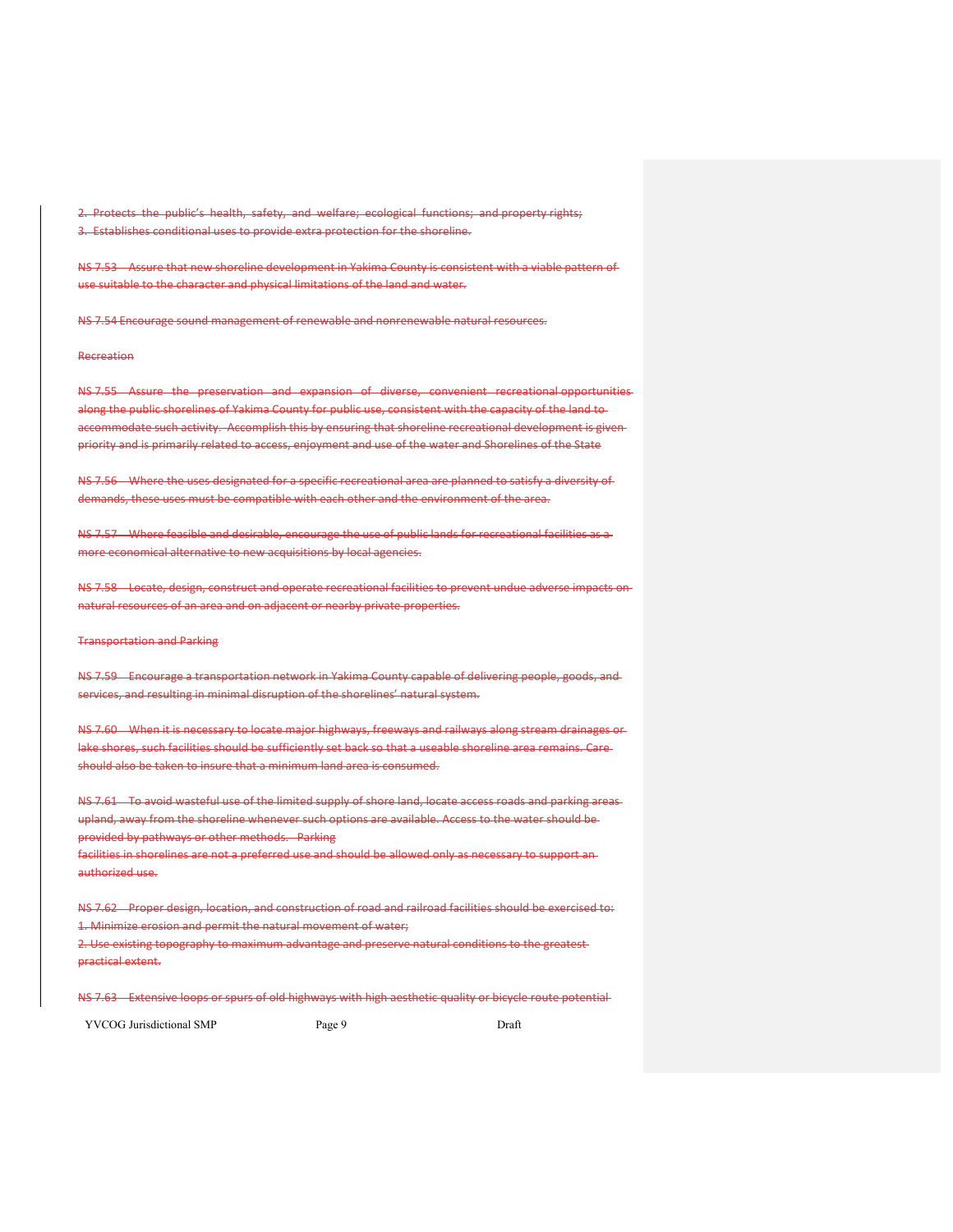2. Protects the public's health, safety, and welfare; ecological functions; and property rights;
3. Establishes conditional uses to provide extra protection for the shoreline.

NS 7.53 Assure that new shoreline development in Yakima County is consistent with a viable pattern of use suitable to the character and physical limitations of the land and water.

NS 7.54 Encourage sound management of renewable and nonrenewable natural resources.

Recreation

NS 7.55 Assure the preservation and expansion of diverse, convenient recreational opportunities along the public shorelines of Yakima County for public use, consistent with the capacity of the land to accommodate such activity. Accomplish this by ensuring that shoreline recreational development is given priority and is primarily related to access, enjoyment and use of the water and Shorelines of the State

NS 7.56 Where the uses designated for a specific recreational area are planned to satisfy a diversity of demands, these uses must be compatible with each other and the environment of the area.

NS 7.57 Where feasible and desirable, encourage the use of public lands for recreational facilities as a more economical alternative to new acquisitions by local agencies.

NS 7.58 Locate, design, construct and operate recreational facilities to prevent undue adverse impacts on natural resources of an area and on adjacent or nearby private properties.

Transportation and Parking

NS 7.59 Encourage a transportation network in Yakima County capable of delivering people, goods, and services, and resulting in minimal disruption of the shorelines' natural system.

NS 7.60 When it is necessary to locate major highways, freeways and railways along stream drainages or lake shores, such facilities should be sufficiently set back so that a useable shoreline area remains. Care should also be taken to insure that a minimum land area is consumed.

NS 7.61 To avoid wasteful use of the limited supply of shore land, locate access roads and parking areas upland, away from the shoreline whenever such options are available. Access to the water should be provided by pathways or other methods. Parking
facilities in shorelines are not a preferred use and should be allowed only as necessary to support an authorized use.

NS 7.62 Proper design, location, and construction of road and railroad facilities should be exercised to:
1. Minimize erosion and permit the natural movement of water;
2. Use existing topography to maximum advantage and preserve natural conditions to the greatest practical extent.

NS 7.63 Extensive loops or spurs of old highways with high aesthetic quality or bicycle route potential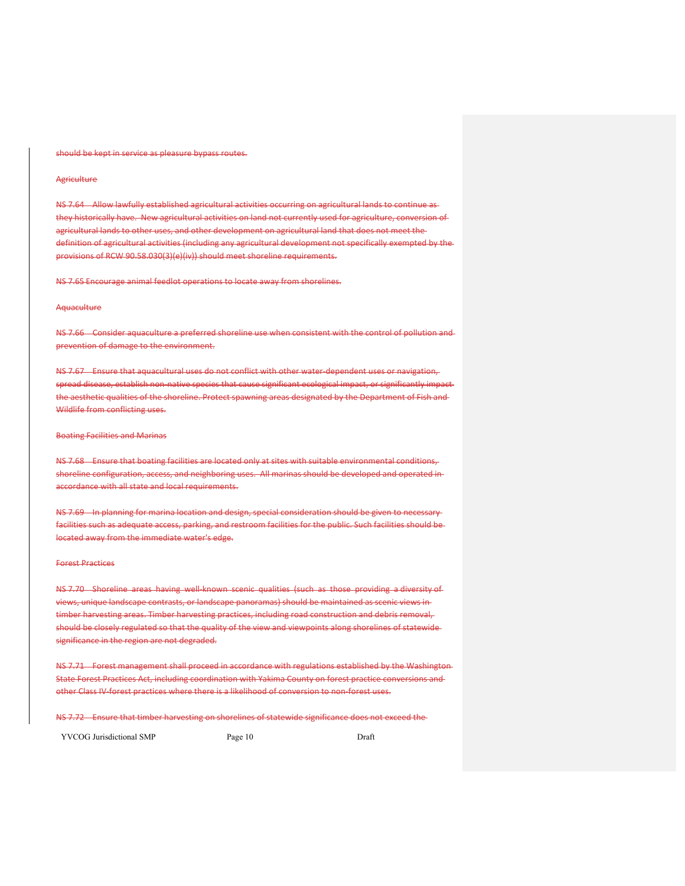should be kept in service as pleasure bypass routes.

Agriculture

NS 7.64 Allow lawfully established agricultural activities occurring on agricultural lands to continue as they historically have. New agricultural activities on land not currently used for agriculture, conversion of agricultural lands to other uses, and other development on agricultural land that does not meet the definition of agricultural activities (including any agricultural development not specifically exempted by the provisions of RCW 90.58.030(3)(e)(iv)) should meet shoreline requirements.

NS 7.65 Encourage animal feedlot operations to locate away from shorelines.

Aquaculture

NS 7.66 Consider aquaculture a preferred shoreline use when consistent with the control of pollution and prevention of damage to the environment.

NS 7.67 Ensure that aquacultural uses do not conflict with other water-dependent uses or navigation, spread disease, establish non-native species that cause significant ecological impact, or significantly impact the aesthetic qualities of the shoreline. Protect spawning areas designated by the Department of Fish and Wildlife from conflicting uses.

Boating Facilities and Marinas

NS 7.68 Ensure that boating facilities are located only at sites with suitable environmental conditions, shoreline configuration, access, and neighboring uses. All marinas should be developed and operated in accordance with all state and local requirements.

NS 7.69 In planning for marina location and design, special consideration should be given to necessary facilities such as adequate access, parking, and restroom facilities for the public. Such facilities should be located away from the immediate water's edge.

Forest Practices

NS 7.70 Shoreline areas having well-known scenic qualities (such as those providing a diversity of views, unique landscape contrasts, or landscape panoramas) should be maintained as scenic views in timber harvesting areas. Timber harvesting practices, including road construction and debris removal, should be closely regulated so that the quality of the view and viewpoints along shorelines of statewide significance in the region are not degraded.

NS 7.71 Forest management shall proceed in accordance with regulations established by the Washington State Forest Practices Act, including coordination with Yakima County on forest practice conversions and other Class IV-forest practices where there is a likelihood of conversion to non-forest uses.

NS 7.72 Ensure that timber harvesting on shorelines of statewide significance does not exceed the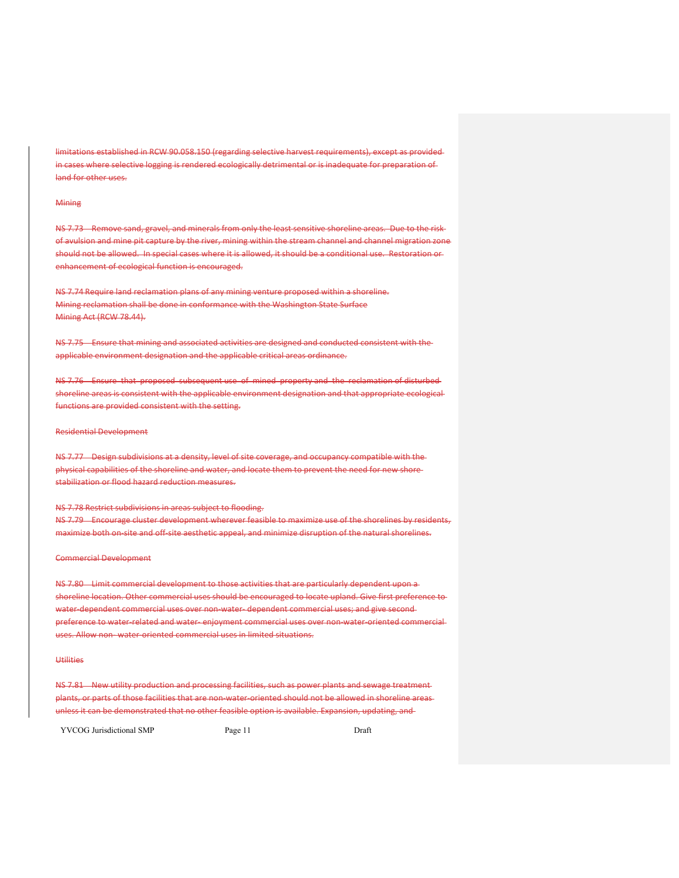limitations established in RCW 90.058.150 (regarding selective harvest requirements), except as provided in cases where selective logging is rendered ecologically detrimental or is inadequate for preparation of land for other uses.

Mining

NS 7.73 Remove sand, gravel, and minerals from only the least sensitive shoreline areas. Due to the risk of avulsion and mine pit capture by the river, mining within the stream channel and channel migration zone should not be allowed. In special cases where it is allowed, it should be a conditional use. Restoration or enhancement of ecological function is encouraged.

NS 7.74 Require land reclamation plans of any mining venture proposed within a shoreline. Mining reclamation shall be done in conformance with the Washington State Surface Mining Act (RCW 78.44).

NS 7.75 Ensure that mining and associated activities are designed and conducted consistent with the applicable environment designation and the applicable critical areas ordinance.

NS 7.76 Ensure that proposed subsequent use of mined property and the reclamation of disturbed shoreline areas is consistent with the applicable environment designation and that appropriate ecological functions are provided consistent with the setting.

Residential Development

NS 7.77 Design subdivisions at a density, level of site coverage, and occupancy compatible with the physical capabilities of the shoreline and water, and locate them to prevent the need for new shore stabilization or flood hazard reduction measures.

NS 7.78 Restrict subdivisions in areas subject to flooding.
NS 7.79 Encourage cluster development wherever feasible to maximize use of the shorelines by residents, maximize both on-site and off-site aesthetic appeal, and minimize disruption of the natural shorelines.

Commercial Development

NS 7.80 Limit commercial development to those activities that are particularly dependent upon a shoreline location. Other commercial uses should be encouraged to locate upland. Give first preference to water-dependent commercial uses over non-water- dependent commercial uses; and give second preference to water-related and water- enjoyment commercial uses over non-water-oriented commercial uses. Allow non- water-oriented commercial uses in limited situations.

Utilities

NS 7.81 New utility production and processing facilities, such as power plants and sewage treatment plants, or parts of those facilities that are non-water-oriented should not be allowed in shoreline areas unless it can be demonstrated that no other feasible option is available. Expansion, updating, and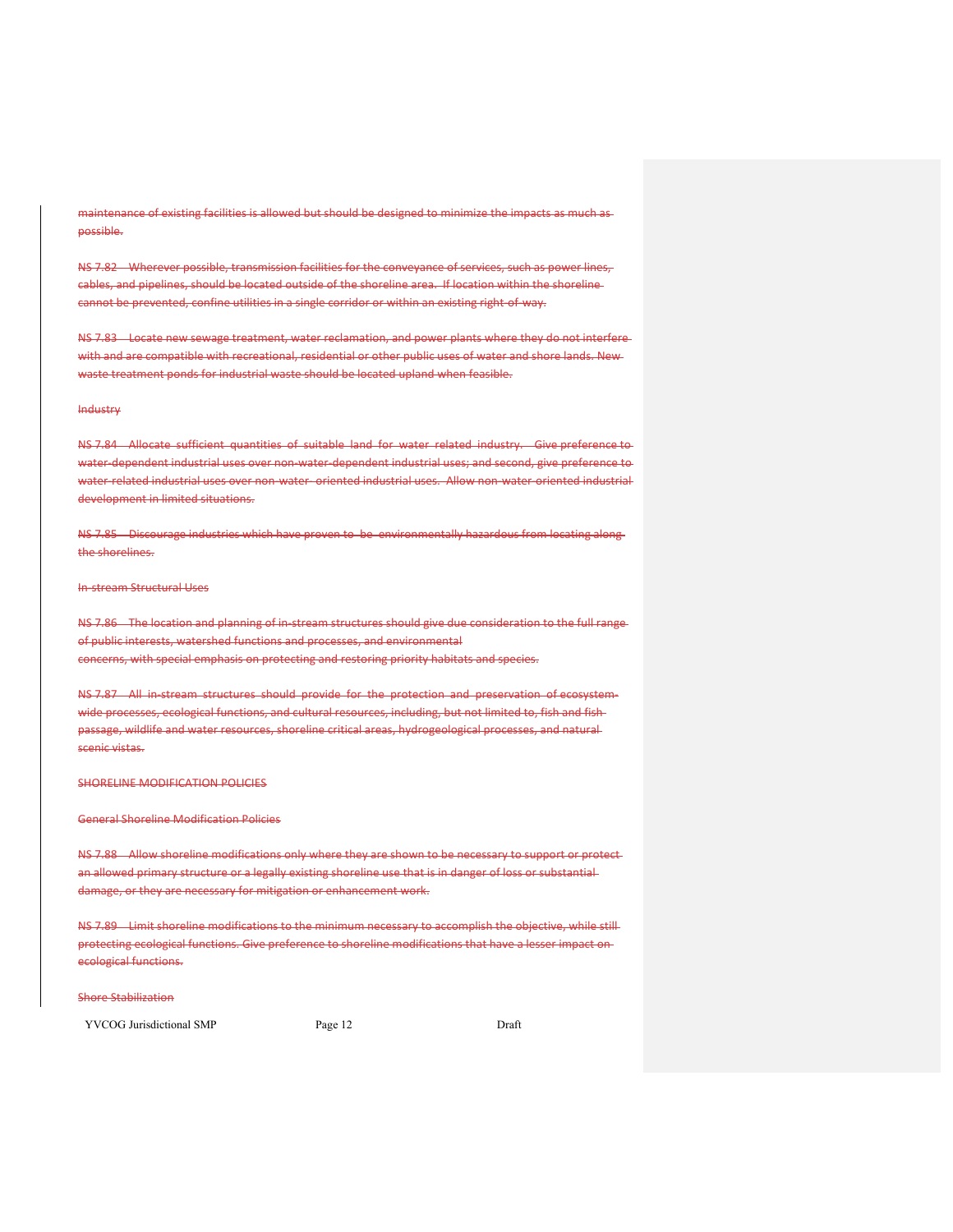maintenance of existing facilities is allowed but should be designed to minimize the impacts as much as possible.

NS 7.82 Wherever possible, transmission facilities for the conveyance of services, such as power lines, cables, and pipelines, should be located outside of the shoreline area. If location within the shoreline cannot be prevented, confine utilities in a single corridor or within an existing right-of-way.

NS 7.83 Locate new sewage treatment, water reclamation, and power plants where they do not interfere with and are compatible with recreational, residential or other public uses of water and shore lands. New waste treatment ponds for industrial waste should be located upland when feasible.

Industry

NS 7.84 Allocate sufficient quantities of suitable land for water related industry. Give preference to water-dependent industrial uses over non-water-dependent industrial uses; and second, give preference to water-related industrial uses over non-water- oriented industrial uses. Allow non-water-oriented industrial development in limited situations.

NS 7.85 Discourage industries which have proven to be environmentally hazardous from locating along the shorelines.

In-stream Structural Uses

NS 7.86 The location and planning of in-stream structures should give due consideration to the full range of public interests, watershed functions and processes, and environmental concerns, with special emphasis on protecting and restoring priority habitats and species.

NS 7.87 All in-stream structures should provide for the protection and preservation of ecosystem-wide processes, ecological functions, and cultural resources, including, but not limited to, fish and fish passage, wildlife and water resources, shoreline critical areas, hydrogeological processes, and natural scenic vistas.

SHORELINE MODIFICATION POLICIES

General Shoreline Modification Policies

NS 7.88 Allow shoreline modifications only where they are shown to be necessary to support or protect an allowed primary structure or a legally existing shoreline use that is in danger of loss or substantial damage, or they are necessary for mitigation or enhancement work.

NS 7.89 Limit shoreline modifications to the minimum necessary to accomplish the objective, while still protecting ecological functions. Give preference to shoreline modifications that have a lesser impact on ecological functions.

Shore Stabilization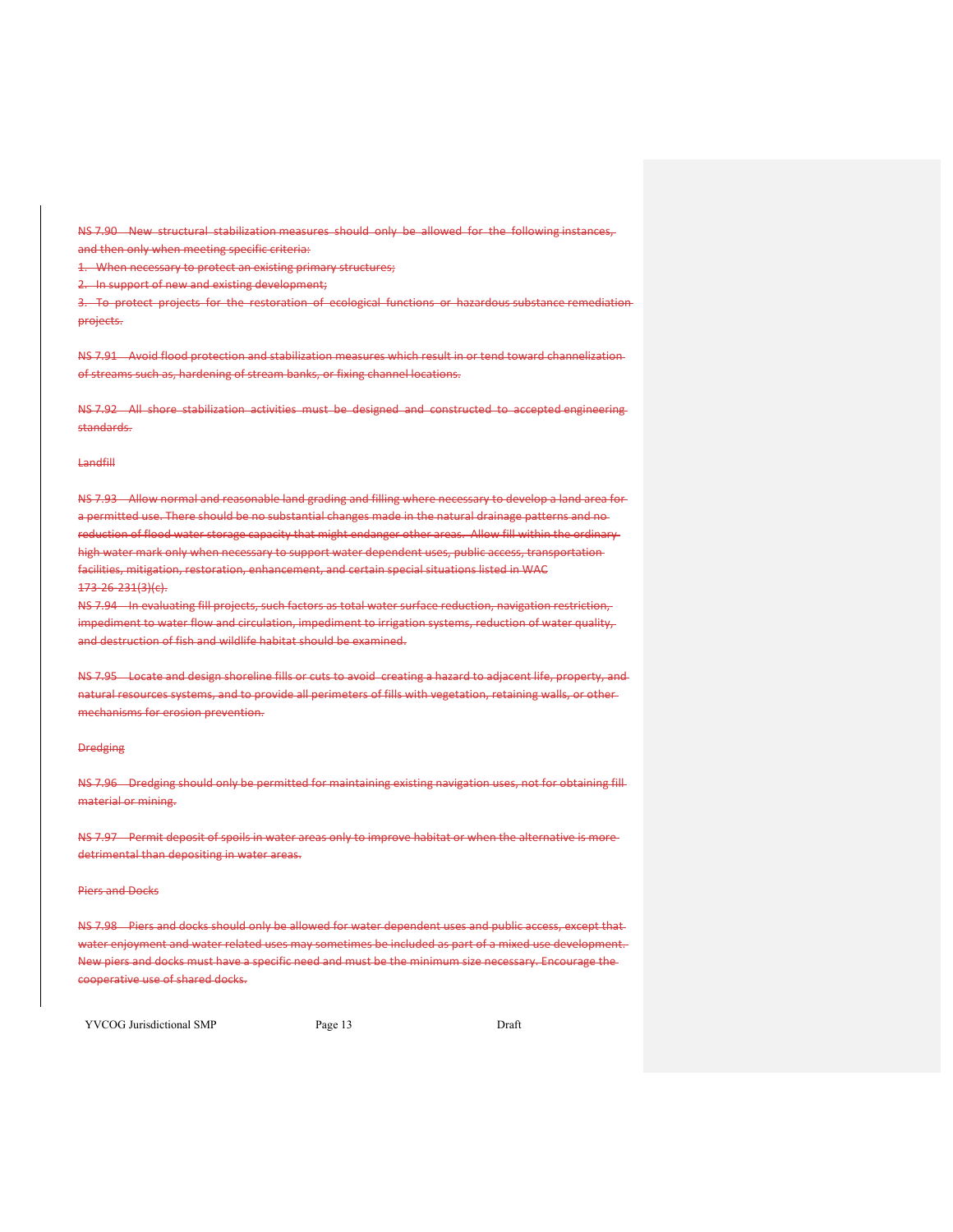~~NS 7.90 New structural stabilization measures should only be allowed for the following instances, and then only when meeting specific criteria:~~

~~1. When necessary to protect an existing primary structures;~~

~~2. In support of new and existing development;~~

~~3. To protect projects for the restoration of ecological functions or hazardous substance remediation projects.~~

~~NS 7.91 Avoid flood protection and stabilization measures which result in or tend toward channelization of streams such as, hardening of stream banks, or fixing channel locations.~~

~~NS 7.92 All shore stabilization activities must be designed and constructed to accepted engineering standards.~~

~~Landfill~~

~~NS 7.93 Allow normal and reasonable land grading and filling where necessary to develop a land area for a permitted use. There should be no substantial changes made in the natural drainage patterns and no reduction of flood water storage capacity that might endanger other areas. Allow fill within the ordinary high water mark only when necessary to support water dependent uses, public access, transportation facilities, mitigation, restoration, enhancement, and certain special situations listed in WAC 173-26-231(3)(c).~~

~~NS 7.94 In evaluating fill projects, such factors as total water surface reduction, navigation restriction, impediment to water flow and circulation, impediment to irrigation systems, reduction of water quality, and destruction of fish and wildlife habitat should be examined.~~

~~NS 7.95 Locate and design shoreline fills or cuts to avoid creating a hazard to adjacent life, property, and natural resources systems, and to provide all perimeters of fills with vegetation, retaining walls, or other mechanisms for erosion prevention.~~

~~Dredging~~

~~NS 7.96 Dredging should only be permitted for maintaining existing navigation uses, not for obtaining fill material or mining.~~

~~NS 7.97 Permit deposit of spoils in water areas only to improve habitat or when the alternative is more detrimental than depositing in water areas.~~

~~Piers and Docks~~

~~NS 7.98 Piers and docks should only be allowed for water dependent uses and public access, except that water enjoyment and water related uses may sometimes be included as part of a mixed use development. New piers and docks must have a specific need and must be the minimum size necessary. Encourage the cooperative use of shared docks.~~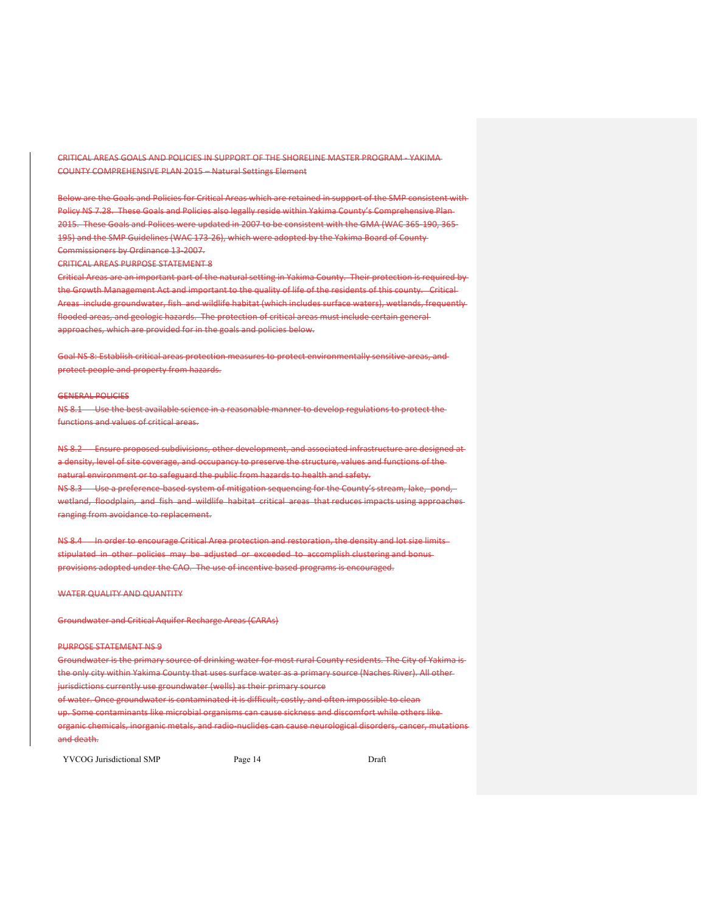CRITICAL AREAS GOALS AND POLICIES IN SUPPORT OF THE SHORELINE MASTER PROGRAM - YAKIMA COUNTY COMPREHENSIVE PLAN 2015 – Natural Settings Element

Below are the Goals and Policies for Critical Areas which are retained in support of the SMP consistent with Policy NS 7.28. These Goals and Policies also legally reside within Yakima County's Comprehensive Plan 2015. These Goals and Polices were updated in 2007 to be consistent with the GMA (WAC 365-190, 365-195) and the SMP Guidelines (WAC 173-26), which were adopted by the Yakima Board of County Commissioners by Ordinance 13-2007.

CRITICAL AREAS PURPOSE STATEMENT 8

Critical Areas are an important part of the natural setting in Yakima County. Their protection is required by the Growth Management Act and important to the quality of life of the residents of this county. Critical Areas include groundwater, fish and wildlife habitat (which includes surface waters), wetlands, frequently flooded areas, and geologic hazards. The protection of critical areas must include certain general approaches, which are provided for in the goals and policies below.

Goal NS 8: Establish critical areas protection measures to protect environmentally sensitive areas, and protect people and property from hazards.

GENERAL POLICIES

NS 8.1 Use the best available science in a reasonable manner to develop regulations to protect the functions and values of critical areas.

NS 8.2 Ensure proposed subdivisions, other development, and associated infrastructure are designed at a density, level of site coverage, and occupancy to preserve the structure, values and functions of the natural environment or to safeguard the public from hazards to health and safety.

NS 8.3 Use a preference-based system of mitigation sequencing for the County's stream, lake, pond, wetland, floodplain, and fish and wildlife habitat critical areas that reduces impacts using approaches ranging from avoidance to replacement.

NS 8.4 In order to encourage Critical Area protection and restoration, the density and lot size limits stipulated in other policies may be adjusted or exceeded to accomplish clustering and bonus provisions adopted under the CAO. The use of incentive based programs is encouraged.

WATER QUALITY AND QUANTITY

Groundwater and Critical Aquifer Recharge Areas (CARAs)

PURPOSE STATEMENT NS 9

Groundwater is the primary source of drinking water for most rural County residents. The City of Yakima is the only city within Yakima County that uses surface water as a primary source (Naches River). All other jurisdictions currently use groundwater (wells) as their primary source of water. Once groundwater is contaminated it is difficult, costly, and often impossible to clean up. Some contaminants like microbial organisms can cause sickness and discomfort while others like organic chemicals, inorganic metals, and radio-nuclides can cause neurological disorders, cancer, mutations and death.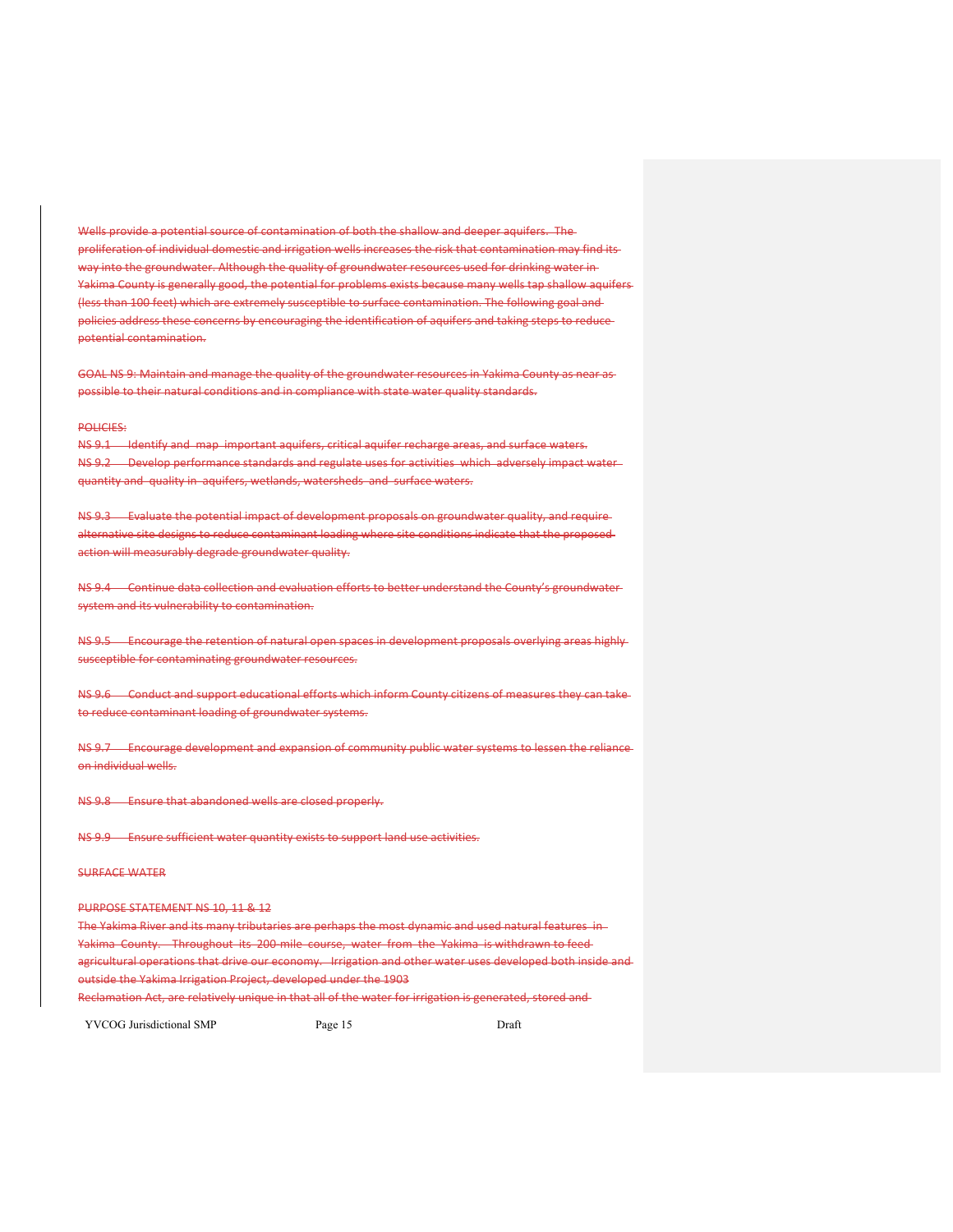Wells provide a potential source of contamination of both the shallow and deeper aquifers. The proliferation of individual domestic and irrigation wells increases the risk that contamination may find its way into the groundwater. Although the quality of groundwater resources used for drinking water in Yakima County is generally good, the potential for problems exists because many wells tap shallow aquifers (less than 100 feet) which are extremely susceptible to surface contamination. The following goal and policies address these concerns by encouraging the identification of aquifers and taking steps to reduce potential contamination.

GOAL NS 9: Maintain and manage the quality of the groundwater resources in Yakima County as near as possible to their natural conditions and in compliance with state water quality standards.

POLICIES:

NS 9.1 Identify and map important aquifers, critical aquifer recharge areas, and surface waters.

NS 9.2 Develop performance standards and regulate uses for activities which adversely impact water quantity and quality in aquifers, wetlands, watersheds and surface waters.

NS 9.3 Evaluate the potential impact of development proposals on groundwater quality, and require alternative site designs to reduce contaminant loading where site conditions indicate that the proposed action will measurably degrade groundwater quality.

NS 9.4 Continue data collection and evaluation efforts to better understand the County's groundwater system and its vulnerability to contamination.

NS 9.5 Encourage the retention of natural open spaces in development proposals overlying areas highly susceptible for contaminating groundwater resources.

NS 9.6 Conduct and support educational efforts which inform County citizens of measures they can take to reduce contaminant loading of groundwater systems.

NS 9.7 Encourage development and expansion of community public water systems to lessen the reliance on individual wells.

NS 9.8 Ensure that abandoned wells are closed properly.

NS 9.9 Ensure sufficient water quantity exists to support land use activities.

SURFACE WATER

PURPOSE STATEMENT NS 10, 11 & 12

The Yakima River and its many tributaries are perhaps the most dynamic and used natural features in Yakima County. Throughout its 200-mile course, water from the Yakima is withdrawn to feed agricultural operations that drive our economy. Irrigation and other water uses developed both inside and outside the Yakima Irrigation Project, developed under the 1903 Reclamation Act, are relatively unique in that all of the water for irrigation is generated, stored and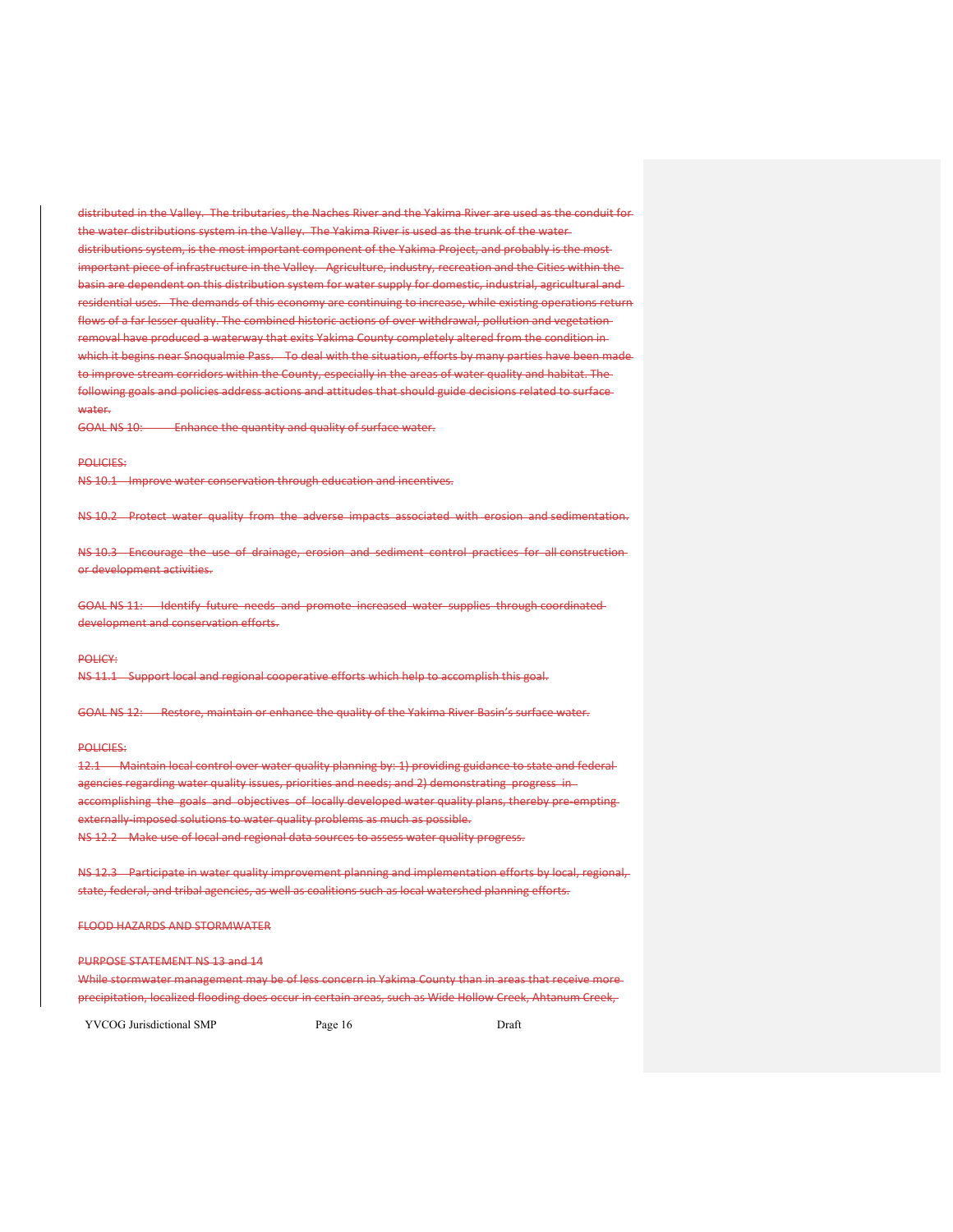distributed in the Valley. The tributaries, the Naches River and the Yakima River are used as the conduit for the water distributions system in the Valley. The Yakima River is used as the trunk of the water distributions system, is the most important component of the Yakima Project, and probably is the most important piece of infrastructure in the Valley. Agriculture, industry, recreation and the Cities within the basin are dependent on this distribution system for water supply for domestic, industrial, agricultural and residential uses. The demands of this economy are continuing to increase, while existing operations return flows of a far lesser quality. The combined historic actions of over withdrawal, pollution and vegetation removal have produced a waterway that exits Yakima County completely altered from the condition in which it begins near Snoqualmie Pass. To deal with the situation, efforts by many parties have been made to improve stream corridors within the County, especially in the areas of water quality and habitat. The following goals and policies address actions and attitudes that should guide decisions related to surface water.

GOAL NS 10: Enhance the quantity and quality of surface water.

POLICIES:

NS 10.1 Improve water conservation through education and incentives.

NS 10.2 Protect water quality from the adverse impacts associated with erosion and sedimentation.

NS 10.3 Encourage the use of drainage, erosion and sediment control practices for all construction or development activities.

GOAL NS 11: Identify future needs and promote increased water supplies through coordinated development and conservation efforts.

POLICY:

NS 11.1 Support local and regional cooperative efforts which help to accomplish this goal.

GOAL NS 12: Restore, maintain or enhance the quality of the Yakima River Basin's surface water.

POLICIES:

12.1 Maintain local control over water quality planning by: 1) providing guidance to state and federal agencies regarding water quality issues, priorities and needs; and 2) demonstrating progress in accomplishing the goals and objectives of locally developed water quality plans, thereby pre-empting externally-imposed solutions to water quality problems as much as possible.

NS 12.2 Make use of local and regional data sources to assess water quality progress.

NS 12.3 Participate in water quality improvement planning and implementation efforts by local, regional, state, federal, and tribal agencies, as well as coalitions such as local watershed planning efforts.

FLOOD HAZARDS AND STORMWATER

PURPOSE STATEMENT NS 13 and 14

While stormwater management may be of less concern in Yakima County than in areas that receive more precipitation, localized flooding does occur in certain areas, such as Wide Hollow Creek, Ahtanum Creek,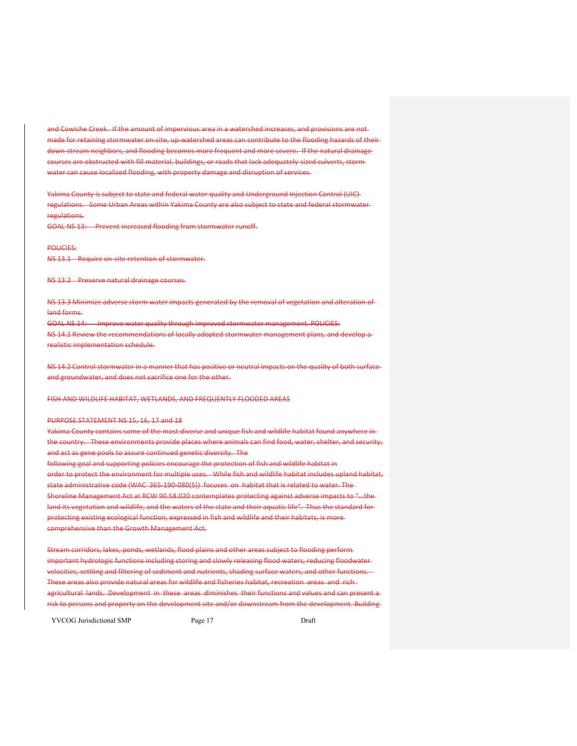and Cowiche Creek. If the amount of impervious area in a watershed increases, and provisions are not made for retaining stormwater on-site, up-watershed areas can contribute to the flooding hazards of their down-stream neighbors, and flooding becomes more frequent and more severe. If the natural drainage courses are obstructed with fill material, buildings, or roads that lack adequately-sized culverts, storm water can cause localized flooding, with property damage and disruption of services.

Yakima County is subject to state and federal water quality and Underground Injection Control (UIC) regulations. Some Urban Areas within Yakima County are also subject to state and federal stormwater regulations.

GOAL NS 13: Prevent increased flooding from stormwater runoff.

POLICIES:

NS 13.1 Require on-site retention of stormwater.

NS 13.2 Preserve natural drainage courses.

NS 13.3 Minimize adverse storm water impacts generated by the removal of vegetation and alteration of land forms.

GOAL NS 14: Improve water quality through improved stormwater management. POLICIES:

NS 14.1 Review the recommendations of locally adopted stormwater management plans, and develop a realistic implementation schedule.

NS 14.2 Control stormwater in a manner that has positive or neutral impacts on the quality of both surface and groundwater, and does not sacrifice one for the other.

FISH AND WILDLIFE HABITAT, WETLANDS, AND FREQUENTLY FLOODED AREAS

PURPOSE STATEMENT NS 15, 16, 17 and 18

Yakima County contains some of the most diverse and unique fish and wildlife habitat found anywhere in the country. These environments provide places where animals can find food, water, shelter, and security, and act as gene pools to assure continued genetic diversity. The following goal and supporting policies encourage the protection of fish and wildlife habitat in order to protect the environment for multiple uses. While fish and wildlife habitat includes upland habitat, state administrative code (WAC 365-190-080(5)) focuses on habitat that is related to water. The Shoreline Management Act at RCW 90.58.020 contemplates protecting against adverse impacts to "...the land its vegetation and wildlife, and the waters of the state and their aquatic life". Thus the standard for protecting existing ecological function, expressed in fish and wildlife and their habitats, is more comprehensive than the Growth Management Act.

Stream corridors, lakes, ponds, wetlands, flood plains and other areas subject to flooding perform important hydrologic functions including storing and slowly releasing flood waters, reducing floodwater velocities, settling and filtering of sediment and nutrients, shading surface waters, and other functions. These areas also provide natural areas for wildlife and fisheries habitat, recreation areas and rich agricultural lands. Development in these areas diminishes their functions and values and can present a risk to persons and property on the development site and/or downstream from the development. Building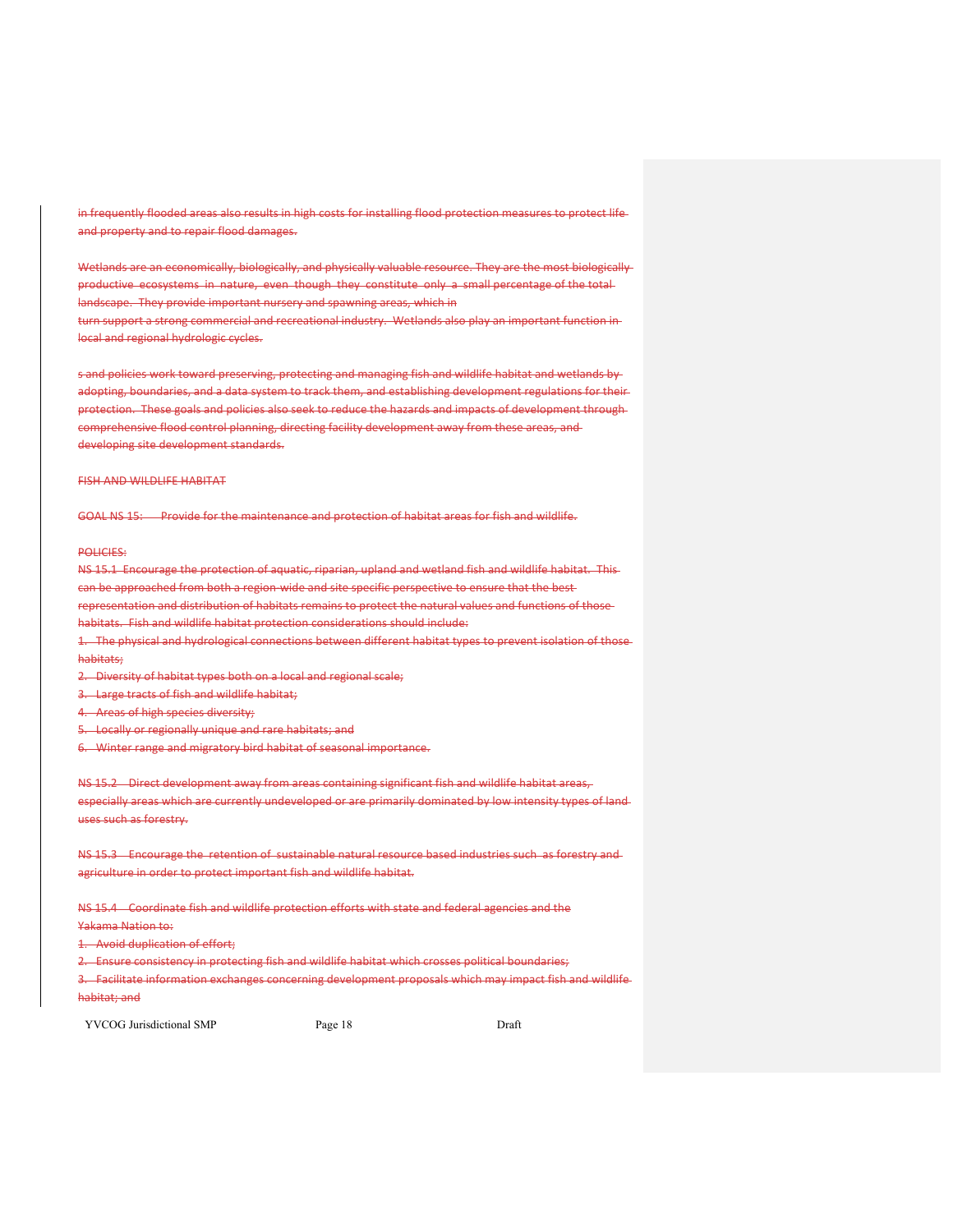in frequently flooded areas also results in high costs for installing flood protection measures to protect life and property and to repair flood damages.

Wetlands are an economically, biologically, and physically valuable resource. They are the most biologically productive ecosystems in nature, even though they constitute only a small percentage of the total landscape. They provide important nursery and spawning areas, which in turn support a strong commercial and recreational industry. Wetlands also play an important function in local and regional hydrologic cycles.

s and policies work toward preserving, protecting and managing fish and wildlife habitat and wetlands by adopting, boundaries, and a data system to track them, and establishing development regulations for their protection. These goals and policies also seek to reduce the hazards and impacts of development through comprehensive flood control planning, directing facility development away from these areas, and developing site development standards.

FISH AND WILDLIFE HABITAT

GOAL NS 15: Provide for the maintenance and protection of habitat areas for fish and wildlife.

POLICIES:

NS 15.1 Encourage the protection of aquatic, riparian, upland and wetland fish and wildlife habitat. This can be approached from both a region-wide and site specific perspective to ensure that the best representation and distribution of habitats remains to protect the natural values and functions of those habitats. Fish and wildlife habitat protection considerations should include:

1. The physical and hydrological connections between different habitat types to prevent isolation of those habitats;
2. Diversity of habitat types both on a local and regional scale;
3. Large tracts of fish and wildlife habitat;
4. Areas of high species diversity;
5. Locally or regionally unique and rare habitats; and
6. Winter range and migratory bird habitat of seasonal importance.

NS 15.2 Direct development away from areas containing significant fish and wildlife habitat areas, especially areas which are currently undeveloped or are primarily dominated by low intensity types of land uses such as forestry.

NS 15.3 Encourage the retention of sustainable natural resource based industries such as forestry and agriculture in order to protect important fish and wildlife habitat.

NS 15.4 Coordinate fish and wildlife protection efforts with state and federal agencies and the Yakama Nation to:

1. Avoid duplication of effort;
2. Ensure consistency in protecting fish and wildlife habitat which crosses political boundaries;
3. Facilitate information exchanges concerning development proposals which may impact fish and wildlife habitat; and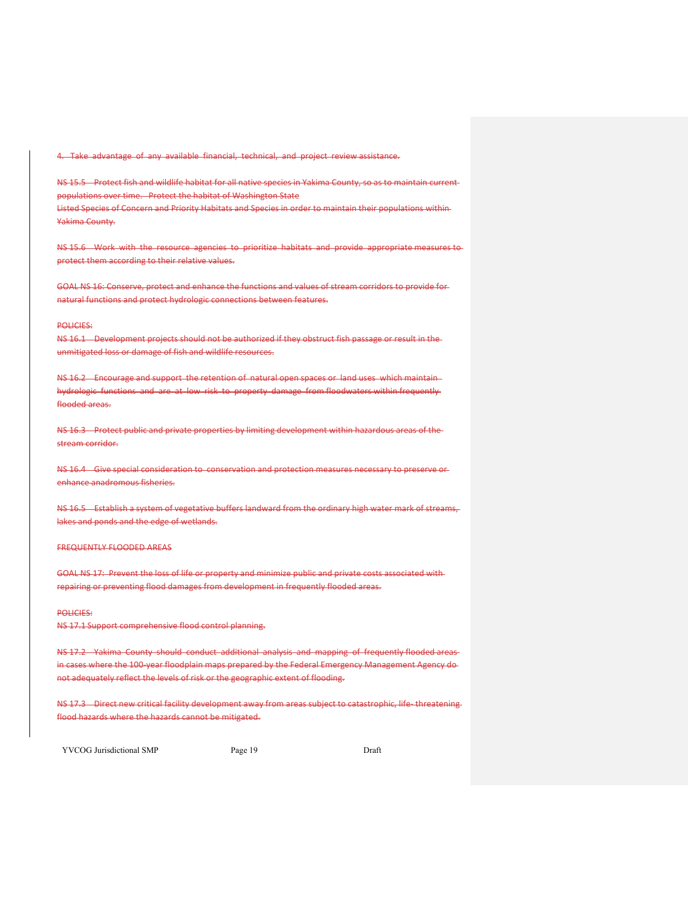4. Take advantage of any available financial, technical, and project review assistance.

NS 15.5 Protect fish and wildlife habitat for all native species in Yakima County, so as to maintain current populations over time. Protect the habitat of Washington State Listed Species of Concern and Priority Habitats and Species in order to maintain their populations within Yakima County.

NS 15.6 Work with the resource agencies to prioritize habitats and provide appropriate measures to protect them according to their relative values.

GOAL NS 16: Conserve, protect and enhance the functions and values of stream corridors to provide for natural functions and protect hydrologic connections between features.

POLICIES:

NS 16.1 Development projects should not be authorized if they obstruct fish passage or result in the unmitigated loss or damage of fish and wildlife resources.

NS 16.2 Encourage and support the retention of natural open spaces or land uses which maintain hydrologic functions and are at low risk to property damage from floodwaters within frequently flooded areas.

NS 16.3 Protect public and private properties by limiting development within hazardous areas of the stream corridor.

NS 16.4 Give special consideration to conservation and protection measures necessary to preserve or enhance anadromous fisheries.

NS 16.5 Establish a system of vegetative buffers landward from the ordinary high water mark of streams, lakes and ponds and the edge of wetlands.

FREQUENTLY FLOODED AREAS

GOAL NS 17: Prevent the loss of life or property and minimize public and private costs associated with repairing or preventing flood damages from development in frequently flooded areas.

POLICIES:

NS 17.1 Support comprehensive flood control planning.

NS 17.2 Yakima County should conduct additional analysis and mapping of frequently flooded areas in cases where the 100-year floodplain maps prepared by the Federal Emergency Management Agency do not adequately reflect the levels of risk or the geographic extent of flooding.

NS 17.3 Direct new critical facility development away from areas subject to catastrophic, life- threatening flood hazards where the hazards cannot be mitigated.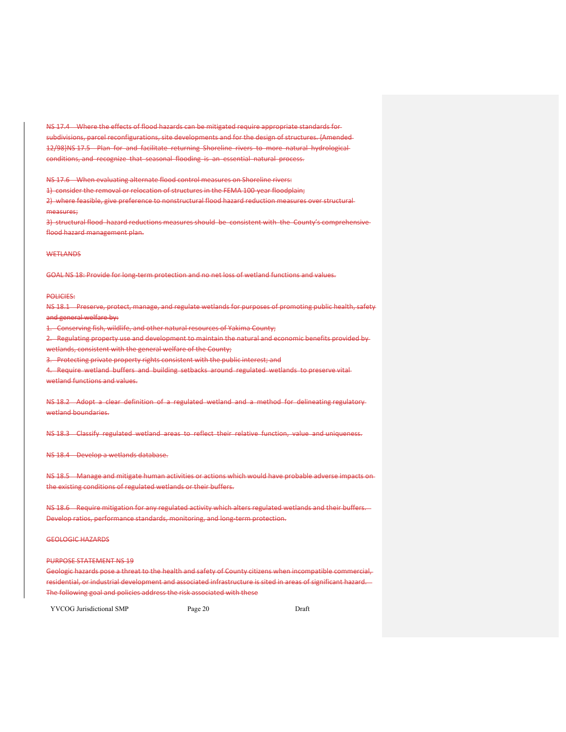NS 17.4 Where the effects of flood hazards can be mitigated require appropriate standards for subdivisions, parcel reconfigurations, site developments and for the design of structures. (Amended 12/98)NS 17.5 Plan for and facilitate returning Shoreline rivers to more natural hydrological conditions, and recognize that seasonal flooding is an essential natural process.

NS 17.6 When evaluating alternate flood control measures on Shoreline rivers:

1) consider the removal or relocation of structures in the FEMA 100-year floodplain;

2) where feasible, give preference to nonstructural flood hazard reduction measures over structural measures;

3) structural flood hazard reductions measures should be consistent with the County's comprehensive flood hazard management plan.

WETLANDS

GOAL NS 18: Provide for long-term protection and no net loss of wetland functions and values.

POLICIES:

NS 18.1 Preserve, protect, manage, and regulate wetlands for purposes of promoting public health, safety and general welfare by:

1. Conserving fish, wildlife, and other natural resources of Yakima County;
2. Regulating property use and development to maintain the natural and economic benefits provided by wetlands, consistent with the general welfare of the County;
3. Protecting private property rights consistent with the public interest; and
4. Require wetland buffers and building setbacks around regulated wetlands to preserve vital wetland functions and values.

NS 18.2 Adopt a clear definition of a regulated wetland and a method for delineating regulatory wetland boundaries.

NS 18.3 Classify regulated wetland areas to reflect their relative function, value and uniqueness.

NS 18.4 Develop a wetlands database.

NS 18.5 Manage and mitigate human activities or actions which would have probable adverse impacts on the existing conditions of regulated wetlands or their buffers.

NS 18.6 Require mitigation for any regulated activity which alters regulated wetlands and their buffers. Develop ratios, performance standards, monitoring, and long-term protection.

GEOLOGIC HAZARDS

PURPOSE STATEMENT NS 19

Geologic hazards pose a threat to the health and safety of County citizens when incompatible commercial, residential, or industrial development and associated infrastructure is sited in areas of significant hazard. The following goal and policies address the risk associated with these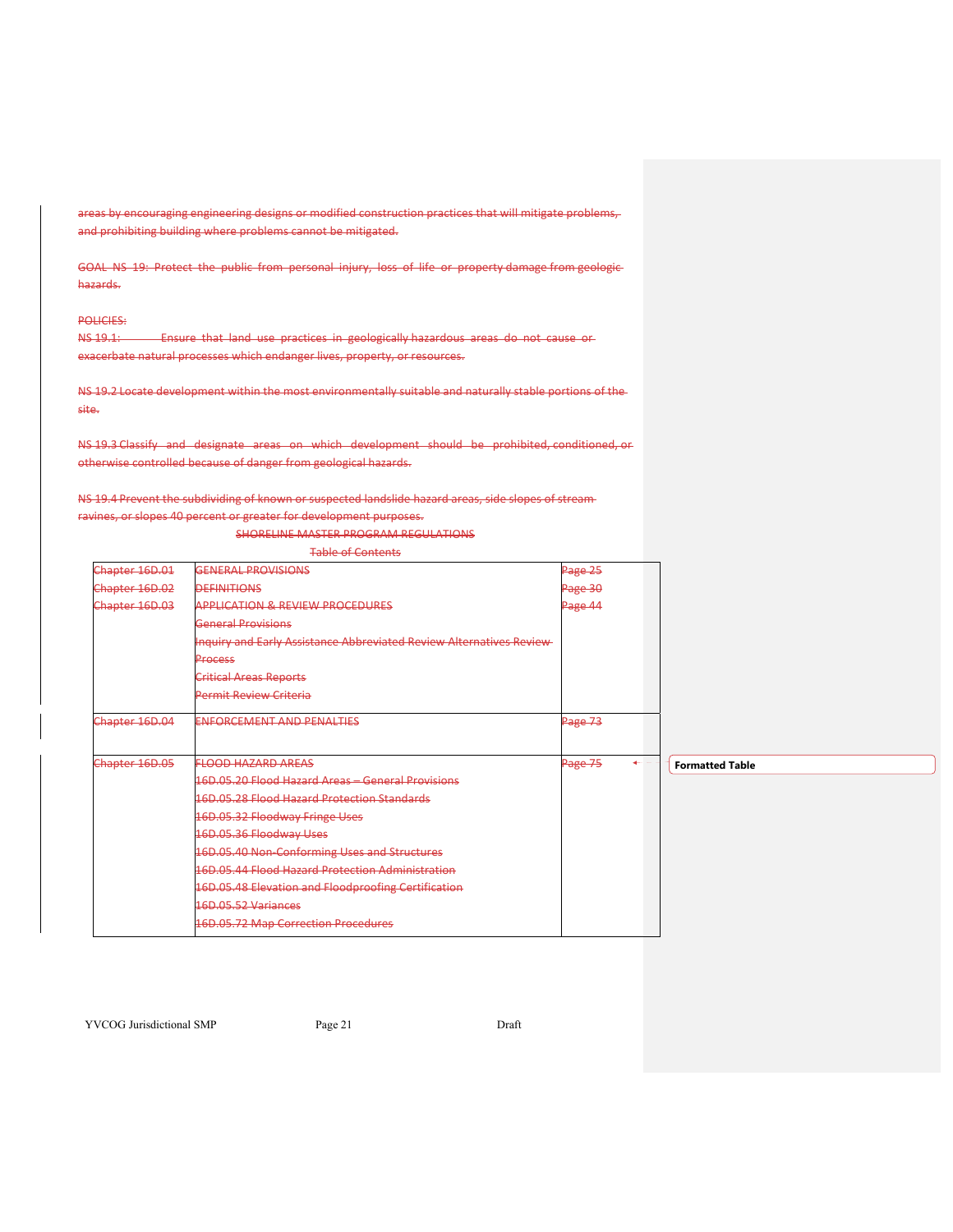areas by encouraging engineering designs or modified construction practices that will mitigate problems, and prohibiting building where problems cannot be mitigated.

GOAL NS 19: Protect the public from personal injury, loss of life or property damage from geologic hazards.

POLICIES:

NS 19.1: Ensure that land use practices in geologically hazardous areas do not cause or exacerbate natural processes which endanger lives, property, or resources.

NS 19.2 Locate development within the most environmentally suitable and naturally stable portions of the site.

NS 19.3 Classify and designate areas on which development should be prohibited, conditioned, or otherwise controlled because of danger from geological hazards.

NS 19.4 Prevent the subdividing of known or suspected landslide hazard areas, side slopes of stream ravines, or slopes 40 percent or greater for development purposes.

SHORELINE MASTER PROGRAM REGULATIONS

Table of Contents

| | | |
|---|---|---|
| Chapter 16D.01 | GENERAL PROVISIONS | Page 25 |
| Chapter 16D.02 | DEFINITIONS | Page 30 |
| Chapter 16D.03 | APPLICATION & REVIEW PROCEDURES<br>General Provisions<br>Inquiry and Early Assistance Abbreviated Review Alternatives Review Process<br>Critical Areas Reports<br>Permit Review Criteria | Page 44 |
| Chapter 16D.04 | ENFORCEMENT AND PENALTIES | Page 73 |
| Chapter 16D.05 | FLOOD HAZARD AREAS<br>16D.05.20 Flood Hazard Areas – General Provisions<br>16D.05.28 Flood Hazard Protection Standards<br>16D.05.32 Floodway Fringe Uses<br>16D.05.36 Floodway Uses<br>16D.05.40 Non-Conforming Uses and Structures<br>16D.05.44 Flood Hazard Protection Administration<br>16D.05.48 Elevation and Floodproofing Certification<br>16D.05.52 Variances<br>16D.05.72 Map Correction Procedures | Page 75 |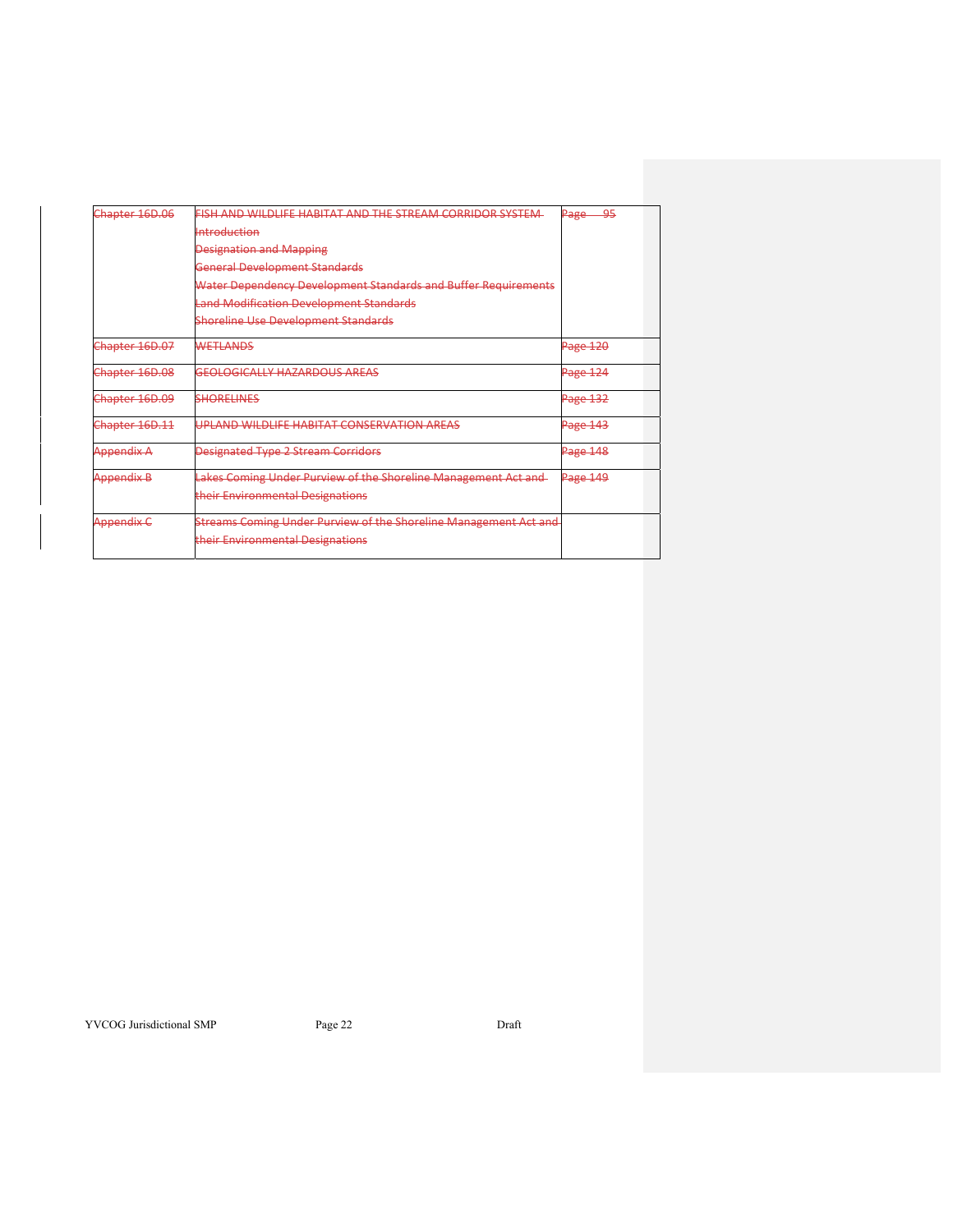| ~~Chapter 16D.06~~ | ~~FISH AND WILDLIFE HABITAT AND THE STREAM CORRIDOR SYSTEM~~<br>~~Introduction~~<br>~~Designation and Mapping~~<br>~~General Development Standards~~<br>~~Water Dependency Development Standards and Buffer Requirements~~<br>~~Land Modification Development Standards~~<br>~~Shoreline Use Development Standards~~ | ~~Page 95~~ |
|---|---|---|
| ~~Chapter 16D.07~~ | ~~WETLANDS~~ | ~~Page 120~~ |
| ~~Chapter 16D.08~~ | ~~GEOLOGICALLY HAZARDOUS AREAS~~ | ~~Page 124~~ |
| ~~Chapter 16D.09~~ | ~~SHORELINES~~ | ~~Page 132~~ |
| ~~Chapter 16D.11~~ | ~~UPLAND WILDLIFE HABITAT CONSERVATION AREAS~~ | ~~Page 143~~ |
| ~~Appendix A~~ | ~~Designated Type 2 Stream Corridors~~ | ~~Page 148~~ |
| ~~Appendix B~~ | ~~Lakes Coming Under Purview of the Shoreline Management Act and their Environmental Designations~~ | ~~Page 149~~ |
| ~~Appendix C~~ | ~~Streams Coming Under Purview of the Shoreline Management Act and their Environmental Designations~~ | |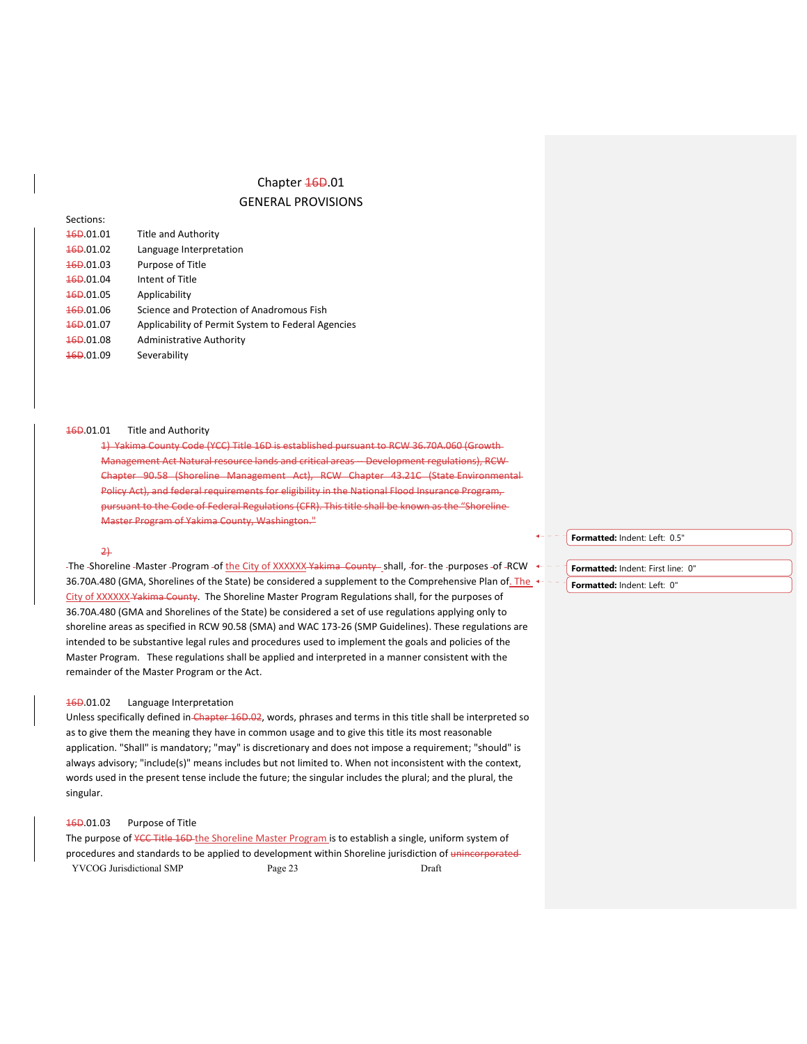# Chapter ~~16D~~.01
## GENERAL PROVISIONS

Sections:

| | |
|---|---|
| ~~16D~~.01.01 | Title and Authority |
| ~~16D~~.01.02 | Language Interpretation |
| ~~16D~~.01.03 | Purpose of Title |
| ~~16D~~.01.04 | Intent of Title |
| ~~16D~~.01.05 | Applicability |
| ~~16D~~.01.06 | Science and Protection of Anadromous Fish |
| ~~16D~~.01.07 | Applicability of Permit System to Federal Agencies |
| ~~16D~~.01.08 | Administrative Authority |
| ~~16D~~.01.09 | Severability |

### ~~16D~~.01.01 Title and Authority

~~1) Yakima County Code (YCC) Title 16D is established pursuant to RCW 36.70A.060 (Growth Management Act Natural resource lands and critical areas – Development regulations), RCW Chapter 90.58 (Shoreline Management Act), RCW Chapter 43.21C (State Environmental Policy Act), and federal requirements for eligibility in the National Flood Insurance Program, pursuant to the Code of Federal Regulations (CFR). This title shall be known as the "Shoreline Master Program of Yakima County, Washington."~~

~~2)~~

The Shoreline Master Program of the City of XXXXXX ~~Yakima County~~ shall, for the purposes of RCW 36.70A.480 (GMA, Shorelines of the State) be considered a supplement to the Comprehensive Plan of. The City of XXXXXX ~~Yakima County~~. The Shoreline Master Program Regulations shall, for the purposes of 36.70A.480 (GMA and Shorelines of the State) be considered a set of use regulations applying only to shoreline areas as specified in RCW 90.58 (SMA) and WAC 173-26 (SMP Guidelines). These regulations are intended to be substantive legal rules and procedures used to implement the goals and policies of the Master Program. These regulations shall be applied and interpreted in a manner consistent with the remainder of the Master Program or the Act.

### ~~16D~~.01.02 Language Interpretation

Unless specifically defined in ~~Chapter 16D.02~~, words, phrases and terms in this title shall be interpreted so as to give them the meaning they have in common usage and to give this title its most reasonable application. "Shall" is mandatory; "may" is discretionary and does not impose a requirement; "should" is always advisory; "include(s)" means includes but not limited to. When not inconsistent with the context, words used in the present tense include the future; the singular includes the plural; and the plural, the singular.

### ~~16D~~.01.03 Purpose of Title

The purpose of ~~YCC Title 16D~~ the Shoreline Master Program is to establish a single, uniform system of procedures and standards to be applied to development within Shoreline jurisdiction of ~~unincorporated~~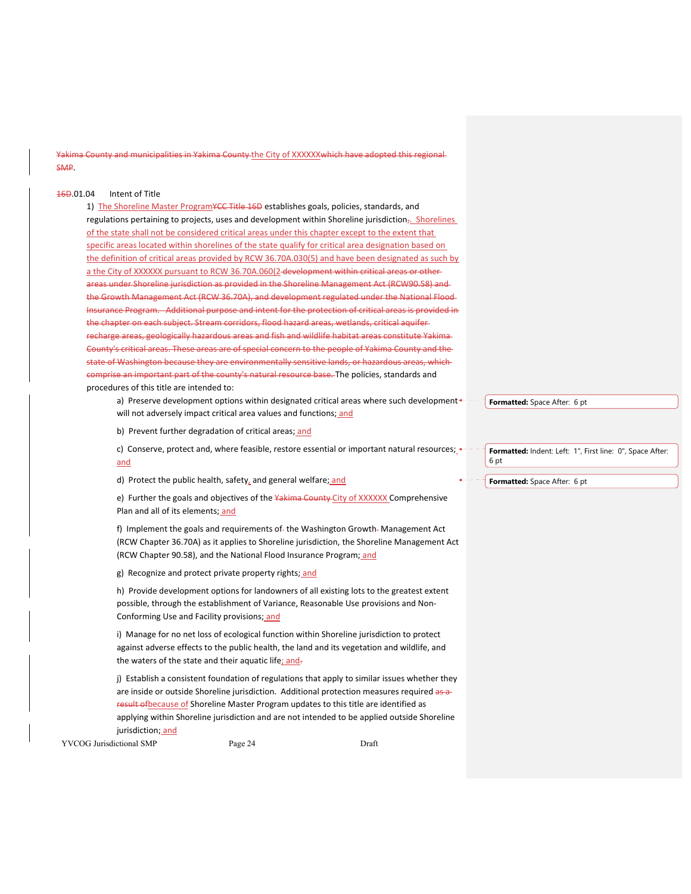~~Yakima County and municipalities in Yakima County~~ the City of XXXXXX~~which have adopted this regional SMP~~.

~~16D~~.01.04 Intent of Title

1) The Shoreline Master Program~~YCC Title 16D~~ establishes goals, policies, standards, and regulations pertaining to projects, uses and development within Shoreline jurisdiction~~,~~. Shorelines of the state shall not be considered critical areas under this chapter except to the extent that specific areas located within shorelines of the state qualify for critical area designation based on the definition of critical areas provided by RCW 36.70A.030(5) and have been designated as such by a the City of XXXXXX pursuant to RCW 36.70A.060(2~~development within critical areas or other areas under Shoreline jurisdiction as provided in the Shoreline Management Act (RCW90.58) and the Growth Management Act (RCW 36.70A), and development regulated under the National Flood Insurance Program. Additional purpose and intent for the protection of critical areas is provided in the chapter on each subject. Stream corridors, flood hazard areas, wetlands, critical aquifer recharge areas, geologically hazardous areas and fish and wildlife habitat areas constitute Yakima County's critical areas. These areas are of special concern to the people of Yakima County and the state of Washington because they are environmentally sensitive lands, or hazardous areas, which comprise an important part of the county's natural resource base.~~ The policies, standards and procedures of this title are intended to:

a) Preserve development options within designated critical areas where such development will not adversely impact critical area values and functions; and

b) Prevent further degradation of critical areas; and

c) Conserve, protect and, where feasible, restore essential or important natural resources; and

d) Protect the public health, safety, and general welfare; and

e) Further the goals and objectives of the ~~Yakima County~~ City of XXXXXX Comprehensive Plan and all of its elements; and

f) Implement the goals and requirements of the Washington Growth Management Act (RCW Chapter 36.70A) as it applies to Shoreline jurisdiction, the Shoreline Management Act (RCW Chapter 90.58), and the National Flood Insurance Program; and

g) Recognize and protect private property rights; and

h) Provide development options for landowners of all existing lots to the greatest extent possible, through the establishment of Variance, Reasonable Use provisions and Non-Conforming Use and Facility provisions; and

i) Manage for no net loss of ecological function within Shoreline jurisdiction to protect against adverse effects to the public health, the land and its vegetation and wildlife, and the waters of the state and their aquatic life; and~~.~~

j) Establish a consistent foundation of regulations that apply to similar issues whether they are inside or outside Shoreline jurisdiction. Additional protection measures required ~~as a result of~~because of Shoreline Master Program updates to this title are identified as applying within Shoreline jurisdiction and are not intended to be applied outside Shoreline jurisdiction; and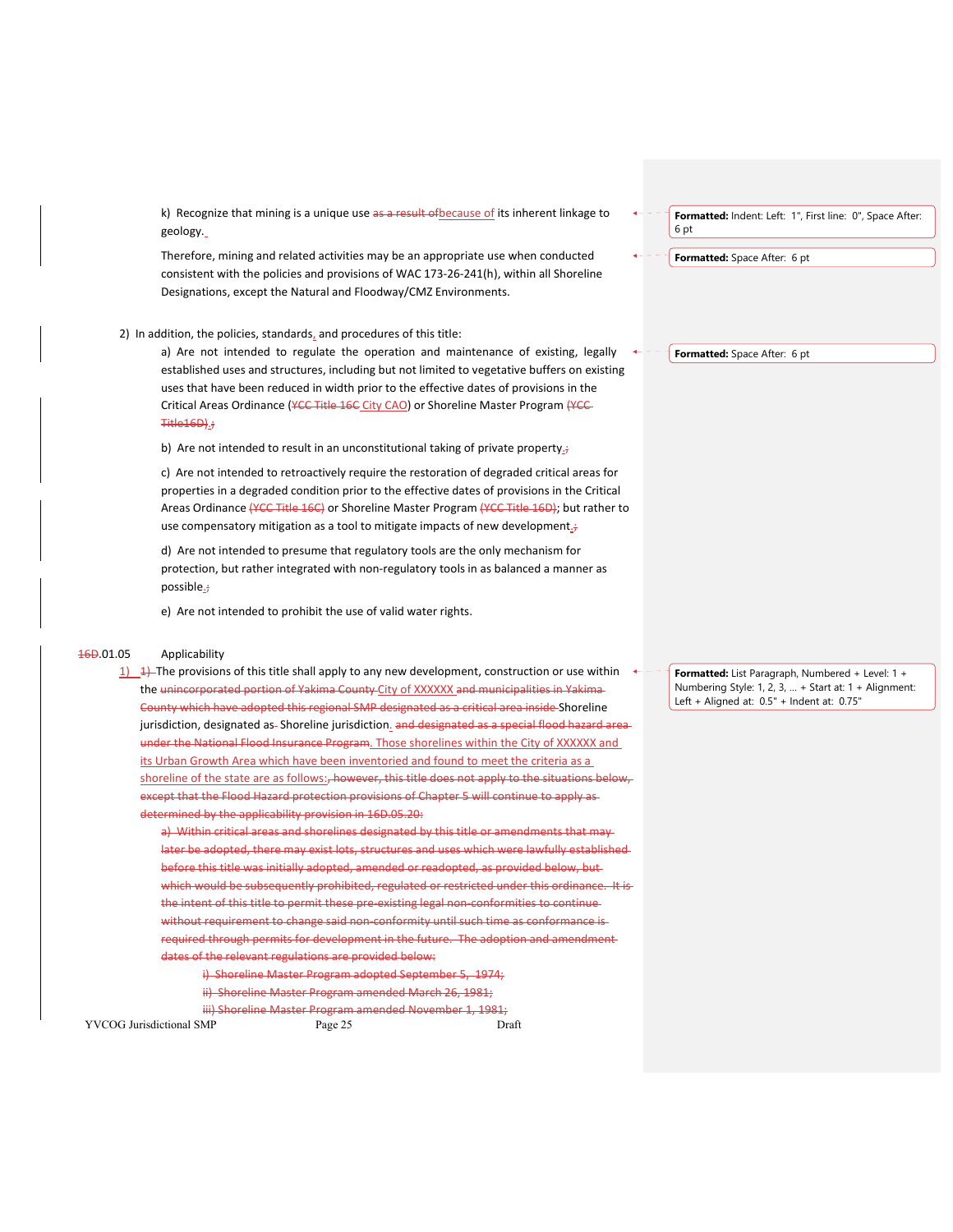k) Recognize that mining is a unique use ~~as a result of~~because of its inherent linkage to geology.

Therefore, mining and related activities may be an appropriate use when conducted consistent with the policies and provisions of WAC 173-26-241(h), within all Shoreline Designations, except the Natural and Floodway/CMZ Environments.

2) In addition, the policies, standards, and procedures of this title:

a) Are not intended to regulate the operation and maintenance of existing, legally established uses and structures, including but not limited to vegetative buffers on existing uses that have been reduced in width prior to the effective dates of provisions in the Critical Areas Ordinance (~~YCC Title 16C~~ City CAO) or Shoreline Master Program ~~(YCC Title16D)~~.~~;~~

b) Are not intended to result in an unconstitutional taking of private property.~~;~~

c) Are not intended to retroactively require the restoration of degraded critical areas for properties in a degraded condition prior to the effective dates of provisions in the Critical Areas Ordinance ~~(YCC Title 16C)~~ or Shoreline Master Program ~~(YCC Title 16D)~~; but rather to use compensatory mitigation as a tool to mitigate impacts of new development.~~;~~

d) Are not intended to presume that regulatory tools are the only mechanism for protection, but rather integrated with non-regulatory tools in as balanced a manner as possible.~~;~~

e) Are not intended to prohibit the use of valid water rights.

~~16D~~.01.05 Applicability

1) ~~1)~~ The provisions of this title shall apply to any new development, construction or use within the ~~unincorporated portion of Yakima County~~ City of XXXXXX ~~and municipalities in Yakima County which have adopted this regional SMP designated as a critical area inside~~ Shoreline jurisdiction, designated as ~~Shoreline jurisdiction~~. ~~and designated as a special flood hazard area under the National Flood Insurance Program~~. Those shorelines within the City of XXXXXX and its Urban Growth Area which have been inventoried and found to meet the criteria as a shoreline of the state are as follows:~~, however, this title does not apply to the situations below, except that the Flood Hazard protection provisions of Chapter 5 will continue to apply as determined by the applicability provision in 16D.05.20:~~

~~a) Within critical areas and shorelines designated by this title or amendments that may later be adopted, there may exist lots, structures and uses which were lawfully established before this title was initially adopted, amended or readopted, as provided below, but which would be subsequently prohibited, regulated or restricted under this ordinance. It is the intent of this title to permit these pre-existing legal non-conformities to continue without requirement to change said non-conformity until such time as conformance is required through permits for development in the future. The adoption and amendment dates of the relevant regulations are provided below:~~

~~i) Shoreline Master Program adopted September 5, 1974;~~

~~ii) Shoreline Master Program amended March 26, 1981;~~

~~iii) Shoreline Master Program amended November 1, 1981;~~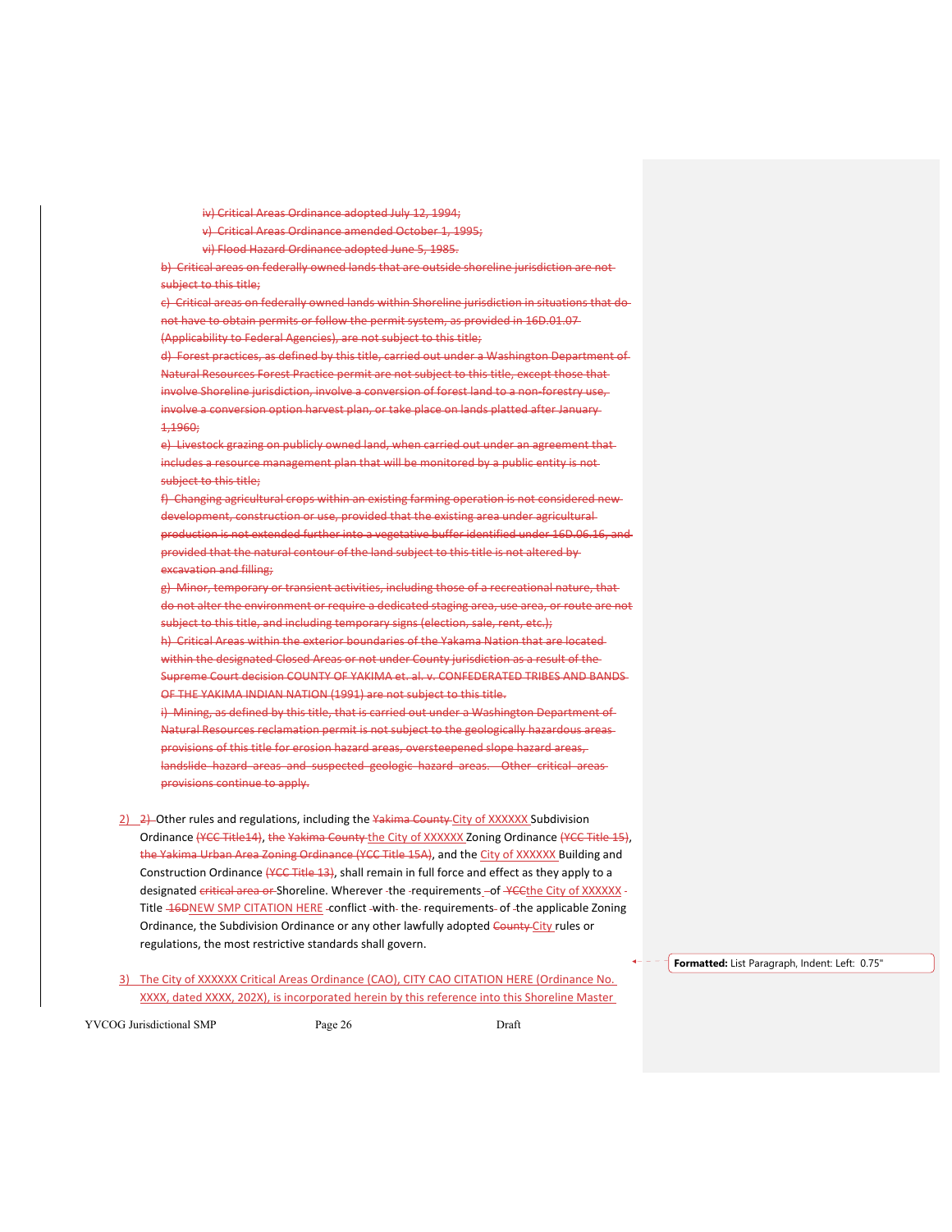iv) Critical Areas Ordinance adopted July 12, 1994;

v) Critical Areas Ordinance amended October 1, 1995;

vi) Flood Hazard Ordinance adopted June 5, 1985.

b) Critical areas on federally owned lands that are outside shoreline jurisdiction are not subject to this title;

c) Critical areas on federally owned lands within Shoreline jurisdiction in situations that do not have to obtain permits or follow the permit system, as provided in 16D.01.07 (Applicability to Federal Agencies), are not subject to this title;

d) Forest practices, as defined by this title, carried out under a Washington Department of Natural Resources Forest Practice permit are not subject to this title, except those that involve Shoreline jurisdiction, involve a conversion of forest land to a non-forestry use, involve a conversion option harvest plan, or take place on lands platted after January 1,1960;

e) Livestock grazing on publicly owned land, when carried out under an agreement that includes a resource management plan that will be monitored by a public entity is not subject to this title;

f) Changing agricultural crops within an existing farming operation is not considered new development, construction or use, provided that the existing area under agricultural production is not extended further into a vegetative buffer identified under 16D.06.16, and provided that the natural contour of the land subject to this title is not altered by excavation and filling;

g) Minor, temporary or transient activities, including those of a recreational nature, that do not alter the environment or require a dedicated staging area, use area, or route are not subject to this title, and including temporary signs (election, sale, rent, etc.);

h) Critical Areas within the exterior boundaries of the Yakama Nation that are located within the designated Closed Areas or not under County jurisdiction as a result of the Supreme Court decision COUNTY OF YAKIMA et. al. v. CONFEDERATED TRIBES AND BANDS OF THE YAKIMA INDIAN NATION (1991) are not subject to this title.

i) Mining, as defined by this title, that is carried out under a Washington Department of Natural Resources reclamation permit is not subject to the geologically hazardous areas provisions of this title for erosion hazard areas, oversteepened slope hazard areas, landslide hazard areas and suspected geologic hazard areas. Other critical areas provisions continue to apply.

2) 2) Other rules and regulations, including the Yakima County City of XXXXXX Subdivision Ordinance (YCC Title14), the Yakima County the City of XXXXXX Zoning Ordinance (YCC Title 15), the Yakima Urban Area Zoning Ordinance (YCC Title 15A), and the City of XXXXXX Building and Construction Ordinance (YCC Title 13), shall remain in full force and effect as they apply to a designated critical area or Shoreline. Wherever the requirements of YCCthe City of XXXXXX Title 16DNEW SMP CITATION HERE conflict with the requirements of the applicable Zoning Ordinance, the Subdivision Ordinance or any other lawfully adopted County City rules or regulations, the most restrictive standards shall govern.

3) The City of XXXXXX Critical Areas Ordinance (CAO), CITY CAO CITATION HERE (Ordinance No. XXXX, dated XXXX, 202X), is incorporated herein by this reference into this Shoreline Master

**Formatted:** List Paragraph, Indent: Left: 0.75"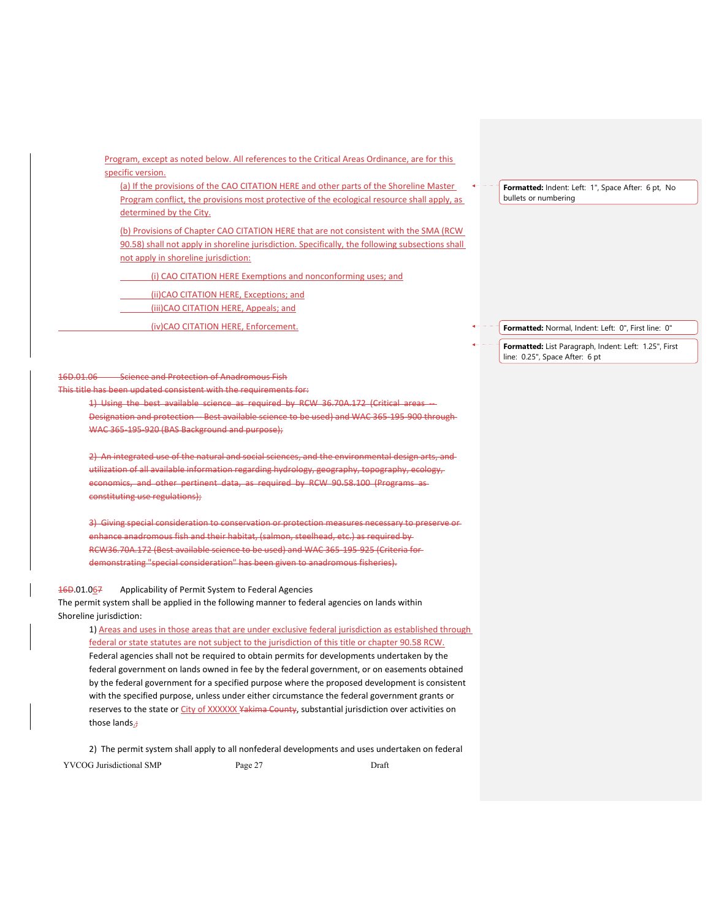Program, except as noted below. All references to the Critical Areas Ordinance, are for this specific version.

(a) If the provisions of the CAO CITATION HERE and other parts of the Shoreline Master Program conflict, the provisions most protective of the ecological resource shall apply, as determined by the City.

(b) Provisions of Chapter CAO CITATION HERE that are not consistent with the SMA (RCW 90.58) shall not apply in shoreline jurisdiction. Specifically, the following subsections shall not apply in shoreline jurisdiction:

(i) CAO CITATION HERE Exemptions and nonconforming uses; and

(ii)CAO CITATION HERE, Exceptions; and

(iii)CAO CITATION HERE, Appeals; and

(iv)CAO CITATION HERE, Enforcement.

~~16D.01.06 Science and Protection of Anadromous Fish~~

~~This title has been updated consistent with the requirements for:~~

~~1) Using the best available science as required by RCW 36.70A.172 (Critical areas -- Designation and protection -- Best available science to be used) and WAC 365-195-900 through WAC 365-195-920 (BAS Background and purpose);~~

~~2) An integrated use of the natural and social sciences, and the environmental design arts, and utilization of all available information regarding hydrology, geography, topography, ecology, economics, and other pertinent data, as required by RCW 90.58.100 (Programs as constituting use regulations);~~

~~3) Giving special consideration to conservation or protection measures necessary to preserve or enhance anadromous fish and their habitat, (salmon, steelhead, etc.) as required by RCW36.70A.172 (Best available science to be used) and WAC 365-195-925 (Criteria for demonstrating "special consideration" has been given to anadromous fisheries).~~

~~16D~~.01.0~~6~~7 Applicability of Permit System to Federal Agencies

The permit system shall be applied in the following manner to federal agencies on lands within Shoreline jurisdiction:

1) Areas and uses in those areas that are under exclusive federal jurisdiction as established through federal or state statutes are not subject to the jurisdiction of this title or chapter 90.58 RCW. Federal agencies shall not be required to obtain permits for developments undertaken by the federal government on lands owned in fee by the federal government, or on easements obtained by the federal government for a specified purpose where the proposed development is consistent with the specified purpose, unless under either circumstance the federal government grants or reserves to the state or City of XXXXXX ~~Yakima County~~, substantial jurisdiction over activities on those lands.~~;~~

2) The permit system shall apply to all nonfederal developments and uses undertaken on federal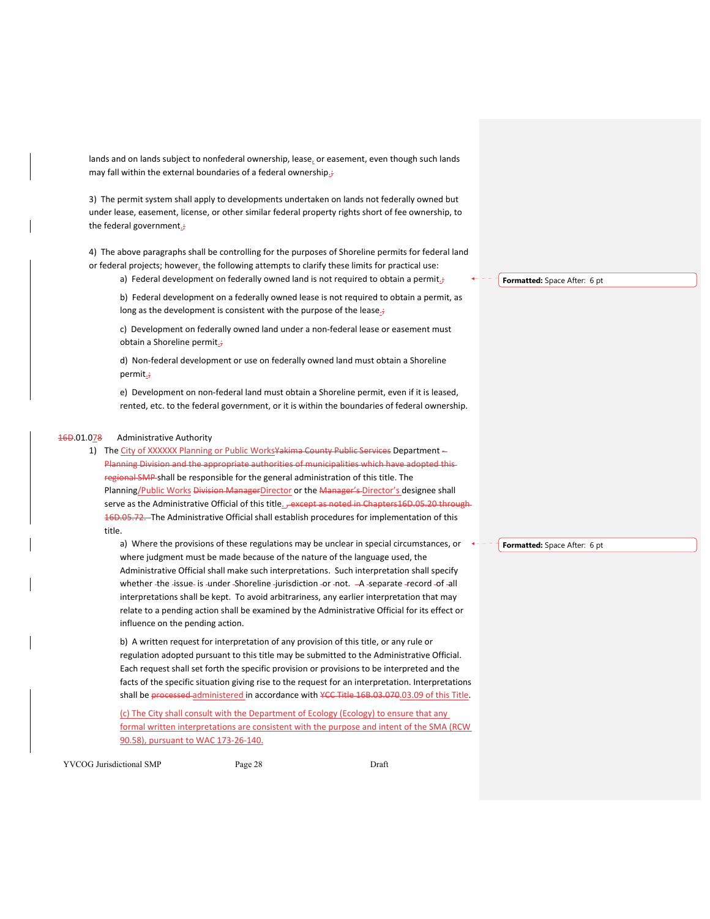lands and on lands subject to nonfederal ownership, lease~~,~~ or easement, even though such lands may fall within the external boundaries of a federal ownership.~~;~~

3) The permit system shall apply to developments undertaken on lands not federally owned but under lease, easement, license, or other similar federal property rights short of fee ownership, to the federal government.~~;~~

4) The above paragraphs shall be controlling for the purposes of Shoreline permits for federal land or federal projects; however~~,~~ the following attempts to clarify these limits for practical use:

a) Federal development on federally owned land is not required to obtain a permit.~~;~~

b) Federal development on a federally owned lease is not required to obtain a permit, as long as the development is consistent with the purpose of the lease.~~;~~

c) Development on federally owned land under a non-federal lease or easement must obtain a Shoreline permit.~~;~~

d) Non-federal development or use on federally owned land must obtain a Shoreline permit.~~;~~

e) Development on non-federal land must obtain a Shoreline permit, even if it is leased, rented, etc. to the federal government, or it is within the boundaries of federal ownership.

~~16D~~.01.07~~8~~ Administrative Authority

1) The City of XXXXXX Planning or Public Works~~Yakima County Public Services~~ Department ~~– Planning Division and the appropriate authorities of municipalities which have adopted this regional SMP~~ shall be responsible for the general administration of this title. The Planning/Public Works ~~Division Manager~~Director or the ~~Manager's~~ Director's designee shall serve as the Administrative Official of this title. ~~, except as noted in Chapters16D.05.20 through 16D.05.72.~~ The Administrative Official shall establish procedures for implementation of this title.

a) Where the provisions of these regulations may be unclear in special circumstances, or where judgment must be made because of the nature of the language used, the Administrative Official shall make such interpretations. Such interpretation shall specify whether the issue is under Shoreline jurisdiction or not. A separate record of all interpretations shall be kept. To avoid arbitrariness, any earlier interpretation that may relate to a pending action shall be examined by the Administrative Official for its effect or influence on the pending action.

b) A written request for interpretation of any provision of this title, or any rule or regulation adopted pursuant to this title may be submitted to the Administrative Official. Each request shall set forth the specific provision or provisions to be interpreted and the facts of the specific situation giving rise to the request for an interpretation. Interpretations shall be ~~processed~~ administered in accordance with ~~YCC Title 16B.03.070~~.03.09 of this Title.

(c) The City shall consult with the Department of Ecology (Ecology) to ensure that any formal written interpretations are consistent with the purpose and intent of the SMA (RCW 90.58), pursuant to WAC 173-26-140.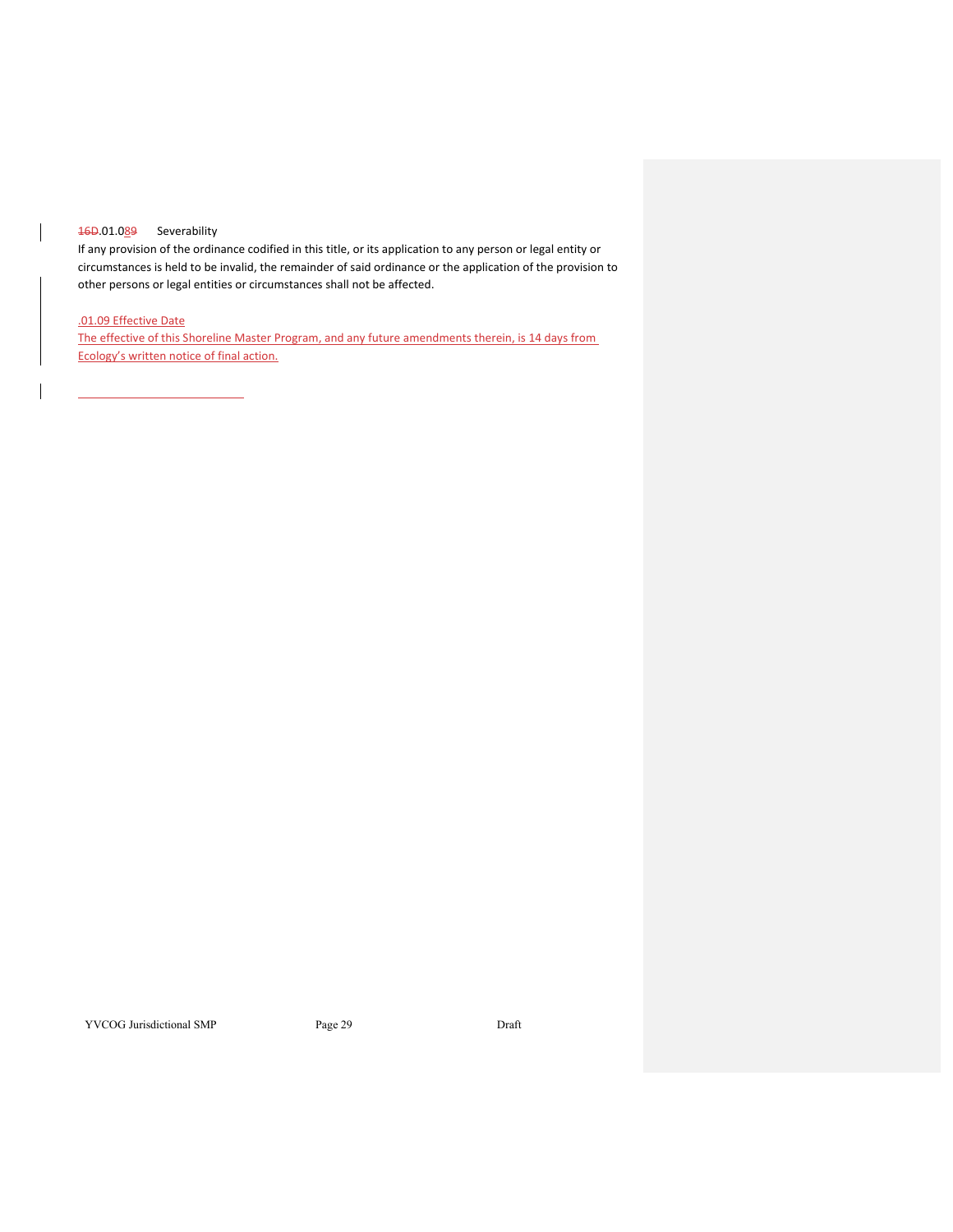16D.01.089 Severability

If any provision of the ordinance codified in this title, or its application to any person or legal entity or circumstances is held to be invalid, the remainder of said ordinance or the application of the provision to other persons or legal entities or circumstances shall not be affected.

.01.09 Effective Date

The effective of this Shoreline Master Program, and any future amendments therein, is 14 days from Ecology's written notice of final action.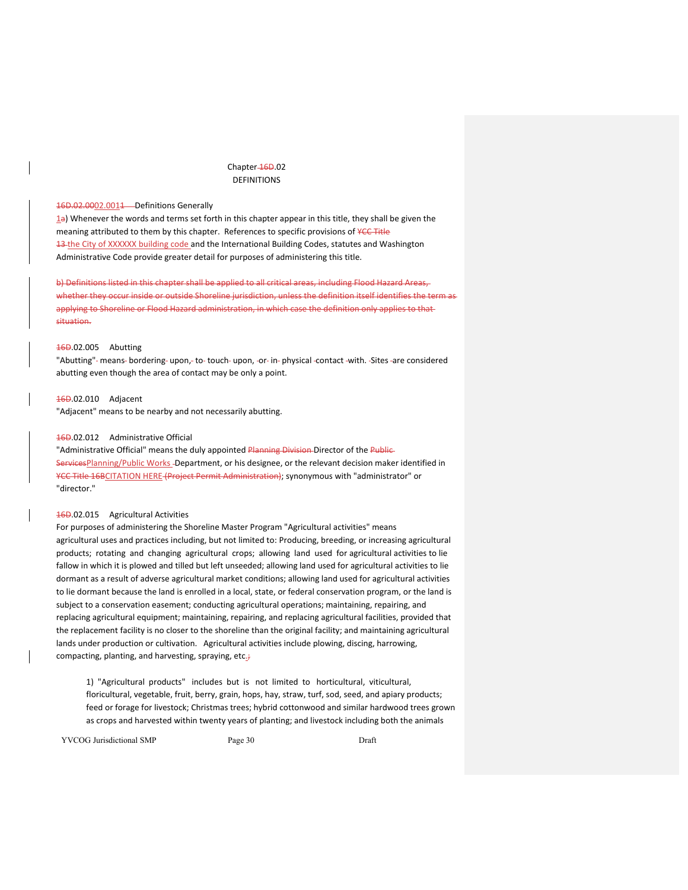Chapter 16D.02
DEFINITIONS

16D.02.0002.0011 Definitions Generally

1a) Whenever the words and terms set forth in this chapter appear in this title, they shall be given the meaning attributed to them by this chapter. References to specific provisions of YCC Title 13 the City of XXXXXX building code and the International Building Codes, statutes and Washington Administrative Code provide greater detail for purposes of administering this title.

~~b) Definitions listed in this chapter shall be applied to all critical areas, including Flood Hazard Areas, whether they occur inside or outside Shoreline jurisdiction, unless the definition itself identifies the term as applying to Shoreline or Flood Hazard administration, in which case the definition only applies to that situation.~~

16D.02.005 Abutting

"Abutting" means bordering upon, to touch upon, or in physical contact with. Sites are considered abutting even though the area of contact may be only a point.

16D.02.010 Adjacent

"Adjacent" means to be nearby and not necessarily abutting.

16D.02.012 Administrative Official

"Administrative Official" means the duly appointed Planning Division Director of the Public ServicesPlanning/Public Works Department, or his designee, or the relevant decision maker identified in YCC Title 16BCITATION HERE (Project Permit Administration); synonymous with "administrator" or "director."

16D.02.015 Agricultural Activities

For purposes of administering the Shoreline Master Program "Agricultural activities" means agricultural uses and practices including, but not limited to: Producing, breeding, or increasing agricultural products; rotating and changing agricultural crops; allowing land used for agricultural activities to lie fallow in which it is plowed and tilled but left unseeded; allowing land used for agricultural activities to lie dormant as a result of adverse agricultural market conditions; allowing land used for agricultural activities to lie dormant because the land is enrolled in a local, state, or federal conservation program, or the land is subject to a conservation easement; conducting agricultural operations; maintaining, repairing, and replacing agricultural equipment; maintaining, repairing, and replacing agricultural facilities, provided that the replacement facility is no closer to the shoreline than the original facility; and maintaining agricultural lands under production or cultivation. Agricultural activities include plowing, discing, harrowing, compacting, planting, and harvesting, spraying, etc.;

1) "Agricultural products" includes but is not limited to horticultural, viticultural, floricultural, vegetable, fruit, berry, grain, hops, hay, straw, turf, sod, seed, and apiary products; feed or forage for livestock; Christmas trees; hybrid cottonwood and similar hardwood trees grown as crops and harvested within twenty years of planting; and livestock including both the animals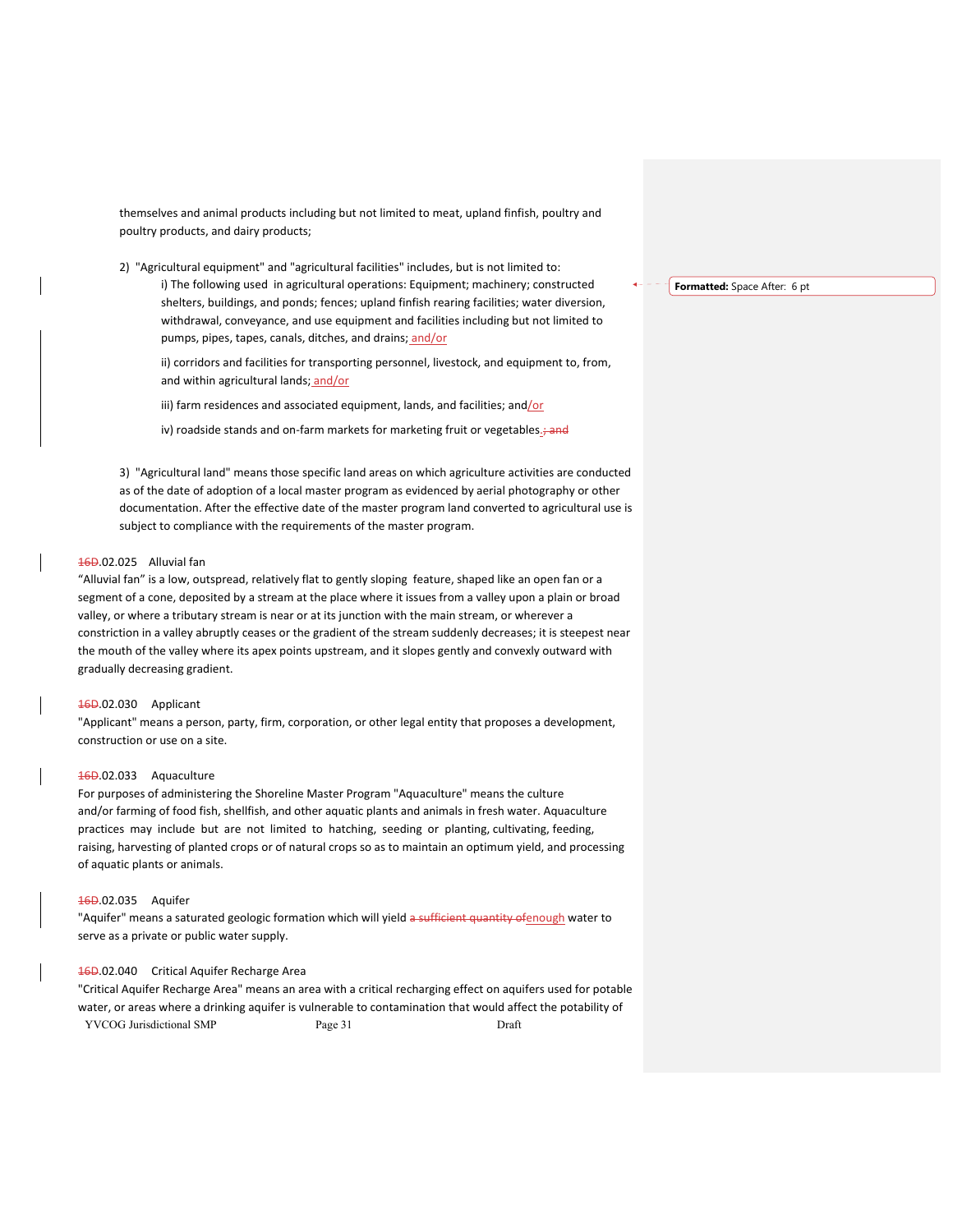themselves and animal products including but not limited to meat, upland finfish, poultry and poultry products, and dairy products;

2) "Agricultural equipment" and "agricultural facilities" includes, but is not limited to:

i) The following used in agricultural operations: Equipment; machinery; constructed shelters, buildings, and ponds; fences; upland finfish rearing facilities; water diversion, withdrawal, conveyance, and use equipment and facilities including but not limited to pumps, pipes, tapes, canals, ditches, and drains; and/or

ii) corridors and facilities for transporting personnel, livestock, and equipment to, from, and within agricultural lands; and/or

iii) farm residences and associated equipment, lands, and facilities; and/or

iv) roadside stands and on-farm markets for marketing fruit or vegetables.

3) "Agricultural land" means those specific land areas on which agriculture activities are conducted as of the date of adoption of a local master program as evidenced by aerial photography or other documentation. After the effective date of the master program land converted to agricultural use is subject to compliance with the requirements of the master program.

D.02.025 Alluvial fan

"Alluvial fan" is a low, outspread, relatively flat to gently sloping feature, shaped like an open fan or a segment of a cone, deposited by a stream at the place where it issues from a valley upon a plain or broad valley, or where a tributary stream is near or at its junction with the main stream, or wherever a constriction in a valley abruptly ceases or the gradient of the stream suddenly decreases; it is steepest near the mouth of the valley where its apex points upstream, and it slopes gently and convexly outward with gradually decreasing gradient.

D.02.030 Applicant

"Applicant" means a person, party, firm, corporation, or other legal entity that proposes a development, construction or use on a site.

D.02.033 Aquaculture

For purposes of administering the Shoreline Master Program "Aquaculture" means the culture and/or farming of food fish, shellfish, and other aquatic plants and animals in fresh water. Aquaculture practices may include but are not limited to hatching, seeding or planting, cultivating, feeding, raising, harvesting of planted crops or of natural crops so as to maintain an optimum yield, and processing of aquatic plants or animals.

D.02.035 Aquifer

"Aquifer" means a saturated geologic formation which will yield enough water to serve as a private or public water supply.

D.02.040 Critical Aquifer Recharge Area

"Critical Aquifer Recharge Area" means an area with a critical recharging effect on aquifers used for potable water, or areas where a drinking aquifer is vulnerable to contamination that would affect the potability of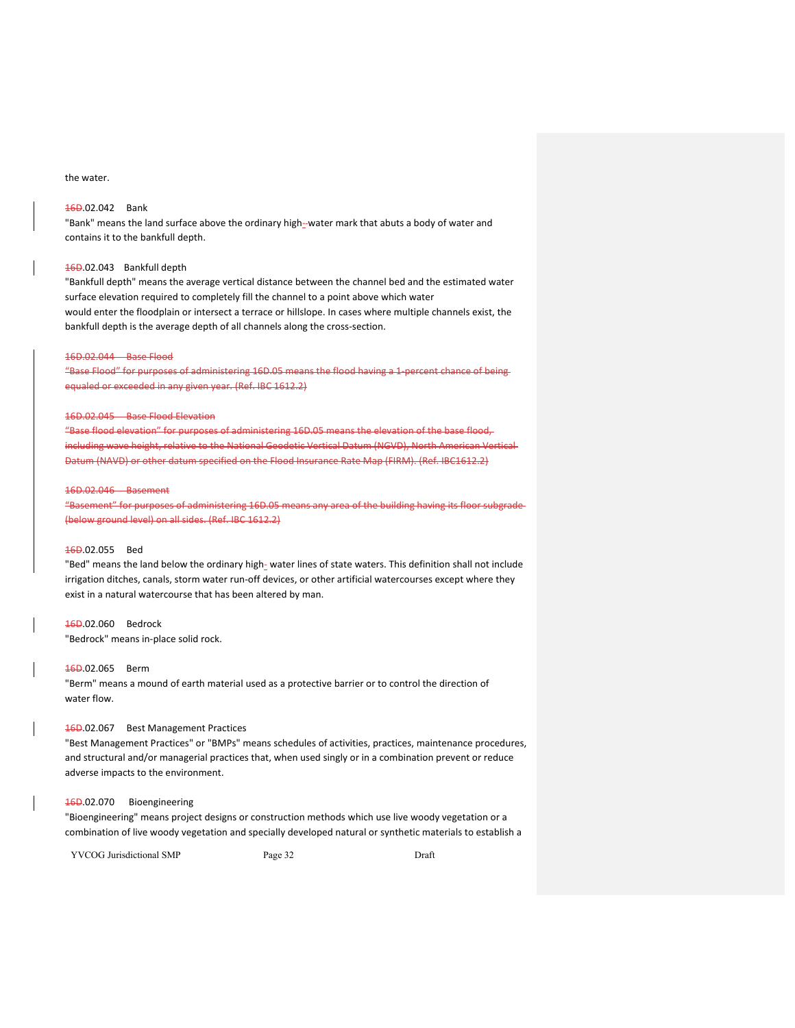the water.

~~16~~D.02.042 Bank

"Bank" means the land surface above the ordinary high-water mark that abuts a body of water and contains it to the bankfull depth.

~~16~~D.02.043 Bankfull depth

"Bankfull depth" means the average vertical distance between the channel bed and the estimated water surface elevation required to completely fill the channel to a point above which water would enter the floodplain or intersect a terrace or hillslope. In cases where multiple channels exist, the bankfull depth is the average depth of all channels along the cross-section.

~~16D.02.044 Base Flood~~

~~"Base Flood" for purposes of administering 16D.05 means the flood having a 1-percent chance of being equaled or exceeded in any given year. (Ref. IBC 1612.2)~~

~~16D.02.045 Base Flood Elevation~~

~~"Base flood elevation" for purposes of administering 16D.05 means the elevation of the base flood, including wave height, relative to the National Geodetic Vertical Datum (NGVD), North American Vertical Datum (NAVD) or other datum specified on the Flood Insurance Rate Map (FIRM). (Ref. IBC1612.2)~~

~~16D.02.046 Basement~~

~~"Basement" for purposes of administering 16D.05 means any area of the building having its floor subgrade (below ground level) on all sides. (Ref. IBC 1612.2)~~

~~16~~D.02.055 Bed

"Bed" means the land below the ordinary high- water lines of state waters. This definition shall not include irrigation ditches, canals, storm water run-off devices, or other artificial watercourses except where they exist in a natural watercourse that has been altered by man.

~~16~~D.02.060 Bedrock

"Bedrock" means in-place solid rock.

~~16~~D.02.065 Berm

"Berm" means a mound of earth material used as a protective barrier or to control the direction of water flow.

~~16~~D.02.067 Best Management Practices

"Best Management Practices" or "BMPs" means schedules of activities, practices, maintenance procedures, and structural and/or managerial practices that, when used singly or in a combination prevent or reduce adverse impacts to the environment.

~~16~~D.02.070 Bioengineering

"Bioengineering" means project designs or construction methods which use live woody vegetation or a combination of live woody vegetation and specially developed natural or synthetic materials to establish a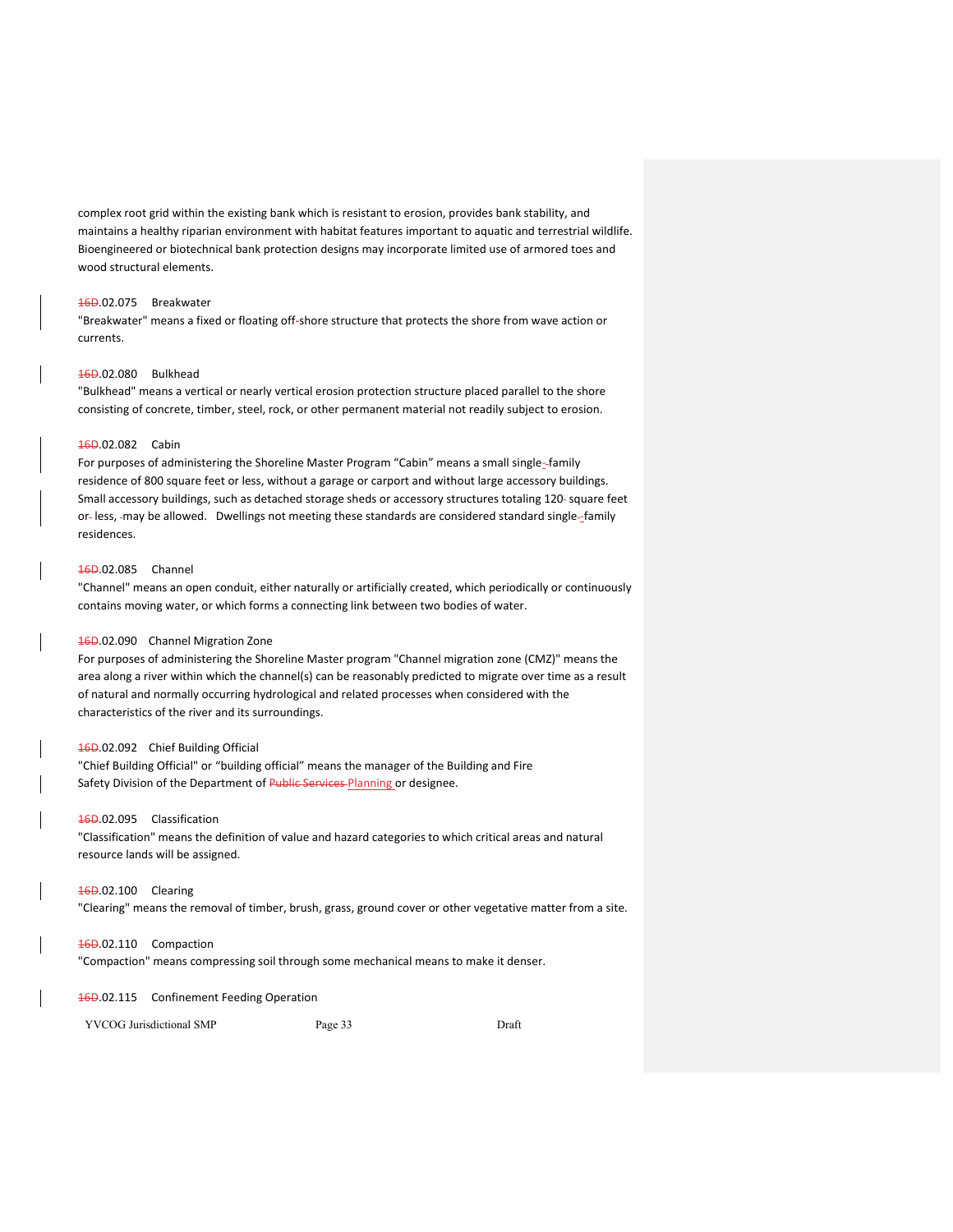complex root grid within the existing bank which is resistant to erosion, provides bank stability, and maintains a healthy riparian environment with habitat features important to aquatic and terrestrial wildlife. Bioengineered or biotechnical bank protection designs may incorporate limited use of armored toes and wood structural elements.

16D.02.075 Breakwater

"Breakwater" means a fixed or floating off-shore structure that protects the shore from wave action or currents.

16D.02.080 Bulkhead

"Bulkhead" means a vertical or nearly vertical erosion protection structure placed parallel to the shore consisting of concrete, timber, steel, rock, or other permanent material not readily subject to erosion.

16D.02.082 Cabin

For purposes of administering the Shoreline Master Program "Cabin" means a small single-family residence of 800 square feet or less, without a garage or carport and without large accessory buildings. Small accessory buildings, such as detached storage sheds or accessory structures totaling 120 square feet or less, may be allowed. Dwellings not meeting these standards are considered standard single-family residences.

16D.02.085 Channel

"Channel" means an open conduit, either naturally or artificially created, which periodically or continuously contains moving water, or which forms a connecting link between two bodies of water.

16D.02.090 Channel Migration Zone

For purposes of administering the Shoreline Master program "Channel migration zone (CMZ)" means the area along a river within which the channel(s) can be reasonably predicted to migrate over time as a result of natural and normally occurring hydrological and related processes when considered with the characteristics of the river and its surroundings.

16D.02.092 Chief Building Official

"Chief Building Official" or "building official" means the manager of the Building and Fire Safety Division of the Department of ~~Public Services~~ Planning or designee.

16D.02.095 Classification

"Classification" means the definition of value and hazard categories to which critical areas and natural resource lands will be assigned.

16D.02.100 Clearing

"Clearing" means the removal of timber, brush, grass, ground cover or other vegetative matter from a site.

16D.02.110 Compaction

"Compaction" means compressing soil through some mechanical means to make it denser.

16D.02.115 Confinement Feeding Operation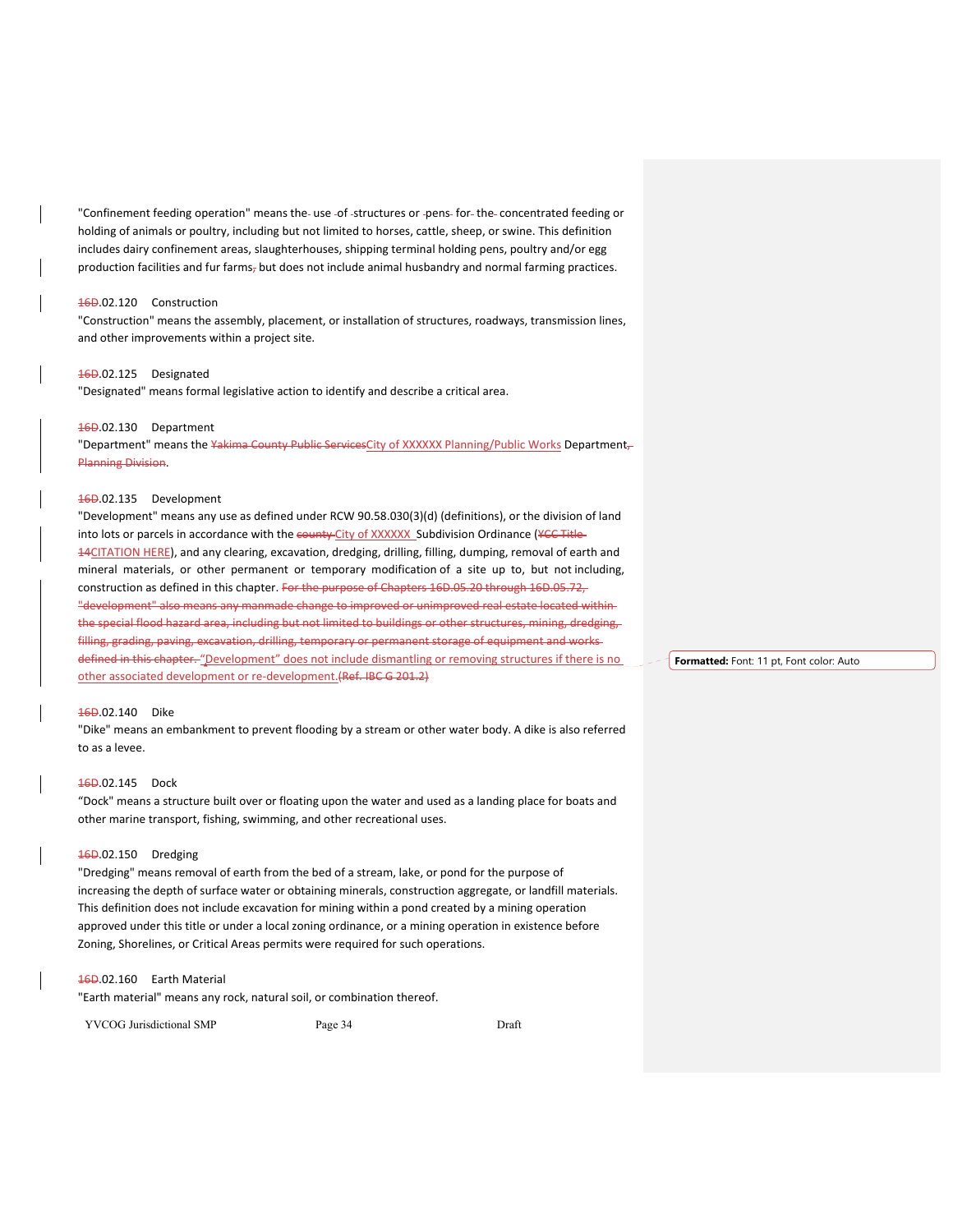"Confinement feeding operation" means the use of structures or pens for the concentrated feeding or holding of animals or poultry, including but not limited to horses, cattle, sheep, or swine. This definition includes dairy confinement areas, slaughterhouses, shipping terminal holding pens, poultry and/or egg production facilities and fur farms~~,~~ but does not include animal husbandry and normal farming practices.

~~16~~D.02.120 Construction

"Construction" means the assembly, placement, or installation of structures, roadways, transmission lines, and other improvements within a project site.

~~16~~D.02.125 Designated

"Designated" means formal legislative action to identify and describe a critical area.

~~16~~D.02.130 Department

"Department" means the ~~Yakima County Public Services~~City of XXXXXX Planning/Public Works Department~~, Planning Division~~.

~~16~~D.02.135 Development

"Development" means any use as defined under RCW 90.58.030(3)(d) (definitions), or the division of land into lots or parcels in accordance with the ~~county~~ City of XXXXXX Subdivision Ordinance (~~YCC Title 14~~CITATION HERE), and any clearing, excavation, dredging, drilling, filling, dumping, removal of earth and mineral materials, or other permanent or temporary modification of a site up to, but not including, construction as defined in this chapter. ~~For the purpose of Chapters 16D.05.20 through 16D.05.72, "development" also means any manmade change to improved or unimproved real estate located within the special flood hazard area, including but not limited to buildings or other structures, mining, dredging, filling, grading, paving, excavation, drilling, temporary or permanent storage of equipment and works defined in this chapter.~~ "Development" does not include dismantling or removing structures if there is no other associated development or re-development.~~(Ref. IBC G 201.2)~~

~~16~~D.02.140 Dike

"Dike" means an embankment to prevent flooding by a stream or other water body. A dike is also referred to as a levee.

~~16~~D.02.145 Dock

"Dock" means a structure built over or floating upon the water and used as a landing place for boats and other marine transport, fishing, swimming, and other recreational uses.

~~16~~D.02.150 Dredging

"Dredging" means removal of earth from the bed of a stream, lake, or pond for the purpose of increasing the depth of surface water or obtaining minerals, construction aggregate, or landfill materials. This definition does not include excavation for mining within a pond created by a mining operation approved under this title or under a local zoning ordinance, or a mining operation in existence before Zoning, Shorelines, or Critical Areas permits were required for such operations.

~~16~~D.02.160 Earth Material

"Earth material" means any rock, natural soil, or combination thereof.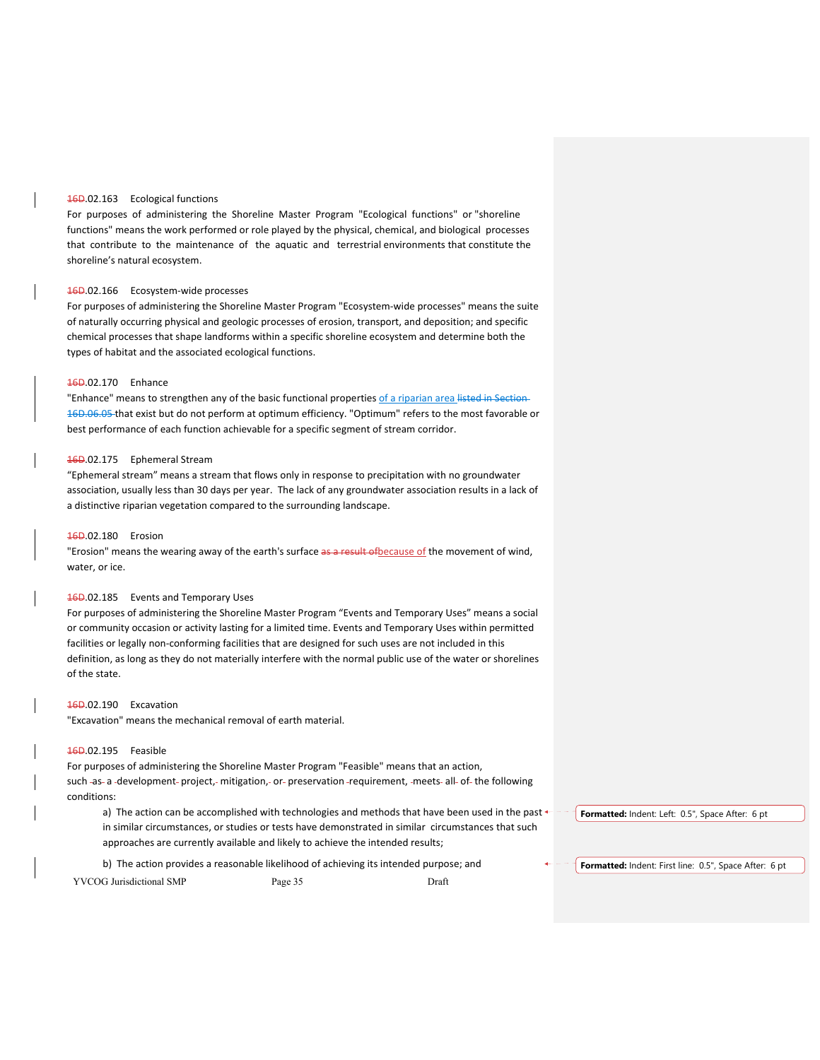16D.02.163 Ecological functions

For purposes of administering the Shoreline Master Program "Ecological functions" or "shoreline functions" means the work performed or role played by the physical, chemical, and biological processes that contribute to the maintenance of the aquatic and terrestrial environments that constitute the shoreline's natural ecosystem.

16D.02.166 Ecosystem-wide processes

For purposes of administering the Shoreline Master Program "Ecosystem-wide processes" means the suite of naturally occurring physical and geologic processes of erosion, transport, and deposition; and specific chemical processes that shape landforms within a specific shoreline ecosystem and determine both the types of habitat and the associated ecological functions.

16D.02.170 Enhance

"Enhance" means to strengthen any of the basic functional properties of a riparian area listed in Section 16D.06.05 that exist but do not perform at optimum efficiency. "Optimum" refers to the most favorable or best performance of each function achievable for a specific segment of stream corridor.

16D.02.175 Ephemeral Stream

"Ephemeral stream" means a stream that flows only in response to precipitation with no groundwater association, usually less than 30 days per year. The lack of any groundwater association results in a lack of a distinctive riparian vegetation compared to the surrounding landscape.

16D.02.180 Erosion

"Erosion" means the wearing away of the earth's surface as a result ofbecause of the movement of wind, water, or ice.

16D.02.185 Events and Temporary Uses

For purposes of administering the Shoreline Master Program "Events and Temporary Uses" means a social or community occasion or activity lasting for a limited time. Events and Temporary Uses within permitted facilities or legally non-conforming facilities that are designed for such uses are not included in this definition, as long as they do not materially interfere with the normal public use of the water or shorelines of the state.

16D.02.190 Excavation

"Excavation" means the mechanical removal of earth material.

16D.02.195 Feasible

For purposes of administering the Shoreline Master Program "Feasible" means that an action, such as a development project, mitigation, or preservation requirement, meets all of the following conditions:

a) The action can be accomplished with technologies and methods that have been used in the past in similar circumstances, or studies or tests have demonstrated in similar circumstances that such approaches are currently available and likely to achieve the intended results;

b) The action provides a reasonable likelihood of achieving its intended purpose; and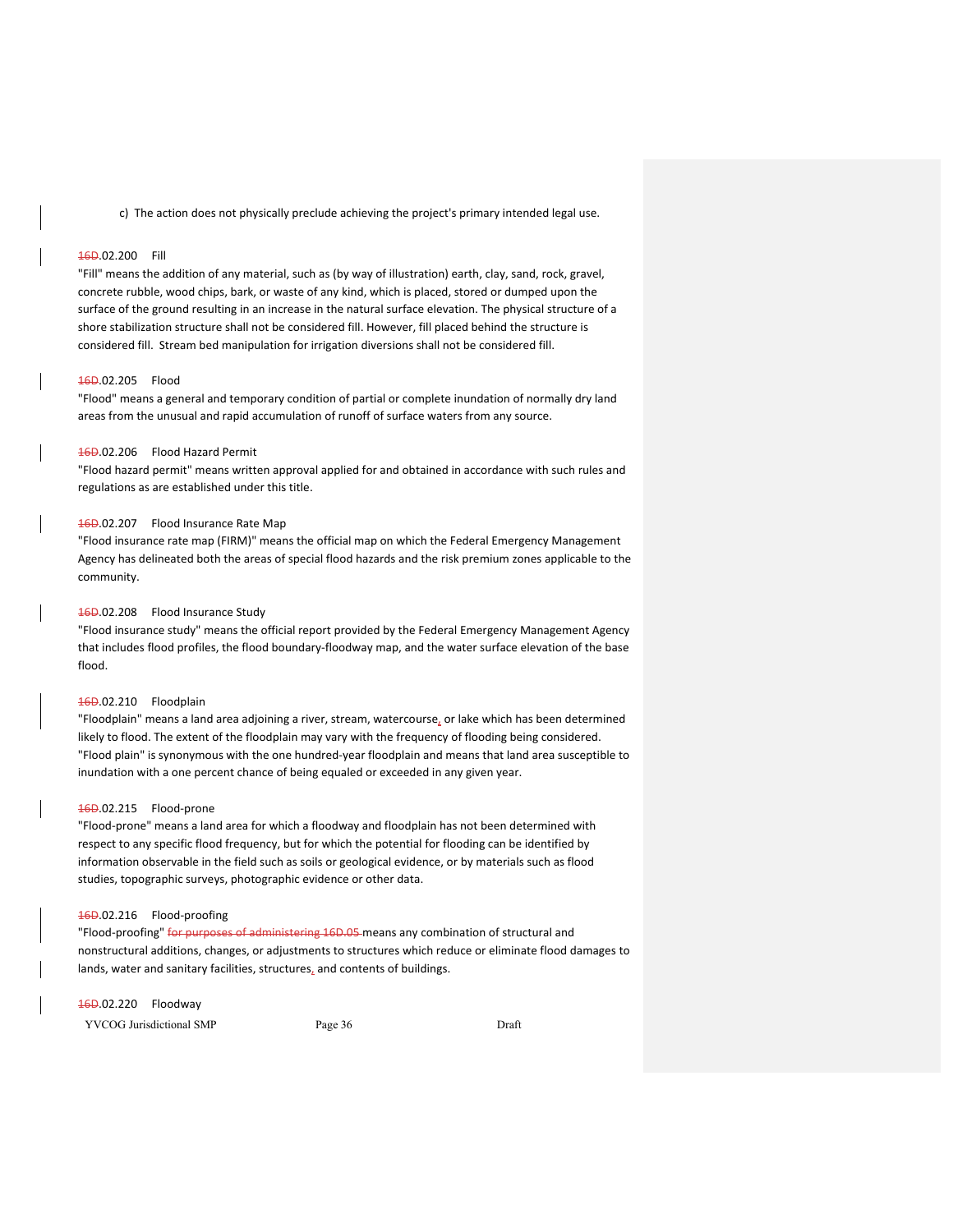c) The action does not physically preclude achieving the project's primary intended legal use.

16D.02.200 Fill

"Fill" means the addition of any material, such as (by way of illustration) earth, clay, sand, rock, gravel, concrete rubble, wood chips, bark, or waste of any kind, which is placed, stored or dumped upon the surface of the ground resulting in an increase in the natural surface elevation. The physical structure of a shore stabilization structure shall not be considered fill. However, fill placed behind the structure is considered fill. Stream bed manipulation for irrigation diversions shall not be considered fill.

16D.02.205 Flood

"Flood" means a general and temporary condition of partial or complete inundation of normally dry land areas from the unusual and rapid accumulation of runoff of surface waters from any source.

16D.02.206 Flood Hazard Permit

"Flood hazard permit" means written approval applied for and obtained in accordance with such rules and regulations as are established under this title.

16D.02.207 Flood Insurance Rate Map

"Flood insurance rate map (FIRM)" means the official map on which the Federal Emergency Management Agency has delineated both the areas of special flood hazards and the risk premium zones applicable to the community.

16D.02.208 Flood Insurance Study

"Flood insurance study" means the official report provided by the Federal Emergency Management Agency that includes flood profiles, the flood boundary-floodway map, and the water surface elevation of the base flood.

16D.02.210 Floodplain

"Floodplain" means a land area adjoining a river, stream, watercourse, or lake which has been determined likely to flood. The extent of the floodplain may vary with the frequency of flooding being considered. "Flood plain" is synonymous with the one hundred-year floodplain and means that land area susceptible to inundation with a one percent chance of being equaled or exceeded in any given year.

16D.02.215 Flood-prone

"Flood-prone" means a land area for which a floodway and floodplain has not been determined with respect to any specific flood frequency, but for which the potential for flooding can be identified by information observable in the field such as soils or geological evidence, or by materials such as flood studies, topographic surveys, photographic evidence or other data.

16D.02.216 Flood-proofing

"Flood-proofing" ~~for purposes of administering 16D.05~~ means any combination of structural and nonstructural additions, changes, or adjustments to structures which reduce or eliminate flood damages to lands, water and sanitary facilities, structures, and contents of buildings.

16D.02.220 Floodway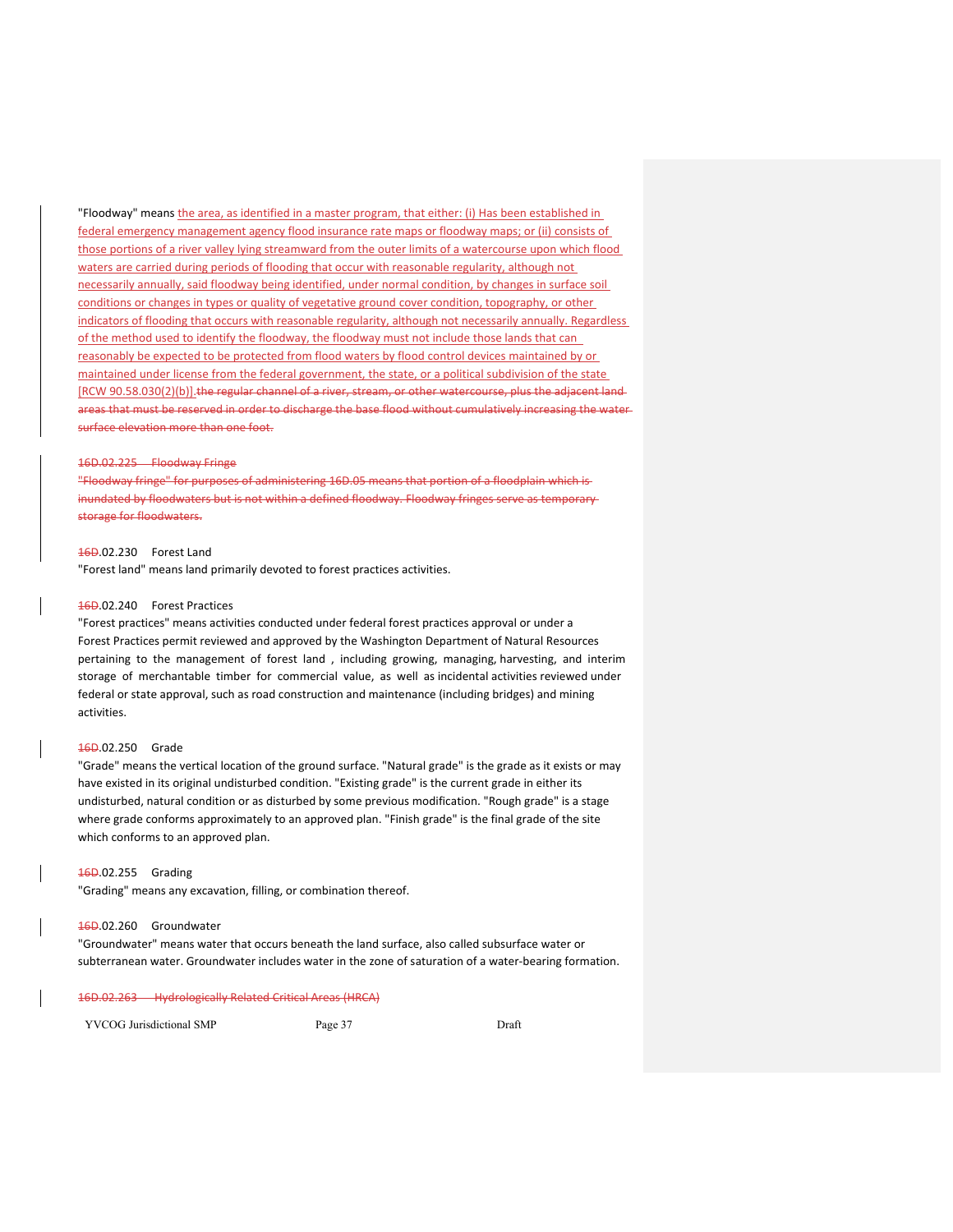"Floodway" means the area, as identified in a master program, that either: (i) Has been established in federal emergency management agency flood insurance rate maps or floodway maps; or (ii) consists of those portions of a river valley lying streamward from the outer limits of a watercourse upon which flood waters are carried during periods of flooding that occur with reasonable regularity, although not necessarily annually, said floodway being identified, under normal condition, by changes in surface soil conditions or changes in types or quality of vegetative ground cover condition, topography, or other indicators of flooding that occurs with reasonable regularity, although not necessarily annually. Regardless of the method used to identify the floodway, the floodway must not include those lands that can reasonably be expected to be protected from flood waters by flood control devices maintained by or maintained under license from the federal government, the state, or a political subdivision of the state [RCW 90.58.030(2)(b)].~~the regular channel of a river, stream, or other watercourse, plus the adjacent land areas that must be reserved in order to discharge the base flood without cumulatively increasing the water surface elevation more than one foot.~~

~~16D.02.225 Floodway Fringe~~

~~"Floodway fringe" for purposes of administering 16D.05 means that portion of a floodplain which is inundated by floodwaters but is not within a defined floodway. Floodway fringes serve as temporary storage for floodwaters.~~

~~16~~D.02.230 Forest Land

"Forest land" means land primarily devoted to forest practices activities.

~~16~~D.02.240 Forest Practices

"Forest practices" means activities conducted under federal forest practices approval or under a Forest Practices permit reviewed and approved by the Washington Department of Natural Resources pertaining to the management of forest land , including growing, managing, harvesting, and interim storage of merchantable timber for commercial value, as well as incidental activities reviewed under federal or state approval, such as road construction and maintenance (including bridges) and mining activities.

~~16~~D.02.250 Grade

"Grade" means the vertical location of the ground surface. "Natural grade" is the grade as it exists or may have existed in its original undisturbed condition. "Existing grade" is the current grade in either its undisturbed, natural condition or as disturbed by some previous modification. "Rough grade" is a stage where grade conforms approximately to an approved plan. "Finish grade" is the final grade of the site which conforms to an approved plan.

~~16~~D.02.255 Grading

"Grading" means any excavation, filling, or combination thereof.

~~16~~D.02.260 Groundwater

"Groundwater" means water that occurs beneath the land surface, also called subsurface water or subterranean water. Groundwater includes water in the zone of saturation of a water-bearing formation.

~~16D.02.263 Hydrologically Related Critical Areas (HRCA)~~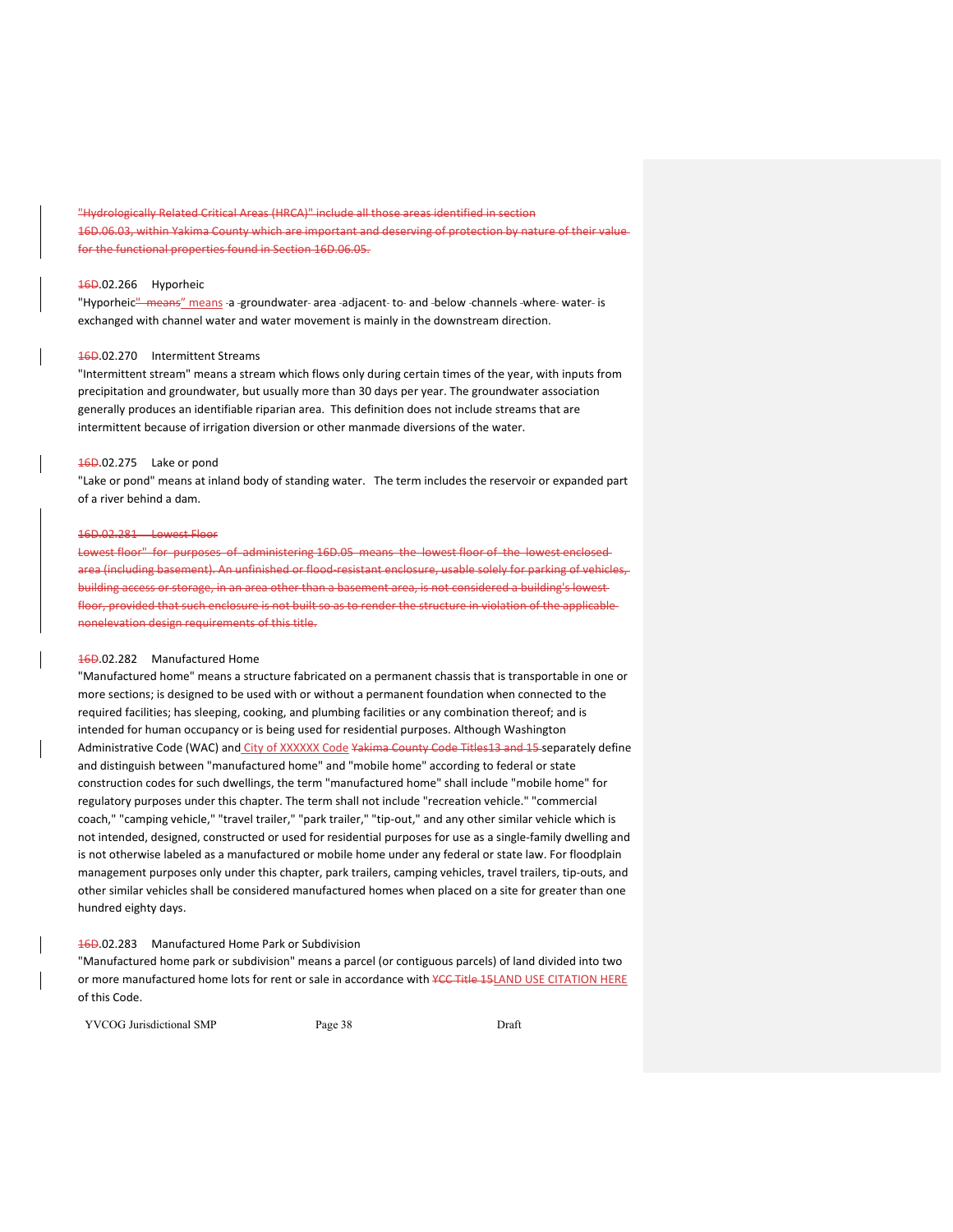"Hydrologically Related Critical Areas (HRCA)" include all those areas identified in section 16D.06.03, within Yakima County which are important and deserving of protection by nature of their value for the functional properties found in Section 16D.06.05.

16D.02.266 Hyporheic

"Hyporheic" means" means a groundwater area adjacent to and below channels where water is exchanged with channel water and water movement is mainly in the downstream direction.

16D.02.270 Intermittent Streams

"Intermittent stream" means a stream which flows only during certain times of the year, with inputs from precipitation and groundwater, but usually more than 30 days per year. The groundwater association generally produces an identifiable riparian area. This definition does not include streams that are intermittent because of irrigation diversion or other manmade diversions of the water.

16D.02.275 Lake or pond

"Lake or pond" means at inland body of standing water. The term includes the reservoir or expanded part of a river behind a dam.

16D.02.281 Lowest Floor

Lowest floor" for purposes of administering 16D.05 means the lowest floor of the lowest enclosed area (including basement). An unfinished or flood-resistant enclosure, usable solely for parking of vehicles, building access or storage, in an area other than a basement area, is not considered a building's lowest floor, provided that such enclosure is not built so as to render the structure in violation of the applicable nonelevation design requirements of this title.

16D.02.282 Manufactured Home

"Manufactured home" means a structure fabricated on a permanent chassis that is transportable in one or more sections; is designed to be used with or without a permanent foundation when connected to the required facilities; has sleeping, cooking, and plumbing facilities or any combination thereof; and is intended for human occupancy or is being used for residential purposes. Although Washington Administrative Code (WAC) and City of XXXXXX Code Yakima County Code Titles13 and 15 separately define and distinguish between "manufactured home" and "mobile home" according to federal or state construction codes for such dwellings, the term "manufactured home" shall include "mobile home" for regulatory purposes under this chapter. The term shall not include "recreation vehicle." "commercial coach," "camping vehicle," "travel trailer," "park trailer," "tip-out," and any other similar vehicle which is not intended, designed, constructed or used for residential purposes for use as a single-family dwelling and is not otherwise labeled as a manufactured or mobile home under any federal or state law. For floodplain management purposes only under this chapter, park trailers, camping vehicles, travel trailers, tip-outs, and other similar vehicles shall be considered manufactured homes when placed on a site for greater than one hundred eighty days.

16D.02.283 Manufactured Home Park or Subdivision

"Manufactured home park or subdivision" means a parcel (or contiguous parcels) of land divided into two or more manufactured home lots for rent or sale in accordance with YCC Title 15LAND USE CITATION HERE of this Code.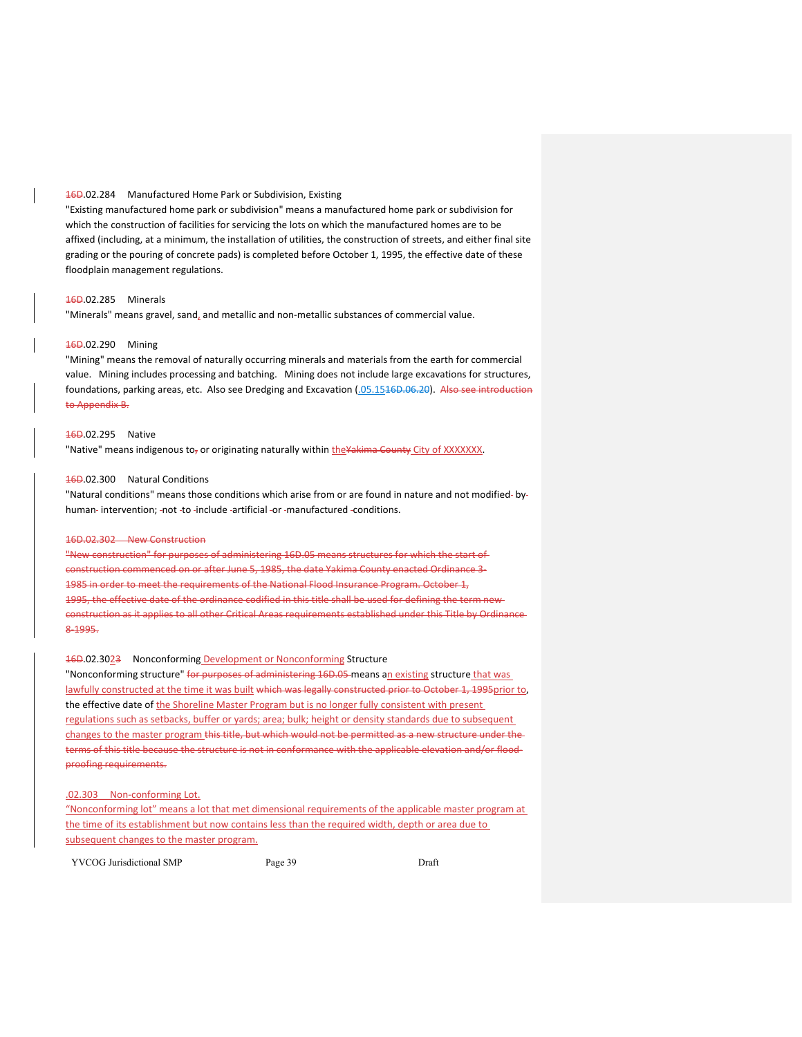16D.02.284 Manufactured Home Park or Subdivision, Existing

"Existing manufactured home park or subdivision" means a manufactured home park or subdivision for which the construction of facilities for servicing the lots on which the manufactured homes are to be affixed (including, at a minimum, the installation of utilities, the construction of streets, and either final site grading or the pouring of concrete pads) is completed before October 1, 1995, the effective date of these floodplain management regulations.

16D.02.285 Minerals

"Minerals" means gravel, sand, and metallic and non-metallic substances of commercial value.

16D.02.290 Mining

"Mining" means the removal of naturally occurring minerals and materials from the earth for commercial value. Mining includes processing and batching. Mining does not include large excavations for structures, foundations, parking areas, etc. Also see Dredging and Excavation (.05.1516D.06.20). Also see introduction to Appendix B.

16D.02.295 Native

"Native" means indigenous to, or originating naturally within theYakima County City of XXXXXXX.

16D.02.300 Natural Conditions

"Natural conditions" means those conditions which arise from or are found in nature and not modified by human intervention; not to include artificial or manufactured conditions.

16D.02.302 New Construction

"New construction" for purposes of administering 16D.05 means structures for which the start of construction commenced on or after June 5, 1985, the date Yakima County enacted Ordinance 3-1985 in order to meet the requirements of the National Flood Insurance Program. October 1, 1995, the effective date of the ordinance codified in this title shall be used for defining the term new construction as it applies to all other Critical Areas requirements established under this Title by Ordinance 8-1995.

16D.02.3023 Nonconforming Development or Nonconforming Structure

"Nonconforming structure" for purposes of administering 16D.05 means an existing structure that was lawfully constructed at the time it was built which was legally constructed prior to October 1, 1995prior to, the effective date of the Shoreline Master Program but is no longer fully consistent with present regulations such as setbacks, buffer or yards; area; bulk; height or density standards due to subsequent changes to the master program this title, but which would not be permitted as a new structure under the terms of this title because the structure is not in conformance with the applicable elevation and/or flood-proofing requirements.

.02.303 Non-conforming Lot.

"Nonconforming lot" means a lot that met dimensional requirements of the applicable master program at the time of its establishment but now contains less than the required width, depth or area due to subsequent changes to the master program.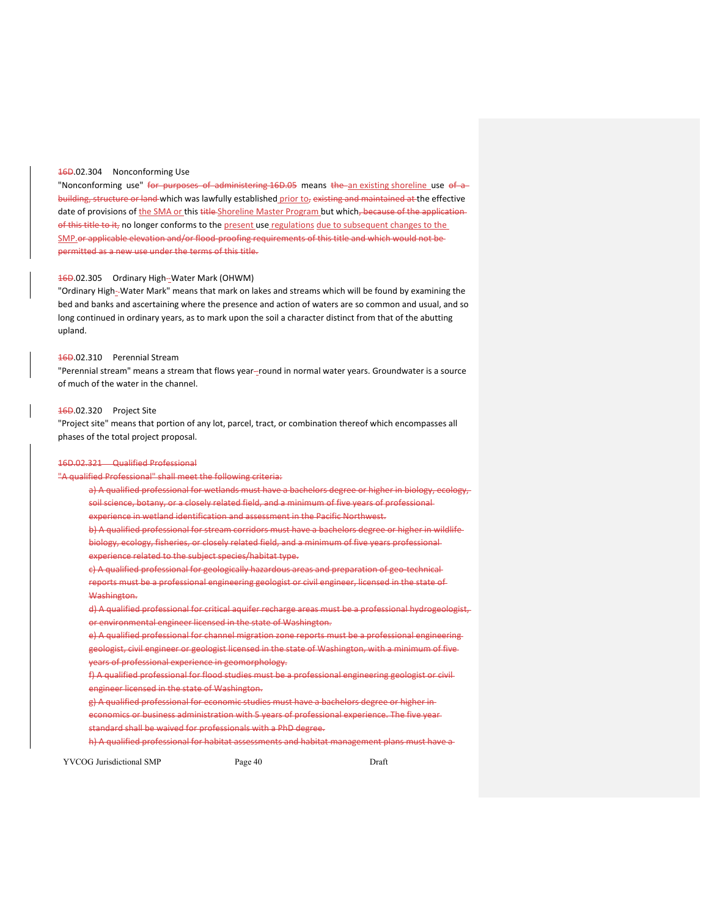16D.02.304 Nonconforming Use

"Nonconforming use" for purposes of administering 16D.05 means the an existing shoreline use of a building, structure or land which was lawfully established prior to, existing and maintained at the effective date of provisions of the SMA or this title Shoreline Master Program but which, because of the application of this title to it, no longer conforms to the present use regulations due to subsequent changes to the SMP. or applicable elevation and/or flood-proofing requirements of this title and which would not be permitted as a new use under the terms of this title.

16D.02.305 Ordinary High-Water Mark (OHWM)

"Ordinary High-Water Mark" means that mark on lakes and streams which will be found by examining the bed and banks and ascertaining where the presence and action of waters are so common and usual, and so long continued in ordinary years, as to mark upon the soil a character distinct from that of the abutting upland.

16D.02.310 Perennial Stream

"Perennial stream" means a stream that flows year-round in normal water years. Groundwater is a source of much of the water in the channel.

16D.02.320 Project Site

"Project site" means that portion of any lot, parcel, tract, or combination thereof which encompasses all phases of the total project proposal.

~~16D.02.321 Qualified Professional~~

~~"A qualified Professional" shall meet the following criteria:~~

~~a) A qualified professional for wetlands must have a bachelors degree or higher in biology, ecology, soil science, botany, or a closely related field, and a minimum of five years of professional experience in wetland identification and assessment in the Pacific Northwest.~~

~~b) A qualified professional for stream corridors must have a bachelors degree or higher in wildlife biology, ecology, fisheries, or closely related field, and a minimum of five years professional experience related to the subject species/habitat type.~~

~~c) A qualified professional for geologically hazardous areas and preparation of geo-technical reports must be a professional engineering geologist or civil engineer, licensed in the state of Washington.~~

~~d) A qualified professional for critical aquifer recharge areas must be a professional hydrogeologist, or environmental engineer licensed in the state of Washington.~~

~~e) A qualified professional for channel migration zone reports must be a professional engineering geologist, civil engineer or geologist licensed in the state of Washington, with a minimum of five years of professional experience in geomorphology.~~

~~f) A qualified professional for flood studies must be a professional engineering geologist or civil engineer licensed in the state of Washington.~~

~~g) A qualified professional for economic studies must have a bachelors degree or higher in economics or business administration with 5 years of professional experience. The five year standard shall be waived for professionals with a PhD degree.~~

~~h) A qualified professional for habitat assessments and habitat management plans must have a~~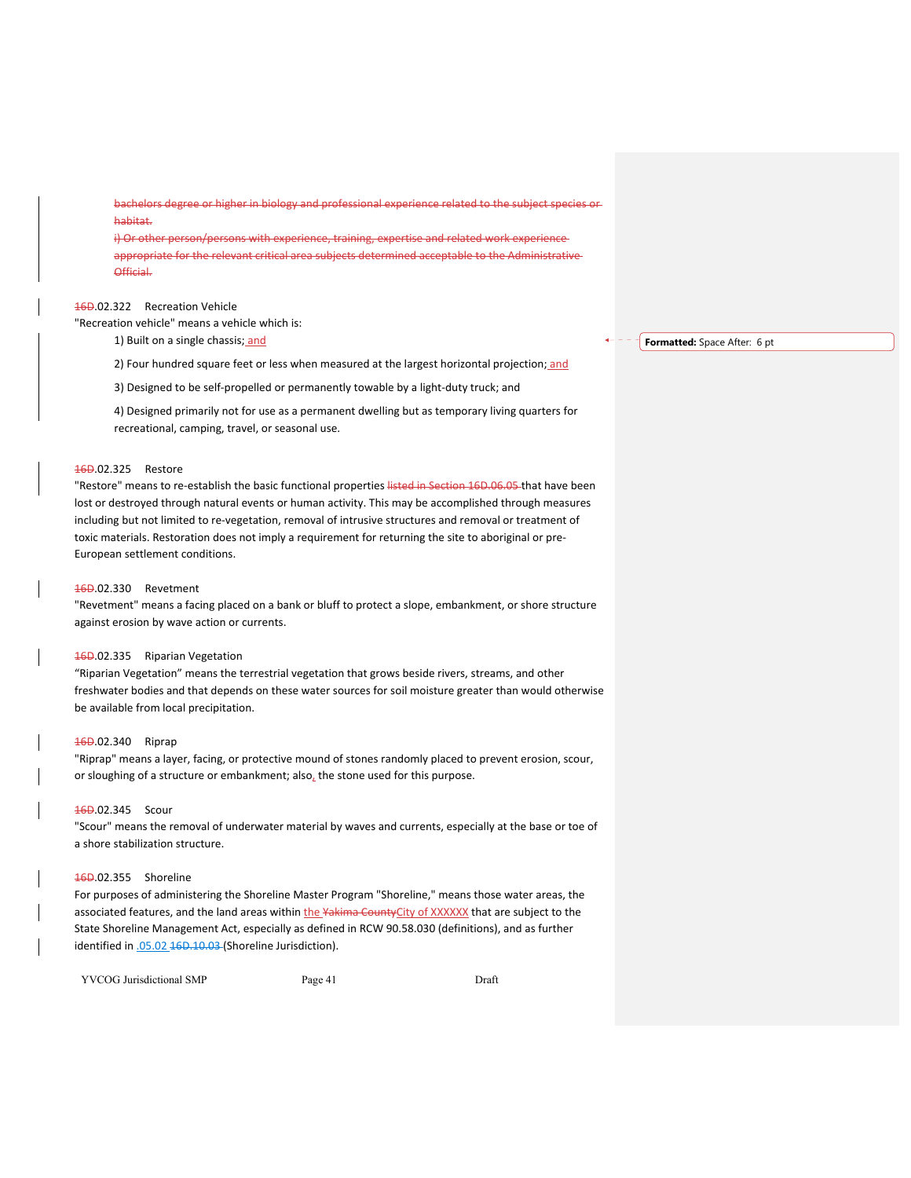~~bachelors degree or higher in biology and professional experience related to the subject species or habitat.~~

~~i) Or other person/persons with experience, training, expertise and related work experience appropriate for the relevant critical area subjects determined acceptable to the Administrative Official.~~

~~16~~D.02.322 Recreation Vehicle

"Recreation vehicle" means a vehicle which is:

1) Built on a single chassis; and

2) Four hundred square feet or less when measured at the largest horizontal projection; and

3) Designed to be self-propelled or permanently towable by a light-duty truck; and

4) Designed primarily not for use as a permanent dwelling but as temporary living quarters for recreational, camping, travel, or seasonal use.

~~16~~D.02.325 Restore

"Restore" means to re-establish the basic functional properties ~~listed in Section 16D.06.05~~ that have been lost or destroyed through natural events or human activity. This may be accomplished through measures including but not limited to re-vegetation, removal of intrusive structures and removal or treatment of toxic materials. Restoration does not imply a requirement for returning the site to aboriginal or pre-European settlement conditions.

~~16~~D.02.330 Revetment

"Revetment" means a facing placed on a bank or bluff to protect a slope, embankment, or shore structure against erosion by wave action or currents.

~~16~~D.02.335 Riparian Vegetation

"Riparian Vegetation" means the terrestrial vegetation that grows beside rivers, streams, and other freshwater bodies and that depends on these water sources for soil moisture greater than would otherwise be available from local precipitation.

~~16~~D.02.340 Riprap

"Riprap" means a layer, facing, or protective mound of stones randomly placed to prevent erosion, scour, or sloughing of a structure or embankment; also, the stone used for this purpose.

~~16~~D.02.345 Scour

"Scour" means the removal of underwater material by waves and currents, especially at the base or toe of a shore stabilization structure.

~~16~~D.02.355 Shoreline

For purposes of administering the Shoreline Master Program "Shoreline," means those water areas, the associated features, and the land areas within the ~~Yakima County~~City of XXXXXX that are subject to the State Shoreline Management Act, especially as defined in RCW 90.58.030 (definitions), and as further identified in .05.02 ~~16D.10.03~~ (Shoreline Jurisdiction).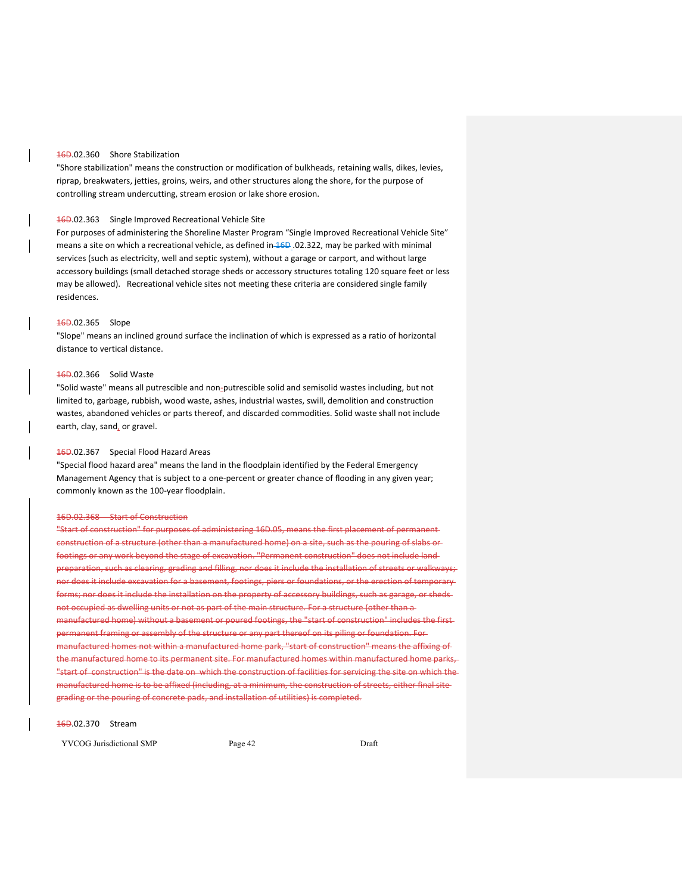16D.02.360 Shore Stabilization

"Shore stabilization" means the construction or modification of bulkheads, retaining walls, dikes, levies, riprap, breakwaters, jetties, groins, weirs, and other structures along the shore, for the purpose of controlling stream undercutting, stream erosion or lake shore erosion.

16D.02.363 Single Improved Recreational Vehicle Site

For purposes of administering the Shoreline Master Program "Single Improved Recreational Vehicle Site" means a site on which a recreational vehicle, as defined in 16D .02.322, may be parked with minimal services (such as electricity, well and septic system), without a garage or carport, and without large accessory buildings (small detached storage sheds or accessory structures totaling 120 square feet or less may be allowed). Recreational vehicle sites not meeting these criteria are considered single family residences.

16D.02.365 Slope

"Slope" means an inclined ground surface the inclination of which is expressed as a ratio of horizontal distance to vertical distance.

16D.02.366 Solid Waste

"Solid waste" means all putrescible and non-putrescible solid and semisolid wastes including, but not limited to, garbage, rubbish, wood waste, ashes, industrial wastes, swill, demolition and construction wastes, abandoned vehicles or parts thereof, and discarded commodities. Solid waste shall not include earth, clay, sand, or gravel.

16D.02.367 Special Flood Hazard Areas

"Special flood hazard area" means the land in the floodplain identified by the Federal Emergency Management Agency that is subject to a one-percent or greater chance of flooding in any given year; commonly known as the 100-year floodplain.

~~16D.02.368 Start of Construction~~

~~"Start of construction" for purposes of administering 16D.05, means the first placement of permanent construction of a structure (other than a manufactured home) on a site, such as the pouring of slabs or footings or any work beyond the stage of excavation. "Permanent construction" does not include land preparation, such as clearing, grading and filling, nor does it include the installation of streets or walkways; nor does it include excavation for a basement, footings, piers or foundations, or the erection of temporary forms; nor does it include the installation on the property of accessory buildings, such as garage, or sheds not occupied as dwelling units or not as part of the main structure. For a structure (other than a manufactured home) without a basement or poured footings, the "start of construction" includes the first permanent framing or assembly of the structure or any part thereof on its piling or foundation. For manufactured homes not within a manufactured home park, "start of construction" means the affixing of the manufactured home to its permanent site. For manufactured homes within manufactured home parks, "start of construction" is the date on which the construction of facilities for servicing the site on which the manufactured home is to be affixed (including, at a minimum, the construction of streets, either final site grading or the pouring of concrete pads, and installation of utilities) is completed.~~

16D.02.370 Stream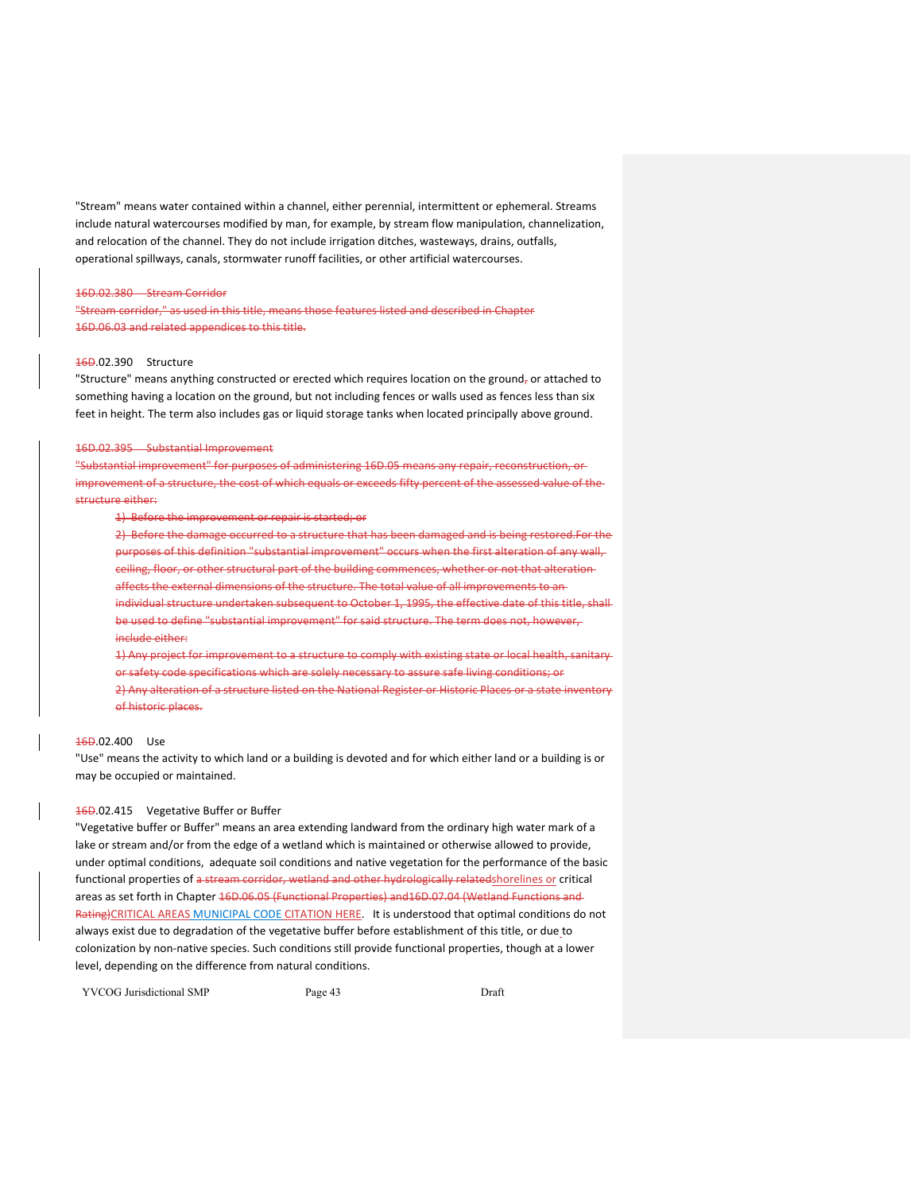"Stream" means water contained within a channel, either perennial, intermittent or ephemeral. Streams include natural watercourses modified by man, for example, by stream flow manipulation, channelization, and relocation of the channel. They do not include irrigation ditches, wasteways, drains, outfalls, operational spillways, canals, stormwater runoff facilities, or other artificial watercourses.

~~16D.02.380 Stream Corridor~~

~~"Stream corridor," as used in this title, means those features listed and described in Chapter 16D.06.03 and related appendices to this title.~~

~~16D~~.02.390 Structure

"Structure" means anything constructed or erected which requires location on the ground~~,~~ or attached to something having a location on the ground, but not including fences or walls used as fences less than six feet in height. The term also includes gas or liquid storage tanks when located principally above ground.

~~16D.02.395 Substantial Improvement~~

~~"Substantial improvement" for purposes of administering 16D.05 means any repair, reconstruction, or improvement of a structure, the cost of which equals or exceeds fifty percent of the assessed value of the structure either:~~

~~1) Before the improvement or repair is started; or~~

~~2) Before the damage occurred to a structure that has been damaged and is being restored.For the purposes of this definition "substantial improvement" occurs when the first alteration of any wall, ceiling, floor, or other structural part of the building commences, whether or not that alteration affects the external dimensions of the structure. The total value of all improvements to an individual structure undertaken subsequent to October 1, 1995, the effective date of this title, shall be used to define "substantial improvement" for said structure. The term does not, however, include either:~~

~~1) Any project for improvement to a structure to comply with existing state or local health, sanitary or safety code specifications which are solely necessary to assure safe living conditions; or~~

~~2) Any alteration of a structure listed on the National Register or Historic Places or a state inventory of historic places.~~

~~16D~~.02.400 Use

"Use" means the activity to which land or a building is devoted and for which either land or a building is or may be occupied or maintained.

~~16D~~.02.415 Vegetative Buffer or Buffer

"Vegetative buffer or Buffer" means an area extending landward from the ordinary high water mark of a lake or stream and/or from the edge of a wetland which is maintained or otherwise allowed to provide, under optimal conditions, adequate soil conditions and native vegetation for the performance of the basic functional properties of ~~a stream corridor, wetland and other hydrologically related~~shorelines or critical areas as set forth in Chapter ~~16D.06.05 (Functional Properties) and16D.07.04 (Wetland Functions and Rating)~~CRITICAL AREAS MUNICIPAL CODE CITATION HERE. It is understood that optimal conditions do not always exist due to degradation of the vegetative buffer before establishment of this title, or due to colonization by non-native species. Such conditions still provide functional properties, though at a lower level, depending on the difference from natural conditions.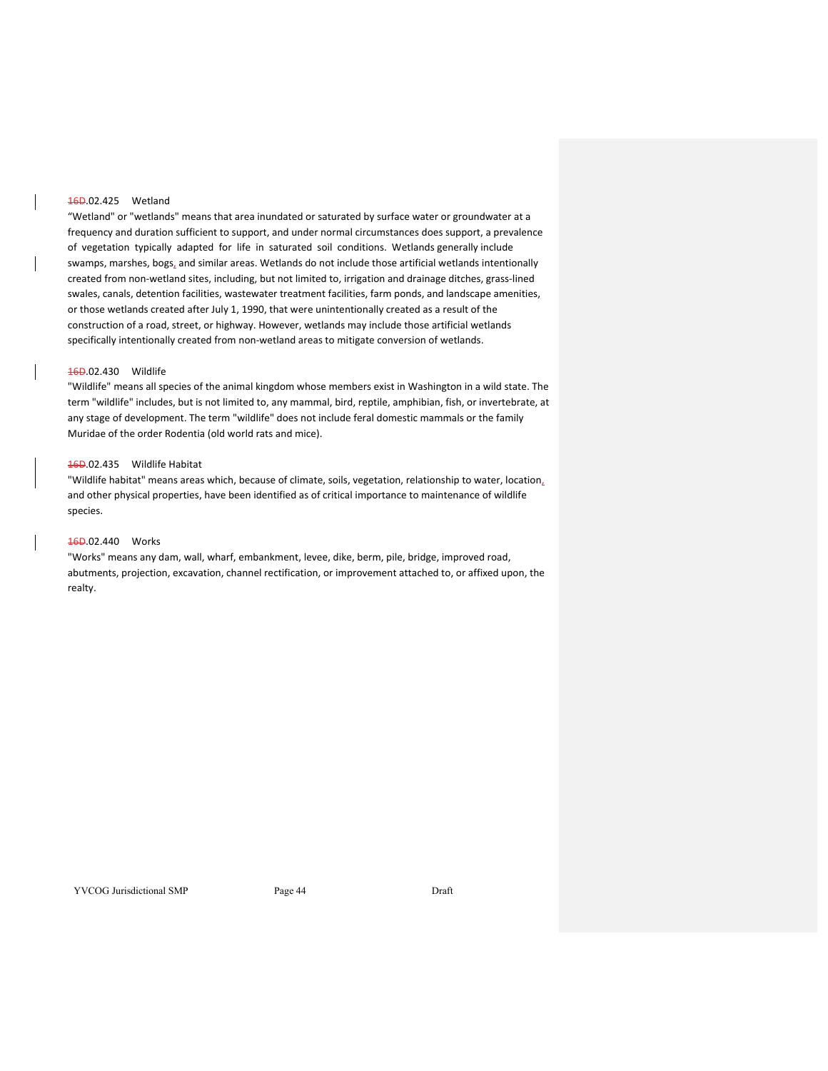### ~~16~~D.02.425 Wetland

"Wetland" or "wetlands" means that area inundated or saturated by surface water or groundwater at a frequency and duration sufficient to support, and under normal circumstances does support, a prevalence of vegetation typically adapted for life in saturated soil conditions. Wetlands generally include swamps, marshes, bogs, and similar areas. Wetlands do not include those artificial wetlands intentionally created from non-wetland sites, including, but not limited to, irrigation and drainage ditches, grass-lined swales, canals, detention facilities, wastewater treatment facilities, farm ponds, and landscape amenities, or those wetlands created after July 1, 1990, that were unintentionally created as a result of the construction of a road, street, or highway. However, wetlands may include those artificial wetlands specifically intentionally created from non-wetland areas to mitigate conversion of wetlands.

### ~~16~~D.02.430 Wildlife

"Wildlife" means all species of the animal kingdom whose members exist in Washington in a wild state. The term "wildlife" includes, but is not limited to, any mammal, bird, reptile, amphibian, fish, or invertebrate, at any stage of development. The term "wildlife" does not include feral domestic mammals or the family Muridae of the order Rodentia (old world rats and mice).

### ~~16~~D.02.435 Wildlife Habitat

"Wildlife habitat" means areas which, because of climate, soils, vegetation, relationship to water, location, and other physical properties, have been identified as of critical importance to maintenance of wildlife species.

### ~~16~~D.02.440 Works

"Works" means any dam, wall, wharf, embankment, levee, dike, berm, pile, bridge, improved road, abutments, projection, excavation, channel rectification, or improvement attached to, or affixed upon, the realty.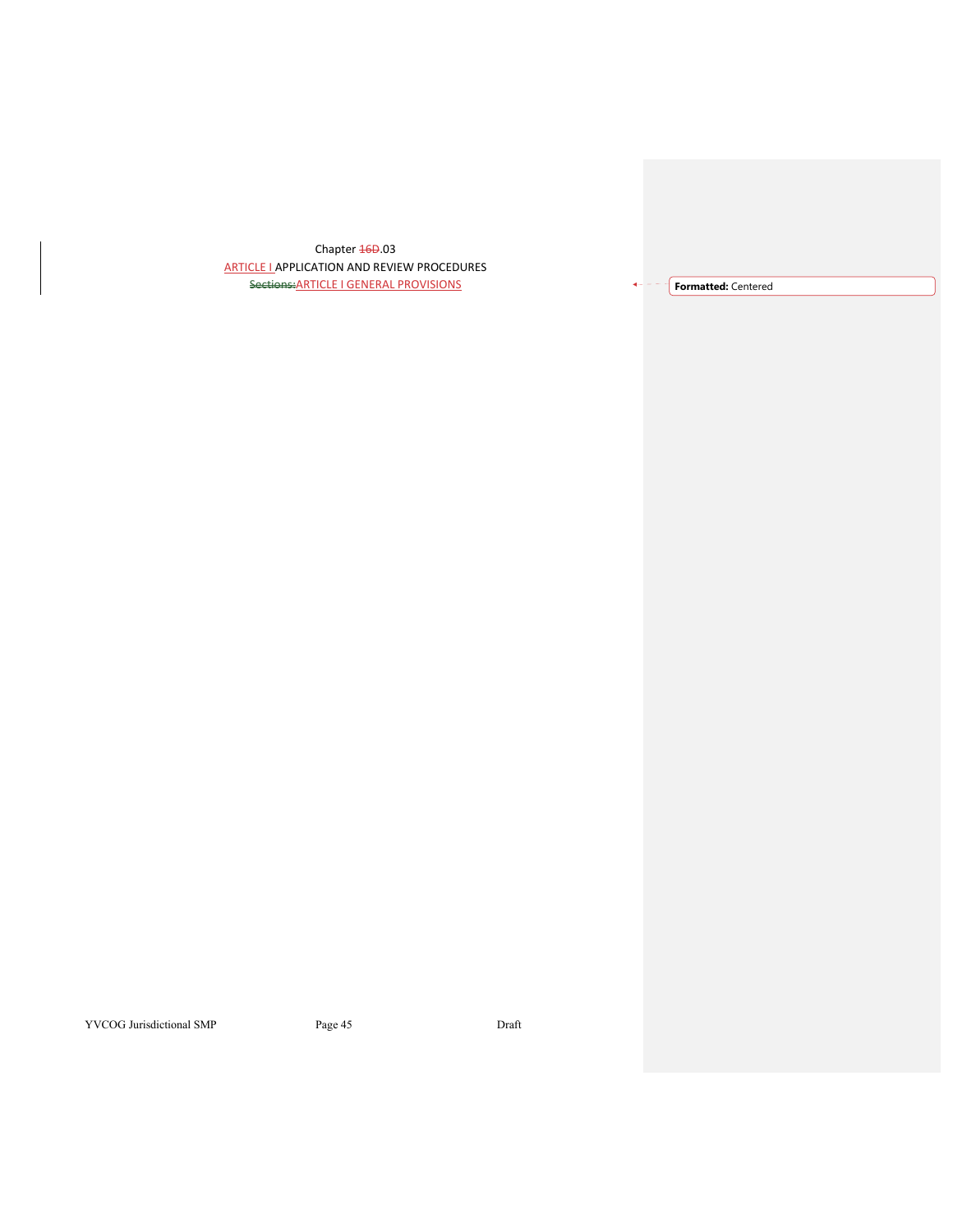Chapter ~~16D~~.03

ARTICLE I APPLICATION AND REVIEW PROCEDURES

~~Sections:~~ARTICLE I GENERAL PROVISIONS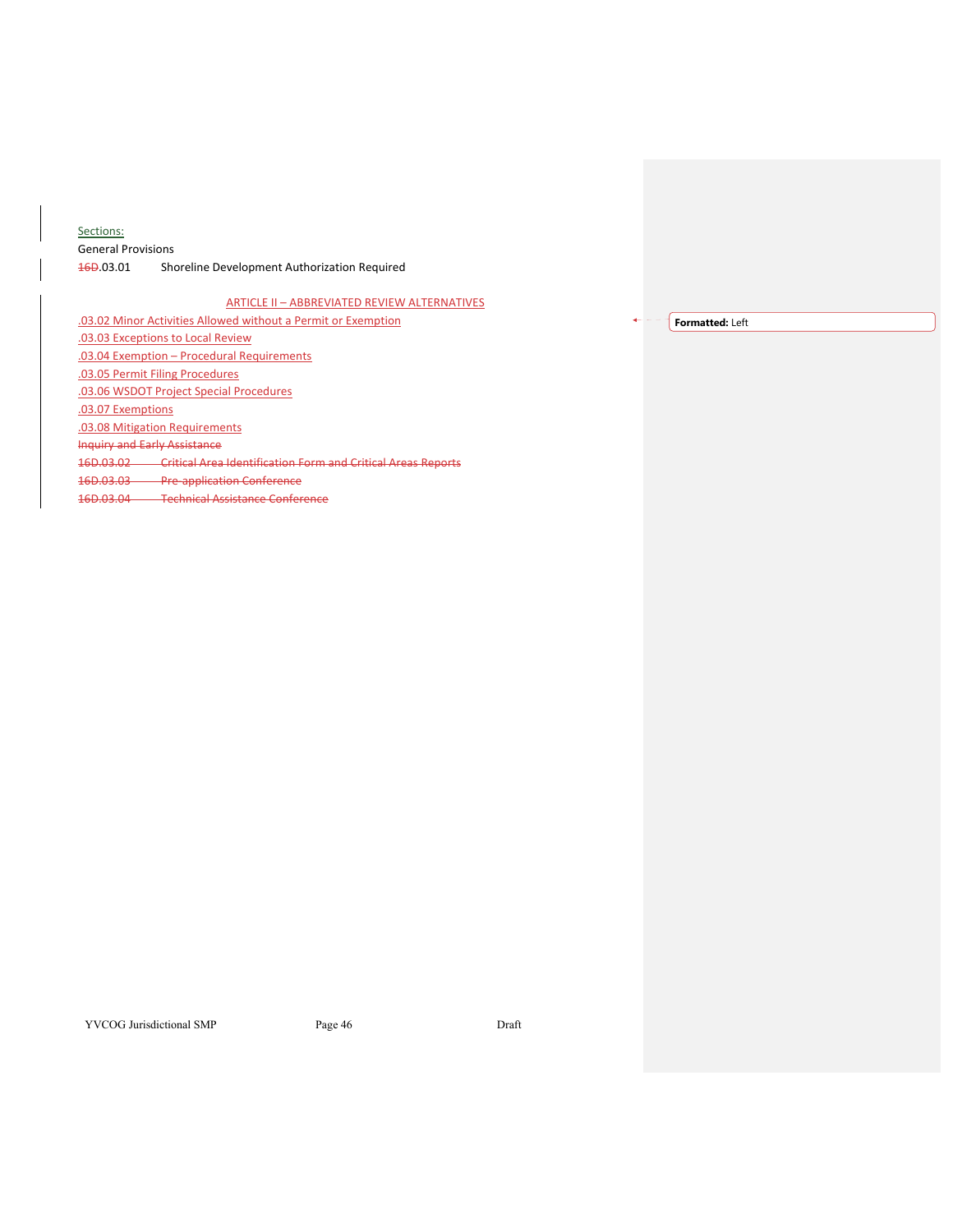Sections:

General Provisions

~~16D~~.03.01 Shoreline Development Authorization Required

ARTICLE II – ABBREVIATED REVIEW ALTERNATIVES

.03.02 Minor Activities Allowed without a Permit or Exemption

.03.03 Exceptions to Local Review

.03.04 Exemption – Procedural Requirements

.03.05 Permit Filing Procedures

.03.06 WSDOT Project Special Procedures

.03.07 Exemptions

.03.08 Mitigation Requirements

~~Inquiry and Early Assistance~~

~~16D.03.02 Critical Area Identification Form and Critical Areas Reports~~

~~16D.03.03 Pre-application Conference~~

~~16D.03.04 Technical Assistance Conference~~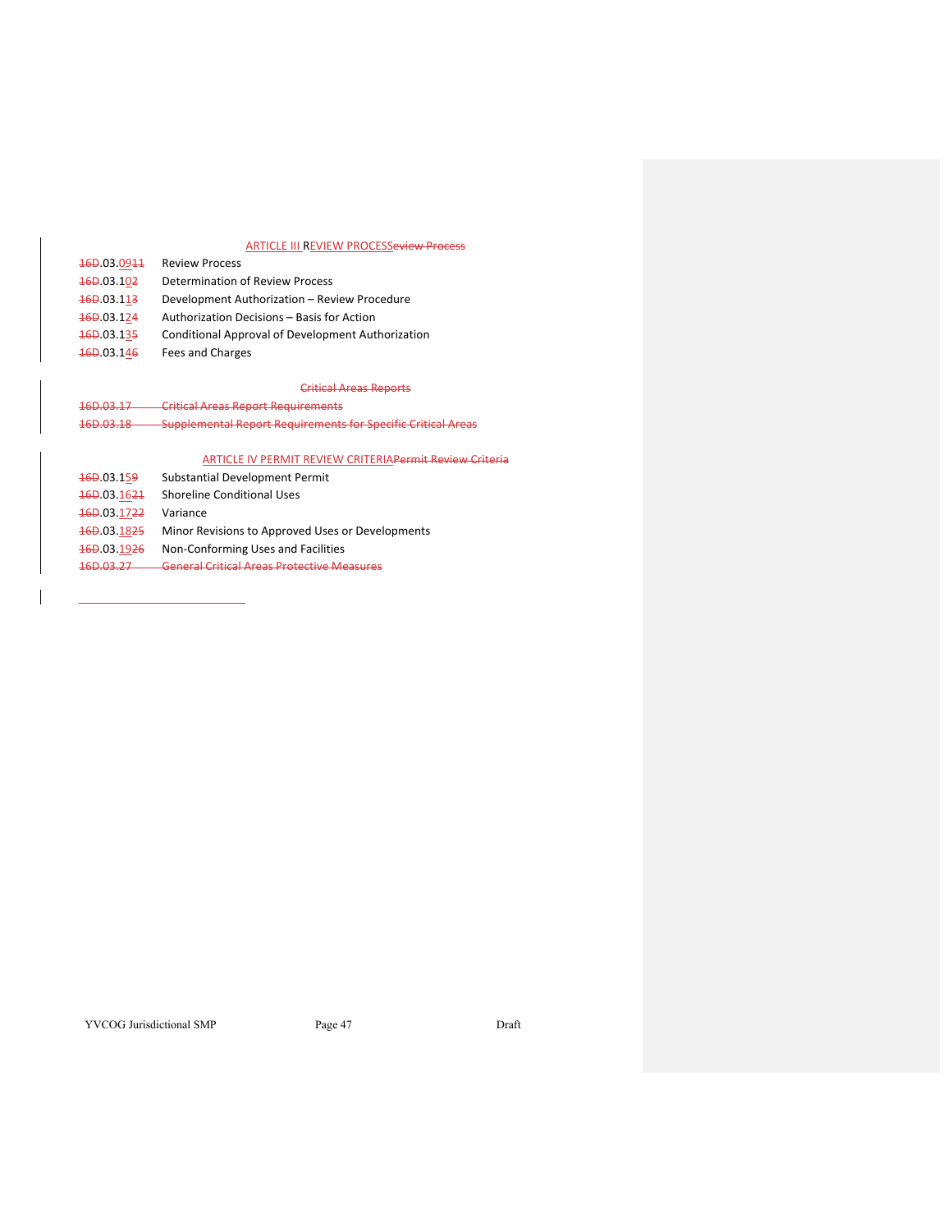## ARTICLE III REVIEW PROCESS~~eview Process~~

| | |
|---|---|
| ~~16~~D.03.09~~11~~ | Review Process |
| ~~16~~D.03.10~~2~~ | Determination of Review Process |
| ~~16~~D.03.11~~3~~ | Development Authorization – Review Procedure |
| ~~16~~D.03.12~~4~~ | Authorization Decisions – Basis for Action |
| ~~16~~D.03.13~~5~~ | Conditional Approval of Development Authorization |
| ~~16~~D.03.14~~6~~ | Fees and Charges |

~~Critical Areas Reports~~

| | |
|---|---|
| ~~16D.03.17~~ | ~~Critical Areas Report Requirements~~ |
| ~~16D.03.18~~ | ~~Supplemental Report Requirements for Specific Critical Areas~~ |

## ARTICLE IV PERMIT REVIEW CRITERIA~~Permit Review Criteria~~

| | |
|---|---|
| ~~16~~D.03.15~~9~~ | Substantial Development Permit |
| ~~16~~D.03.16~~21~~ | Shoreline Conditional Uses |
| ~~16~~D.03.17~~22~~ | Variance |
| ~~16~~D.03.18~~25~~ | Minor Revisions to Approved Uses or Developments |
| ~~16~~D.03.19~~26~~ | Non-Conforming Uses and Facilities |
| ~~16D.03.27~~ | ~~General Critical Areas Protective Measures~~ |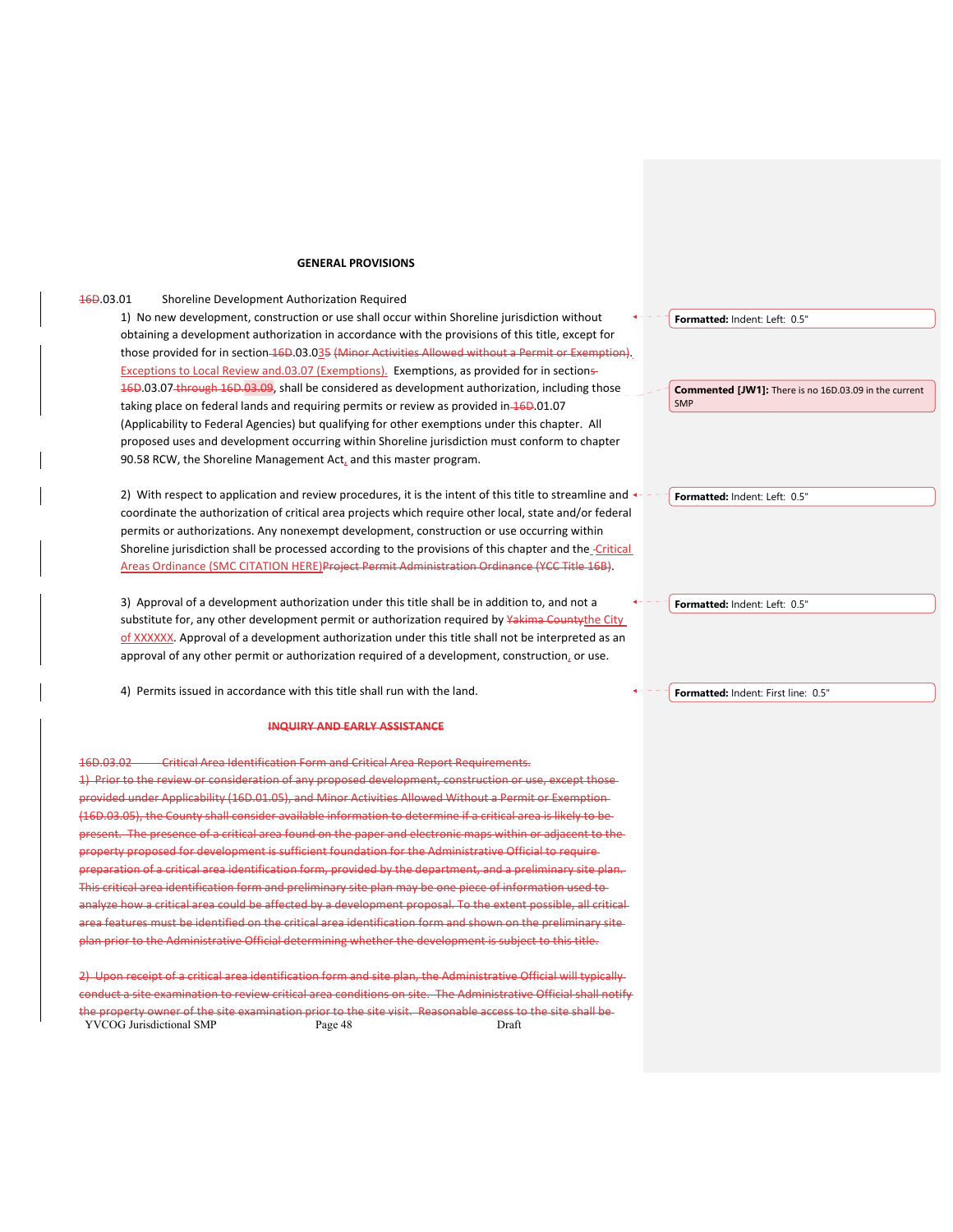**GENERAL PROVISIONS**

16D.03.01 Shoreline Development Authorization Required

1) No new development, construction or use shall occur within Shoreline jurisdiction without obtaining a development authorization in accordance with the provisions of this title, except for those provided for in section 16D.03.035 (Minor Activities Allowed without a Permit or Exemption). Exceptions to Local Review and.03.07 (Exemptions). Exemptions, as provided for in sections 16D.03.07 through 16D.03.09, shall be considered as development authorization, including those taking place on federal lands and requiring permits or review as provided in 16D.01.07 (Applicability to Federal Agencies) but qualifying for other exemptions under this chapter. All proposed uses and development occurring within Shoreline jurisdiction must conform to chapter 90.58 RCW, the Shoreline Management Act, and this master program.

2) With respect to application and review procedures, it is the intent of this title to streamline and coordinate the authorization of critical area projects which require other local, state and/or federal permits or authorizations. Any nonexempt development, construction or use occurring within Shoreline jurisdiction shall be processed according to the provisions of this chapter and the Critical Areas Ordinance (SMC CITATION HERE)Project Permit Administration Ordinance (YCC Title 16B).

3) Approval of a development authorization under this title shall be in addition to, and not a substitute for, any other development permit or authorization required by Yakima Countythe City of XXXXXX. Approval of a development authorization under this title shall not be interpreted as an approval of any other permit or authorization required of a development, construction, or use.

4) Permits issued in accordance with this title shall run with the land.

**INQUIRY AND EARLY ASSISTANCE**

16D.03.02 Critical Area Identification Form and Critical Area Report Requirements.

1) Prior to the review or consideration of any proposed development, construction or use, except those provided under Applicability (16D.01.05), and Minor Activities Allowed Without a Permit or Exemption (16D.03.05), the County shall consider available information to determine if a critical area is likely to be present. The presence of a critical area found on the paper and electronic maps within or adjacent to the property proposed for development is sufficient foundation for the Administrative Official to require preparation of a critical area identification form, provided by the department, and a preliminary site plan. This critical area identification form and preliminary site plan may be one piece of information used to analyze how a critical area could be affected by a development proposal. To the extent possible, all critical area features must be identified on the critical area identification form and shown on the preliminary site plan prior to the Administrative Official determining whether the development is subject to this title.

2) Upon receipt of a critical area identification form and site plan, the Administrative Official will typically conduct a site examination to review critical area conditions on site. The Administrative Official shall notify the property owner of the site examination prior to the site visit. Reasonable access to the site shall be

Formatted: Indent: Left: 0.5"

Commented [JW1]: There is no 16D.03.09 in the current SMP

Formatted: Indent: Left: 0.5"

Formatted: Indent: Left: 0.5"

Formatted: Indent: First line: 0.5"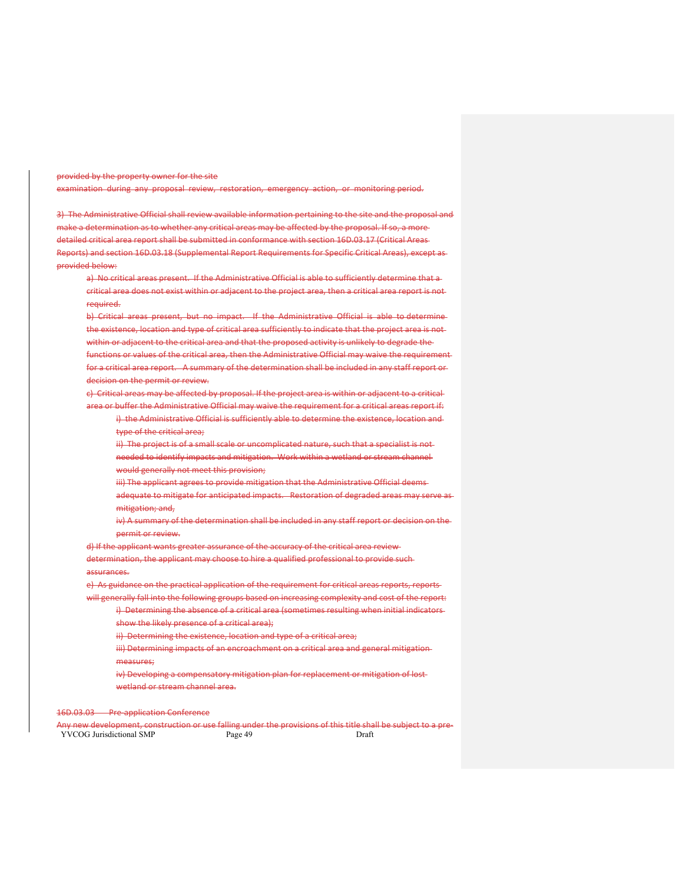provided by the property owner for the site examination during any proposal review, restoration, emergency action, or monitoring period.

3) The Administrative Official shall review available information pertaining to the site and the proposal and make a determination as to whether any critical areas may be affected by the proposal. If so, a more detailed critical area report shall be submitted in conformance with section 16D.03.17 (Critical Areas Reports) and section 16D.03.18 (Supplemental Report Requirements for Specific Critical Areas), except as provided below:

a) No critical areas present. If the Administrative Official is able to sufficiently determine that a critical area does not exist within or adjacent to the project area, then a critical area report is not required.

b) Critical areas present, but no impact. If the Administrative Official is able to determine the existence, location and type of critical area sufficiently to indicate that the project area is not within or adjacent to the critical area and that the proposed activity is unlikely to degrade the functions or values of the critical area, then the Administrative Official may waive the requirement for a critical area report. A summary of the determination shall be included in any staff report or decision on the permit or review.

c) Critical areas may be affected by proposal. If the project area is within or adjacent to a critical area or buffer the Administrative Official may waive the requirement for a critical areas report if:

i) the Administrative Official is sufficiently able to determine the existence, location and type of the critical area;

ii) The project is of a small scale or uncomplicated nature, such that a specialist is not needed to identify impacts and mitigation. Work within a wetland or stream channel would generally not meet this provision;

iii) The applicant agrees to provide mitigation that the Administrative Official deems adequate to mitigate for anticipated impacts. Restoration of degraded areas may serve as mitigation; and,

iv) A summary of the determination shall be included in any staff report or decision on the permit or review.

d) If the applicant wants greater assurance of the accuracy of the critical area review determination, the applicant may choose to hire a qualified professional to provide such assurances.

e) As guidance on the practical application of the requirement for critical areas reports, reports will generally fall into the following groups based on increasing complexity and cost of the report:

i) Determining the absence of a critical area (sometimes resulting when initial indicators show the likely presence of a critical area);

ii) Determining the existence, location and type of a critical area;

iii) Determining impacts of an encroachment on a critical area and general mitigation measures;

iv) Developing a compensatory mitigation plan for replacement or mitigation of lost wetland or stream channel area.

16D.03.03 Pre-application Conference

Any new development, construction or use falling under the provisions of this title shall be subject to a pre-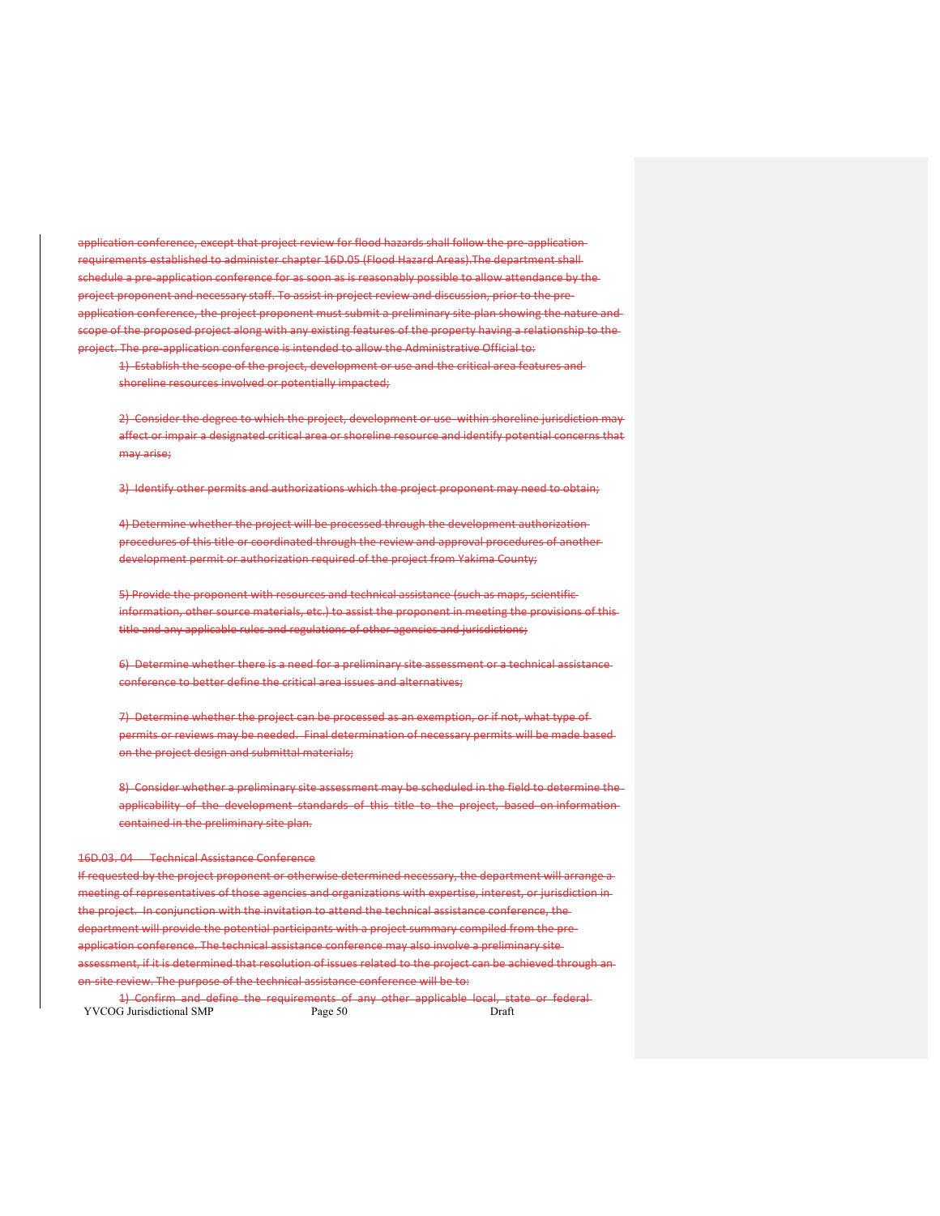application conference, except that project review for flood hazards shall follow the pre-application requirements established to administer chapter 16D.05 (Flood Hazard Areas).The department shall schedule a pre-application conference for as soon as is reasonably possible to allow attendance by the project proponent and necessary staff. To assist in project review and discussion, prior to the pre-application conference, the project proponent must submit a preliminary site plan showing the nature and scope of the proposed project along with any existing features of the property having a relationship to the project. The pre-application conference is intended to allow the Administrative Official to:

1) Establish the scope of the project, development or use and the critical area features and shoreline resources involved or potentially impacted;

2) Consider the degree to which the project, development or use within shoreline jurisdiction may affect or impair a designated critical area or shoreline resource and identify potential concerns that may arise;

3) Identify other permits and authorizations which the project proponent may need to obtain;

4) Determine whether the project will be processed through the development authorization procedures of this title or coordinated through the review and approval procedures of another development permit or authorization required of the project from Yakima County;

5) Provide the proponent with resources and technical assistance (such as maps, scientific information, other source materials, etc.) to assist the proponent in meeting the provisions of this title and any applicable rules and regulations of other agencies and jurisdictions;

6) Determine whether there is a need for a preliminary site assessment or a technical assistance conference to better define the critical area issues and alternatives;

7) Determine whether the project can be processed as an exemption, or if not, what type of permits or reviews may be needed. Final determination of necessary permits will be made based on the project design and submittal materials;

8) Consider whether a preliminary site assessment may be scheduled in the field to determine the applicability of the development standards of this title to the project, based on information contained in the preliminary site plan.

16D.03. 04 Technical Assistance Conference

If requested by the project proponent or otherwise determined necessary, the department will arrange a meeting of representatives of those agencies and organizations with expertise, interest, or jurisdiction in the project. In conjunction with the invitation to attend the technical assistance conference, the department will provide the potential participants with a project summary compiled from the pre-application conference. The technical assistance conference may also involve a preliminary site assessment, if it is determined that resolution of issues related to the project can be achieved through an on-site review. The purpose of the technical assistance conference will be to:

1) Confirm and define the requirements of any other applicable local, state or federal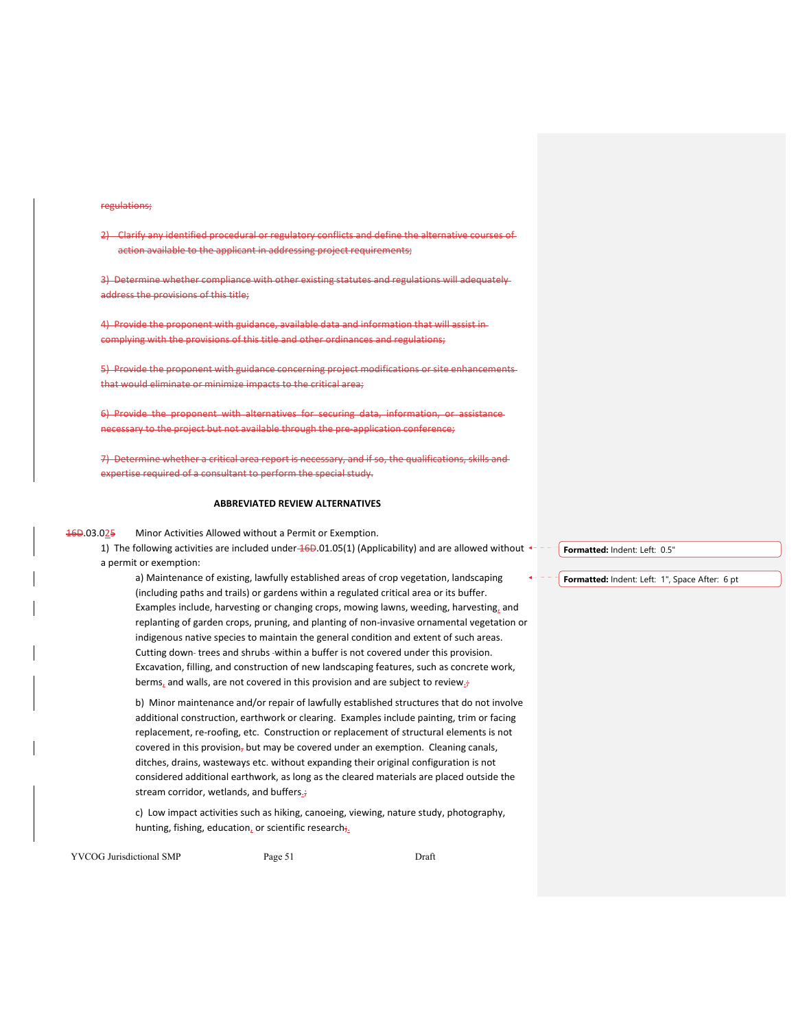regulations;

2) Clarify any identified procedural or regulatory conflicts and define the alternative courses of action available to the applicant in addressing project requirements;

3) Determine whether compliance with other existing statutes and regulations will adequately address the provisions of this title;

4) Provide the proponent with guidance, available data and information that will assist in complying with the provisions of this title and other ordinances and regulations;

5) Provide the proponent with guidance concerning project modifications or site enhancements that would eliminate or minimize impacts to the critical area;

6) Provide the proponent with alternatives for securing data, information, or assistance necessary to the project but not available through the pre-application conference;

7) Determine whether a critical area report is necessary, and if so, the qualifications, skills and expertise required of a consultant to perform the special study.

**ABBREVIATED REVIEW ALTERNATIVES**

16D.03.025 Minor Activities Allowed without a Permit or Exemption.

1) The following activities are included under 16D.01.05(1) (Applicability) and are allowed without a permit or exemption:

a) Maintenance of existing, lawfully established areas of crop vegetation, landscaping (including paths and trails) or gardens within a regulated critical area or its buffer. Examples include, harvesting or changing crops, mowing lawns, weeding, harvesting, and replanting of garden crops, pruning, and planting of non-invasive ornamental vegetation or indigenous native species to maintain the general condition and extent of such areas. Cutting down trees and shrubs within a buffer is not covered under this provision. Excavation, filling, and construction of new landscaping features, such as concrete work, berms, and walls, are not covered in this provision and are subject to review.;

b) Minor maintenance and/or repair of lawfully established structures that do not involve additional construction, earthwork or clearing. Examples include painting, trim or facing replacement, re-roofing, etc. Construction or replacement of structural elements is not covered in this provision, but may be covered under an exemption. Cleaning canals, ditches, drains, wasteways etc. without expanding their original configuration is not considered additional earthwork, as long as the cleared materials are placed outside the stream corridor, wetlands, and buffers.;

c) Low impact activities such as hiking, canoeing, viewing, nature study, photography, hunting, fishing, education, or scientific research;.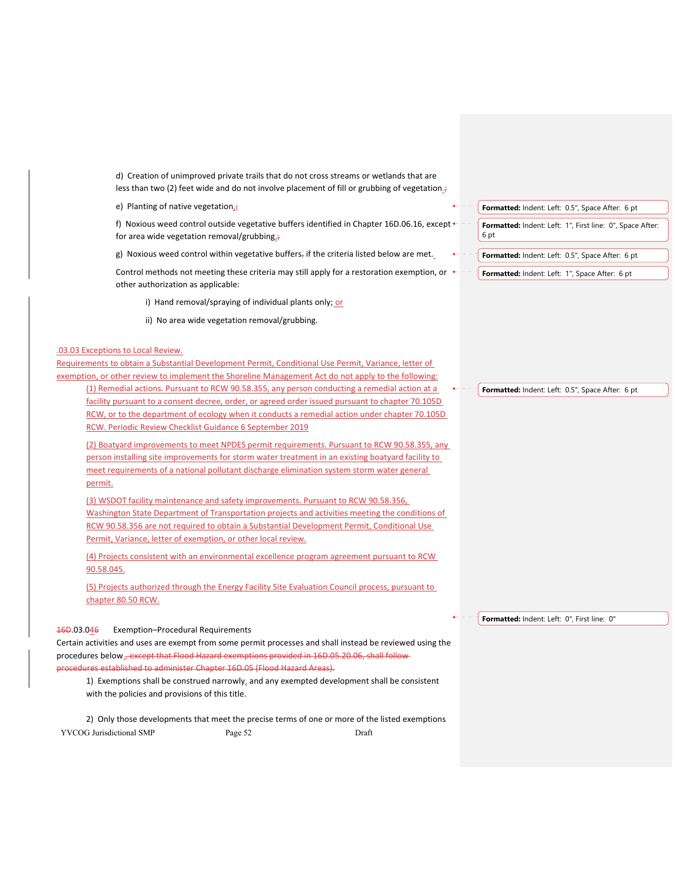d) Creation of unimproved private trails that do not cross streams or wetlands that are less than two (2) feet wide and do not involve placement of fill or grubbing of vegetation.;

e) Planting of native vegetation.;

f) Noxious weed control outside vegetative buffers identified in Chapter 16D.06.16, except for area wide vegetation removal/grubbing.;

g) Noxious weed control within vegetative buffers, if the criteria listed below are met.

Control methods not meeting these criteria may still apply for a restoration exemption, or other authorization as applicable:

i) Hand removal/spraying of individual plants only; or

ii) No area wide vegetation removal/grubbing.

.03.03 Exceptions to Local Review.

Requirements to obtain a Substantial Development Permit, Conditional Use Permit, Variance, letter of exemption, or other review to implement the Shoreline Management Act do not apply to the following:

(1) Remedial actions. Pursuant to RCW 90.58.355, any person conducting a remedial action at a facility pursuant to a consent decree, order, or agreed order issued pursuant to chapter 70.105D RCW, or to the department of ecology when it conducts a remedial action under chapter 70.105D RCW. Periodic Review Checklist Guidance 6 September 2019

(2) Boatyard improvements to meet NPDES permit requirements. Pursuant to RCW 90.58.355, any person installing site improvements for storm water treatment in an existing boatyard facility to meet requirements of a national pollutant discharge elimination system storm water general permit.

(3) WSDOT facility maintenance and safety improvements. Pursuant to RCW 90.58.356, Washington State Department of Transportation projects and activities meeting the conditions of RCW 90.58.356 are not required to obtain a Substantial Development Permit, Conditional Use Permit, Variance, letter of exemption, or other local review.

(4) Projects consistent with an environmental excellence program agreement pursuant to RCW 90.58.045.

(5) Projects authorized through the Energy Facility Site Evaluation Council process, pursuant to chapter 80.50 RCW.

16D.03.046 Exemption–Procedural Requirements

Certain activities and uses are exempt from some permit processes and shall instead be reviewed using the procedures below., except that Flood Hazard exemptions provided in 16D.05.20.06, shall follow procedures established to administer Chapter 16D.05 (Flood Hazard Areas).

1) Exemptions shall be construed narrowly, and any exempted development shall be consistent with the policies and provisions of this title.

2) Only those developments that meet the precise terms of one or more of the listed exemptions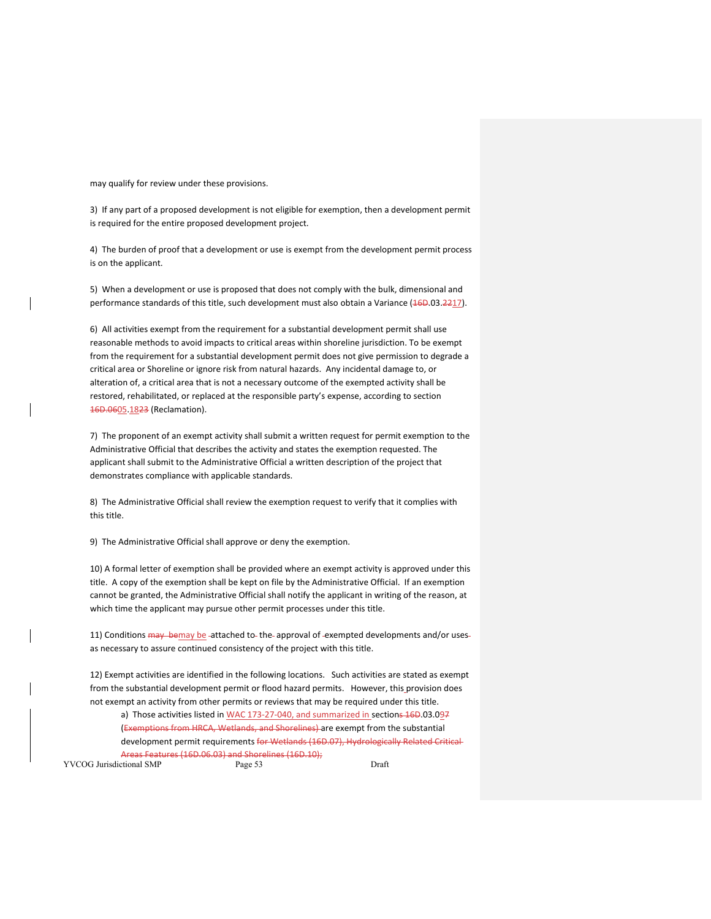may qualify for review under these provisions.

3) If any part of a proposed development is not eligible for exemption, then a development permit is required for the entire proposed development project.

4) The burden of proof that a development or use is exempt from the development permit process is on the applicant.

5) When a development or use is proposed that does not comply with the bulk, dimensional and performance standards of this title, such development must also obtain a Variance (~~16D~~.03.~~22~~17).

6) All activities exempt from the requirement for a substantial development permit shall use reasonable methods to avoid impacts to critical areas within shoreline jurisdiction. To be exempt from the requirement for a substantial development permit does not give permission to degrade a critical area or Shoreline or ignore risk from natural hazards. Any incidental damage to, or alteration of, a critical area that is not a necessary outcome of the exempted activity shall be restored, rehabilitated, or replaced at the responsible party's expense, according to section ~~16D.06~~05.18~~23~~ (Reclamation).

7) The proponent of an exempt activity shall submit a written request for permit exemption to the Administrative Official that describes the activity and states the exemption requested. The applicant shall submit to the Administrative Official a written description of the project that demonstrates compliance with applicable standards.

8) The Administrative Official shall review the exemption request to verify that it complies with this title.

9) The Administrative Official shall approve or deny the exemption.

10) A formal letter of exemption shall be provided where an exempt activity is approved under this title. A copy of the exemption shall be kept on file by the Administrative Official. If an exemption cannot be granted, the Administrative Official shall notify the applicant in writing of the reason, at which time the applicant may pursue other permit processes under this title.

11) Conditions ~~may be~~may be attached to the approval of exempted developments and/or uses as necessary to assure continued consistency of the project with this title.

12) Exempt activities are identified in the following locations. Such activities are stated as exempt from the substantial development permit or flood hazard permits. However, this provision does not exempt an activity from other permits or reviews that may be required under this title.

- a) Those activities listed in WAC 173-27-040, and summarized in section~~s 16D~~.03.09~~7~~ (~~Exemptions from HRCA, Wetlands, and Shorelines)~~ are exempt from the substantial development permit requirements ~~for Wetlands (16D.07), Hydrologically Related Critical Areas Features (16D.06.03) and Shorelines (16D.10);~~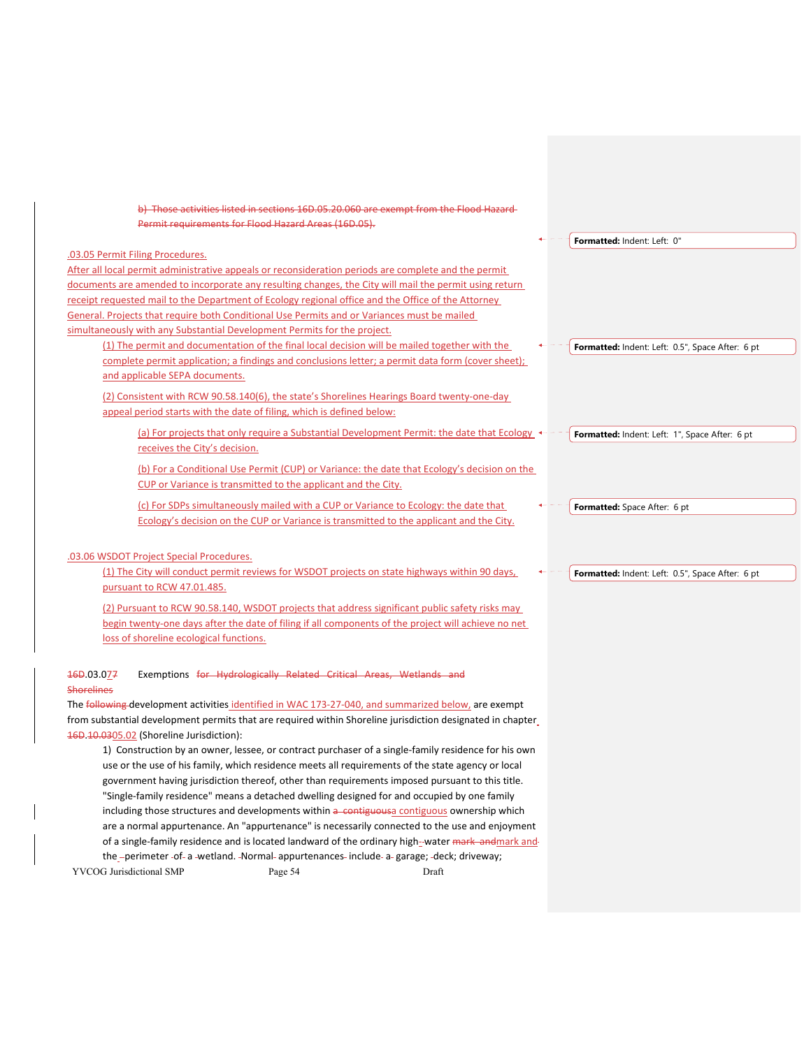b) Those activities listed in sections 16D.05.20.060 are exempt from the Flood Hazard Permit requirements for Flood Hazard Areas (16D.05).

.03.05 Permit Filing Procedures.

After all local permit administrative appeals or reconsideration periods are complete and the permit documents are amended to incorporate any resulting changes, the City will mail the permit using return receipt requested mail to the Department of Ecology regional office and the Office of the Attorney General. Projects that require both Conditional Use Permits and or Variances must be mailed simultaneously with any Substantial Development Permits for the project.

(1) The permit and documentation of the final local decision will be mailed together with the complete permit application; a findings and conclusions letter; a permit data form (cover sheet); and applicable SEPA documents.

(2) Consistent with RCW 90.58.140(6), the state's Shorelines Hearings Board twenty-one-day appeal period starts with the date of filing, which is defined below:

(a) For projects that only require a Substantial Development Permit: the date that Ecology receives the City's decision.

(b) For a Conditional Use Permit (CUP) or Variance: the date that Ecology's decision on the CUP or Variance is transmitted to the applicant and the City.

(c) For SDPs simultaneously mailed with a CUP or Variance to Ecology: the date that Ecology's decision on the CUP or Variance is transmitted to the applicant and the City.

.03.06 WSDOT Project Special Procedures.

(1) The City will conduct permit reviews for WSDOT projects on state highways within 90 days, pursuant to RCW 47.01.485.

(2) Pursuant to RCW 90.58.140, WSDOT projects that address significant public safety risks may begin twenty-one days after the date of filing if all components of the project will achieve no net loss of shoreline ecological functions.

16D.03.077 Exemptions for Hydrologically Related Critical Areas, Wetlands and Shorelines

The following development activities identified in WAC 173-27-040, and summarized below, are exempt from substantial development permits that are required within Shoreline jurisdiction designated in chapter 16D.10.0305.02 (Shoreline Jurisdiction):

1) Construction by an owner, lessee, or contract purchaser of a single-family residence for his own use or the use of his family, which residence meets all requirements of the state agency or local government having jurisdiction thereof, other than requirements imposed pursuant to this title. "Single-family residence" means a detached dwelling designed for and occupied by one family including those structures and developments within a contiguousa contiguous ownership which are a normal appurtenance. An "appurtenance" is necessarily connected to the use and enjoyment of a single-family residence and is located landward of the ordinary high-water mark andmark and the perimeter of a wetland. Normal appurtenances include a garage; deck; driveway;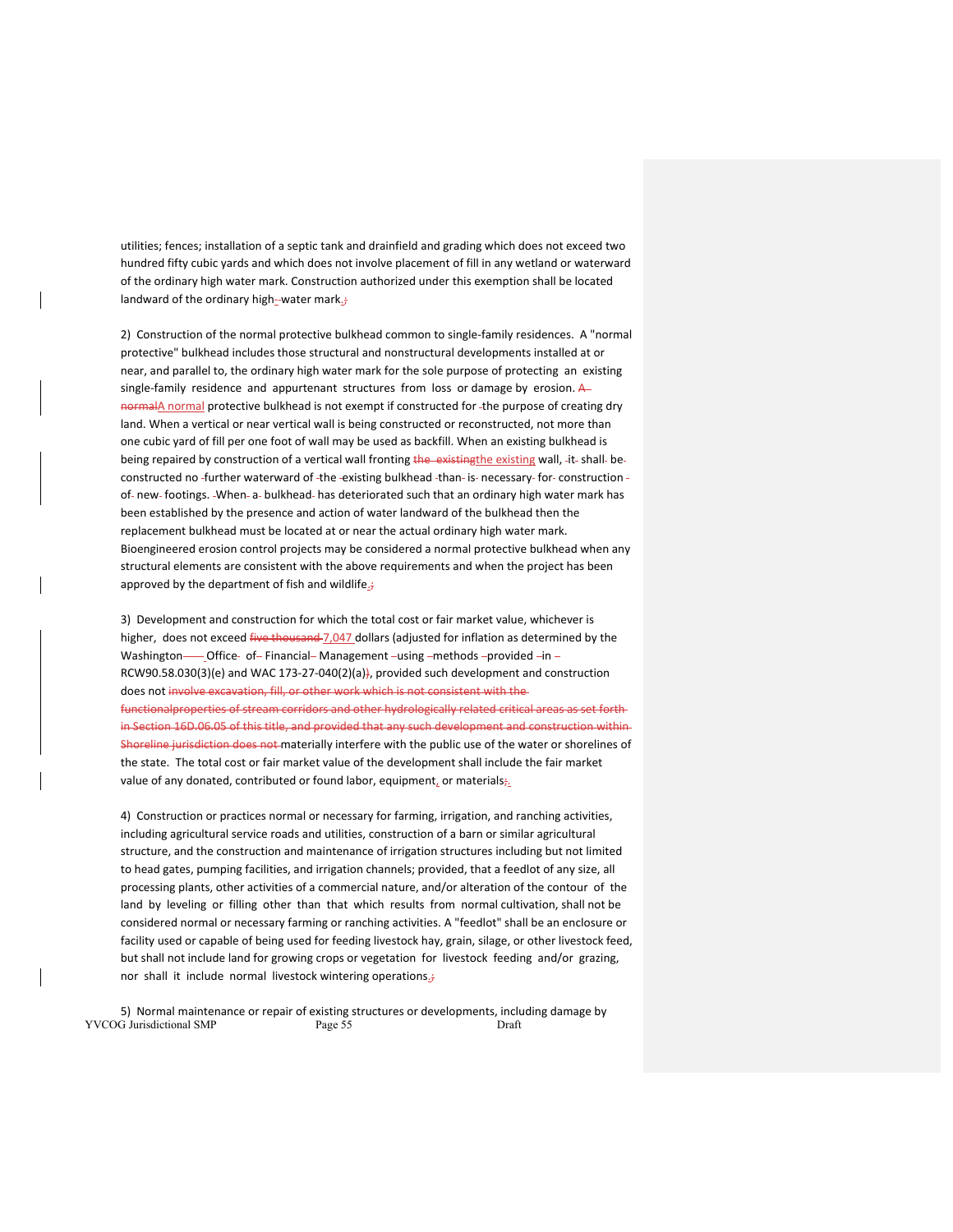utilities; fences; installation of a septic tank and drainfield and grading which does not exceed two hundred fifty cubic yards and which does not involve placement of fill in any wetland or waterward of the ordinary high water mark. Construction authorized under this exemption shall be located landward of the ordinary high-water mark.~~;~~

2) Construction of the normal protective bulkhead common to single-family residences. A "normal protective" bulkhead includes those structural and nonstructural developments installed at or near, and parallel to, the ordinary high water mark for the sole purpose of protecting an existing single-family residence and appurtenant structures from loss or damage by erosion. ~~A normal~~A normal protective bulkhead is not exempt if constructed for the purpose of creating dry land. When a vertical or near vertical wall is being constructed or reconstructed, not more than one cubic yard of fill per one foot of wall may be used as backfill. When an existing bulkhead is being repaired by construction of a vertical wall fronting ~~the existing~~the existing wall, it shall be constructed no further waterward of the existing bulkhead than is necessary for construction of new footings. When a bulkhead has deteriorated such that an ordinary high water mark has been established by the presence and action of water landward of the bulkhead then the replacement bulkhead must be located at or near the actual ordinary high water mark. Bioengineered erosion control projects may be considered a normal protective bulkhead when any structural elements are consistent with the above requirements and when the project has been approved by the department of fish and wildlife.~~;~~

3) Development and construction for which the total cost or fair market value, whichever is higher, does not exceed ~~five thousand~~ 7,047 dollars (adjusted for inflation as determined by the Washington Office of Financial Management using methods provided in RCW90.58.030(3)(e) and WAC 173-27-040(2)(a)~~)~~, provided such development and construction does not ~~involve excavation, fill, or other work which is not consistent with the functionalproperties of stream corridors and other hydrologically related critical areas as set forth in Section 16D.06.05 of this title, and provided that any such development and construction within Shoreline jurisdiction does not~~ materially interfere with the public use of the water or shorelines of the state. The total cost or fair market value of the development shall include the fair market value of any donated, contributed or found labor, equipment, or materials~~;~~.

4) Construction or practices normal or necessary for farming, irrigation, and ranching activities, including agricultural service roads and utilities, construction of a barn or similar agricultural structure, and the construction and maintenance of irrigation structures including but not limited to head gates, pumping facilities, and irrigation channels; provided, that a feedlot of any size, all processing plants, other activities of a commercial nature, and/or alteration of the contour of the land by leveling or filling other than that which results from normal cultivation, shall not be considered normal or necessary farming or ranching activities. A "feedlot" shall be an enclosure or facility used or capable of being used for feeding livestock hay, grain, silage, or other livestock feed, but shall not include land for growing crops or vegetation for livestock feeding and/or grazing, nor shall it include normal livestock wintering operations.~~;~~

5) Normal maintenance or repair of existing structures or developments, including damage by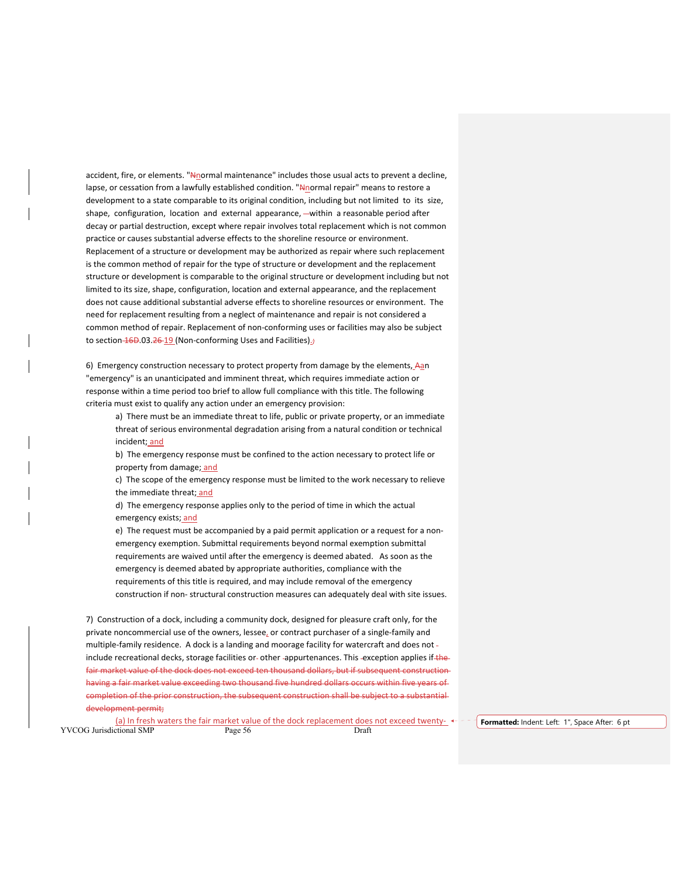accident, fire, or elements. "Nnormal maintenance" includes those usual acts to prevent a decline, lapse, or cessation from a lawfully established condition. "Nnormal repair" means to restore a development to a state comparable to its original condition, including but not limited to its size, shape, configuration, location and external appearance, —within a reasonable period after decay or partial destruction, except where repair involves total replacement which is not common practice or causes substantial adverse effects to the shoreline resource or environment. Replacement of a structure or development may be authorized as repair where such replacement is the common method of repair for the type of structure or development and the replacement structure or development is comparable to the original structure or development including but not limited to its size, shape, configuration, location and external appearance, and the replacement does not cause additional substantial adverse effects to shoreline resources or environment. The need for replacement resulting from a neglect of maintenance and repair is not considered a common method of repair. Replacement of non-conforming uses or facilities may also be subject to section 16D.03.26 19 (Non-conforming Uses and Facilities).;

6) Emergency construction necessary to protect property from damage by the elements. Aan "emergency" is an unanticipated and imminent threat, which requires immediate action or response within a time period too brief to allow full compliance with this title. The following criteria must exist to qualify any action under an emergency provision:

- a) There must be an immediate threat to life, public or private property, or an immediate threat of serious environmental degradation arising from a natural condition or technical incident; and
- b) The emergency response must be confined to the action necessary to protect life or property from damage; and
- c) The scope of the emergency response must be limited to the work necessary to relieve the immediate threat; and
- d) The emergency response applies only to the period of time in which the actual emergency exists; and
- e) The request must be accompanied by a paid permit application or a request for a non-emergency exemption. Submittal requirements beyond normal exemption submittal requirements are waived until after the emergency is deemed abated. As soon as the emergency is deemed abated by appropriate authorities, compliance with the requirements of this title is required, and may include removal of the emergency construction if non- structural construction measures can adequately deal with site issues.

7) Construction of a dock, including a community dock, designed for pleasure craft only, for the private noncommercial use of the owners, lessee, or contract purchaser of a single-family and multiple-family residence. A dock is a landing and moorage facility for watercraft and does not include recreational decks, storage facilities or other appurtenances. This exception applies if the fair market value of the dock does not exceed ten thousand dollars, but if subsequent construction having a fair market value exceeding two thousand five hundred dollars occurs within five years of completion of the prior construction, the subsequent construction shall be subject to a substantial development permit;

(a) In fresh waters the fair market value of the dock replacement does not exceed twenty-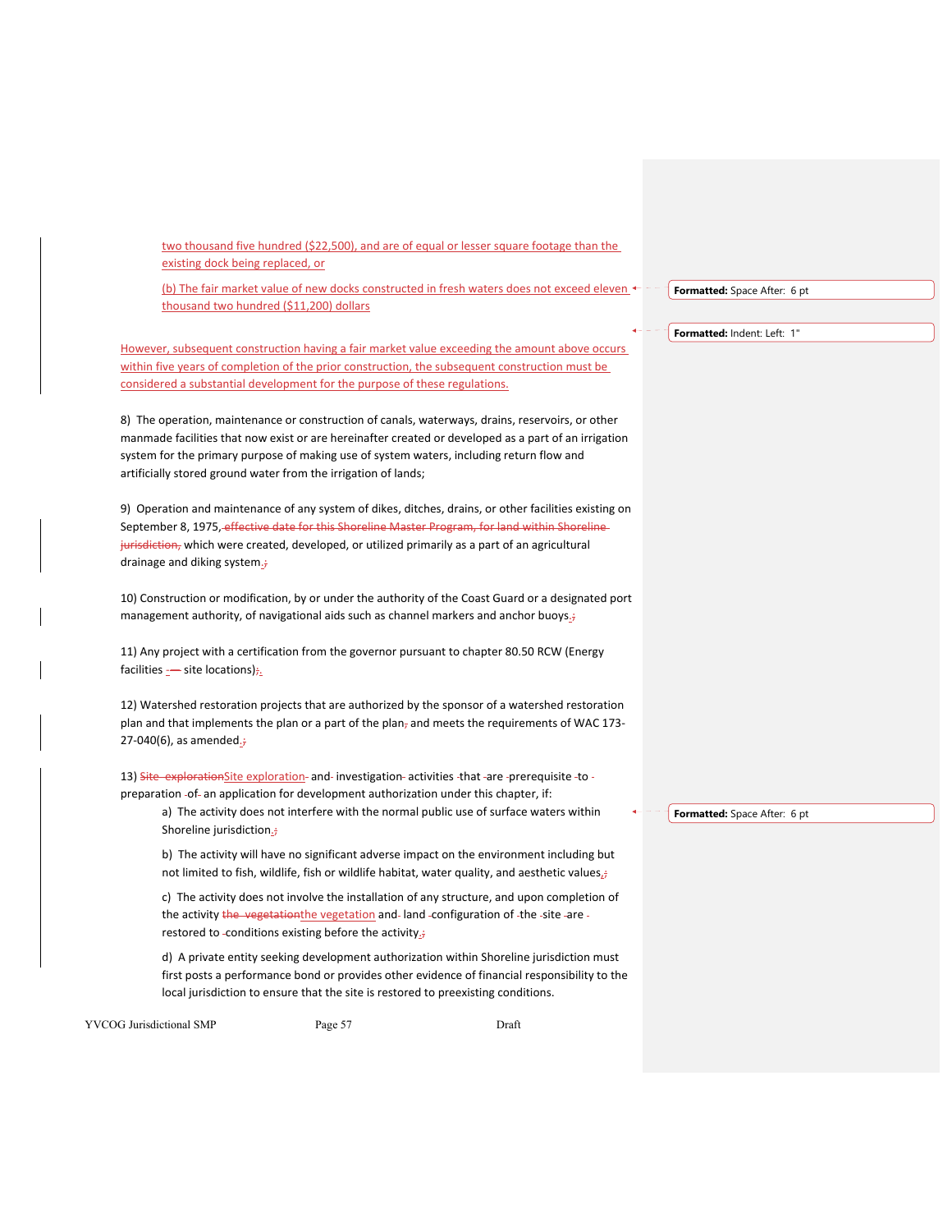two thousand five hundred ($22,500), and are of equal or lesser square footage than the existing dock being replaced, or

(b) The fair market value of new docks constructed in fresh waters does not exceed eleven thousand two hundred ($11,200) dollars

However, subsequent construction having a fair market value exceeding the amount above occurs within five years of completion of the prior construction, the subsequent construction must be considered a substantial development for the purpose of these regulations.

8) The operation, maintenance or construction of canals, waterways, drains, reservoirs, or other manmade facilities that now exist or are hereinafter created or developed as a part of an irrigation system for the primary purpose of making use of system waters, including return flow and artificially stored ground water from the irrigation of lands;

9) Operation and maintenance of any system of dikes, ditches, drains, or other facilities existing on September 8, 1975, which were created, developed, or utilized primarily as a part of an agricultural drainage and diking system.

10) Construction or modification, by or under the authority of the Coast Guard or a designated port management authority, of navigational aids such as channel markers and anchor buoys.

11) Any project with a certification from the governor pursuant to chapter 80.50 RCW (Energy facilities site locations).

12) Watershed restoration projects that are authorized by the sponsor of a watershed restoration plan and that implements the plan or a part of the plan and meets the requirements of WAC 173-27-040(6), as amended.

13) Site exploration and investigation activities that are prerequisite to preparation of an application for development authorization under this chapter, if:

a) The activity does not interfere with the normal public use of surface waters within Shoreline jurisdiction.

b) The activity will have no significant adverse impact on the environment including but not limited to fish, wildlife, fish or wildlife habitat, water quality, and aesthetic values.

c) The activity does not involve the installation of any structure, and upon completion of the activity the vegetation and land configuration of the site are restored to conditions existing before the activity.

d) A private entity seeking development authorization within Shoreline jurisdiction must first posts a performance bond or provides other evidence of financial responsibility to the local jurisdiction to ensure that the site is restored to preexisting conditions.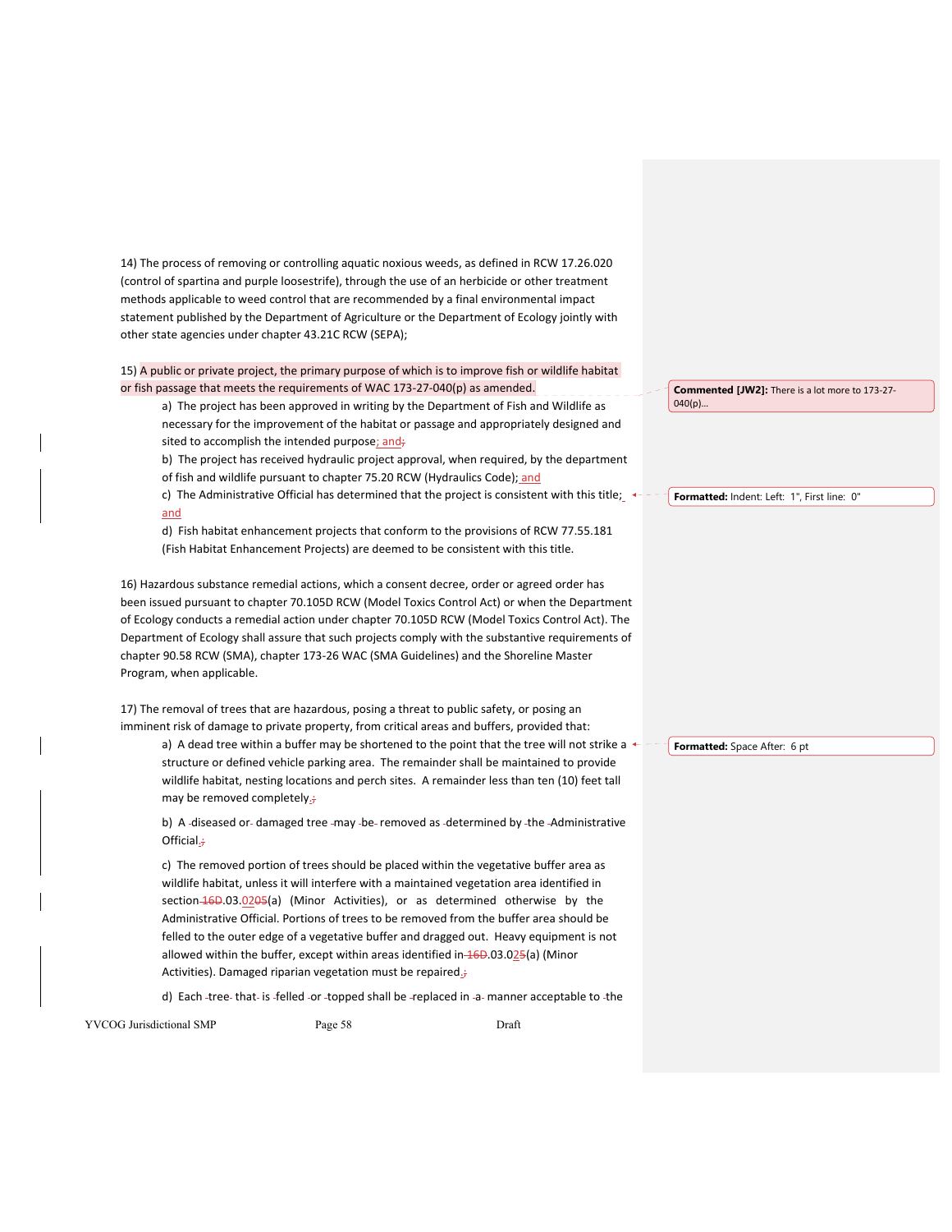14) The process of removing or controlling aquatic noxious weeds, as defined in RCW 17.26.020 (control of spartina and purple loosestrife), through the use of an herbicide or other treatment methods applicable to weed control that are recommended by a final environmental impact statement published by the Department of Agriculture or the Department of Ecology jointly with other state agencies under chapter 43.21C RCW (SEPA);

15) A public or private project, the primary purpose of which is to improve fish or wildlife habitat or fish passage that meets the requirements of WAC 173-27-040(p) as amended.

a) The project has been approved in writing by the Department of Fish and Wildlife as necessary for the improvement of the habitat or passage and appropriately designed and sited to accomplish the intended purpose; and

b) The project has received hydraulic project approval, when required, by the department of fish and wildlife pursuant to chapter 75.20 RCW (Hydraulics Code); and

c) The Administrative Official has determined that the project is consistent with this title; and

d) Fish habitat enhancement projects that conform to the provisions of RCW 77.55.181 (Fish Habitat Enhancement Projects) are deemed to be consistent with this title.

16) Hazardous substance remedial actions, which a consent decree, order or agreed order has been issued pursuant to chapter 70.105D RCW (Model Toxics Control Act) or when the Department of Ecology conducts a remedial action under chapter 70.105D RCW (Model Toxics Control Act). The Department of Ecology shall assure that such projects comply with the substantive requirements of chapter 90.58 RCW (SMA), chapter 173-26 WAC (SMA Guidelines) and the Shoreline Master Program, when applicable.

17) The removal of trees that are hazardous, posing a threat to public safety, or posing an imminent risk of damage to private property, from critical areas and buffers, provided that:

a) A dead tree within a buffer may be shortened to the point that the tree will not strike a structure or defined vehicle parking area. The remainder shall be maintained to provide wildlife habitat, nesting locations and perch sites. A remainder less than ten (10) feet tall may be removed completely.

b) A diseased or damaged tree may be removed as determined by the Administrative Official.

c) The removed portion of trees should be placed within the vegetative buffer area as wildlife habitat, unless it will interfere with a maintained vegetation area identified in section .03.020(a) (Minor Activities), or as determined otherwise by the Administrative Official. Portions of trees to be removed from the buffer area should be felled to the outer edge of a vegetative buffer and dragged out. Heavy equipment is not allowed within the buffer, except within areas identified in .03.02(a) (Minor Activities). Damaged riparian vegetation must be repaired.

d) Each tree that is felled or topped shall be replaced in a manner acceptable to the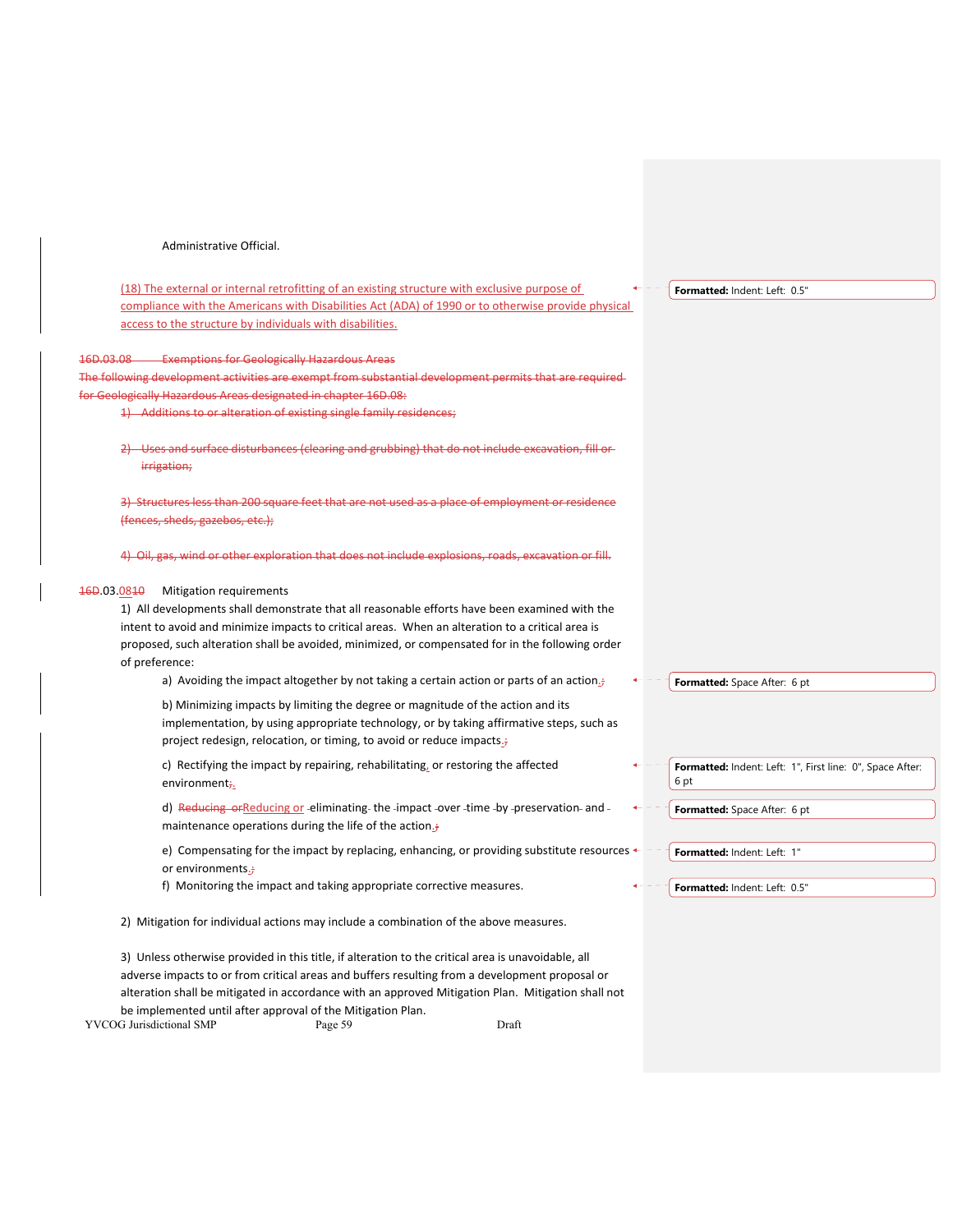Administrative Official.

(18) The external or internal retrofitting of an existing structure with exclusive purpose of compliance with the Americans with Disabilities Act (ADA) of 1990 or to otherwise provide physical access to the structure by individuals with disabilities.

~~16D.03.08 Exemptions for Geologically Hazardous Areas~~

~~The following development activities are exempt from substantial development permits that are required for Geologically Hazardous Areas designated in chapter 16D.08:~~

~~1) Additions to or alteration of existing single family residences;~~

~~2) Uses and surface disturbances (clearing and grubbing) that do not include excavation, fill or irrigation;~~

~~3) Structures less than 200 square feet that are not used as a place of employment or residence (fences, sheds, gazebos, etc.);~~

~~4) Oil, gas, wind or other exploration that does not include explosions, roads, excavation or fill.~~

~~16D~~.03.08~~10~~ Mitigation requirements

1) All developments shall demonstrate that all reasonable efforts have been examined with the intent to avoid and minimize impacts to critical areas. When an alteration to a critical area is proposed, such alteration shall be avoided, minimized, or compensated for in the following order of preference:

a) Avoiding the impact altogether by not taking a certain action or parts of an action.~~;~~

b) Minimizing impacts by limiting the degree or magnitude of the action and its implementation, by using appropriate technology, or by taking affirmative steps, such as project redesign, relocation, or timing, to avoid or reduce impacts.~~;~~

c) Rectifying the impact by repairing, rehabilitating, or restoring the affected environment~~;~~.

d) ~~Reducing or~~ Reducing or eliminating the impact over time by preservation and maintenance operations during the life of the action.~~;~~

e) Compensating for the impact by replacing, enhancing, or providing substitute resources or environments.~~;~~

f) Monitoring the impact and taking appropriate corrective measures.

2) Mitigation for individual actions may include a combination of the above measures.

3) Unless otherwise provided in this title, if alteration to the critical area is unavoidable, all adverse impacts to or from critical areas and buffers resulting from a development proposal or alteration shall be mitigated in accordance with an approved Mitigation Plan. Mitigation shall not be implemented until after approval of the Mitigation Plan.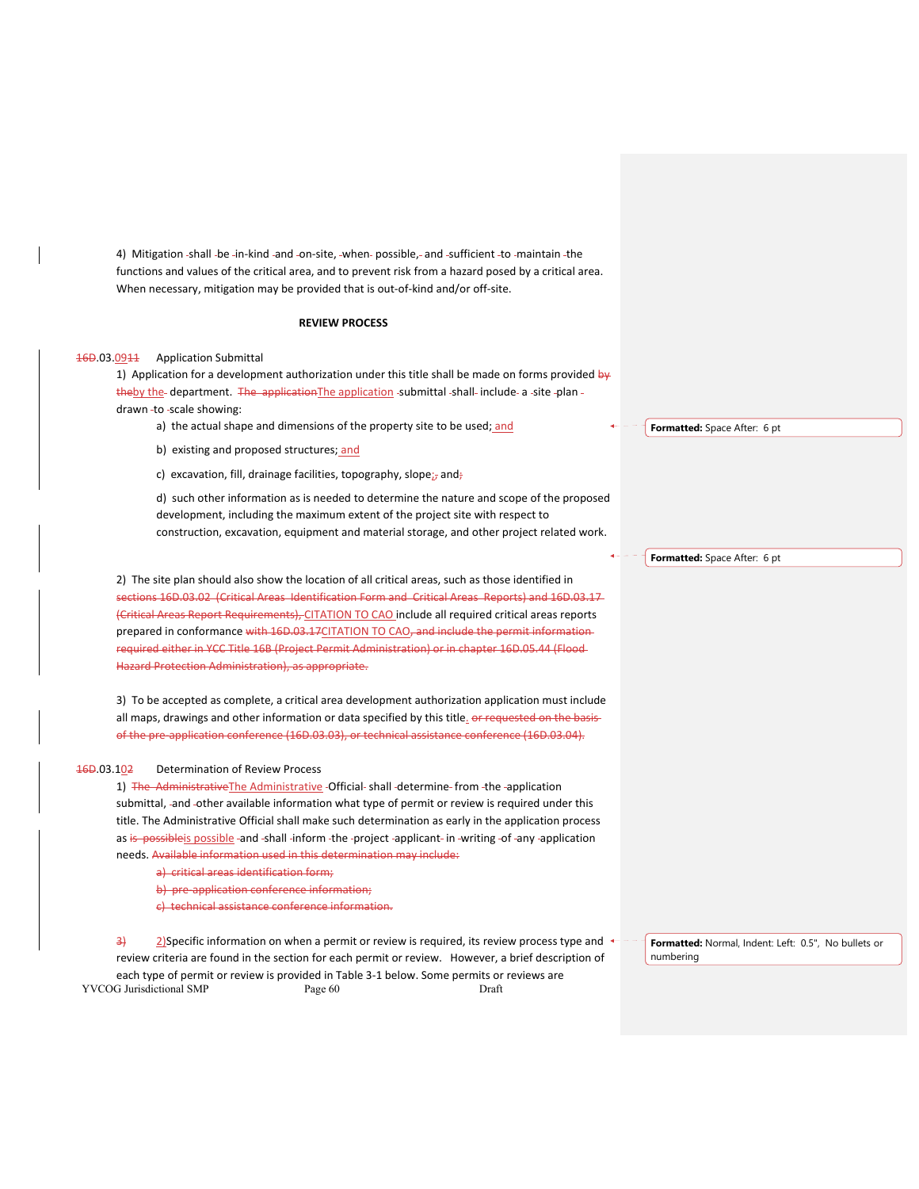4) Mitigation shall be in-kind and on-site, when possible, and sufficient to maintain the functions and values of the critical area, and to prevent risk from a hazard posed by a critical area. When necessary, mitigation may be provided that is out-of-kind and/or off-site.

**REVIEW PROCESS**

~~16D~~.03.09~~11~~ Application Submittal

1) Application for a development authorization under this title shall be made on forms provided ~~by theby the~~ department. ~~The applicationThe application~~ submittal shall include a site plan drawn to scale showing:

a) the actual shape and dimensions of the property site to be used; and

b) existing and proposed structures; and

c) excavation, fill, drainage facilities, topography, slope~~;~~, and~~;~~

d) such other information as is needed to determine the nature and scope of the proposed development, including the maximum extent of the project site with respect to construction, excavation, equipment and material storage, and other project related work.

2) The site plan should also show the location of all critical areas, such as those identified in ~~sections 16D.03.02 (Critical Areas Identification Form and Critical Areas Reports) and 16D.03.17 (Critical Areas Report Requirements),~~ CITATION TO CAO include all required critical areas reports prepared in conformance ~~with 16D.03.17~~CITATION TO CAO~~, and include the permit information required either in YCC Title 16B (Project Permit Administration) or in chapter 16D.05.44 (Flood Hazard Protection Administration), as appropriate.~~

3) To be accepted as complete, a critical area development authorization application must include all maps, drawings and other information or data specified by this title. ~~or requested on the basis of the pre-application conference (16D.03.03), or technical assistance conference (16D.03.04).~~

~~16D~~.03.10~~2~~ Determination of Review Process

1) ~~The AdministrativeThe Administrative~~ Official shall determine from the application submittal, and other available information what type of permit or review is required under this title. The Administrative Official shall make such determination as early in the application process as ~~is possible~~is possible and shall inform the project applicant in writing of any application needs. ~~Available information used in this determination may include:~~

~~a) critical areas identification form;~~

~~b) pre-application conference information;~~

~~c) technical assistance conference information.~~

~~3)~~ 2)Specific information on when a permit or review is required, its review process type and review criteria are found in the section for each permit or review. However, a brief description of each type of permit or review is provided in Table 3-1 below. Some permits or reviews are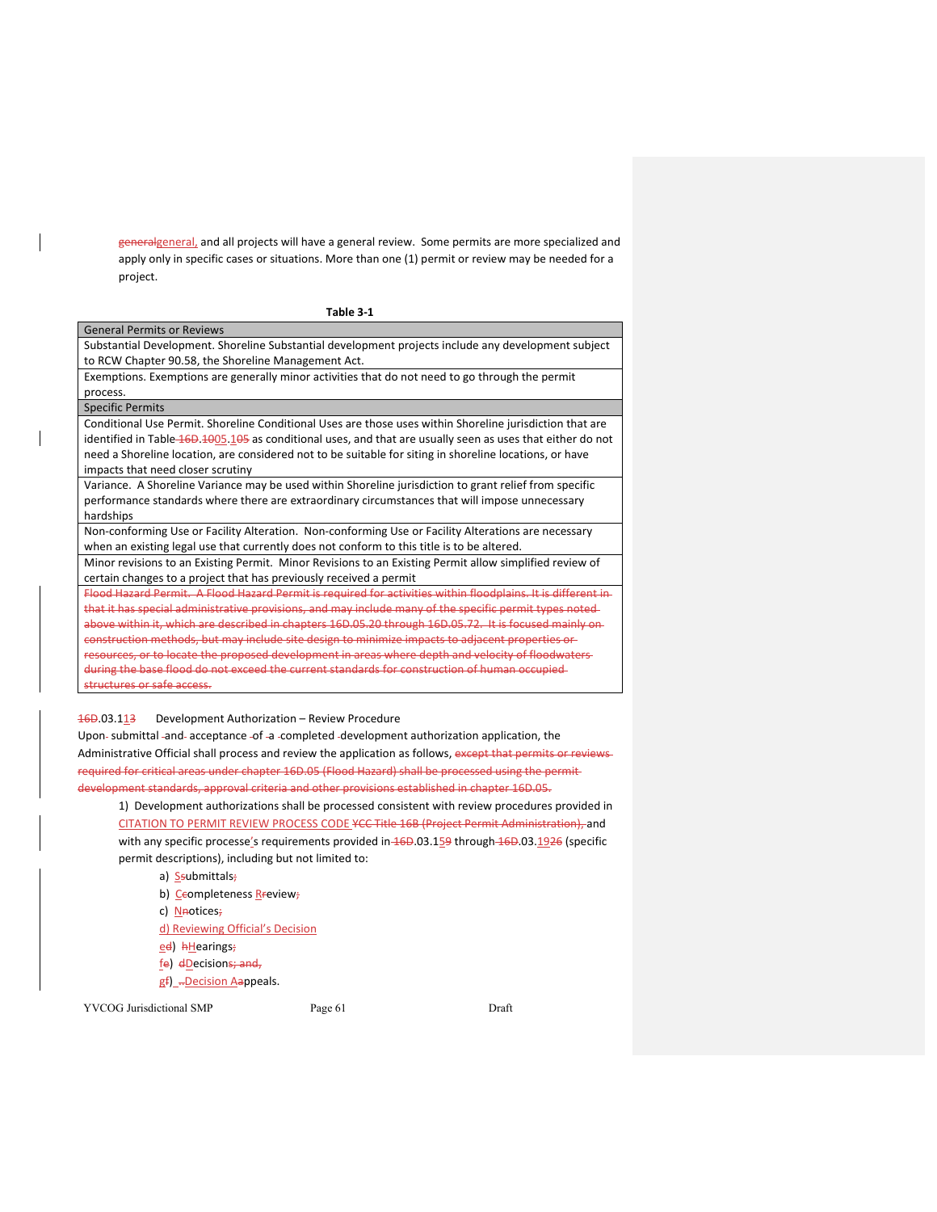generalgeneral, and all projects will have a general review. Some permits are more specialized and apply only in specific cases or situations. More than one (1) permit or review may be needed for a project.

**Table 3-1**

| General Permits or Reviews |
|---|
| Substantial Development. Shoreline Substantial development projects include any development subject to RCW Chapter 90.58, the Shoreline Management Act. |
| Exemptions. Exemptions are generally minor activities that do not need to go through the permit process. |
| **Specific Permits** |
| Conditional Use Permit. Shoreline Conditional Uses are those uses within Shoreline jurisdiction that are identified in Table 16D.1005.105 as conditional uses, and that are usually seen as uses that either do not need a Shoreline location, are considered not to be suitable for siting in shoreline locations, or have impacts that need closer scrutiny |
| Variance. A Shoreline Variance may be used within Shoreline jurisdiction to grant relief from specific performance standards where there are extraordinary circumstances that will impose unnecessary hardships |
| Non-conforming Use or Facility Alteration. Non-conforming Use or Facility Alterations are necessary when an existing legal use that currently does not conform to this title is to be altered. |
| Minor revisions to an Existing Permit. Minor Revisions to an Existing Permit allow simplified review of certain changes to a project that has previously received a permit |
| ~~Flood Hazard Permit. A Flood Hazard Permit is required for activities within floodplains. It is different in that it has special administrative provisions, and may include many of the specific permit types noted above within it, which are described in chapters 16D.05.20 through 16D.05.72. It is focused mainly on construction methods, but may include site design to minimize impacts to adjacent properties or resources, or to locate the proposed development in areas where depth and velocity of floodwaters during the base flood do not exceed the current standards for construction of human occupied structures or safe access.~~ |

16D.03.113 Development Authorization – Review Procedure

Upon submittal and acceptance of a completed development authorization application, the Administrative Official shall process and review the application as follows, ~~except that permits or reviews required for critical areas under chapter 16D.05 (Flood Hazard) shall be processed using the permit development standards, approval criteria and other provisions established in chapter 16D.05.~~

1) Development authorizations shall be processed consistent with review procedures provided in CITATION TO PERMIT REVIEW PROCESS CODE ~~YCC Title 16B (Project Permit Administration),~~ and with any specific processe's requirements provided in 16D.03.159 through 16D.03.1926 (specific permit descriptions), including but not limited to:

   a) Ssubmittals;
   b) Ccompleteness Rreview;
   c) Nnotices;
   d) Reviewing Official's Decision
   ed) hHearings;
   fe) dDecisions; and,
   gf) ,Decision Aappeals.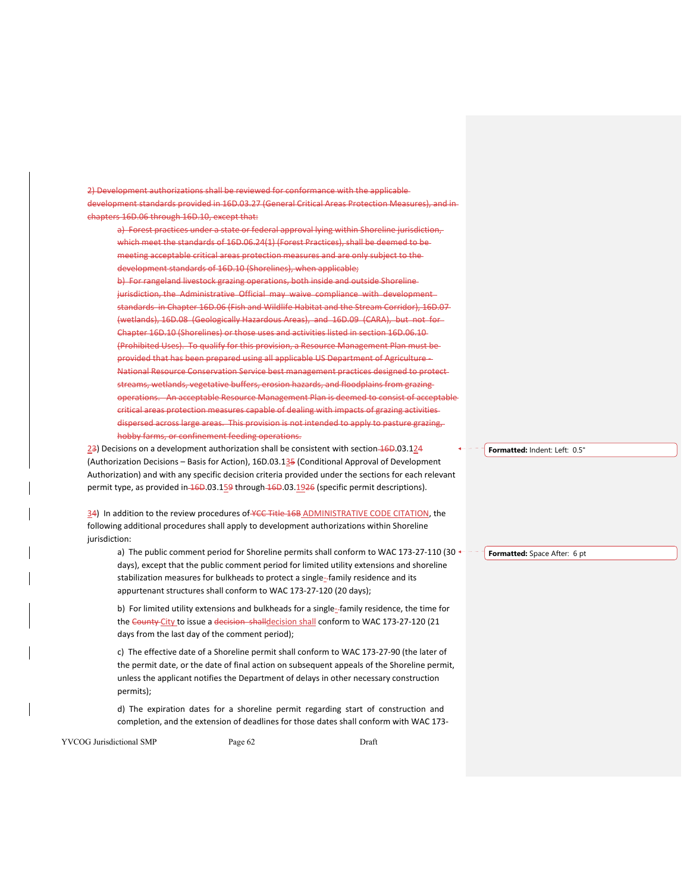~~2) Development authorizations shall be reviewed for conformance with the applicable development standards provided in 16D.03.27 (General Critical Areas Protection Measures), and in chapters 16D.06 through 16D.10, except that:~~

> ~~a) Forest practices under a state or federal approval lying within Shoreline jurisdiction, which meet the standards of 16D.06.24(1) (Forest Practices), shall be deemed to be meeting acceptable critical areas protection measures and are only subject to the development standards of 16D.10 (Shorelines), when applicable;~~
>
> ~~b) For rangeland livestock grazing operations, both inside and outside Shoreline jurisdiction, the Administrative Official may waive compliance with development standards in Chapter 16D.06 (Fish and Wildlife Habitat and the Stream Corridor), 16D.07 (wetlands), 16D.08 (Geologically Hazardous Areas), and 16D.09 (CARA), but not for Chapter 16D.10 (Shorelines) or those uses and activities listed in section 16D.06.10 (Prohibited Uses). To qualify for this provision, a Resource Management Plan must be provided that has been prepared using all applicable US Department of Agriculture - National Resource Conservation Service best management practices designed to protect streams, wetlands, vegetative buffers, erosion hazards, and floodplains from grazing operations. An acceptable Resource Management Plan is deemed to consist of acceptable critical areas protection measures capable of dealing with impacts of grazing activities dispersed across large areas. This provision is not intended to apply to pasture grazing, hobby farms, or confinement feeding operations.~~

2~~3~~) Decisions on a development authorization shall be consistent with section ~~16D~~.03.1~~2~~4 (Authorization Decisions – Basis for Action), 16D.03.1~~3~~5 (Conditional Approval of Development Authorization) and with any specific decision criteria provided under the sections for each relevant permit type, as provided in ~~16D~~.03.1~~5~~9 through ~~16D~~.03.~~19~~26 (specific permit descriptions).

3~~4~~) In addition to the review procedures of ~~YCC Title 16B~~ ADMINISTRATIVE CODE CITATION, the following additional procedures shall apply to development authorizations within Shoreline jurisdiction:

> a) The public comment period for Shoreline permits shall conform to WAC 173-27-110 (30 days), except that the public comment period for limited utility extensions and shoreline stabilization measures for bulkheads to protect a single-family residence and its appurtenant structures shall conform to WAC 173-27-120 (20 days);
>
> b) For limited utility extensions and bulkheads for a single-family residence, the time for the ~~County~~ City to issue a decision shall conform to WAC 173-27-120 (21 days from the last day of the comment period);
>
> c) The effective date of a Shoreline permit shall conform to WAC 173-27-90 (the later of the permit date, or the date of final action on subsequent appeals of the Shoreline permit, unless the applicant notifies the Department of delays in other necessary construction permits);
>
> d) The expiration dates for a shoreline permit regarding start of construction and completion, and the extension of deadlines for those dates shall conform with WAC 173-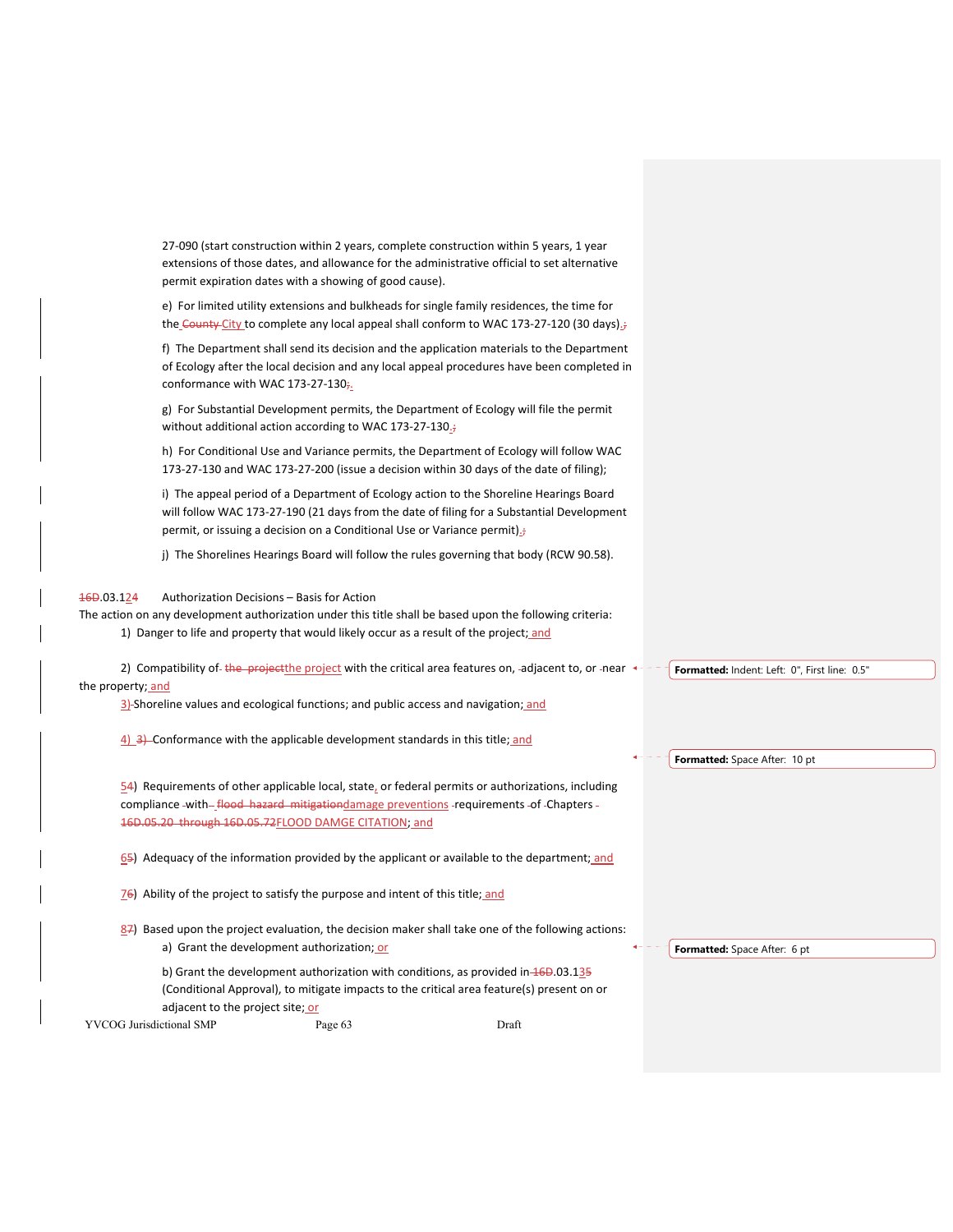27-090 (start construction within 2 years, complete construction within 5 years, 1 year extensions of those dates, and allowance for the administrative official to set alternative permit expiration dates with a showing of good cause).

e) For limited utility extensions and bulkheads for single family residences, the time for the ~~County~~ City to complete any local appeal shall conform to WAC 173-27-120 (30 days).~~;~~

f) The Department shall send its decision and the application materials to the Department of Ecology after the local decision and any local appeal procedures have been completed in conformance with WAC 173-27-130~~;~~.

g) For Substantial Development permits, the Department of Ecology will file the permit without additional action according to WAC 173-27-130.~~;~~

h) For Conditional Use and Variance permits, the Department of Ecology will follow WAC 173-27-130 and WAC 173-27-200 (issue a decision within 30 days of the date of filing);

i) The appeal period of a Department of Ecology action to the Shoreline Hearings Board will follow WAC 173-27-190 (21 days from the date of filing for a Substantial Development permit, or issuing a decision on a Conditional Use or Variance permit).~~;~~

j) The Shorelines Hearings Board will follow the rules governing that body (RCW 90.58).

~~16D~~.03.1~~2~~4 Authorization Decisions – Basis for Action

The action on any development authorization under this title shall be based upon the following criteria:

1) Danger to life and property that would likely occur as a result of the project; and

2) Compatibility of ~~the project~~the project with the critical area features on, adjacent to, or near the property; and

~~3)~~ Shoreline values and ecological functions; and public access and navigation; and

4) ~~3)~~ Conformance with the applicable development standards in this title; and

5~~4~~) Requirements of other applicable local, state, or federal permits or authorizations, including compliance with ~~flood hazard mitigation~~damage preventions requirements of Chapters ~~16D.05.20 through 16D.05.72~~FLOOD DAMGE CITATION; and

6~~5~~) Adequacy of the information provided by the applicant or available to the department; and

7~~6~~) Ability of the project to satisfy the purpose and intent of this title; and

8~~7~~) Based upon the project evaluation, the decision maker shall take one of the following actions:

a) Grant the development authorization; or

b) Grant the development authorization with conditions, as provided in ~~16D~~.03.13~~5~~ (Conditional Approval), to mitigate impacts to the critical area feature(s) present on or adjacent to the project site; or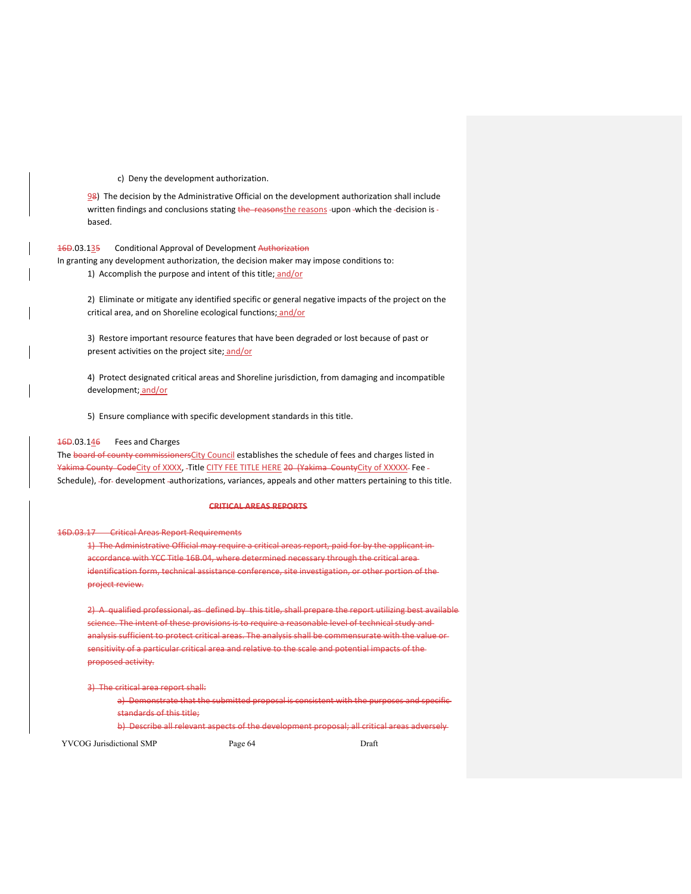c) Deny the development authorization.

98) The decision by the Administrative Official on the development authorization shall include written findings and conclusions stating the reasonsthe reasons upon which the decision is based.

16D.03.135 Conditional Approval of Development Authorization

In granting any development authorization, the decision maker may impose conditions to:

1) Accomplish the purpose and intent of this title; and/or

2) Eliminate or mitigate any identified specific or general negative impacts of the project on the critical area, and on Shoreline ecological functions; and/or

3) Restore important resource features that have been degraded or lost because of past or present activities on the project site; and/or

4) Protect designated critical areas and Shoreline jurisdiction, from damaging and incompatible development; and/or

5) Ensure compliance with specific development standards in this title.

16D.03.146 Fees and Charges

The board of county commissionersCity Council establishes the schedule of fees and charges listed in Yakima County CodeCity of XXXX, Title CITY FEE TITLE HERE 20 (Yakima CountyCity of XXXXX Fee Schedule), for development authorizations, variances, appeals and other matters pertaining to this title.

**CRITICAL AREAS REPORTS**

16D.03.17 Critical Areas Report Requirements

1) The Administrative Official may require a critical areas report, paid for by the applicant in accordance with YCC Title 16B.04, where determined necessary through the critical area identification form, technical assistance conference, site investigation, or other portion of the project review.

2) A qualified professional, as defined by this title, shall prepare the report utilizing best available science. The intent of these provisions is to require a reasonable level of technical study and analysis sufficient to protect critical areas. The analysis shall be commensurate with the value or sensitivity of a particular critical area and relative to the scale and potential impacts of the proposed activity.

3) The critical area report shall:

a) Demonstrate that the submitted proposal is consistent with the purposes and specific standards of this title;

b) Describe all relevant aspects of the development proposal; all critical areas adversely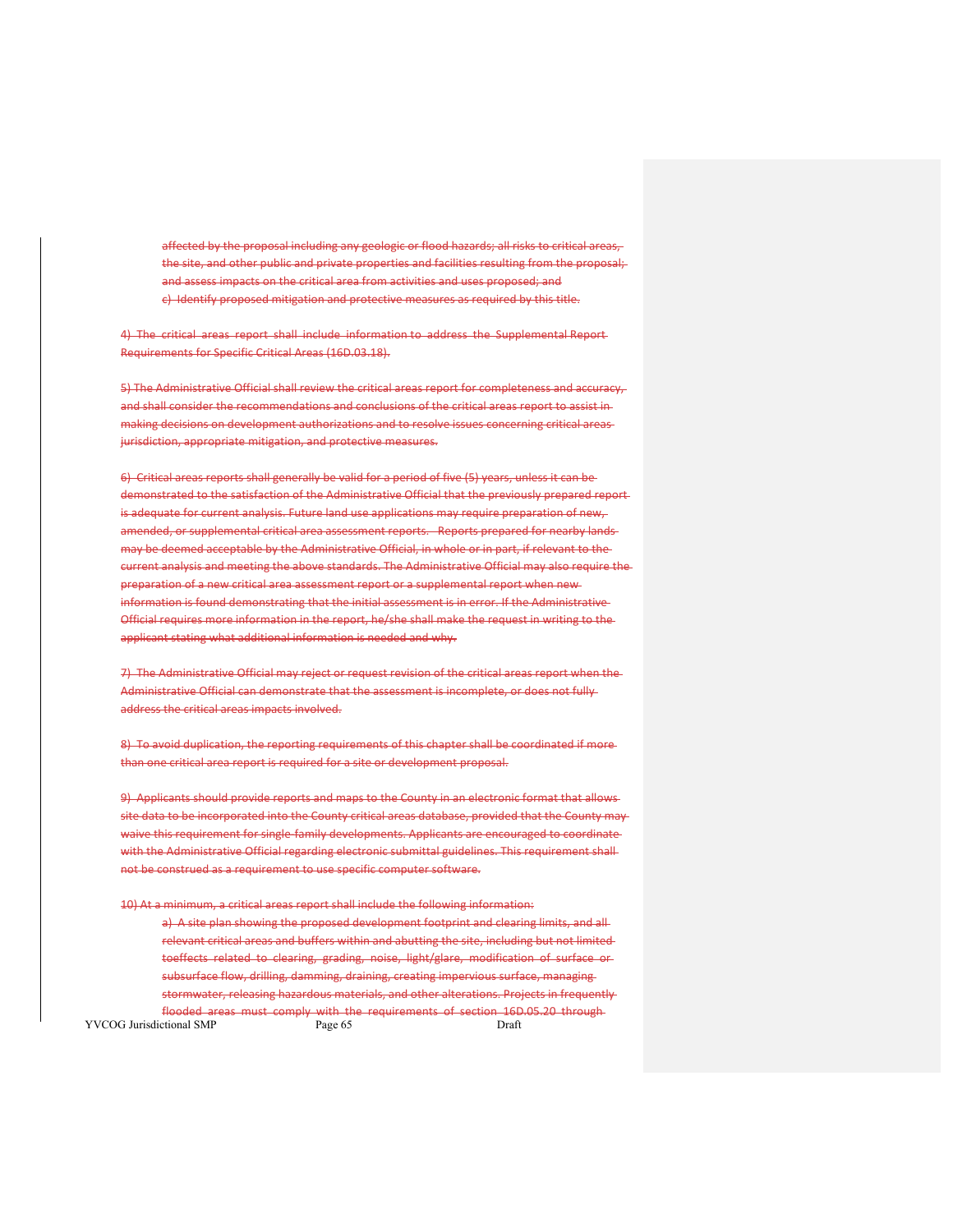affected by the proposal including any geologic or flood hazards; all risks to critical areas, the site, and other public and private properties and facilities resulting from the proposal; and assess impacts on the critical area from activities and uses proposed; and

c) Identify proposed mitigation and protective measures as required by this title.

4) The critical areas report shall include information to address the Supplemental Report Requirements for Specific Critical Areas (16D.03.18).

5) The Administrative Official shall review the critical areas report for completeness and accuracy, and shall consider the recommendations and conclusions of the critical areas report to assist in making decisions on development authorizations and to resolve issues concerning critical areas jurisdiction, appropriate mitigation, and protective measures.

6) Critical areas reports shall generally be valid for a period of five (5) years, unless it can be demonstrated to the satisfaction of the Administrative Official that the previously prepared report is adequate for current analysis. Future land use applications may require preparation of new, amended, or supplemental critical area assessment reports. Reports prepared for nearby lands may be deemed acceptable by the Administrative Official, in whole or in part, if relevant to the current analysis and meeting the above standards. The Administrative Official may also require the preparation of a new critical area assessment report or a supplemental report when new information is found demonstrating that the initial assessment is in error. If the Administrative Official requires more information in the report, he/she shall make the request in writing to the applicant stating what additional information is needed and why.

7) The Administrative Official may reject or request revision of the critical areas report when the Administrative Official can demonstrate that the assessment is incomplete, or does not fully address the critical areas impacts involved.

8) To avoid duplication, the reporting requirements of this chapter shall be coordinated if more than one critical area report is required for a site or development proposal.

9) Applicants should provide reports and maps to the County in an electronic format that allows site data to be incorporated into the County critical areas database, provided that the County may waive this requirement for single-family developments. Applicants are encouraged to coordinate with the Administrative Official regarding electronic submittal guidelines. This requirement shall not be construed as a requirement to use specific computer software.

10) At a minimum, a critical areas report shall include the following information:

a) A site plan showing the proposed development footprint and clearing limits, and all relevant critical areas and buffers within and abutting the site, including but not limited toeffects related to clearing, grading, noise, light/glare, modification of surface or subsurface flow, drilling, damming, draining, creating impervious surface, managing stormwater, releasing hazardous materials, and other alterations. Projects in frequently flooded areas must comply with the requirements of section 16D.05.20 through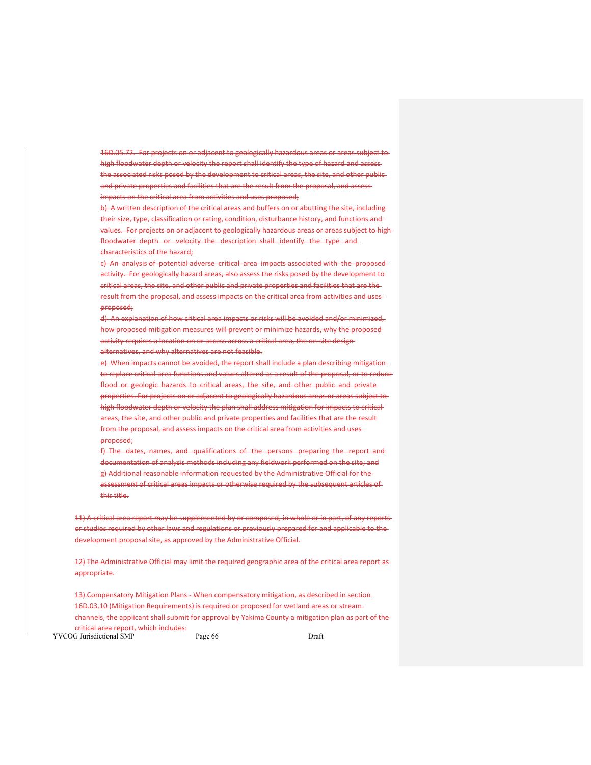16D.05.72. For projects on or adjacent to geologically hazardous areas or areas subject to high floodwater depth or velocity the report shall identify the type of hazard and assess the associated risks posed by the development to critical areas, the site, and other public and private properties and facilities that are the result from the proposal, and assess impacts on the critical area from activities and uses proposed;

b) A written description of the critical areas and buffers on or abutting the site, including their size, type, classification or rating, condition, disturbance history, and functions and values. For projects on or adjacent to geologically hazardous areas or areas subject to high floodwater depth or velocity the description shall identify the type and characteristics of the hazard;

c) An analysis of potential adverse critical area impacts associated with the proposed activity. For geologically hazard areas, also assess the risks posed by the development to critical areas, the site, and other public and private properties and facilities that are the result from the proposal, and assess impacts on the critical area from activities and uses proposed;

d) An explanation of how critical area impacts or risks will be avoided and/or minimized, how proposed mitigation measures will prevent or minimize hazards, why the proposed activity requires a location on or access across a critical area, the on-site design alternatives, and why alternatives are not feasible.

e) When impacts cannot be avoided, the report shall include a plan describing mitigation to replace critical area functions and values altered as a result of the proposal, or to reduce flood or geologic hazards to critical areas, the site, and other public and private properties. For projects on or adjacent to geologically hazardous areas or areas subject to high floodwater depth or velocity the plan shall address mitigation for impacts to critical areas, the site, and other public and private properties and facilities that are the result from the proposal, and assess impacts on the critical area from activities and uses proposed;

f) The dates, names, and qualifications of the persons preparing the report and documentation of analysis methods including any fieldwork performed on the site; and

g) Additional reasonable information requested by the Administrative Official for the assessment of critical areas impacts or otherwise required by the subsequent articles of this title.

11) A critical area report may be supplemented by or composed, in whole or in part, of any reports or studies required by other laws and regulations or previously prepared for and applicable to the development proposal site, as approved by the Administrative Official.

12) The Administrative Official may limit the required geographic area of the critical area report as appropriate.

13) Compensatory Mitigation Plans - When compensatory mitigation, as described in section 16D.03.10 (Mitigation Requirements) is required or proposed for wetland areas or stream channels, the applicant shall submit for approval by Yakima County a mitigation plan as part of the critical area report, which includes: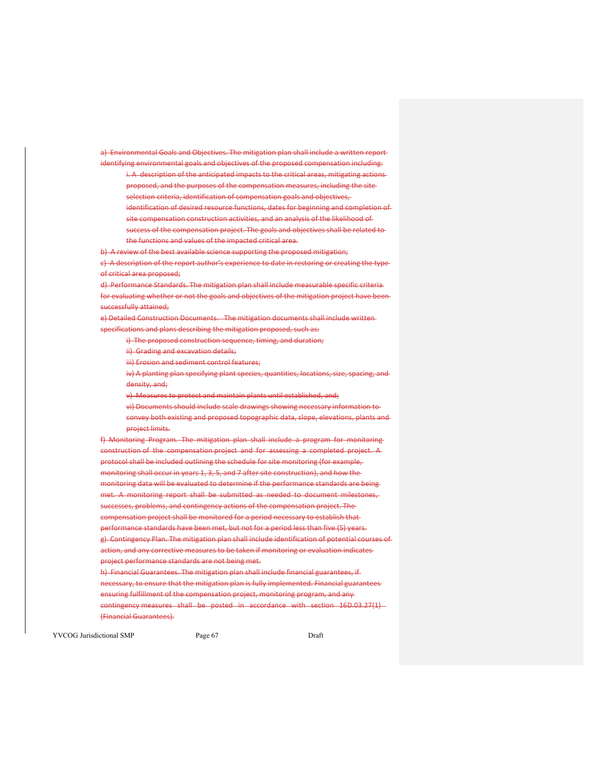a) Environmental Goals and Objectives. The mitigation plan shall include a written report identifying environmental goals and objectives of the proposed compensation including:

i. A description of the anticipated impacts to the critical areas, mitigating actions proposed, and the purposes of the compensation measures, including the site selection criteria, identification of compensation goals and objectives, identification of desired resource functions, dates for beginning and completion of site compensation construction activities, and an analysis of the likelihood of success of the compensation project. The goals and objectives shall be related to the functions and values of the impacted critical area.

b) A review of the best available science supporting the proposed mitigation;

c) A description of the report author's experience to date in restoring or creating the type of critical area proposed;

d) Performance Standards. The mitigation plan shall include measurable specific criteria for evaluating whether or not the goals and objectives of the mitigation project have been successfully attained;

e) Detailed Construction Documents. The mitigation documents shall include written specifications and plans describing the mitigation proposed, such as:

i) The proposed construction sequence, timing, and duration;

ii) Grading and excavation details;

iii) Erosion and sediment control features;

iv) A planting plan specifying plant species, quantities, locations, size, spacing, and density, and;

v) Measures to protect and maintain plants until established, and;

vi) Documents should include scale drawings showing necessary information to convey both existing and proposed topographic data, slope, elevations, plants and project limits.

f) Monitoring Program. The mitigation plan shall include a program for monitoring construction of the compensation project and for assessing a completed project. A protocol shall be included outlining the schedule for site monitoring (for example, monitoring shall occur in years 1, 3, 5, and 7 after site construction), and how the monitoring data will be evaluated to determine if the performance standards are being met. A monitoring report shall be submitted as needed to document milestones, successes, problems, and contingency actions of the compensation project. The compensation project shall be monitored for a period necessary to establish that performance standards have been met, but not for a period less than five (5) years.

g) Contingency Plan. The mitigation plan shall include identification of potential courses of action, and any corrective measures to be taken if monitoring or evaluation indicates project performance standards are not being met.

h) Financial Guarantees. The mitigation plan shall include financial guarantees, if necessary, to ensure that the mitigation plan is fully implemented. Financial guarantees ensuring fulfillment of the compensation project, monitoring program, and any contingency measures shall be posted in accordance with section 16D.03.27(1) (Financial Guarantees).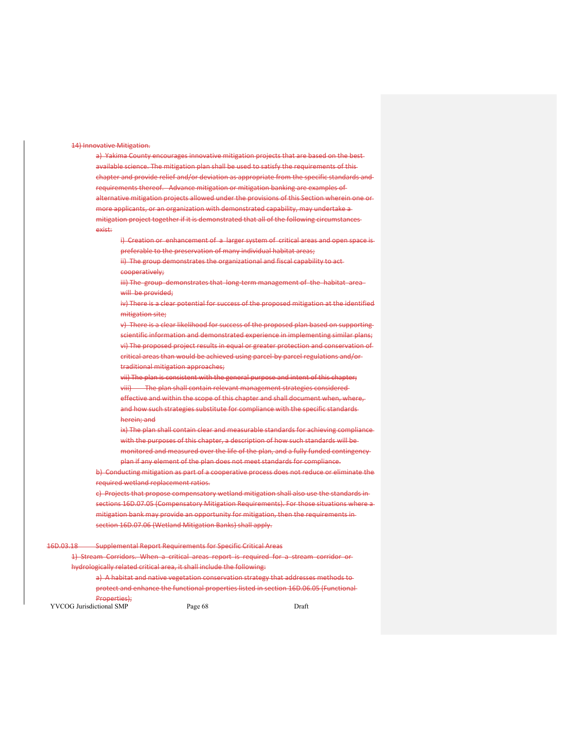14) Innovative Mitigation.

a) Yakima County encourages innovative mitigation projects that are based on the best available science. The mitigation plan shall be used to satisfy the requirements of this chapter and provide relief and/or deviation as appropriate from the specific standards and requirements thereof. Advance mitigation or mitigation banking are examples of alternative mitigation projects allowed under the provisions of this Section wherein one or more applicants, or an organization with demonstrated capability, may undertake a mitigation project together if it is demonstrated that all of the following circumstances exist:

i) Creation or enhancement of a larger system of critical areas and open space is preferable to the preservation of many individual habitat areas;

ii) The group demonstrates the organizational and fiscal capability to act cooperatively;

iii) The group demonstrates that long-term management of the habitat area will be provided;

iv) There is a clear potential for success of the proposed mitigation at the identified mitigation site;

v) There is a clear likelihood for success of the proposed plan based on supporting scientific information and demonstrated experience in implementing similar plans;

vi) The proposed project results in equal or greater protection and conservation of critical areas than would be achieved using parcel-by-parcel regulations and/or traditional mitigation approaches;

vii) The plan is consistent with the general purpose and intent of this chapter;

viii) The plan shall contain relevant management strategies considered effective and within the scope of this chapter and shall document when, where, and how such strategies substitute for compliance with the specific standards herein; and

ix) The plan shall contain clear and measurable standards for achieving compliance with the purposes of this chapter, a description of how such standards will be monitored and measured over the life of the plan, and a fully funded contingency plan if any element of the plan does not meet standards for compliance.

b) Conducting mitigation as part of a cooperative process does not reduce or eliminate the required wetland replacement ratios.

c) Projects that propose compensatory wetland mitigation shall also use the standards in sections 16D.07.05 (Compensatory Mitigation Requirements). For those situations where a mitigation bank may provide an opportunity for mitigation, then the requirements in section 16D.07.06 (Wetland Mitigation Banks) shall apply.

16D.03.18 Supplemental Report Requirements for Specific Critical Areas

1) Stream Corridors. When a critical areas report is required for a stream corridor or hydrologically related critical area, it shall include the following:

a) A habitat and native vegetation conservation strategy that addresses methods to protect and enhance the functional properties listed in section 16D.06.05 (Functional Properties);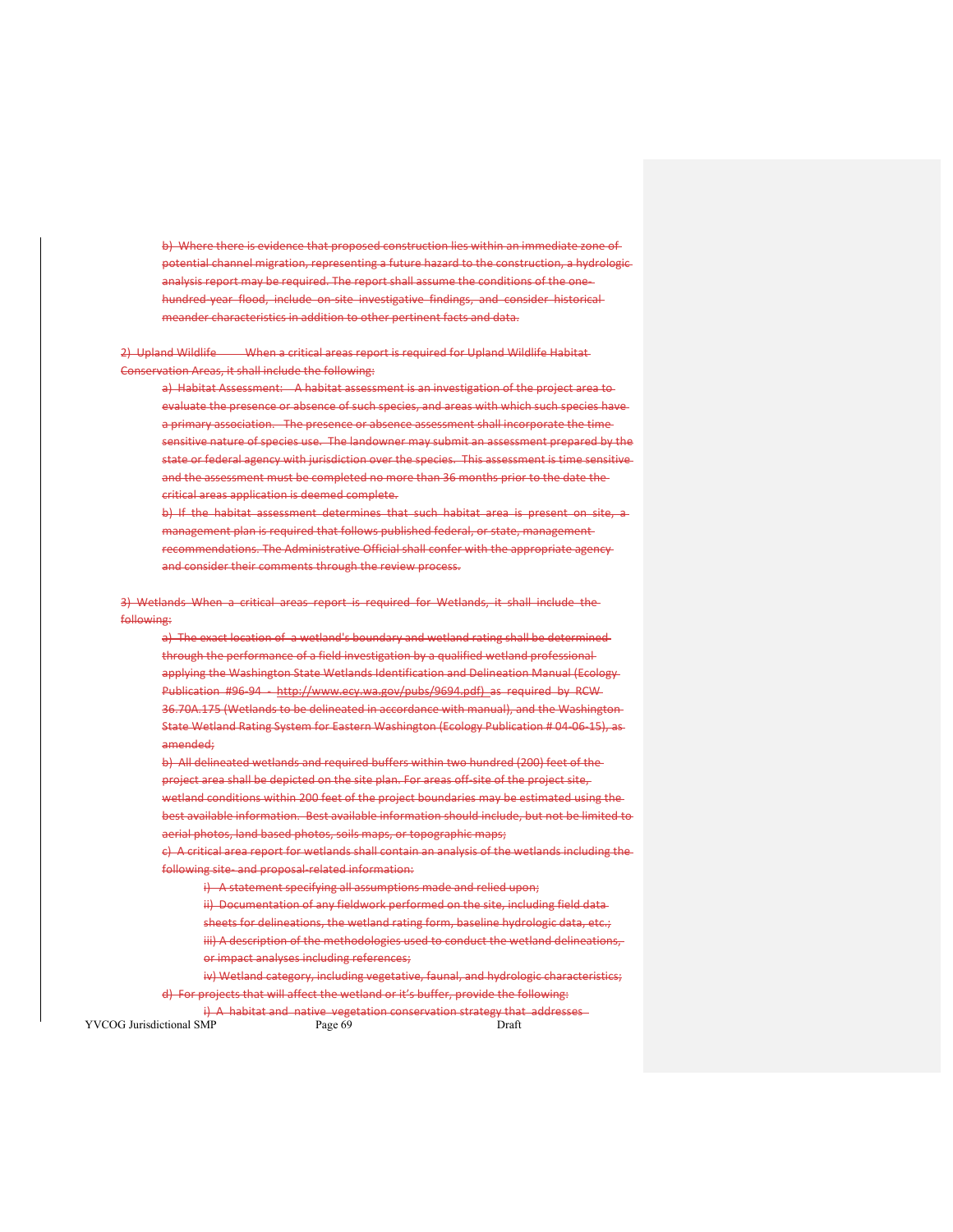b) Where there is evidence that proposed construction lies within an immediate zone of potential channel migration, representing a future hazard to the construction, a hydrologic analysis report may be required. The report shall assume the conditions of the one-hundred-year flood, include on-site investigative findings, and consider historical meander characteristics in addition to other pertinent facts and data.

2) Upland Wildlife When a critical areas report is required for Upland Wildlife Habitat Conservation Areas, it shall include the following:

a) Habitat Assessment: A habitat assessment is an investigation of the project area to evaluate the presence or absence of such species, and areas with which such species have a primary association. The presence or absence assessment shall incorporate the time sensitive nature of species use. The landowner may submit an assessment prepared by the state or federal agency with jurisdiction over the species. This assessment is time sensitive and the assessment must be completed no more than 36 months prior to the date the critical areas application is deemed complete.

b) If the habitat assessment determines that such habitat area is present on site, a management plan is required that follows published federal, or state, management recommendations. The Administrative Official shall confer with the appropriate agency and consider their comments through the review process.

3) Wetlands When a critical areas report is required for Wetlands, it shall include the following:

a) The exact location of a wetland's boundary and wetland rating shall be determined through the performance of a field investigation by a qualified wetland professional applying the Washington State Wetlands Identification and Delineation Manual (Ecology Publication #96-94 - http://www.ecy.wa.gov/pubs/9694.pdf) as required by RCW 36.70A.175 (Wetlands to be delineated in accordance with manual), and the Washington State Wetland Rating System for Eastern Washington (Ecology Publication # 04-06-15), as amended;

b) All delineated wetlands and required buffers within two hundred (200) feet of the project area shall be depicted on the site plan. For areas off-site of the project site, wetland conditions within 200 feet of the project boundaries may be estimated using the best available information. Best available information should include, but not be limited to aerial photos, land based photos, soils maps, or topographic maps;

c) A critical area report for wetlands shall contain an analysis of the wetlands including the following site- and proposal-related information:

i) A statement specifying all assumptions made and relied upon;

ii) Documentation of any fieldwork performed on the site, including field data sheets for delineations, the wetland rating form, baseline hydrologic data, etc.;

iii) A description of the methodologies used to conduct the wetland delineations, or impact analyses including references;

iv) Wetland category, including vegetative, faunal, and hydrologic characteristics;

d) For projects that will affect the wetland or it's buffer, provide the following:

i) A habitat and native vegetation conservation strategy that addresses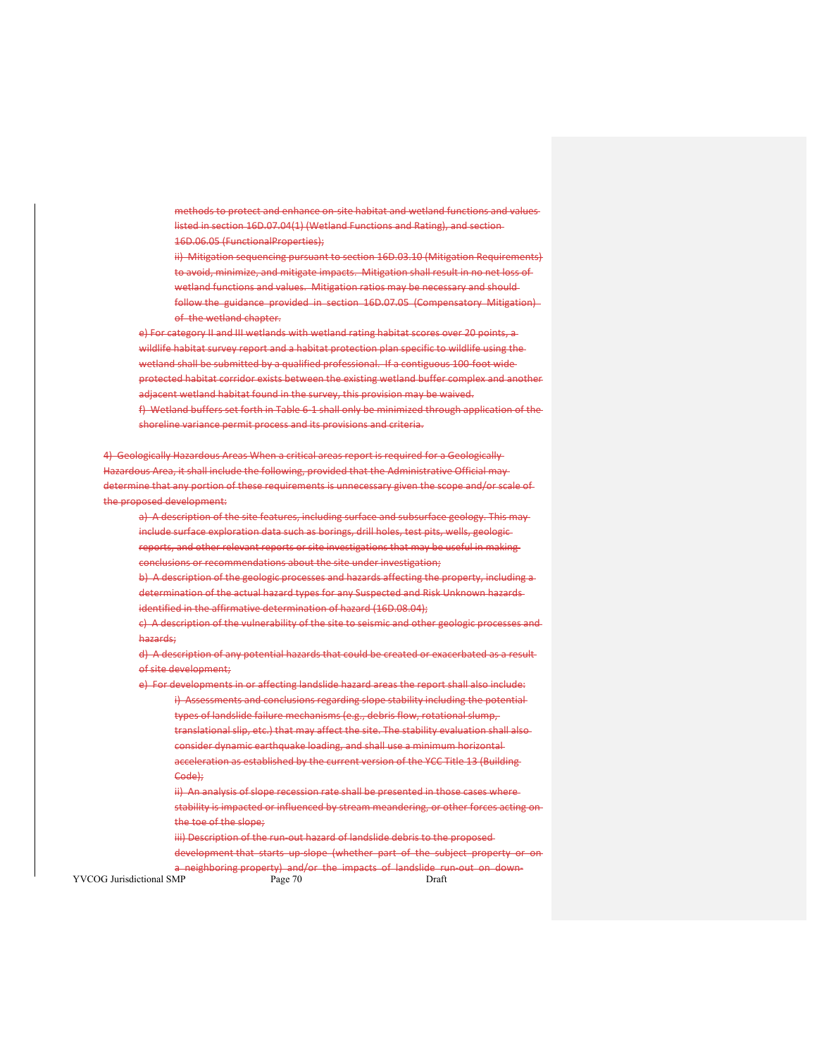methods to protect and enhance on-site habitat and wetland functions and values listed in section 16D.07.04(1) (Wetland Functions and Rating), and section 16D.06.05 (FunctionalProperties);

ii) Mitigation sequencing pursuant to section 16D.03.10 (Mitigation Requirements) to avoid, minimize, and mitigate impacts. Mitigation shall result in no net loss of wetland functions and values. Mitigation ratios may be necessary and should follow the guidance provided in section 16D.07.05 (Compensatory Mitigation) of the wetland chapter.

e) For category II and III wetlands with wetland rating habitat scores over 20 points, a wildlife habitat survey report and a habitat protection plan specific to wildlife using the wetland shall be submitted by a qualified professional. If a contiguous 100-foot wide protected habitat corridor exists between the existing wetland buffer complex and another adjacent wetland habitat found in the survey, this provision may be waived.

f) Wetland buffers set forth in Table 6-1 shall only be minimized through application of the shoreline variance permit process and its provisions and criteria.

4) Geologically Hazardous Areas When a critical areas report is required for a Geologically Hazardous Area, it shall include the following, provided that the Administrative Official may determine that any portion of these requirements is unnecessary given the scope and/or scale of the proposed development:

a) A description of the site features, including surface and subsurface geology. This may include surface exploration data such as borings, drill holes, test pits, wells, geologic reports, and other relevant reports or site investigations that may be useful in making conclusions or recommendations about the site under investigation;

b) A description of the geologic processes and hazards affecting the property, including a determination of the actual hazard types for any Suspected and Risk Unknown hazards identified in the affirmative determination of hazard (16D.08.04);

c) A description of the vulnerability of the site to seismic and other geologic processes and hazards;

d) A description of any potential hazards that could be created or exacerbated as a result of site development;

e) For developments in or affecting landslide hazard areas the report shall also include:

i) Assessments and conclusions regarding slope stability including the potential types of landslide failure mechanisms (e.g., debris flow, rotational slump, translational slip, etc.) that may affect the site. The stability evaluation shall also consider dynamic earthquake loading, and shall use a minimum horizontal acceleration as established by the current version of the YCC Title 13 (Building Code);

ii) An analysis of slope recession rate shall be presented in those cases where stability is impacted or influenced by stream meandering, or other forces acting on the toe of the slope;

iii) Description of the run-out hazard of landslide debris to the proposed development that starts up-slope (whether part of the subject property or on a neighboring property) and/or the impacts of landslide run-out on down-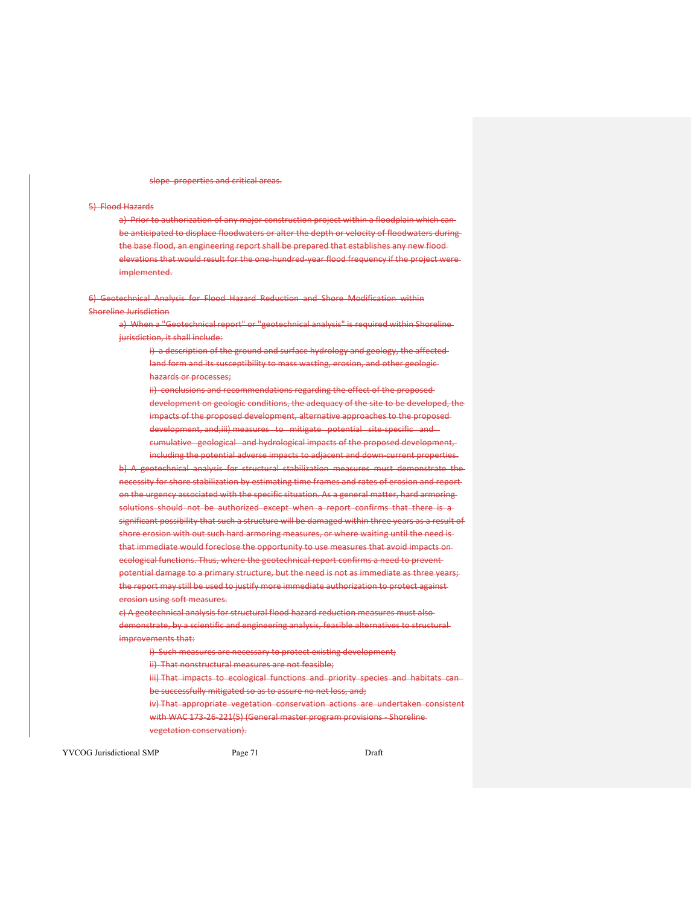slope properties and critical areas.

5) Flood Hazards

a) Prior to authorization of any major construction project within a floodplain which can be anticipated to displace floodwaters or alter the depth or velocity of floodwaters during the base flood, an engineering report shall be prepared that establishes any new flood elevations that would result for the one-hundred-year flood frequency if the project were implemented.

6) Geotechnical Analysis for Flood Hazard Reduction and Shore Modification within Shoreline Jurisdiction

a) When a "Geotechnical report" or "geotechnical analysis" is required within Shoreline jurisdiction, it shall include:

i) a description of the ground and surface hydrology and geology, the affected land form and its susceptibility to mass wasting, erosion, and other geologic hazards or processes;

ii) conclusions and recommendations regarding the effect of the proposed development on geologic conditions, the adequacy of the site to be developed, the impacts of the proposed development, alternative approaches to the proposed development, and;iii) measures to mitigate potential site-specific and cumulative geological and hydrological impacts of the proposed development, including the potential adverse impacts to adjacent and down-current properties.

b) A geotechnical analysis for structural stabilization measures must demonstrate the necessity for shore stabilization by estimating time frames and rates of erosion and report on the urgency associated with the specific situation. As a general matter, hard armoring solutions should not be authorized except when a report confirms that there is a significant possibility that such a structure will be damaged within three years as a result of shore erosion with out such hard armoring measures, or where waiting until the need is that immediate would foreclose the opportunity to use measures that avoid impacts on ecological functions. Thus, where the geotechnical report confirms a need to prevent potential damage to a primary structure, but the need is not as immediate as three years; the report may still be used to justify more immediate authorization to protect against erosion using soft measures.

c) A geotechnical analysis for structural flood hazard reduction measures must also demonstrate, by a scientific and engineering analysis, feasible alternatives to structural improvements that:

i) Such measures are necessary to protect existing development;

ii) That nonstructural measures are not feasible;

iii) That impacts to ecological functions and priority species and habitats can be successfully mitigated so as to assure no net loss, and;

iv) That appropriate vegetation conservation actions are undertaken consistent with WAC 173-26-221(5) (General master program provisions - Shoreline vegetation conservation).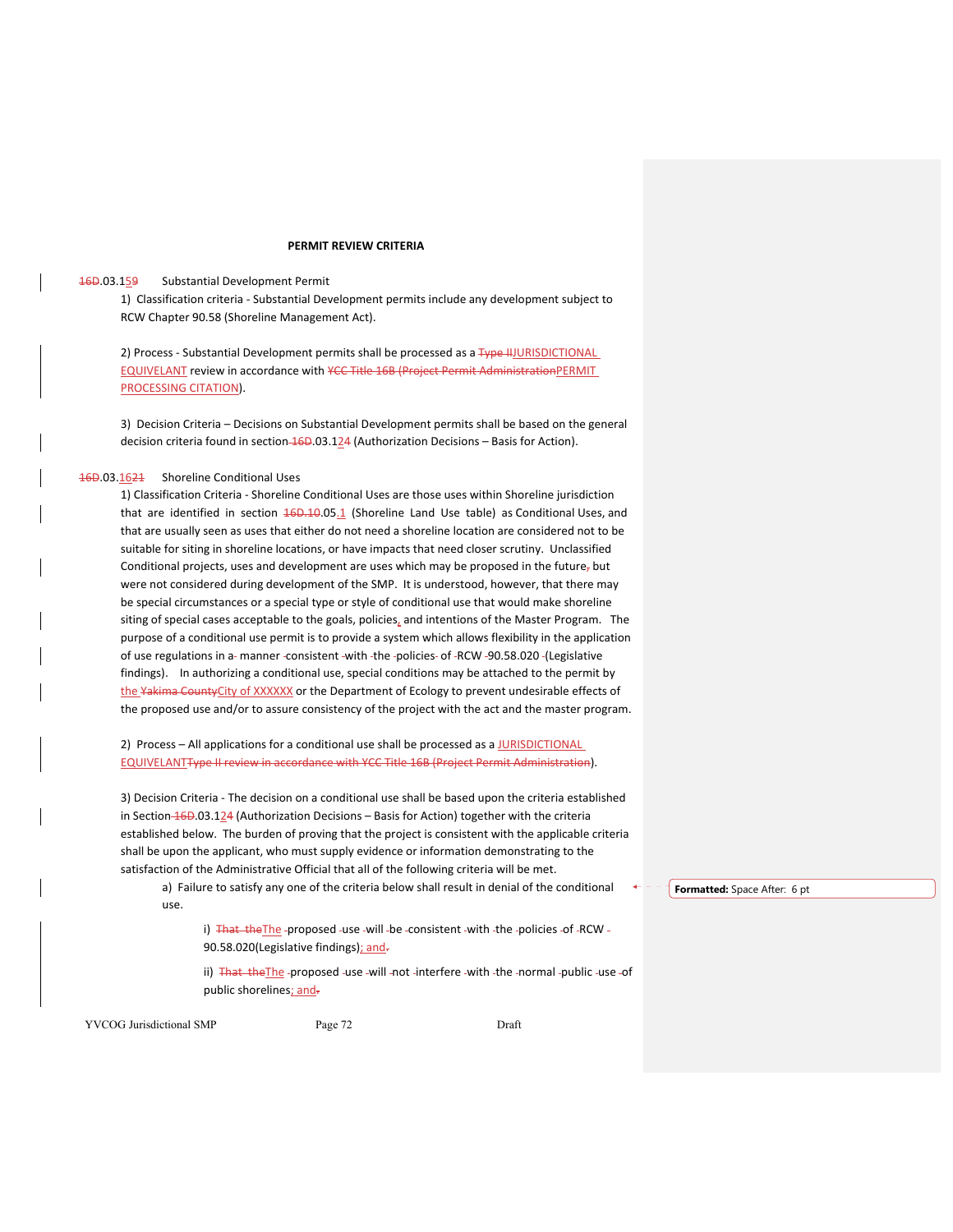**PERMIT REVIEW CRITERIA**

~~16D~~.03.15~~9~~ Substantial Development Permit

1) Classification criteria - Substantial Development permits include any development subject to RCW Chapter 90.58 (Shoreline Management Act).

2) Process - Substantial Development permits shall be processed as a ~~Type II~~JURISDICTIONAL EQUIVELANT review in accordance with ~~YCC Title 16B (Project Permit Administration~~PERMIT PROCESSING CITATION).

3) Decision Criteria – Decisions on Substantial Development permits shall be based on the general decision criteria found in section ~~16D~~.03.12~~4~~ (Authorization Decisions – Basis for Action).

~~16D~~.03.16~~21~~ Shoreline Conditional Uses

1) Classification Criteria - Shoreline Conditional Uses are those uses within Shoreline jurisdiction that are identified in section ~~16D.10~~.05.1 (Shoreline Land Use table) as Conditional Uses, and that are usually seen as uses that either do not need a shoreline location are considered not to be suitable for siting in shoreline locations, or have impacts that need closer scrutiny. Unclassified Conditional projects, uses and development are uses which may be proposed in the future~~,~~ but were not considered during development of the SMP. It is understood, however, that there may be special circumstances or a special type or style of conditional use that would make shoreline siting of special cases acceptable to the goals, policies, and intentions of the Master Program. The purpose of a conditional use permit is to provide a system which allows flexibility in the application of use regulations in a manner consistent with the policies of RCW 90.58.020 (Legislative findings). In authorizing a conditional use, special conditions may be attached to the permit by the ~~Yakima County~~City of XXXXXX or the Department of Ecology to prevent undesirable effects of the proposed use and/or to assure consistency of the project with the act and the master program.

2) Process – All applications for a conditional use shall be processed as a JURISDICTIONAL EQUIVELANT~~Type II review in accordance with YCC Title 16B (Project Permit Administration~~).

3) Decision Criteria - The decision on a conditional use shall be based upon the criteria established in Section ~~16D~~.03.12~~4~~ (Authorization Decisions – Basis for Action) together with the criteria established below. The burden of proving that the project is consistent with the applicable criteria shall be upon the applicant, who must supply evidence or information demonstrating to the satisfaction of the Administrative Official that all of the following criteria will be met.

a) Failure to satisfy any one of the criteria below shall result in denial of the conditional use.

i) ~~That the~~The proposed use will be consistent with the policies of RCW 90.58.020(Legislative findings); and~~.~~

ii) ~~That the~~The proposed use will not interfere with the normal public use of public shorelines; and~~.~~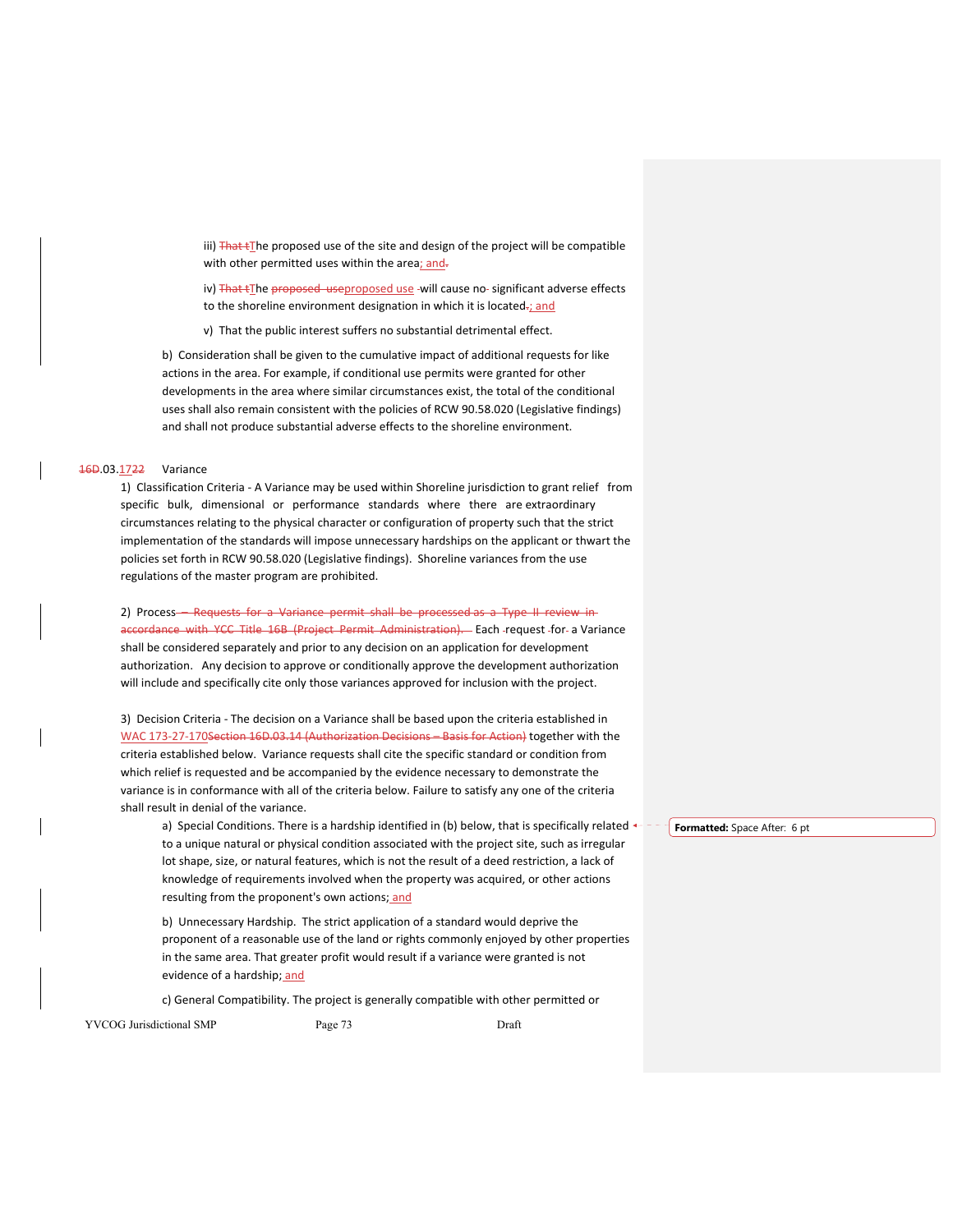iii) ~~That t~~The proposed use of the site and design of the project will be compatible with other permitted uses within the area; and~~.~~

iv) ~~That t~~The ~~proposed use~~proposed use will cause no significant adverse effects to the shoreline environment designation in which it is located~~.~~; and

v) That the public interest suffers no substantial detrimental effect.

b) Consideration shall be given to the cumulative impact of additional requests for like actions in the area. For example, if conditional use permits were granted for other developments in the area where similar circumstances exist, the total of the conditional uses shall also remain consistent with the policies of RCW 90.58.020 (Legislative findings) and shall not produce substantial adverse effects to the shoreline environment.

## ~~16D~~.03.17~~22~~ Variance

1) Classification Criteria - A Variance may be used within Shoreline jurisdiction to grant relief from specific bulk, dimensional or performance standards where there are extraordinary circumstances relating to the physical character or configuration of property such that the strict implementation of the standards will impose unnecessary hardships on the applicant or thwart the policies set forth in RCW 90.58.020 (Legislative findings). Shoreline variances from the use regulations of the master program are prohibited.

2) Process ~~– Requests for a Variance permit shall be processed as a Type II review in accordance with YCC Title 16B (Project Permit Administration).~~ Each request for a Variance shall be considered separately and prior to any decision on an application for development authorization. Any decision to approve or conditionally approve the development authorization will include and specifically cite only those variances approved for inclusion with the project.

3) Decision Criteria - The decision on a Variance shall be based upon the criteria established in WAC 173-27-170~~Section 16D.03.14 (Authorization Decisions – Basis for Action)~~ together with the criteria established below. Variance requests shall cite the specific standard or condition from which relief is requested and be accompanied by the evidence necessary to demonstrate the variance is in conformance with all of the criteria below. Failure to satisfy any one of the criteria shall result in denial of the variance.

a) Special Conditions. There is a hardship identified in (b) below, that is specifically related to a unique natural or physical condition associated with the project site, such as irregular lot shape, size, or natural features, which is not the result of a deed restriction, a lack of knowledge of requirements involved when the property was acquired, or other actions resulting from the proponent's own actions; and

b) Unnecessary Hardship. The strict application of a standard would deprive the proponent of a reasonable use of the land or rights commonly enjoyed by other properties in the same area. That greater profit would result if a variance were granted is not evidence of a hardship; and

c) General Compatibility. The project is generally compatible with other permitted or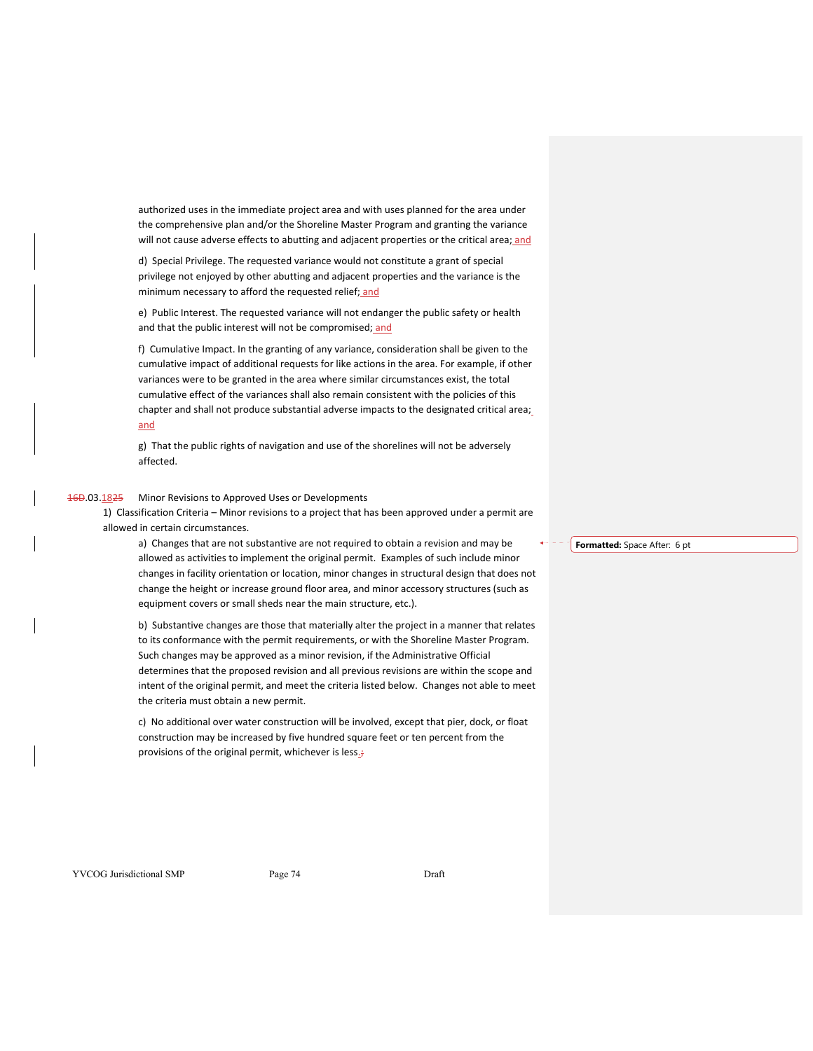authorized uses in the immediate project area and with uses planned for the area under the comprehensive plan and/or the Shoreline Master Program and granting the variance will not cause adverse effects to abutting and adjacent properties or the critical area; and

d) Special Privilege. The requested variance would not constitute a grant of special privilege not enjoyed by other abutting and adjacent properties and the variance is the minimum necessary to afford the requested relief; and

e) Public Interest. The requested variance will not endanger the public safety or health and that the public interest will not be compromised; and

f) Cumulative Impact. In the granting of any variance, consideration shall be given to the cumulative impact of additional requests for like actions in the area. For example, if other variances were to be granted in the area where similar circumstances exist, the total cumulative effect of the variances shall also remain consistent with the policies of this chapter and shall not produce substantial adverse impacts to the designated critical area; and

g) That the public rights of navigation and use of the shorelines will not be adversely affected.

### 16D.03.1825 Minor Revisions to Approved Uses or Developments

1) Classification Criteria – Minor revisions to a project that has been approved under a permit are allowed in certain circumstances.

a) Changes that are not substantive are not required to obtain a revision and may be allowed as activities to implement the original permit. Examples of such include minor changes in facility orientation or location, minor changes in structural design that does not change the height or increase ground floor area, and minor accessory structures (such as equipment covers or small sheds near the main structure, etc.).

b) Substantive changes are those that materially alter the project in a manner that relates to its conformance with the permit requirements, or with the Shoreline Master Program. Such changes may be approved as a minor revision, if the Administrative Official determines that the proposed revision and all previous revisions are within the scope and intent of the original permit, and meet the criteria listed below. Changes not able to meet the criteria must obtain a new permit.

c) No additional over water construction will be involved, except that pier, dock, or float construction may be increased by five hundred square feet or ten percent from the provisions of the original permit, whichever is less.;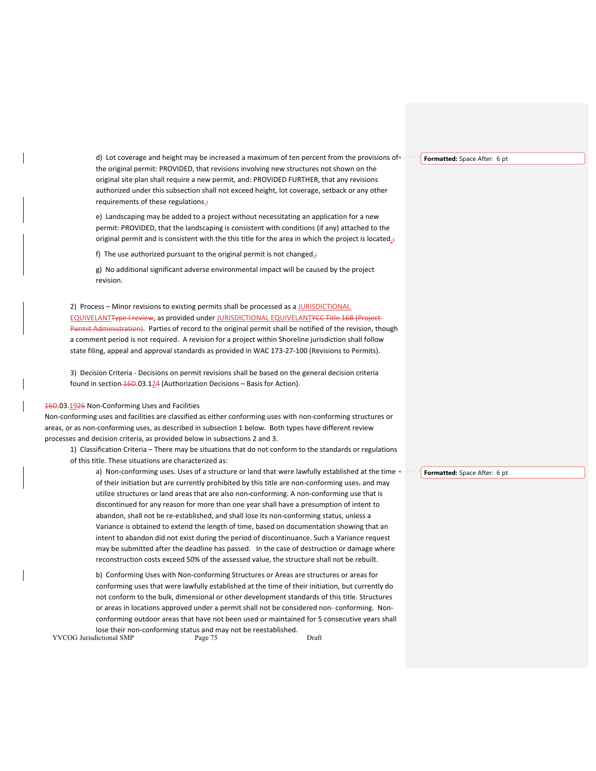d) Lot coverage and height may be increased a maximum of ten percent from the provisions of the original permit: PROVIDED, that revisions involving new structures not shown on the original site plan shall require a new permit, and: PROVIDED FURTHER, that any revisions authorized under this subsection shall not exceed height, lot coverage, setback or any other requirements of these regulations.;

e) Landscaping may be added to a project without necessitating an application for a new permit: PROVIDED, that the landscaping is consistent with conditions (if any) attached to the original permit and is consistent with the this title for the area in which the project is located.;

f) The use authorized pursuant to the original permit is not changed.;

g) No additional significant adverse environmental impact will be caused by the project revision.

2) Process – Minor revisions to existing permits shall be processed as a JURISDICTIONAL EQUIVELANTType I review, as provided under JURISDICTIONAL EQUIVELANTYCC Title 16B (Project Permit Administration). Parties of record to the original permit shall be notified of the revision, though a comment period is not required. A revision for a project within Shoreline jurisdiction shall follow state filing, appeal and approval standards as provided in WAC 173-27-100 (Revisions to Permits).

3) Decision Criteria - Decisions on permit revisions shall be based on the general decision criteria found in section 16D.03.124 (Authorization Decisions – Basis for Action).

16D.03.1926 Non-Conforming Uses and Facilities

Non-conforming uses and facilities are classified as either conforming uses with non-conforming structures or areas, or as non-conforming uses, as described in subsection 1 below. Both types have different review processes and decision criteria, as provided below in subsections 2 and 3.

1) Classification Criteria – There may be situations that do not conform to the standards or regulations of this title. These situations are characterized as:

a) Non-conforming uses. Uses of a structure or land that were lawfully established at the time of their initiation but are currently prohibited by this title are non-conforming uses, and may utilize structures or land areas that are also non-conforming. A non-conforming use that is discontinued for any reason for more than one year shall have a presumption of intent to abandon, shall not be re-established, and shall lose its non-conforming status, unless a Variance is obtained to extend the length of time, based on documentation showing that an intent to abandon did not exist during the period of discontinuance. Such a Variance request may be submitted after the deadline has passed. In the case of destruction or damage where reconstruction costs exceed 50% of the assessed value, the structure shall not be rebuilt.

b) Conforming Uses with Non-conforming Structures or Areas are structures or areas for conforming uses that were lawfully established at the time of their initiation, but currently do not conform to the bulk, dimensional or other development standards of this title. Structures or areas in locations approved under a permit shall not be considered non- conforming. Non-conforming outdoor areas that have not been used or maintained for 5 consecutive years shall lose their non-conforming status and may not be reestablished.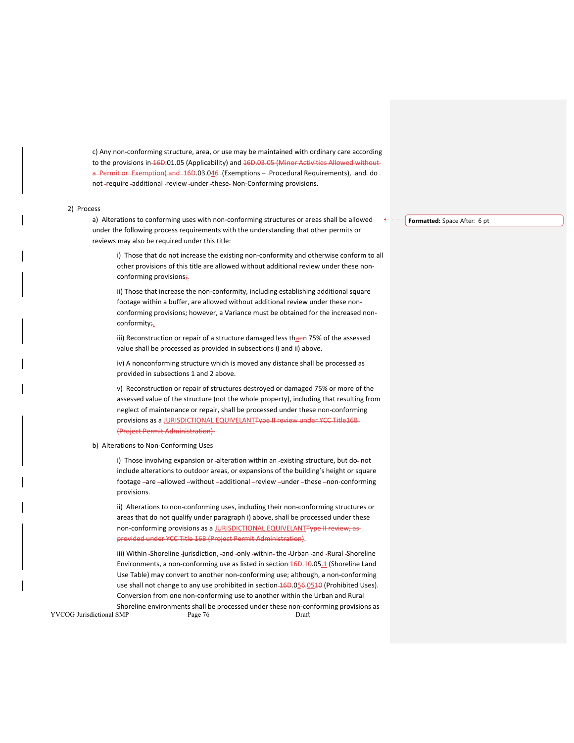c) Any non-conforming structure, area, or use may be maintained with ordinary care according to the provisions in 16D.01.05 (Applicability) and 16D.03.05 (Minor Activities Allowed without a Permit or Exemption) and 16D.03.046 (Exemptions – Procedural Requirements), and do not require additional review under these Non-Conforming provisions.

2) Process

a) Alterations to conforming uses with non-conforming structures or areas shall be allowed under the following process requirements with the understanding that other permits or reviews may also be required under this title:

i) Those that do not increase the existing non-conformity and otherwise conform to all other provisions of this title are allowed without additional review under these non-conforming provisions;.

ii) Those that increase the non-conformity, including establishing additional square footage within a buffer, are allowed without additional review under these non-conforming provisions; however, a Variance must be obtained for the increased non-conformity;.

iii) Reconstruction or repair of a structure damaged less thaen 75% of the assessed value shall be processed as provided in subsections i) and ii) above.

iv) A nonconforming structure which is moved any distance shall be processed as provided in subsections 1 and 2 above.

v) Reconstruction or repair of structures destroyed or damaged 75% or more of the assessed value of the structure (not the whole property), including that resulting from neglect of maintenance or repair, shall be processed under these non-conforming provisions as a JURISDICTIONAL EQUIVELANTType II review under YCC Title16B (Project Permit Administration).

b) Alterations to Non-Conforming Uses

i) Those involving expansion or alteration within an existing structure, but do not include alterations to outdoor areas, or expansions of the building's height or square footage are allowed without additional review under these non-conforming provisions.

ii) Alterations to non-conforming uses, including their non-conforming structures or areas that do not qualify under paragraph i) above, shall be processed under these non-conforming provisions as a JURISDICTIONAL EQUIVELANTType II review, as provided under YCC Title 16B (Project Permit Administration).

iii) Within Shoreline jurisdiction, and only within the Urban and Rural Shoreline Environments, a non-conforming use as listed in section 16D.10.05.1 (Shoreline Land Use Table) may convert to another non-conforming use; although, a non-conforming use shall not change to any use prohibited in section 16D.056.0510 (Prohibited Uses). Conversion from one non-conforming use to another within the Urban and Rural Shoreline environments shall be processed under these non-conforming provisions as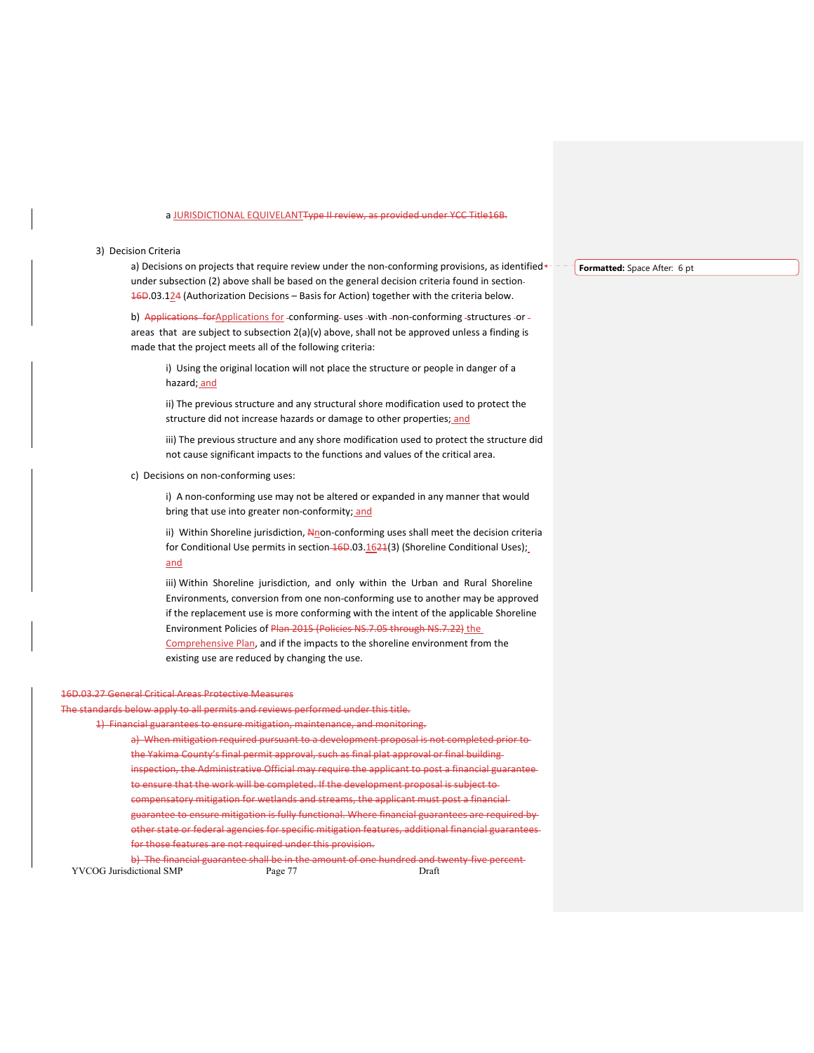a JURISDICTIONAL EQUIVELANTType II review, as provided under YCC Title16B.

3) Decision Criteria

a) Decisions on projects that require review under the non-conforming provisions, as identified under subsection (2) above shall be based on the general decision criteria found in section 16D.03.124 (Authorization Decisions – Basis for Action) together with the criteria below.

b) Applications forApplications for conforming uses with non-conforming structures or areas that are subject to subsection 2(a)(v) above, shall not be approved unless a finding is made that the project meets all of the following criteria:

i) Using the original location will not place the structure or people in danger of a hazard; and

ii) The previous structure and any structural shore modification used to protect the structure did not increase hazards or damage to other properties; and

iii) The previous structure and any shore modification used to protect the structure did not cause significant impacts to the functions and values of the critical area.

c) Decisions on non-conforming uses:

i) A non-conforming use may not be altered or expanded in any manner that would bring that use into greater non-conformity; and

ii) Within Shoreline jurisdiction, Nnon-conforming uses shall meet the decision criteria for Conditional Use permits in section 16D.03.1621(3) (Shoreline Conditional Uses); and

iii) Within Shoreline jurisdiction, and only within the Urban and Rural Shoreline Environments, conversion from one non-conforming use to another may be approved if the replacement use is more conforming with the intent of the applicable Shoreline Environment Policies of Plan 2015 (Policies NS.7.05 through NS.7.22) the Comprehensive Plan, and if the impacts to the shoreline environment from the existing use are reduced by changing the use.

16D.03.27 General Critical Areas Protective Measures

The standards below apply to all permits and reviews performed under this title.

1) Financial guarantees to ensure mitigation, maintenance, and monitoring.

a) When mitigation required pursuant to a development proposal is not completed prior to the Yakima County's final permit approval, such as final plat approval or final building inspection, the Administrative Official may require the applicant to post a financial guarantee to ensure that the work will be completed. If the development proposal is subject to compensatory mitigation for wetlands and streams, the applicant must post a financial guarantee to ensure mitigation is fully functional. Where financial guarantees are required by other state or federal agencies for specific mitigation features, additional financial guarantees for those features are not required under this provision.

b) The financial guarantee shall be in the amount of one hundred and twenty-five percent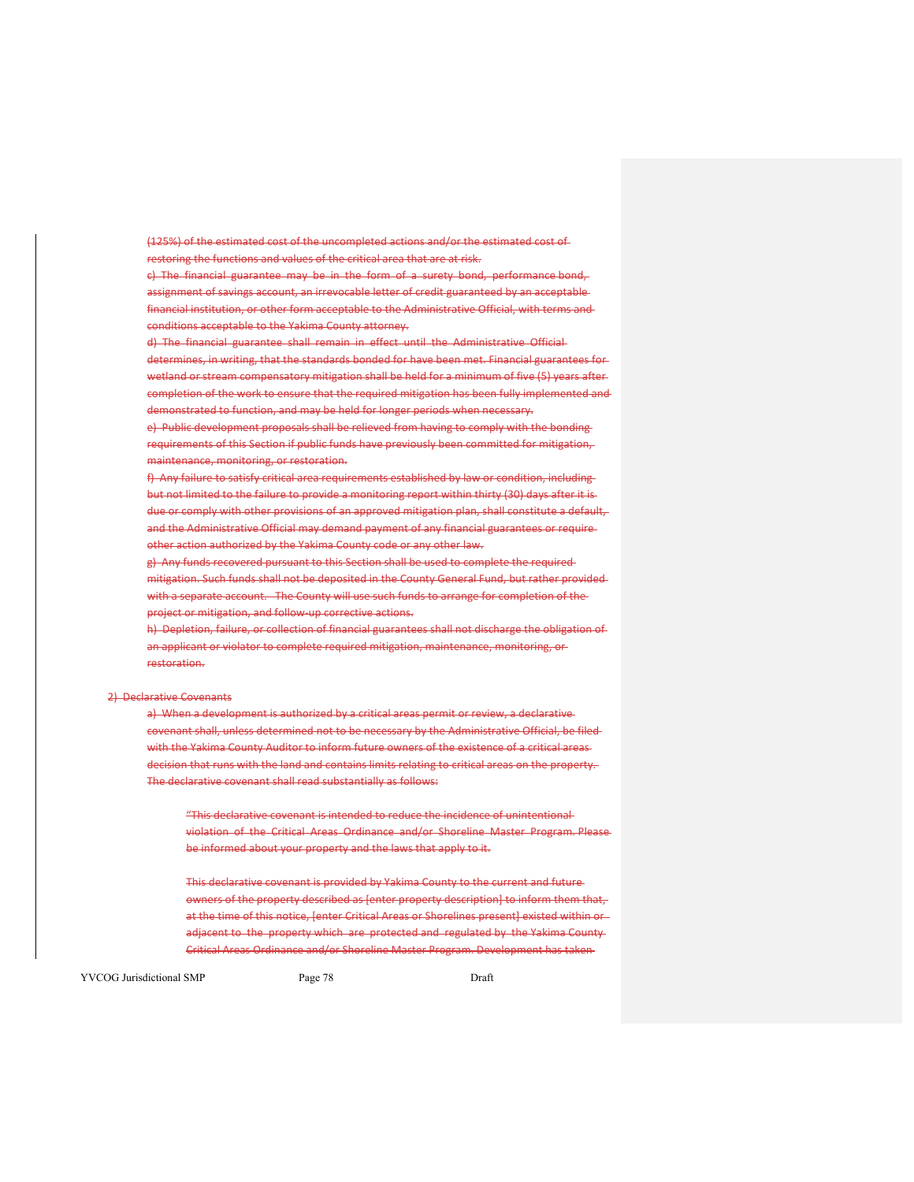(125%) of the estimated cost of the uncompleted actions and/or the estimated cost of restoring the functions and values of the critical area that are at risk.

c) The financial guarantee may be in the form of a surety bond, performance bond, assignment of savings account, an irrevocable letter of credit guaranteed by an acceptable financial institution, or other form acceptable to the Administrative Official, with terms and conditions acceptable to the Yakima County attorney.

d) The financial guarantee shall remain in effect until the Administrative Official determines, in writing, that the standards bonded for have been met. Financial guarantees for wetland or stream compensatory mitigation shall be held for a minimum of five (5) years after completion of the work to ensure that the required mitigation has been fully implemented and demonstrated to function, and may be held for longer periods when necessary.

e) Public development proposals shall be relieved from having to comply with the bonding requirements of this Section if public funds have previously been committed for mitigation, maintenance, monitoring, or restoration.

f) Any failure to satisfy critical area requirements established by law or condition, including but not limited to the failure to provide a monitoring report within thirty (30) days after it is due or comply with other provisions of an approved mitigation plan, shall constitute a default, and the Administrative Official may demand payment of any financial guarantees or require other action authorized by the Yakima County code or any other law.

g) Any funds recovered pursuant to this Section shall be used to complete the required mitigation. Such funds shall not be deposited in the County General Fund, but rather provided with a separate account. The County will use such funds to arrange for completion of the project or mitigation, and follow-up corrective actions.

h) Depletion, failure, or collection of financial guarantees shall not discharge the obligation of an applicant or violator to complete required mitigation, maintenance, monitoring, or restoration.

2) Declarative Covenants

a) When a development is authorized by a critical areas permit or review, a declarative covenant shall, unless determined not to be necessary by the Administrative Official, be filed with the Yakima County Auditor to inform future owners of the existence of a critical areas decision that runs with the land and contains limits relating to critical areas on the property. The declarative covenant shall read substantially as follows:

> "This declarative covenant is intended to reduce the incidence of unintentional violation of the Critical Areas Ordinance and/or Shoreline Master Program. Please be informed about your property and the laws that apply to it.
>
> This declarative covenant is provided by Yakima County to the current and future owners of the property described as [enter property description] to inform them that, at the time of this notice, [enter Critical Areas or Shorelines present] existed within or adjacent to the property which are protected and regulated by the Yakima County Critical Areas Ordinance and/or Shoreline Master Program. Development has taken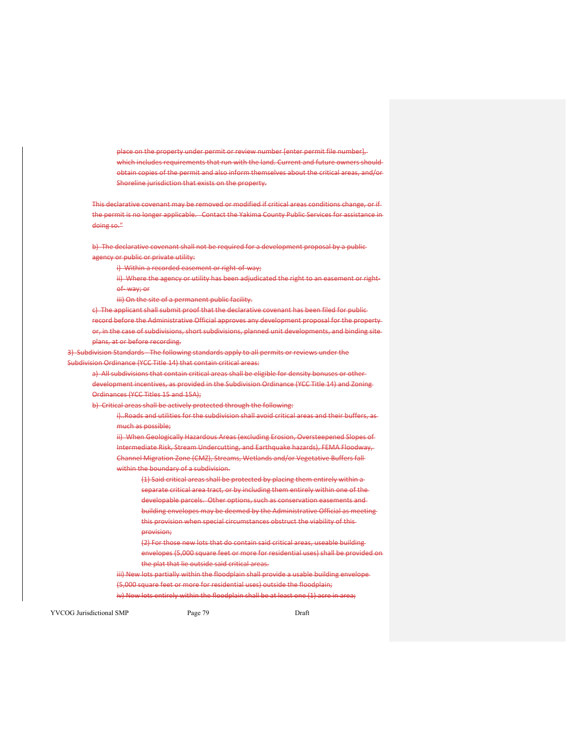place on the property under permit or review number [enter permit file number], which includes requirements that run with the land. Current and future owners should obtain copies of the permit and also inform themselves about the critical areas, and/or Shoreline jurisdiction that exists on the property.

This declarative covenant may be removed or modified if critical areas conditions change, or if the permit is no longer applicable. Contact the Yakima County Public Services for assistance in doing so."

b) The declarative covenant shall not be required for a development proposal by a public agency or public or private utility:

i) Within a recorded easement or right-of-way;

ii) Where the agency or utility has been adjudicated the right to an easement or right-of- way; or

iii) On the site of a permanent public facility.

c) The applicant shall submit proof that the declarative covenant has been filed for public record before the Administrative Official approves any development proposal for the property or, in the case of subdivisions, short subdivisions, planned unit developments, and binding site plans, at or before recording.

3) Subdivision Standards - The following standards apply to all permits or reviews under the Subdivision Ordinance (YCC Title 14) that contain critical areas:

a) All subdivisions that contain critical areas shall be eligible for density bonuses or other development incentives, as provided in the Subdivision Ordinance (YCC Title 14) and Zoning Ordinances (YCC Titles 15 and 15A);

b) Critical areas shall be actively protected through the following:

i)..Roads and utilities for the subdivision shall avoid critical areas and their buffers, as much as possible;

ii) When Geologically Hazardous Areas (excluding Erosion, Oversteepened Slopes of Intermediate Risk, Stream Undercutting, and Earthquake hazards), FEMA Floodway, Channel Migration Zone (CMZ), Streams, Wetlands and/or Vegetative Buffers fall within the boundary of a subdivision.

(1) Said critical areas shall be protected by placing them entirely within a separate critical area tract, or by including them entirely within one of the developable parcels. Other options, such as conservation easements and building envelopes may be deemed by the Administrative Official as meeting this provision when special circumstances obstruct the viability of this provision;

(2) For those new lots that do contain said critical areas, useable building envelopes (5,000 square feet or more for residential uses) shall be provided on the plat that lie outside said critical areas.

iii) New lots partially within the floodplain shall provide a usable building envelope (5,000 square feet or more for residential uses) outside the floodplain;

iv) New lots entirely within the floodplain shall be at least one (1) acre in area;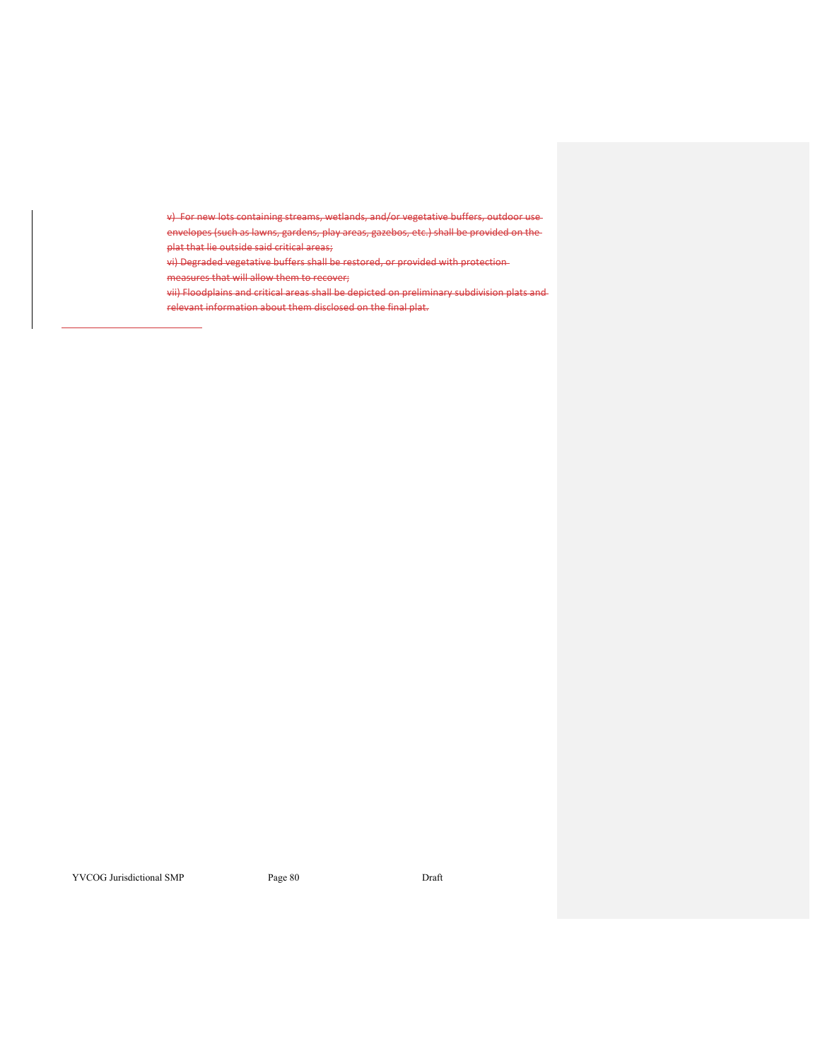~~v) For new lots containing streams, wetlands, and/or vegetative buffers, outdoor use envelopes (such as lawns, gardens, play areas, gazebos, etc.) shall be provided on the plat that lie outside said critical areas;~~

~~vi) Degraded vegetative buffers shall be restored, or provided with protection measures that will allow them to recover;~~

~~vii) Floodplains and critical areas shall be depicted on preliminary subdivision plats and relevant information about them disclosed on the final plat.~~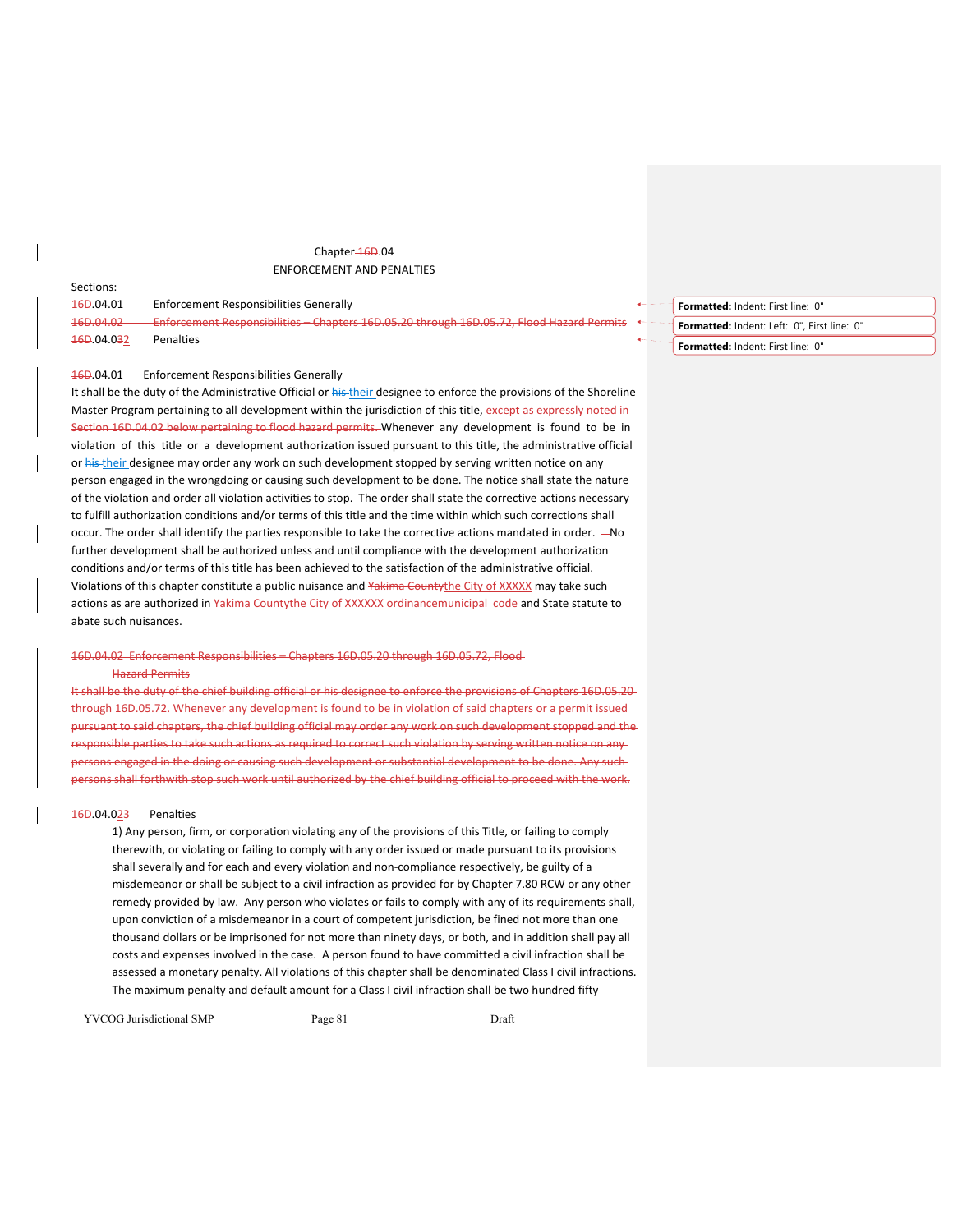Chapter ~~16D~~.04

ENFORCEMENT AND PENALTIES

Sections:

~~16D~~.04.01 Enforcement Responsibilities Generally

~~16D.04.02 Enforcement Responsibilities – Chapters 16D.05.20 through 16D.05.72, Flood Hazard Permits~~

~~16D~~.04.0~~3~~2 Penalties

~~16D~~.04.01 Enforcement Responsibilities Generally

It shall be the duty of the Administrative Official or ~~his~~ their designee to enforce the provisions of the Shoreline Master Program pertaining to all development within the jurisdiction of this title, ~~except as expressly noted in Section 16D.04.02 below pertaining to flood hazard permits.~~ Whenever any development is found to be in violation of this title or a development authorization issued pursuant to this title, the administrative official or ~~his~~ their designee may order any work on such development stopped by serving written notice on any person engaged in the wrongdoing or causing such development to be done. The notice shall state the nature of the violation and order all violation activities to stop. The order shall state the corrective actions necessary to fulfill authorization conditions and/or terms of this title and the time within which such corrections shall occur. The order shall identify the parties responsible to take the corrective actions mandated in order. No further development shall be authorized unless and until compliance with the development authorization conditions and/or terms of this title has been achieved to the satisfaction of the administrative official. Violations of this chapter constitute a public nuisance and ~~Yakima County~~the City of XXXXX may take such actions as are authorized in ~~Yakima County~~the City of XXXXXX ~~ordinance~~municipal code and State statute to abate such nuisances.

~~16D.04.02 Enforcement Responsibilities – Chapters 16D.05.20 through 16D.05.72, Flood Hazard Permits~~

~~It shall be the duty of the chief building official or his designee to enforce the provisions of Chapters 16D.05.20 through 16D.05.72. Whenever any development is found to be in violation of said chapters or a permit issued pursuant to said chapters, the chief building official may order any work on such development stopped and the responsible parties to take such actions as required to correct such violation by serving written notice on any persons engaged in the doing or causing such development or substantial development to be done. Any such persons shall forthwith stop such work until authorized by the chief building official to proceed with the work.~~

~~16D~~.04.0~~2~~3 Penalties

1) Any person, firm, or corporation violating any of the provisions of this Title, or failing to comply therewith, or violating or failing to comply with any order issued or made pursuant to its provisions shall severally and for each and every violation and non-compliance respectively, be guilty of a misdemeanor or shall be subject to a civil infraction as provided for by Chapter 7.80 RCW or any other remedy provided by law. Any person who violates or fails to comply with any of its requirements shall, upon conviction of a misdemeanor in a court of competent jurisdiction, be fined not more than one thousand dollars or be imprisoned for not more than ninety days, or both, and in addition shall pay all costs and expenses involved in the case. A person found to have committed a civil infraction shall be assessed a monetary penalty. All violations of this chapter shall be denominated Class I civil infractions. The maximum penalty and default amount for a Class I civil infraction shall be two hundred fifty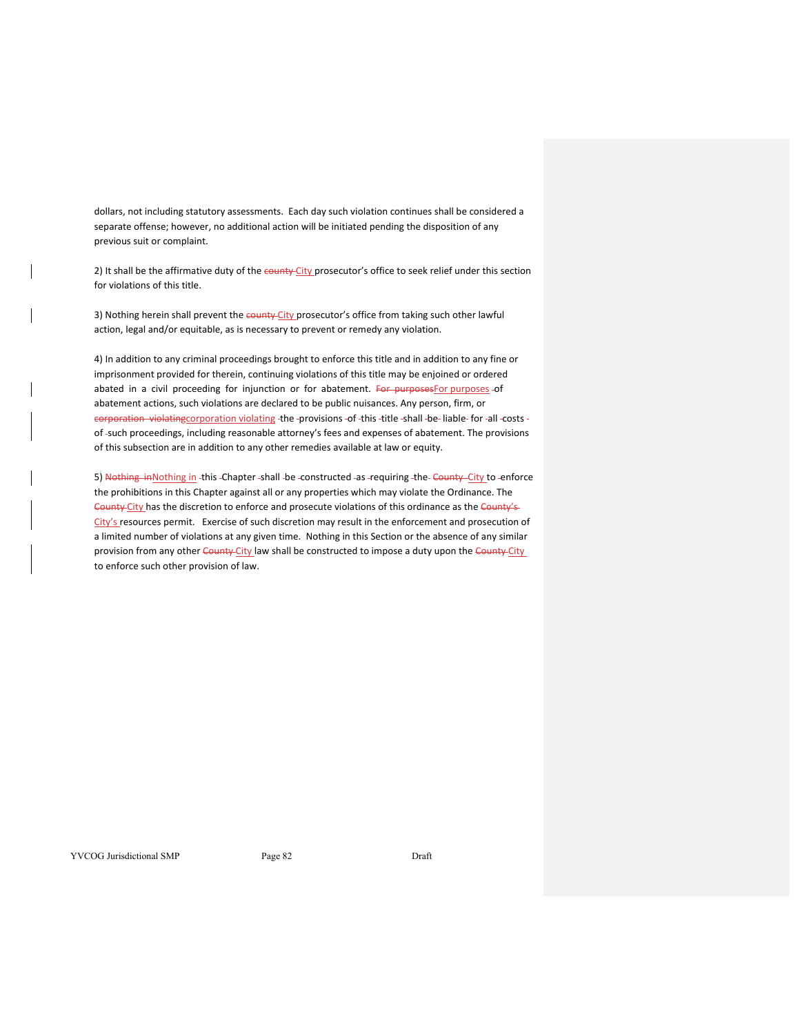dollars, not including statutory assessments. Each day such violation continues shall be considered a separate offense; however, no additional action will be initiated pending the disposition of any previous suit or complaint.

2) It shall be the affirmative duty of the ~~county~~ City prosecutor's office to seek relief under this section for violations of this title.

3) Nothing herein shall prevent the ~~county~~ City prosecutor's office from taking such other lawful action, legal and/or equitable, as is necessary to prevent or remedy any violation.

4) In addition to any criminal proceedings brought to enforce this title and in addition to any fine or imprisonment provided for therein, continuing violations of this title may be enjoined or ordered abated in a civil proceeding for injunction or for abatement. ~~For purposes~~For purposes of abatement actions, such violations are declared to be public nuisances. Any person, firm, or ~~corporation violating~~corporation violating the provisions of this title shall be liable for all costs of such proceedings, including reasonable attorney's fees and expenses of abatement. The provisions of this subsection are in addition to any other remedies available at law or equity.

5) ~~Nothing in~~Nothing in this Chapter shall be constructed as requiring the ~~County~~ City to enforce the prohibitions in this Chapter against all or any properties which may violate the Ordinance. The ~~County~~ City has the discretion to enforce and prosecute violations of this ordinance as the ~~County's~~ City's resources permit. Exercise of such discretion may result in the enforcement and prosecution of a limited number of violations at any given time. Nothing in this Section or the absence of any similar provision from any other ~~County~~ City law shall be constructed to impose a duty upon the ~~County~~ City to enforce such other provision of law.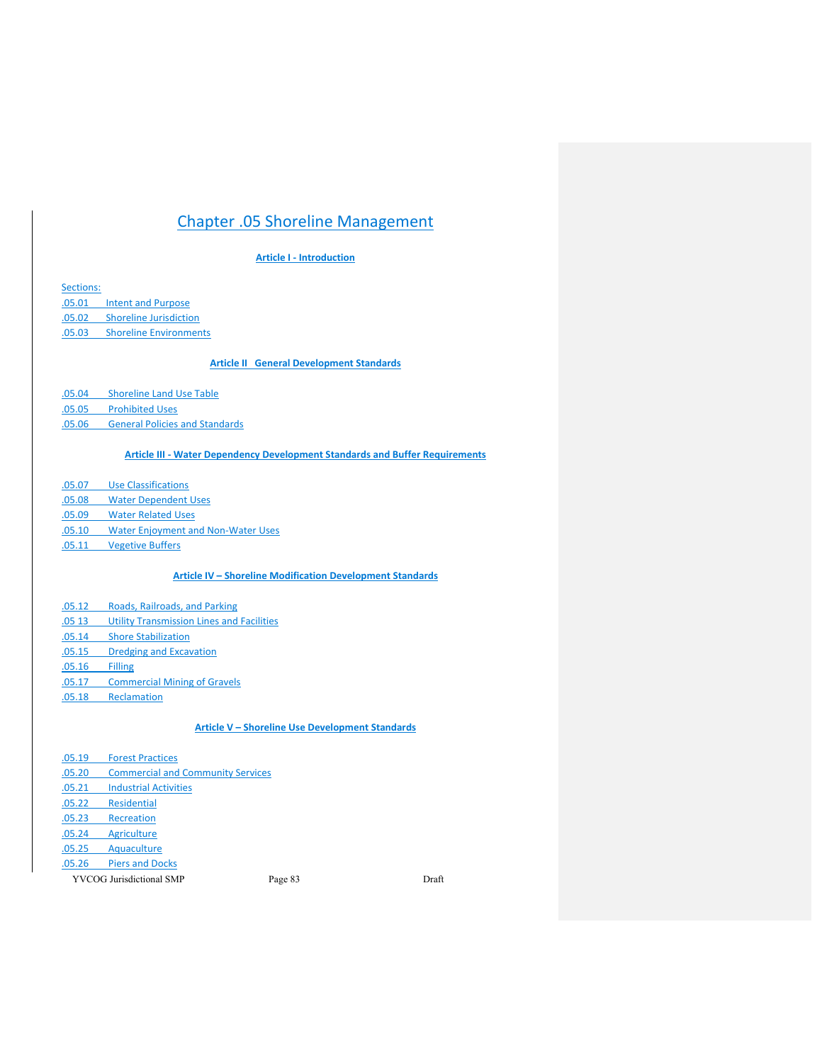# Chapter .05 Shoreline Management

### Article I - Introduction

Sections:

.05.01 Intent and Purpose
.05.02 Shoreline Jurisdiction
.05.03 Shoreline Environments

### Article II General Development Standards

.05.04 Shoreline Land Use Table
.05.05 Prohibited Uses
.05.06 General Policies and Standards

### Article III - Water Dependency Development Standards and Buffer Requirements

.05.07 Use Classifications
.05.08 Water Dependent Uses
.05.09 Water Related Uses
.05.10 Water Enjoyment and Non-Water Uses
.05.11 Vegetive Buffers

### Article IV – Shoreline Modification Development Standards

.05.12 Roads, Railroads, and Parking
.05 13 Utility Transmission Lines and Facilities
.05.14 Shore Stabilization
.05.15 Dredging and Excavation
.05.16 Filling
.05.17 Commercial Mining of Gravels
.05.18 Reclamation

### Article V – Shoreline Use Development Standards

.05.19 Forest Practices
.05.20 Commercial and Community Services
.05.21 Industrial Activities
.05.22 Residential
.05.23 Recreation
.05.24 Agriculture
.05.25 Aquaculture
.05.26 Piers and Docks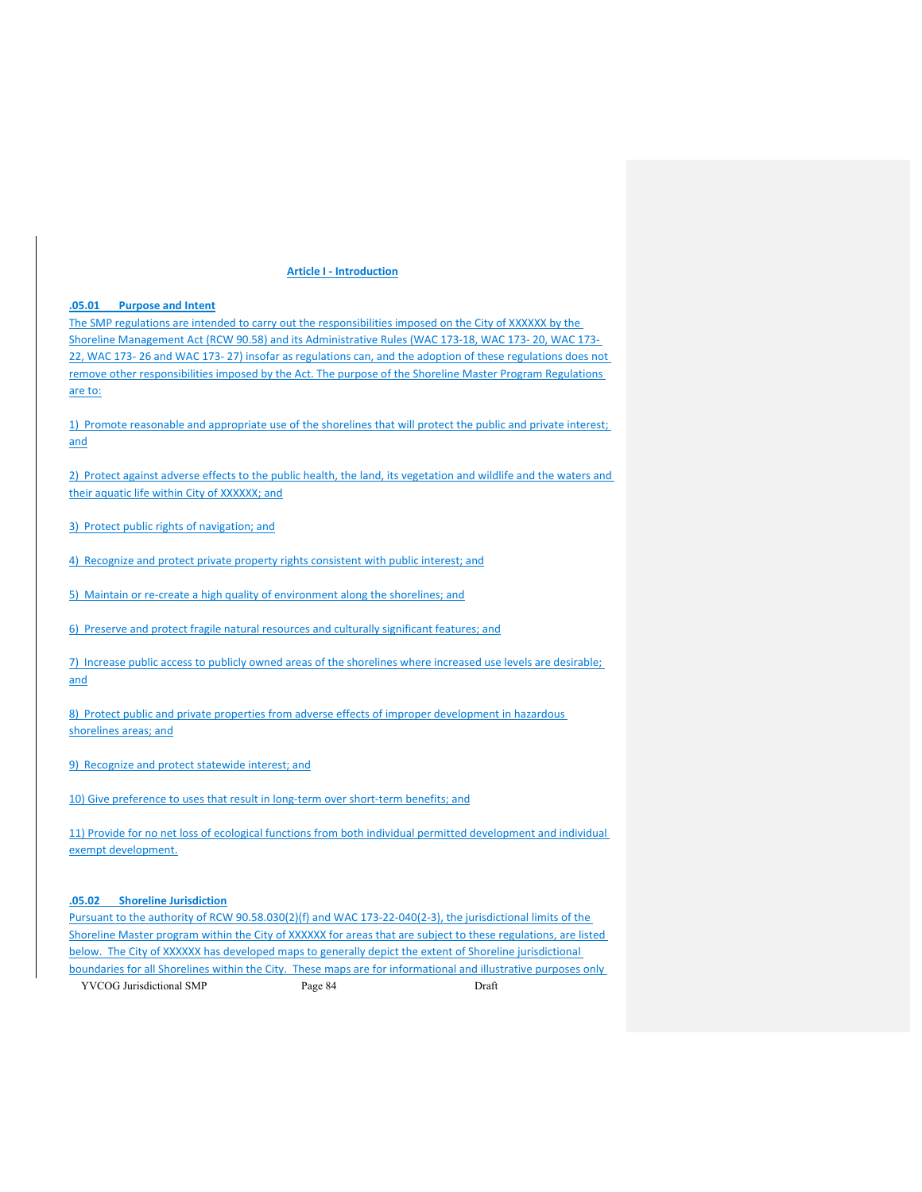## Article I - Introduction

### .05.01 Purpose and Intent

The SMP regulations are intended to carry out the responsibilities imposed on the City of XXXXXX by the Shoreline Management Act (RCW 90.58) and its Administrative Rules (WAC 173-18, WAC 173- 20, WAC 173- 22, WAC 173- 26 and WAC 173- 27) insofar as regulations can, and the adoption of these regulations does not remove other responsibilities imposed by the Act. The purpose of the Shoreline Master Program Regulations are to:

1) Promote reasonable and appropriate use of the shorelines that will protect the public and private interest; and

2) Protect against adverse effects to the public health, the land, its vegetation and wildlife and the waters and their aquatic life within City of XXXXXX; and

3) Protect public rights of navigation; and

4) Recognize and protect private property rights consistent with public interest; and

5) Maintain or re-create a high quality of environment along the shorelines; and

6) Preserve and protect fragile natural resources and culturally significant features; and

7) Increase public access to publicly owned areas of the shorelines where increased use levels are desirable; and

8) Protect public and private properties from adverse effects of improper development in hazardous shorelines areas; and

9) Recognize and protect statewide interest; and

10) Give preference to uses that result in long-term over short-term benefits; and

11) Provide for no net loss of ecological functions from both individual permitted development and individual exempt development.

### .05.02 Shoreline Jurisdiction

Pursuant to the authority of RCW 90.58.030(2)(f) and WAC 173-22-040(2-3), the jurisdictional limits of the Shoreline Master program within the City of XXXXXX for areas that are subject to these regulations, are listed below. The City of XXXXXX has developed maps to generally depict the extent of Shoreline jurisdictional boundaries for all Shorelines within the City. These maps are for informational and illustrative purposes only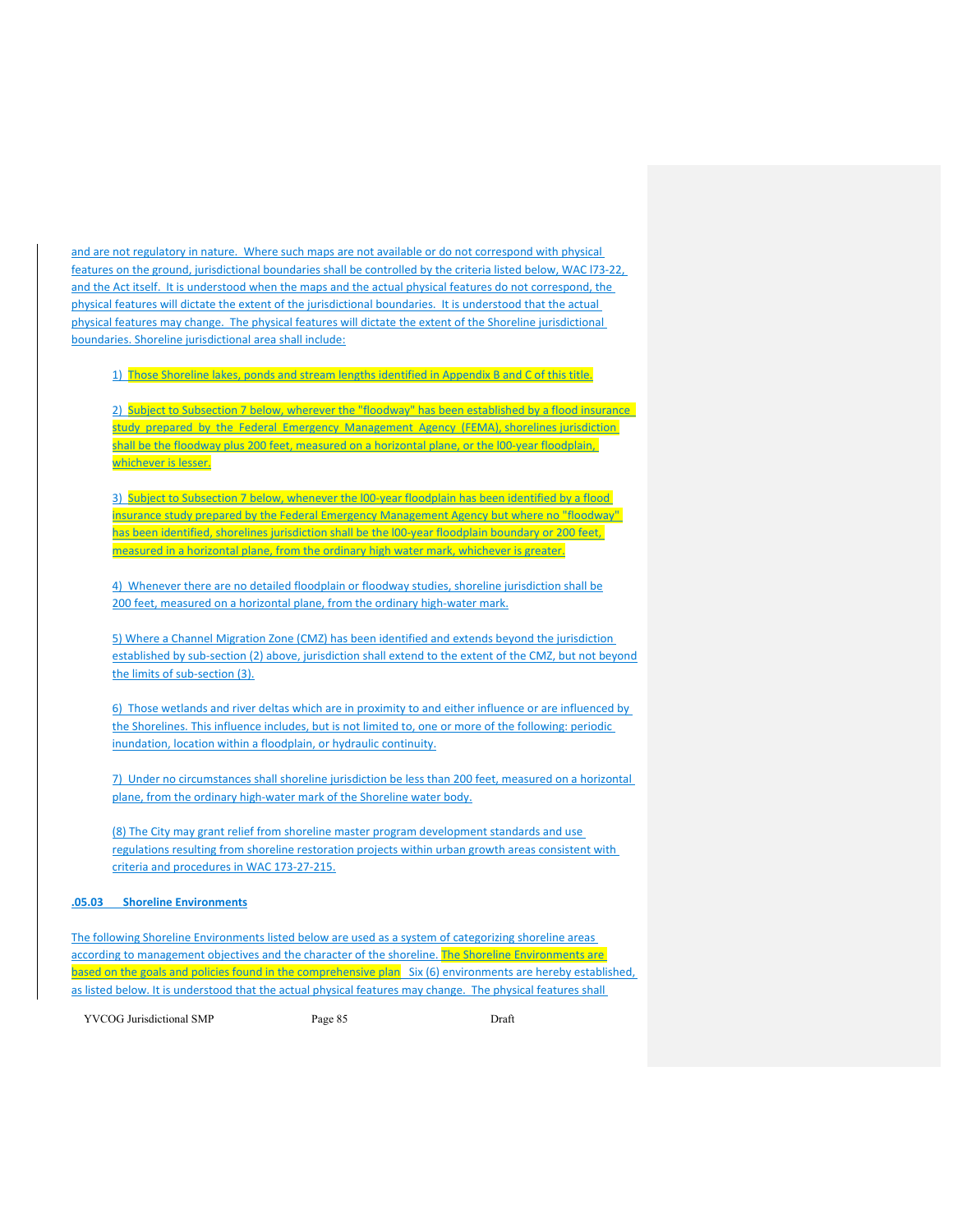and are not regulatory in nature. Where such maps are not available or do not correspond with physical features on the ground, jurisdictional boundaries shall be controlled by the criteria listed below, WAC l73-22, and the Act itself. It is understood when the maps and the actual physical features do not correspond, the physical features will dictate the extent of the jurisdictional boundaries. It is understood that the actual physical features may change. The physical features will dictate the extent of the Shoreline jurisdictional boundaries. Shoreline jurisdictional area shall include:

1) Those Shoreline lakes, ponds and stream lengths identified in Appendix B and C of this title.

2) Subject to Subsection 7 below, wherever the "floodway" has been established by a flood insurance study prepared by the Federal Emergency Management Agency (FEMA), shorelines jurisdiction shall be the floodway plus 200 feet, measured on a horizontal plane, or the l00-year floodplain, whichever is lesser.

3) Subject to Subsection 7 below, whenever the l00-year floodplain has been identified by a flood insurance study prepared by the Federal Emergency Management Agency but where no "floodway" has been identified, shorelines jurisdiction shall be the l00-year floodplain boundary or 200 feet, measured in a horizontal plane, from the ordinary high water mark, whichever is greater.

4) Whenever there are no detailed floodplain or floodway studies, shoreline jurisdiction shall be 200 feet, measured on a horizontal plane, from the ordinary high-water mark.

5) Where a Channel Migration Zone (CMZ) has been identified and extends beyond the jurisdiction established by sub-section (2) above, jurisdiction shall extend to the extent of the CMZ, but not beyond the limits of sub-section (3).

6) Those wetlands and river deltas which are in proximity to and either influence or are influenced by the Shorelines. This influence includes, but is not limited to, one or more of the following: periodic inundation, location within a floodplain, or hydraulic continuity.

7) Under no circumstances shall shoreline jurisdiction be less than 200 feet, measured on a horizontal plane, from the ordinary high-water mark of the Shoreline water body.

(8) The City may grant relief from shoreline master program development standards and use regulations resulting from shoreline restoration projects within urban growth areas consistent with criteria and procedures in WAC 173-27-215.

**.05.03 Shoreline Environments**

The following Shoreline Environments listed below are used as a system of categorizing shoreline areas according to management objectives and the character of the shoreline. The Shoreline Environments are based on the goals and policies found in the comprehensive plan Six (6) environments are hereby established, as listed below. It is understood that the actual physical features may change. The physical features shall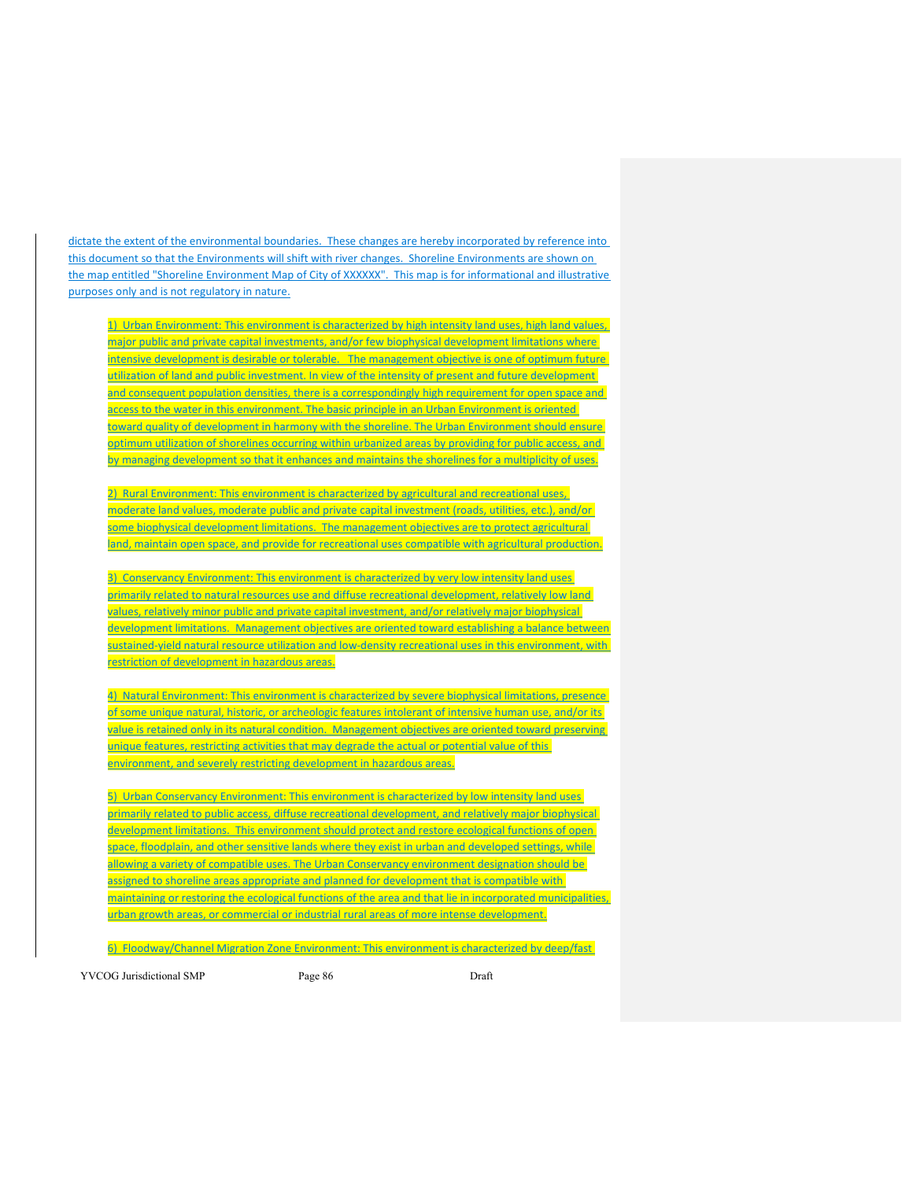dictate the extent of the environmental boundaries. These changes are hereby incorporated by reference into this document so that the Environments will shift with river changes. Shoreline Environments are shown on the map entitled "Shoreline Environment Map of City of XXXXXX". This map is for informational and illustrative purposes only and is not regulatory in nature.

1) Urban Environment: This environment is characterized by high intensity land uses, high land values, major public and private capital investments, and/or few biophysical development limitations where intensive development is desirable or tolerable. The management objective is one of optimum future utilization of land and public investment. In view of the intensity of present and future development and consequent population densities, there is a correspondingly high requirement for open space and access to the water in this environment. The basic principle in an Urban Environment is oriented toward quality of development in harmony with the shoreline. The Urban Environment should ensure optimum utilization of shorelines occurring within urbanized areas by providing for public access, and by managing development so that it enhances and maintains the shorelines for a multiplicity of uses.

2) Rural Environment: This environment is characterized by agricultural and recreational uses, moderate land values, moderate public and private capital investment (roads, utilities, etc.), and/or some biophysical development limitations. The management objectives are to protect agricultural land, maintain open space, and provide for recreational uses compatible with agricultural production.

3) Conservancy Environment: This environment is characterized by very low intensity land uses primarily related to natural resources use and diffuse recreational development, relatively low land values, relatively minor public and private capital investment, and/or relatively major biophysical development limitations. Management objectives are oriented toward establishing a balance between sustained-yield natural resource utilization and low-density recreational uses in this environment, with restriction of development in hazardous areas.

4) Natural Environment: This environment is characterized by severe biophysical limitations, presence of some unique natural, historic, or archeologic features intolerant of intensive human use, and/or its value is retained only in its natural condition. Management objectives are oriented toward preserving unique features, restricting activities that may degrade the actual or potential value of this environment, and severely restricting development in hazardous areas.

5) Urban Conservancy Environment: This environment is characterized by low intensity land uses primarily related to public access, diffuse recreational development, and relatively major biophysical development limitations. This environment should protect and restore ecological functions of open space, floodplain, and other sensitive lands where they exist in urban and developed settings, while allowing a variety of compatible uses. The Urban Conservancy environment designation should be assigned to shoreline areas appropriate and planned for development that is compatible with maintaining or restoring the ecological functions of the area and that lie in incorporated municipalities, urban growth areas, or commercial or industrial rural areas of more intense development.

6) Floodway/Channel Migration Zone Environment: This environment is characterized by deep/fast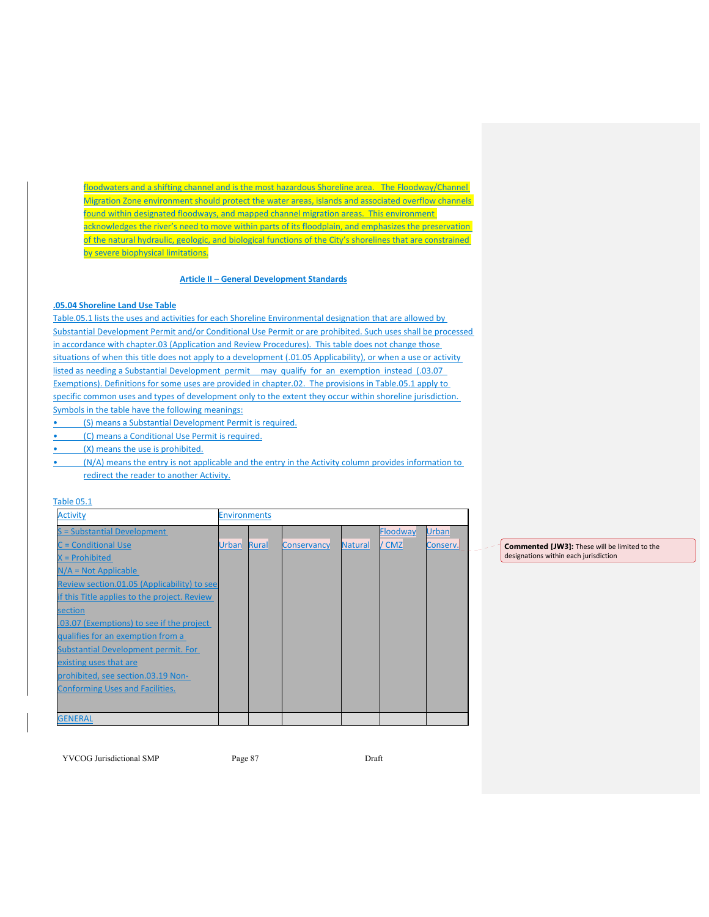floodwaters and a shifting channel and is the most hazardous Shoreline area. The Floodway/Channel Migration Zone environment should protect the water areas, islands and associated overflow channels found within designated floodways, and mapped channel migration areas. This environment acknowledges the river's need to move within parts of its floodplain, and emphasizes the preservation of the natural hydraulic, geologic, and biological functions of the City's shorelines that are constrained by severe biophysical limitations.

## Article II – General Development Standards

### .05.04 Shoreline Land Use Table

Table.05.1 lists the uses and activities for each Shoreline Environmental designation that are allowed by Substantial Development Permit and/or Conditional Use Permit or are prohibited. Such uses shall be processed in accordance with chapter.03 (Application and Review Procedures). This table does not change those situations of when this title does not apply to a development (.01.05 Applicability), or when a use or activity listed as needing a Substantial Development permit may qualify for an exemption instead (.03.07 Exemptions). Definitions for some uses are provided in chapter.02. The provisions in Table.05.1 apply to specific common uses and types of development only to the extent they occur within shoreline jurisdiction. Symbols in the table have the following meanings:

- (S) means a Substantial Development Permit is required.
- (C) means a Conditional Use Permit is required.
- (X) means the use is prohibited.
- (N/A) means the entry is not applicable and the entry in the Activity column provides information to redirect the reader to another Activity.

Table 05.1

| Activity | Environments | | | | | |
|---|---|---|---|---|---|---|
| S = Substantial Development<br>C = Conditional Use<br>X = Prohibited<br>N/A = Not Applicable<br>Review section.01.05 (Applicability) to see if this Title applies to the project. Review section .03.07 (Exemptions) to see if the project qualifies for an exemption from a Substantial Development permit. For existing uses that are prohibited, see section.03.19 Non-Conforming Uses and Facilities. | Urban | Rural | Conservancy | Natural | Floodway / CMZ | Urban Conserv. |
| GENERAL | | | | | | |

Commented [JW3]: These will be limited to the designations within each jurisdiction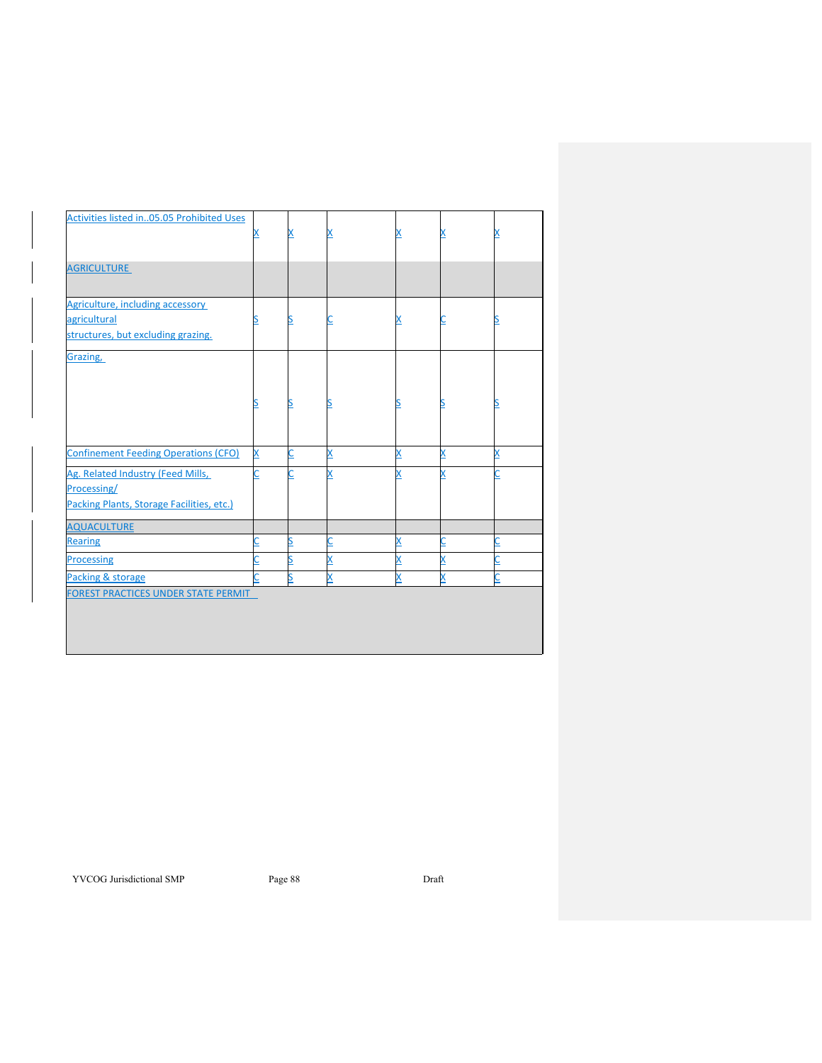| | | | | | | |
|---|---|---|---|---|---|---|
| Activities listed in..05.05 Prohibited Uses | X | X | X | X | X | X |
| AGRICULTURE | | | | | | |
| Agriculture, including accessory agricultural structures, but excluding grazing. | S | S | C | X | C | S |
| Grazing, | S | S | S | S | S | S |
| Confinement Feeding Operations (CFO) | X | C | X | X | X | X |
| Ag. Related Industry (Feed Mills, Processing/ Packing Plants, Storage Facilities, etc.) | C | C | X | X | X | C |
| AQUACULTURE | | | | | | |
| Rearing | C | S | C | X | C | C |
| Processing | C | S | X | X | X | C |
| Packing & storage | C | S | X | X | X | C |
| FOREST PRACTICES UNDER STATE PERMIT | | | | | | |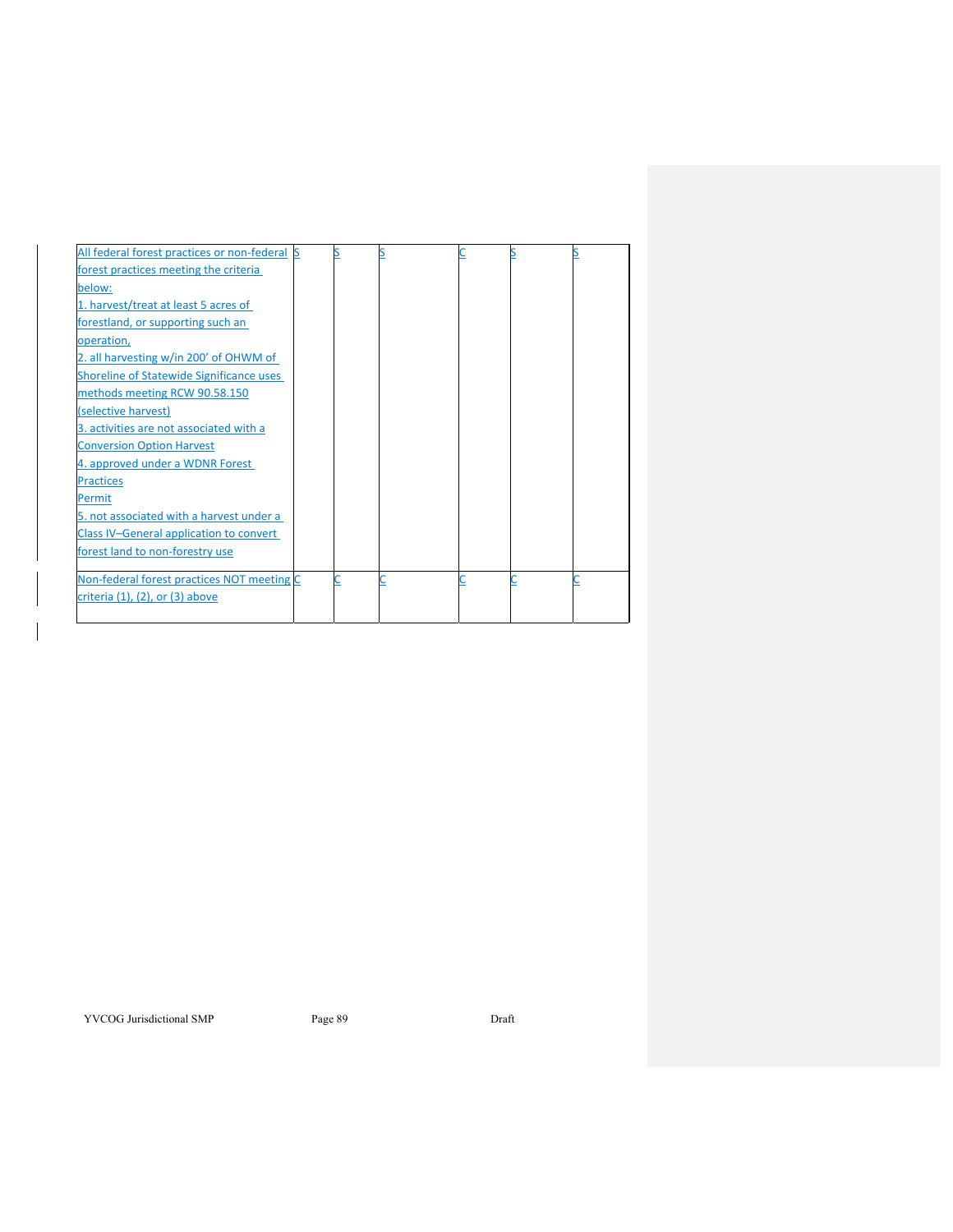| | | | | | | |
|---|---|---|---|---|---|---|
| All federal forest practices or non-federal forest practices meeting the criteria below:<br>1. harvest/treat at least 5 acres of forestland, or supporting such an operation,<br>2. all harvesting w/in 200' of OHWM of Shoreline of Statewide Significance uses methods meeting RCW 90.58.150 (selective harvest)<br>3. activities are not associated with a Conversion Option Harvest<br>4. approved under a WDNR Forest Practices Permit<br>5. not associated with a harvest under a Class IV–General application to convert forest land to non-forestry use | S | S | S | C | S | S |
| Non-federal forest practices NOT meeting criteria (1), (2), or (3) above | C | C | C | C | C | C |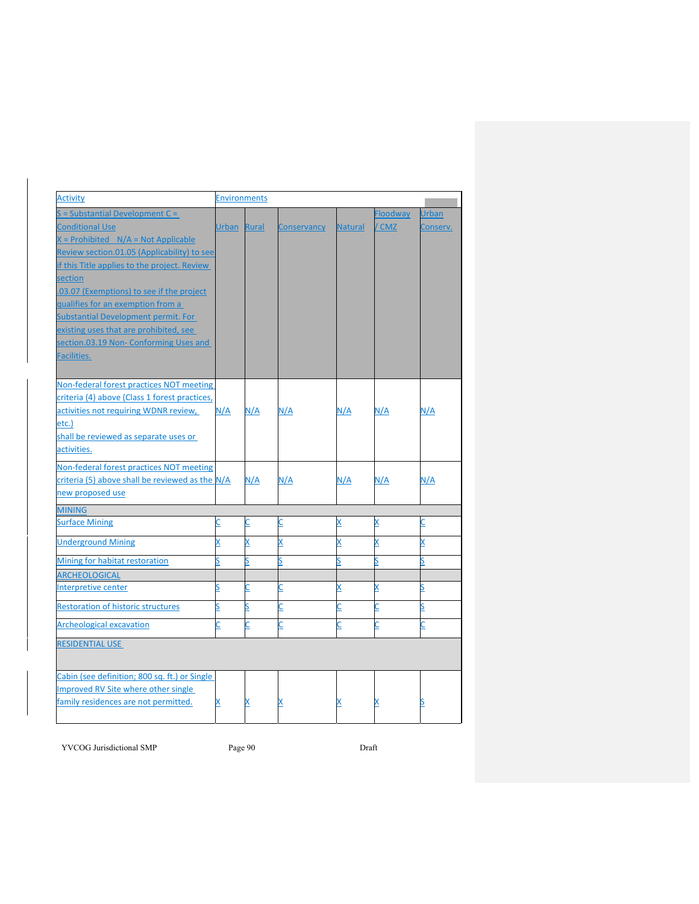| Activity | Environments | | | | | |
|---|---|---|---|---|---|---|
| S = Substantial Development C = Conditional Use X = Prohibited N/A = Not Applicable Review section.01.05 (Applicability) to see if this Title applies to the project. Review section .03.07 (Exemptions) to see if the project qualifies for an exemption from a Substantial Development permit. For existing uses that are prohibited, see section.03.19 Non- Conforming Uses and Facilities. | Urban | Rural | Conservancy | Natural | Floodway / CMZ | Urban Conserv. |
| Non-federal forest practices NOT meeting criteria (4) above (Class 1 forest practices, activities not requiring WDNR review, etc.) shall be reviewed as separate uses or activities. | N/A | N/A | N/A | N/A | N/A | N/A |
| Non-federal forest practices NOT meeting criteria (5) above shall be reviewed as the new proposed use | N/A | N/A | N/A | N/A | N/A | N/A |
| MINING | | | | | | |
| Surface Mining | C | C | C | X | X | C |
| Underground Mining | X | X | X | X | X | X |
| Mining for habitat restoration | S | S | S | S | S | S |
| ARCHEOLOGICAL | | | | | | |
| Interpretive center | S | C | C | X | X | S |
| Restoration of historic structures | S | S | C | C | C | S |
| Archeological excavation | C | C | C | C | C | C |
| RESIDENTIAL USE | | | | | | |
| Cabin (see definition; 800 sq. ft.) or Single Improved RV Site where other single family residences are not permitted. | X | X | X | X | X | S |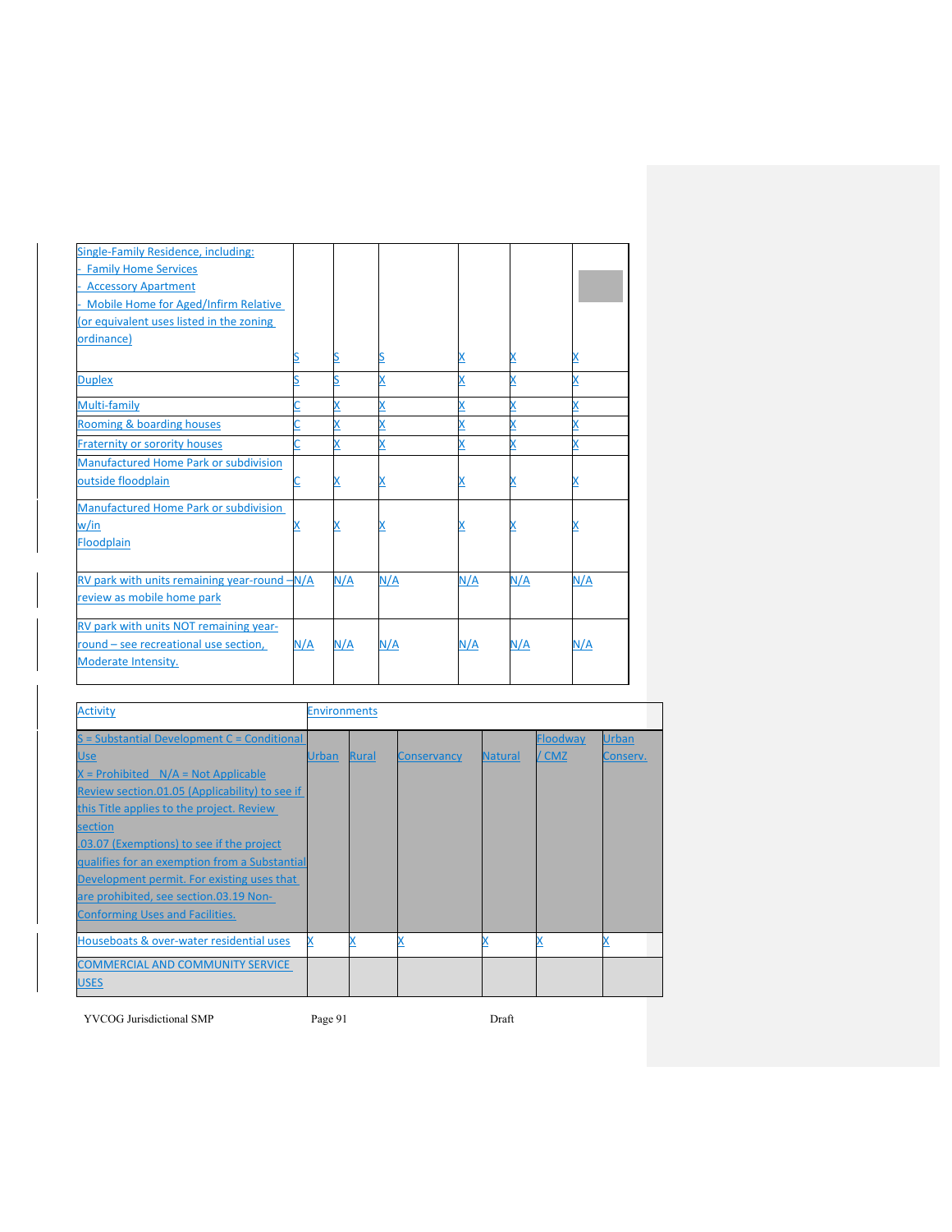| Single-Family Residence, including:<br>- Family Home Services<br>- Accessory Apartment<br>- Mobile Home for Aged/Infirm Relative (or equivalent uses listed in the zoning ordinance) | S | S | S | X | X | X |
|---|---|---|---|---|---|---|
| Duplex | S | S | X | X | X | X |
| Multi-family | C | X | X | X | X | X |
| Rooming & boarding houses | C | X | X | X | X | X |
| Fraternity or sorority houses | C | X | X | X | X | X |
| Manufactured Home Park or subdivision outside floodplain | C | X | X | X | X | X |
| Manufactured Home Park or subdivision w/in Floodplain | X | X | X | X | X | X |
| RV park with units remaining year-round – review as mobile home park | N/A | N/A | N/A | N/A | N/A | N/A |
| RV park with units NOT remaining year-round – see recreational use section, Moderate Intensity. | N/A | N/A | N/A | N/A | N/A | N/A |

| Activity | Environments | | | | | |
|---|---|---|---|---|---|---|
| S = Substantial Development C = Conditional Use<br>X = Prohibited N/A = Not Applicable<br>Review section.01.05 (Applicability) to see if this Title applies to the project. Review section .03.07 (Exemptions) to see if the project qualifies for an exemption from a Substantial Development permit. For existing uses that are prohibited, see section.03.19 Non-Conforming Uses and Facilities. | Urban | Rural | Conservancy | Natural | Floodway / CMZ | Urban Conserv. |
| Houseboats & over-water residential uses | X | X | X | X | X | X |
| COMMERCIAL AND COMMUNITY SERVICE USES | | | | | | |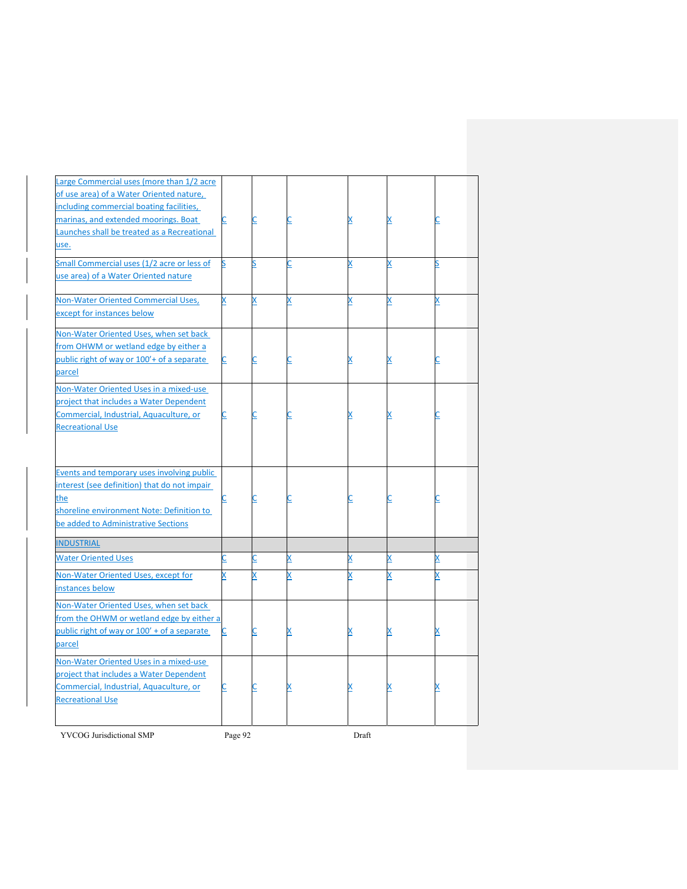| | | | | | | |
|---|---|---|---|---|---|---|
| Large Commercial uses (more than 1/2 acre of use area) of a Water Oriented nature, including commercial boating facilities, marinas, and extended moorings. Boat Launches shall be treated as a Recreational use. | C | C | C | X | X | C |
| Small Commercial uses (1/2 acre or less of use area) of a Water Oriented nature | S | S | C | X | X | S |
| Non-Water Oriented Commercial Uses, except for instances below | X | X | X | X | X | X |
| Non-Water Oriented Uses, when set back from OHWM or wetland edge by either a public right of way or 100'+ of a separate parcel | C | C | C | X | X | C |
| Non-Water Oriented Uses in a mixed-use project that includes a Water Dependent Commercial, Industrial, Aquaculture, or Recreational Use | C | C | C | X | X | C |
| Events and temporary uses involving public interest (see definition) that do not impair the shoreline environment Note: Definition to be added to Administrative Sections | C | C | C | C | C | C |
| INDUSTRIAL | | | | | | |
| Water Oriented Uses | C | C | X | X | X | X |
| Non-Water Oriented Uses, except for instances below | X | X | X | X | X | X |
| Non-Water Oriented Uses, when set back from the OHWM or wetland edge by either a public right of way or 100' + of a separate parcel | C | C | X | X | X | X |
| Non-Water Oriented Uses in a mixed-use project that includes a Water Dependent Commercial, Industrial, Aquaculture, or Recreational Use | C | C | X | X | X | X |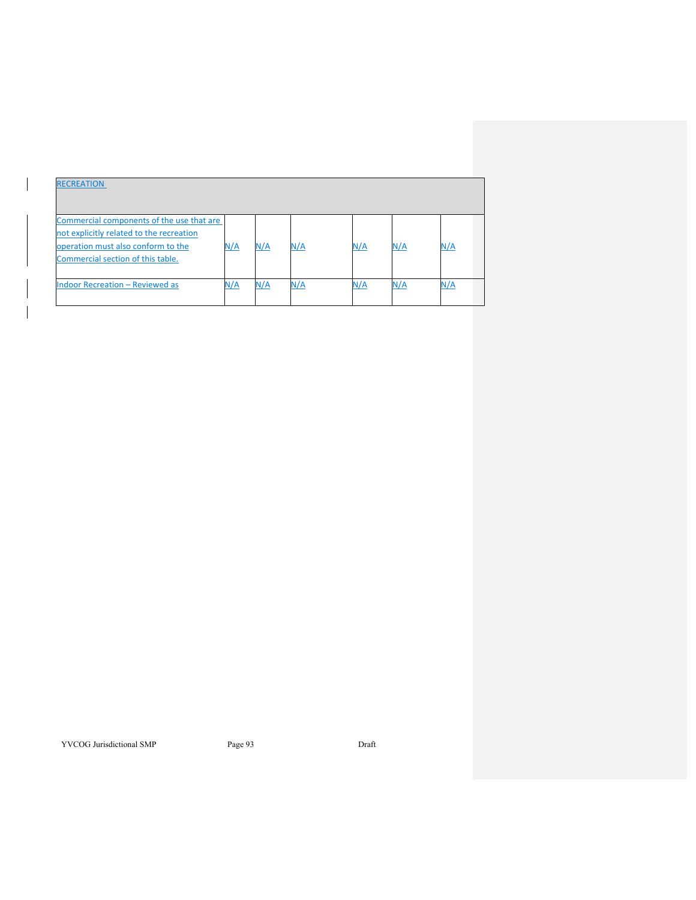| RECREATION | | | | | | |
|---|---|---|---|---|---|---|
| Commercial components of the use that are not explicitly related to the recreation operation must also conform to the Commercial section of this table. | N/A | N/A | N/A | N/A | N/A | N/A |
| Indoor Recreation – Reviewed as | N/A | N/A | N/A | N/A | N/A | N/A |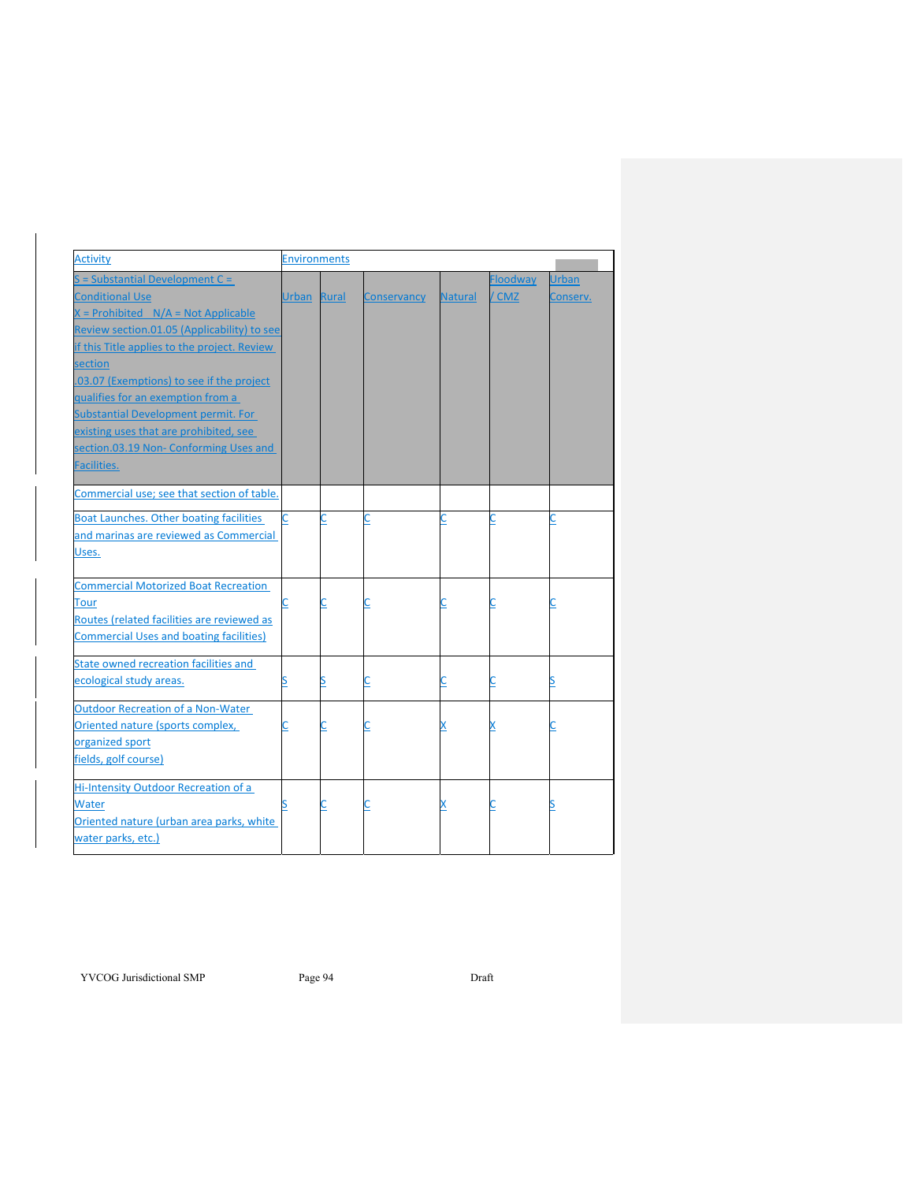| Activity | Environments | | | | | |
|---|---|---|---|---|---|---|
| S = Substantial Development C = Conditional Use X = Prohibited N/A = Not Applicable Review section.01.05 (Applicability) to see if this Title applies to the project. Review section .03.07 (Exemptions) to see if the project qualifies for an exemption from a Substantial Development permit. For existing uses that are prohibited, see section.03.19 Non- Conforming Uses and Facilities. | Urban | Rural | Conservancy | Natural | Floodway / CMZ | Urban Conserv. |
| Commercial use; see that section of table. | | | | | | |
| Boat Launches. Other boating facilities and marinas are reviewed as Commercial Uses. | C | C | C | C | C | C |
| Commercial Motorized Boat Recreation Tour Routes (related facilities are reviewed as Commercial Uses and boating facilities) | C | C | C | C | C | C |
| State owned recreation facilities and ecological study areas. | S | S | C | C | C | S |
| Outdoor Recreation of a Non-Water Oriented nature (sports complex, organized sport fields, golf course) | C | C | C | X | X | C |
| Hi-Intensity Outdoor Recreation of a Water Oriented nature (urban area parks, white water parks, etc.) | S | C | C | X | C | S |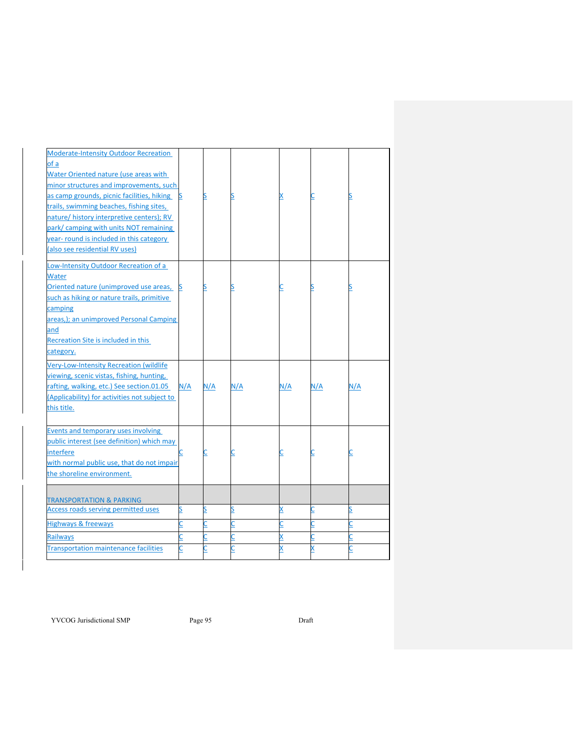| | | | | | | |
|---|---|---|---|---|---|---|
| Moderate-Intensity Outdoor Recreation of a Water Oriented nature (use areas with minor structures and improvements, such as camp grounds, picnic facilities, hiking trails, swimming beaches, fishing sites, nature/ history interpretive centers); RV park/ camping with units NOT remaining year- round is included in this category (also see residential RV uses) | S | S | S | X | C | S |
| Low-Intensity Outdoor Recreation of a Water Oriented nature (unimproved use areas, such as hiking or nature trails, primitive camping areas,); an unimproved Personal Camping and Recreation Site is included in this category. | S | S | S | C | S | S |
| Very-Low-Intensity Recreation (wildlife viewing, scenic vistas, fishing, hunting, rafting, walking, etc.) See section.01.05 (Applicability) for activities not subject to this title. | N/A | N/A | N/A | N/A | N/A | N/A |
| Events and temporary uses involving public interest (see definition) which may interfere with normal public use, that do not impair the shoreline environment. | C | C | C | C | C | C |
| TRANSPORTATION & PARKING | | | | | | |
| Access roads serving permitted uses | S | S | S | X | C | S |
| Highways & freeways | C | C | C | C | C | C |
| Railways | C | C | C | X | C | C |
| Transportation maintenance facilities | C | C | C | X | X | C |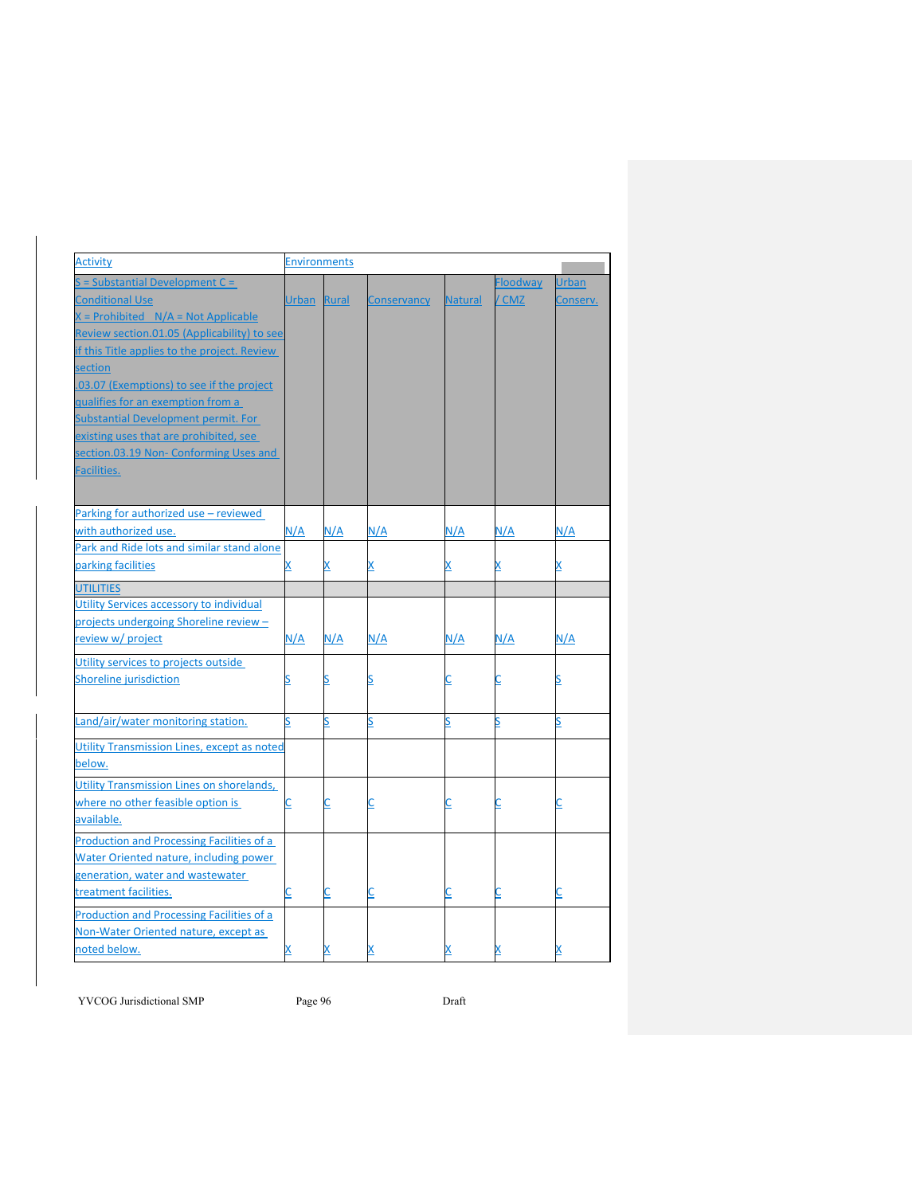| Activity | Environments | | | | | |
|---|---|---|---|---|---|---|
| S = Substantial Development C = Conditional Use X = Prohibited N/A = Not Applicable Review section.01.05 (Applicability) to see if this Title applies to the project. Review section .03.07 (Exemptions) to see if the project qualifies for an exemption from a Substantial Development permit. For existing uses that are prohibited, see section.03.19 Non- Conforming Uses and Facilities. | Urban | Rural | Conservancy | Natural | Floodway / CMZ | Urban Conserv. |
| Parking for authorized use – reviewed with authorized use. | N/A | N/A | N/A | N/A | N/A | N/A |
| Park and Ride lots and similar stand alone parking facilities | X | X | X | X | X | X |
| UTILITIES | | | | | | |
| Utility Services accessory to individual projects undergoing Shoreline review – review w/ project | N/A | N/A | N/A | N/A | N/A | N/A |
| Utility services to projects outside Shoreline jurisdiction | S | S | S | C | C | S |
| Land/air/water monitoring station. | S | S | S | S | S | S |
| Utility Transmission Lines, except as noted below. | | | | | | |
| Utility Transmission Lines on shorelands, where no other feasible option is available. | C | C | C | C | C | C |
| Production and Processing Facilities of a Water Oriented nature, including power generation, water and wastewater treatment facilities. | C | C | C | C | C | C |
| Production and Processing Facilities of a Non-Water Oriented nature, except as noted below. | X | X | X | X | X | X |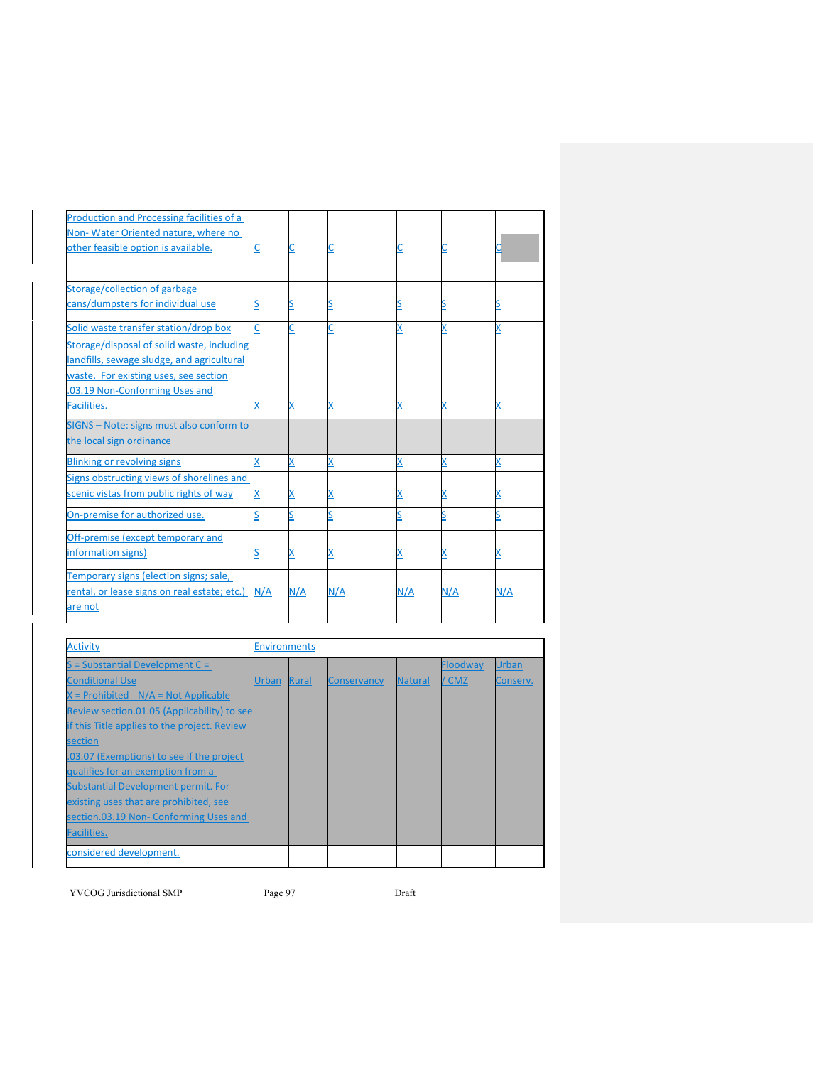| Production and Processing facilities of a Non- Water Oriented nature, where no other feasible option is available. | C | C | C | C | C | C |
|---|---|---|---|---|---|---|
| Storage/collection of garbage cans/dumpsters for individual use | S | S | S | S | S | S |
| Solid waste transfer station/drop box | C | C | C | X | X | X |
| Storage/disposal of solid waste, including landfills, sewage sludge, and agricultural waste. For existing uses, see section .03.19 Non-Conforming Uses and Facilities. | X | X | X | X | X | X |
| SIGNS – Note: signs must also conform to the local sign ordinance | | | | | | |
| Blinking or revolving signs | X | X | X | X | X | X |
| Signs obstructing views of shorelines and scenic vistas from public rights of way | X | X | X | X | X | X |
| On-premise for authorized use. | S | S | S | S | S | S |
| Off-premise (except temporary and information signs) | S | X | X | X | X | X |
| Temporary signs (election signs; sale, rental, or lease signs on real estate; etc.) are not considered development. | N/A | N/A | N/A | N/A | N/A | N/A |

| Activity | Environments | | | | | |
|---|---|---|---|---|---|---|
| S = Substantial Development C = Conditional Use X = Prohibited N/A = Not Applicable Review section.01.05 (Applicability) to see if this Title applies to the project. Review section .03.07 (Exemptions) to see if the project qualifies for an exemption from a Substantial Development permit. For existing uses that are prohibited, see section.03.19 Non- Conforming Uses and Facilities. | Urban | Rural | Conservancy | Natural | Floodway / CMZ | Urban Conserv. |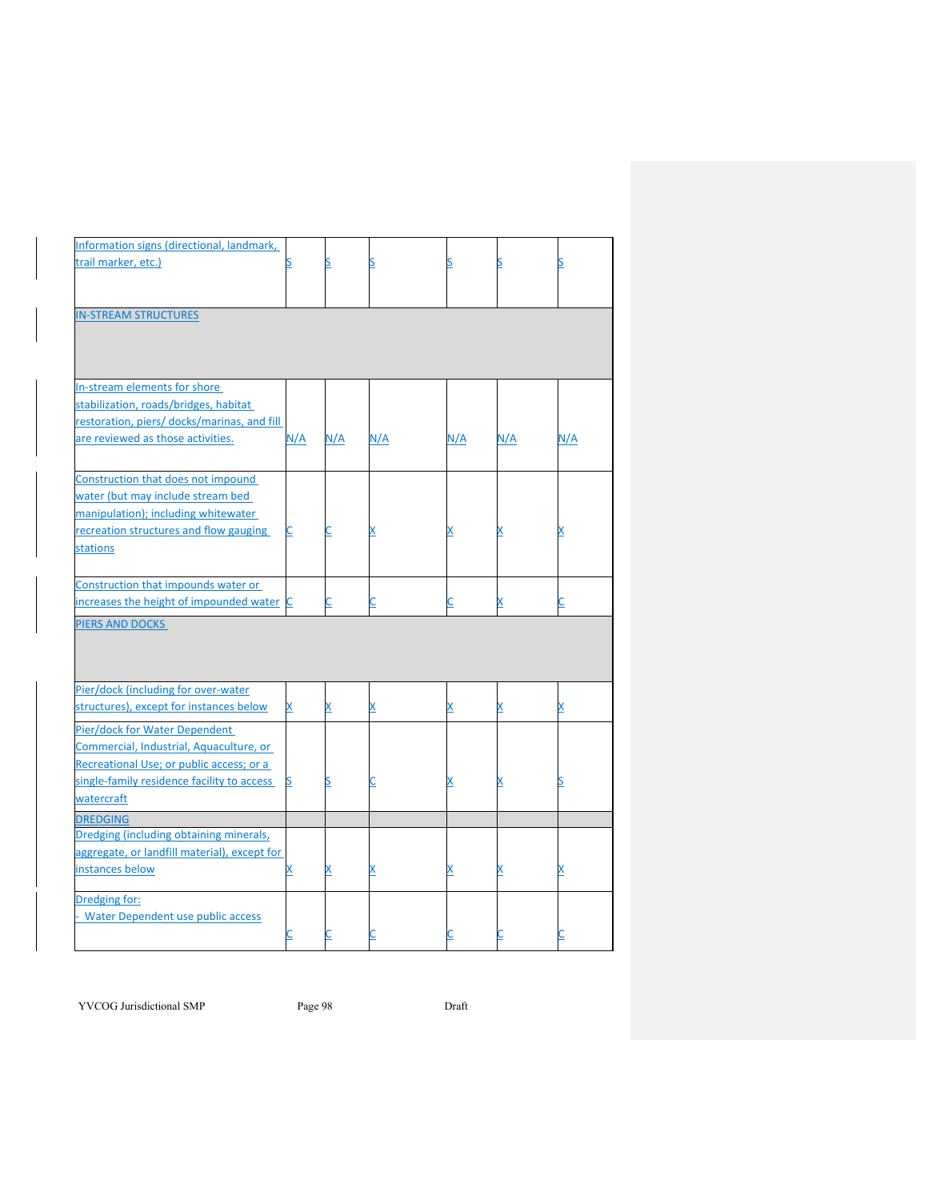| | | | | | | |
|---|---|---|---|---|---|---|
| Information signs (directional, landmark, trail marker, etc.) | S | S | S | S | S | S |
| **IN-STREAM STRUCTURES** | | | | | | |
| In-stream elements for shore stabilization, roads/bridges, habitat restoration, piers/ docks/marinas, and fill are reviewed as those activities. | N/A | N/A | N/A | N/A | N/A | N/A |
| Construction that does not impound water (but may include stream bed manipulation); including whitewater recreation structures and flow gauging stations | C | C | X | X | X | X |
| Construction that impounds water or increases the height of impounded water | C | C | C | C | X | C |
| **PIERS AND DOCKS** | | | | | | |
| Pier/dock (including for over-water structures), except for instances below | X | X | X | X | X | X |
| Pier/dock for Water Dependent Commercial, Industrial, Aquaculture, or Recreational Use; or public access; or a single-family residence facility to access watercraft | S | S | C | X | X | S |
| **DREDGING** | | | | | | |
| Dredging (including obtaining minerals, aggregate, or landfill material), except for instances below | X | X | X | X | X | X |
| Dredging for:<br>- Water Dependent use public access | C | C | C | C | C | C |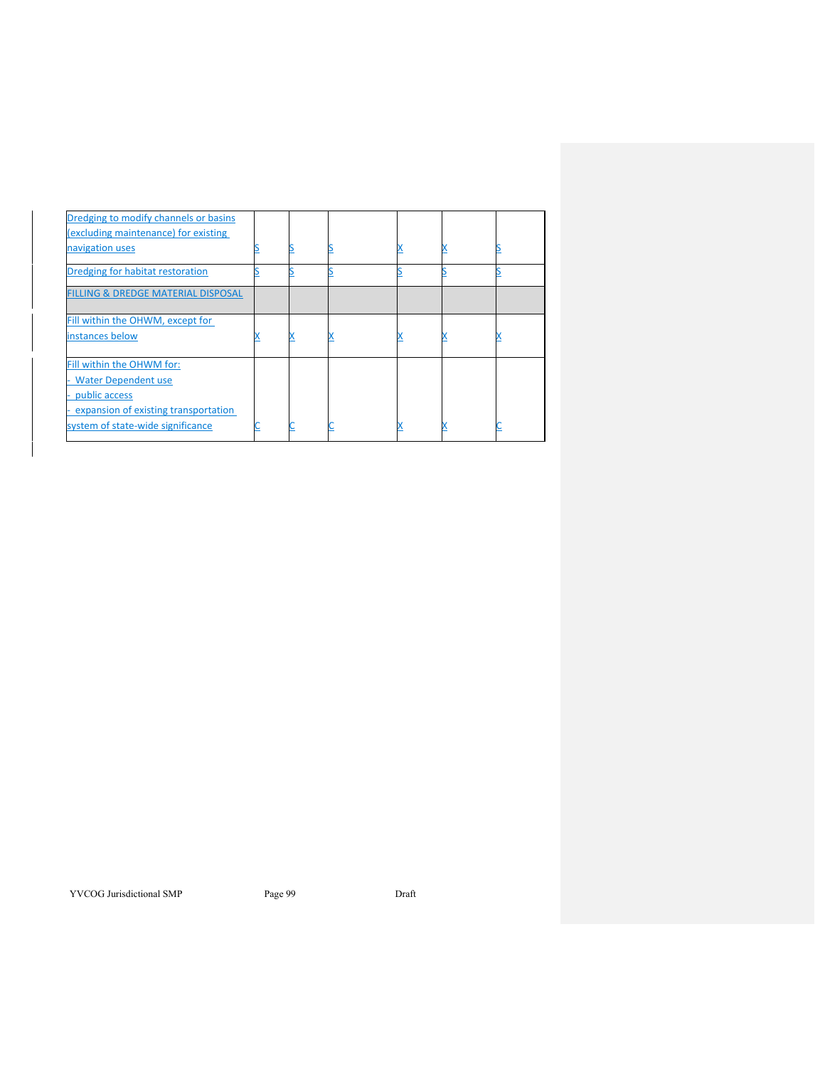| | | | | | | |
|---|---|---|---|---|---|---|
| Dredging to modify channels or basins (excluding maintenance) for existing navigation uses | S | S | S | X | X | S |
| Dredging for habitat restoration | S | S | S | S | S | S |
| FILLING & DREDGE MATERIAL DISPOSAL | | | | | | |
| Fill within the OHWM, except for instances below | X | X | X | X | X | X |
| Fill within the OHWM for:<br>- Water Dependent use<br>- public access<br>- expansion of existing transportation system of state-wide significance | C | C | C | X | X | C |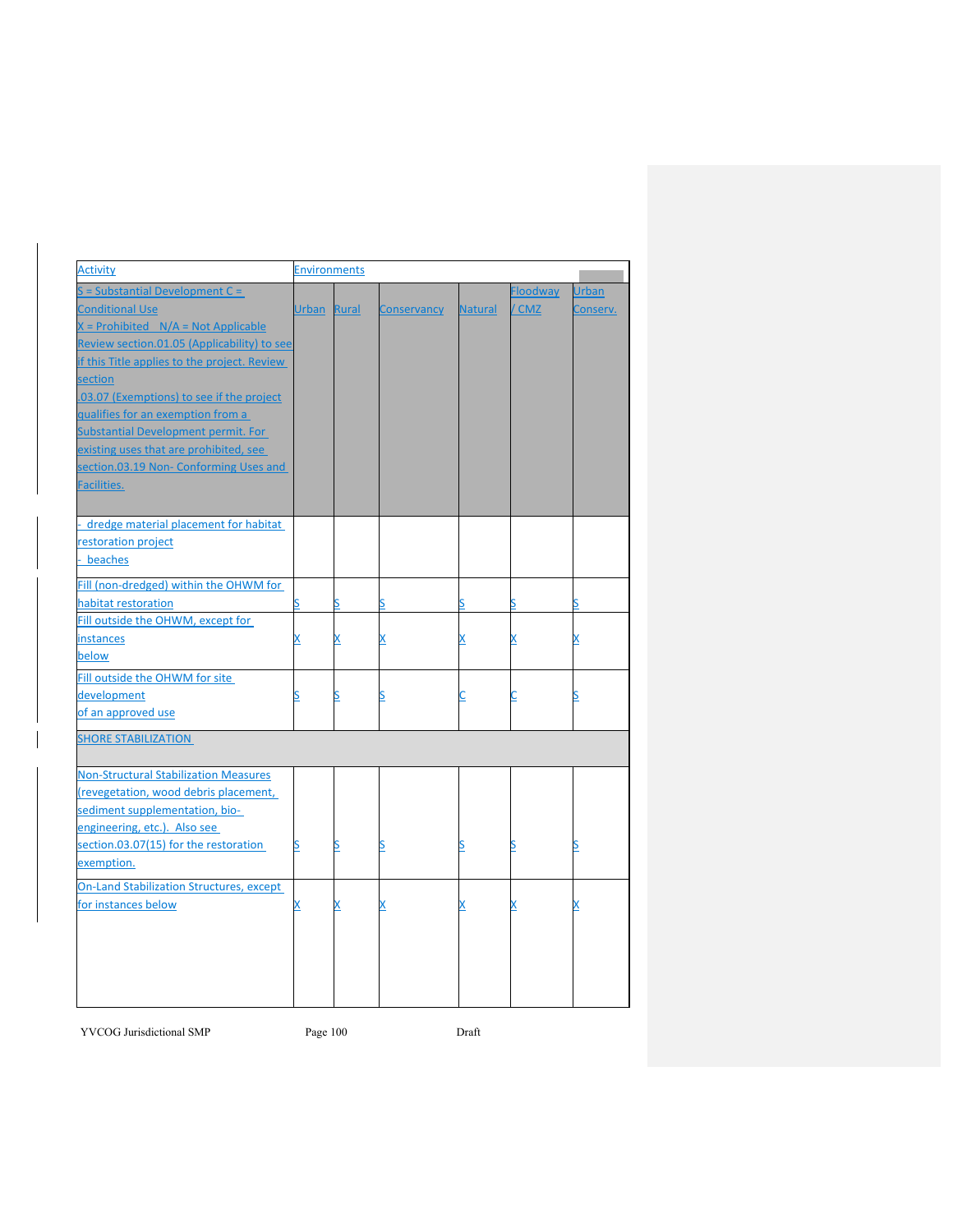| Activity | Environments | | | | | |
|---|---|---|---|---|---|---|
| S = Substantial Development C = Conditional Use X = Prohibited N/A = Not Applicable Review section.01.05 (Applicability) to see if this Title applies to the project. Review section .03.07 (Exemptions) to see if the project qualifies for an exemption from a Substantial Development permit. For existing uses that are prohibited, see section.03.19 Non- Conforming Uses and Facilities. | Urban | Rural | Conservancy | Natural | Floodway / CMZ | Urban Conserv. |
| - dredge material placement for habitat restoration project<br>- beaches | | | | | | |
| Fill (non-dredged) within the OHWM for habitat restoration | S | S | S | S | S | S |
| Fill outside the OHWM, except for instances below | X | X | X | X | X | X |
| Fill outside the OHWM for site development of an approved use | S | S | S | C | C | S |
| SHORE STABILIZATION | | | | | | |
| Non-Structural Stabilization Measures (revegetation, wood debris placement, sediment supplementation, bio-engineering, etc.). Also see section.03.07(15) for the restoration exemption. | S | S | S | S | S | S |
| On-Land Stabilization Structures, except for instances below | X | X | X | X | X | X |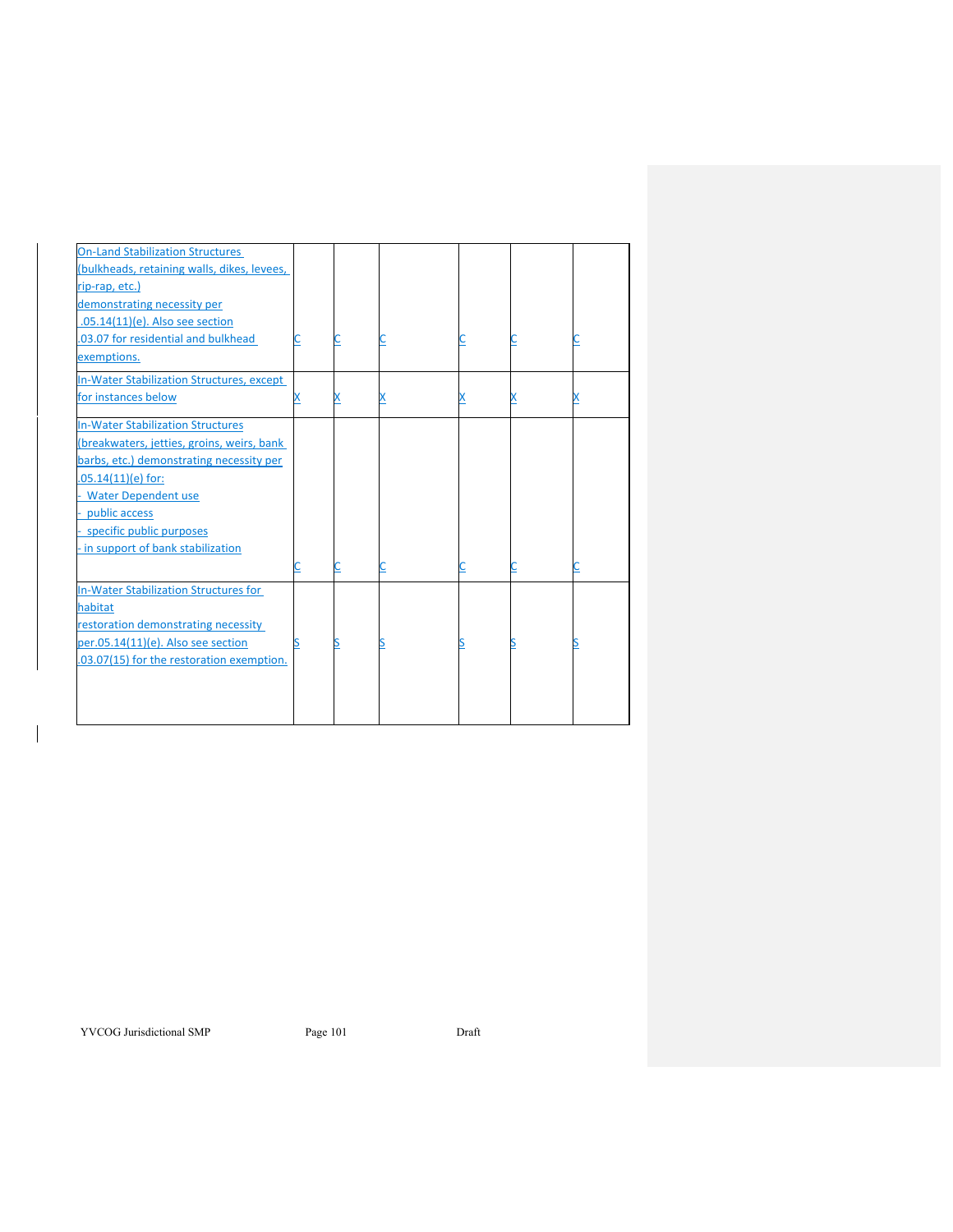| | | | | | | |
|---|---|---|---|---|---|---|
| On-Land Stabilization Structures (bulkheads, retaining walls, dikes, levees, rip-rap, etc.) demonstrating necessity per .05.14(11)(e). Also see section .03.07 for residential and bulkhead exemptions. | C | C | C | C | C | C |
| In-Water Stabilization Structures, except for instances below | X | X | X | X | X | X |
| In-Water Stabilization Structures (breakwaters, jetties, groins, weirs, bank barbs, etc.) demonstrating necessity per .05.14(11)(e) for:<br>- Water Dependent use<br>- public access<br>- specific public purposes<br>- in support of bank stabilization | C | C | C | C | C | C |
| In-Water Stabilization Structures for habitat restoration demonstrating necessity per.05.14(11)(e). Also see section .03.07(15) for the restoration exemption. | S | S | S | S | S | S |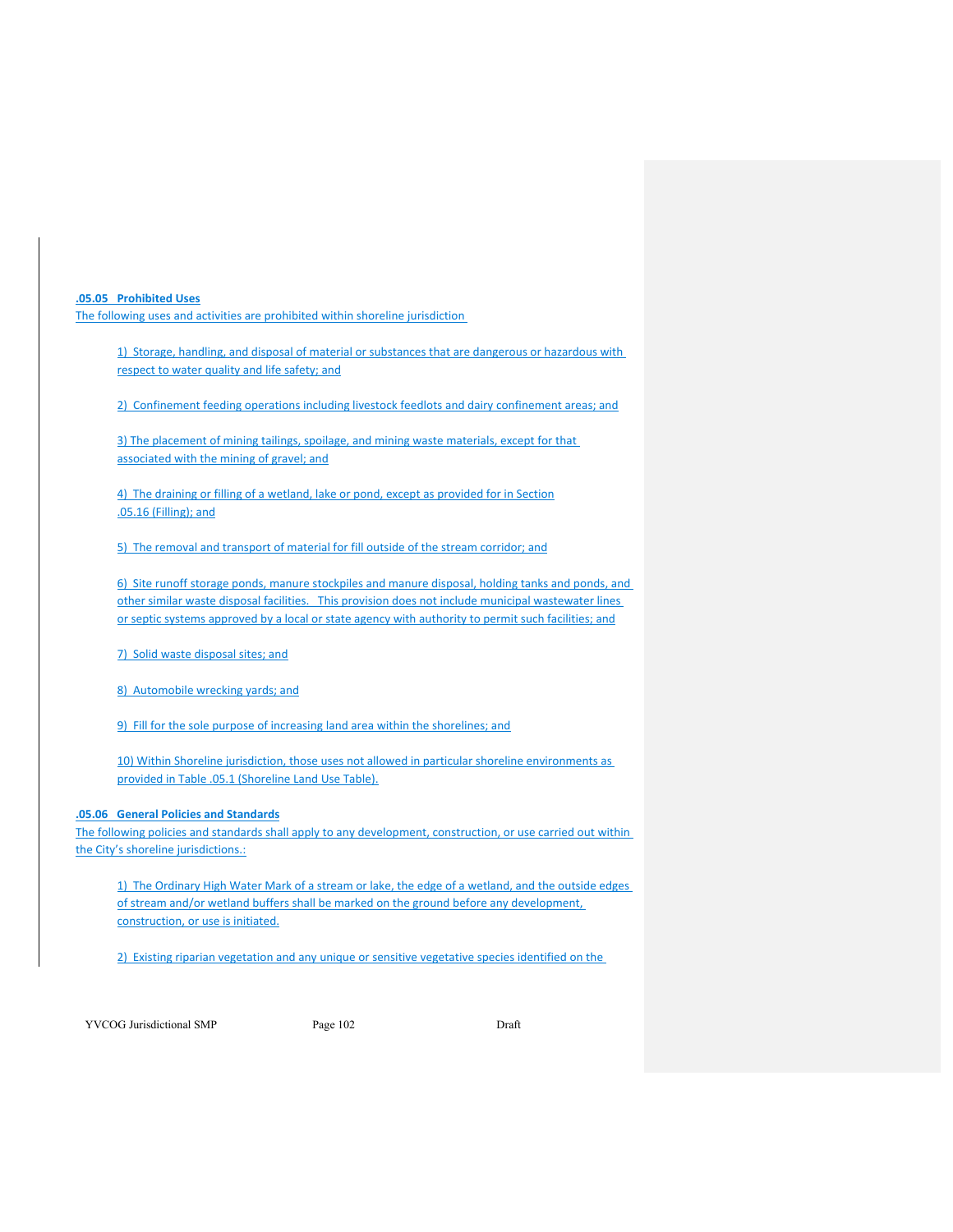**.05.05 Prohibited Uses**

The following uses and activities are prohibited within shoreline jurisdiction

1) Storage, handling, and disposal of material or substances that are dangerous or hazardous with respect to water quality and life safety; and

2) Confinement feeding operations including livestock feedlots and dairy confinement areas; and

3) The placement of mining tailings, spoilage, and mining waste materials, except for that associated with the mining of gravel; and

4) The draining or filling of a wetland, lake or pond, except as provided for in Section .05.16 (Filling); and

5) The removal and transport of material for fill outside of the stream corridor; and

6) Site runoff storage ponds, manure stockpiles and manure disposal, holding tanks and ponds, and other similar waste disposal facilities. This provision does not include municipal wastewater lines or septic systems approved by a local or state agency with authority to permit such facilities; and

7) Solid waste disposal sites; and

8) Automobile wrecking yards; and

9) Fill for the sole purpose of increasing land area within the shorelines; and

10) Within Shoreline jurisdiction, those uses not allowed in particular shoreline environments as provided in Table .05.1 (Shoreline Land Use Table).

**.05.06 General Policies and Standards**

The following policies and standards shall apply to any development, construction, or use carried out within the City's shoreline jurisdictions.:

1) The Ordinary High Water Mark of a stream or lake, the edge of a wetland, and the outside edges of stream and/or wetland buffers shall be marked on the ground before any development, construction, or use is initiated.

2) Existing riparian vegetation and any unique or sensitive vegetative species identified on the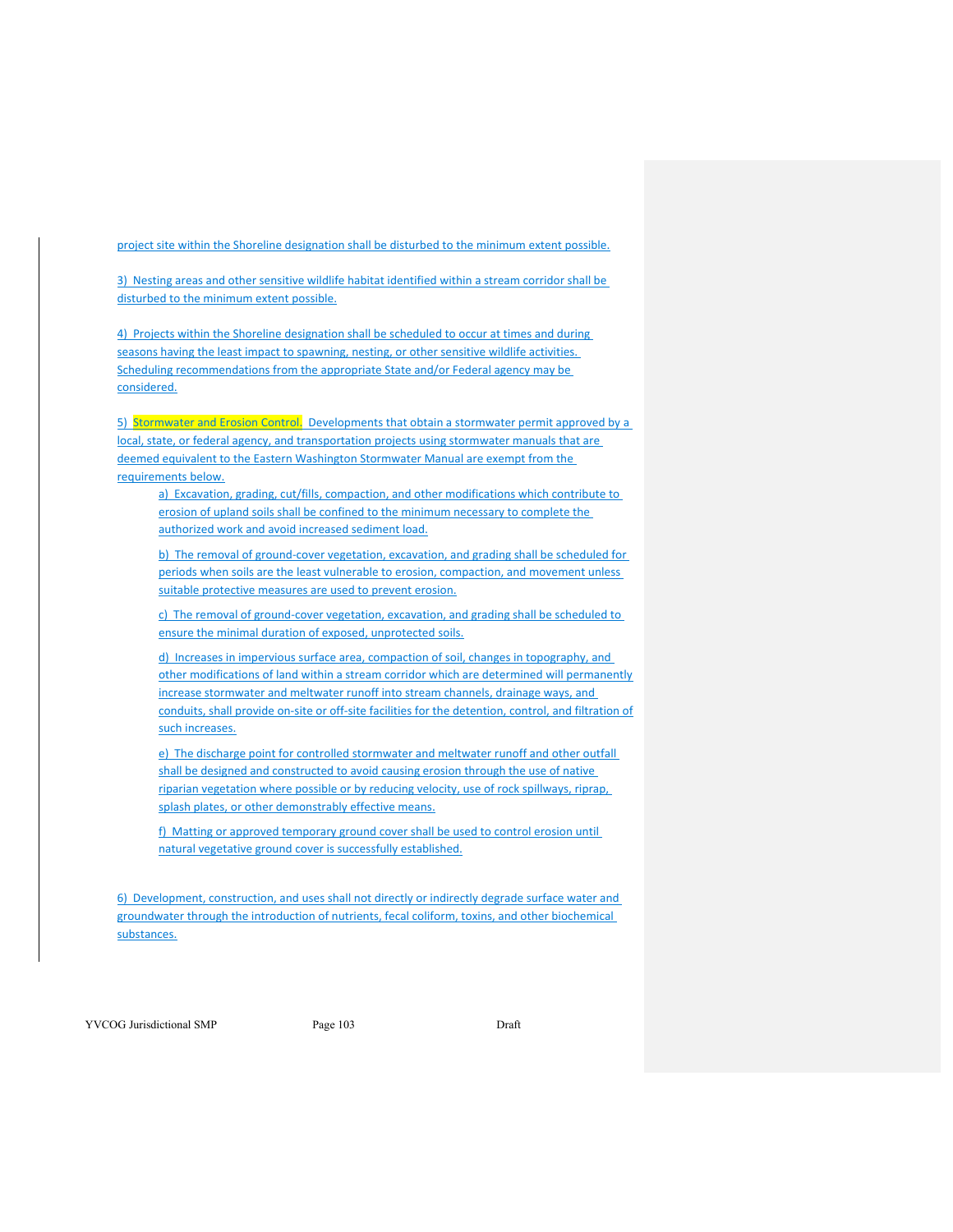project site within the Shoreline designation shall be disturbed to the minimum extent possible.

3) Nesting areas and other sensitive wildlife habitat identified within a stream corridor shall be disturbed to the minimum extent possible.

4) Projects within the Shoreline designation shall be scheduled to occur at times and during seasons having the least impact to spawning, nesting, or other sensitive wildlife activities. Scheduling recommendations from the appropriate State and/or Federal agency may be considered.

5) Stormwater and Erosion Control. Developments that obtain a stormwater permit approved by a local, state, or federal agency, and transportation projects using stormwater manuals that are deemed equivalent to the Eastern Washington Stormwater Manual are exempt from the requirements below.

   a) Excavation, grading, cut/fills, compaction, and other modifications which contribute to erosion of upland soils shall be confined to the minimum necessary to complete the authorized work and avoid increased sediment load.

   b) The removal of ground-cover vegetation, excavation, and grading shall be scheduled for periods when soils are the least vulnerable to erosion, compaction, and movement unless suitable protective measures are used to prevent erosion.

   c) The removal of ground-cover vegetation, excavation, and grading shall be scheduled to ensure the minimal duration of exposed, unprotected soils.

   d) Increases in impervious surface area, compaction of soil, changes in topography, and other modifications of land within a stream corridor which are determined will permanently increase stormwater and meltwater runoff into stream channels, drainage ways, and conduits, shall provide on-site or off-site facilities for the detention, control, and filtration of such increases.

   e) The discharge point for controlled stormwater and meltwater runoff and other outfall shall be designed and constructed to avoid causing erosion through the use of native riparian vegetation where possible or by reducing velocity, use of rock spillways, riprap, splash plates, or other demonstrably effective means.

   f) Matting or approved temporary ground cover shall be used to control erosion until natural vegetative ground cover is successfully established.

6) Development, construction, and uses shall not directly or indirectly degrade surface water and groundwater through the introduction of nutrients, fecal coliform, toxins, and other biochemical substances.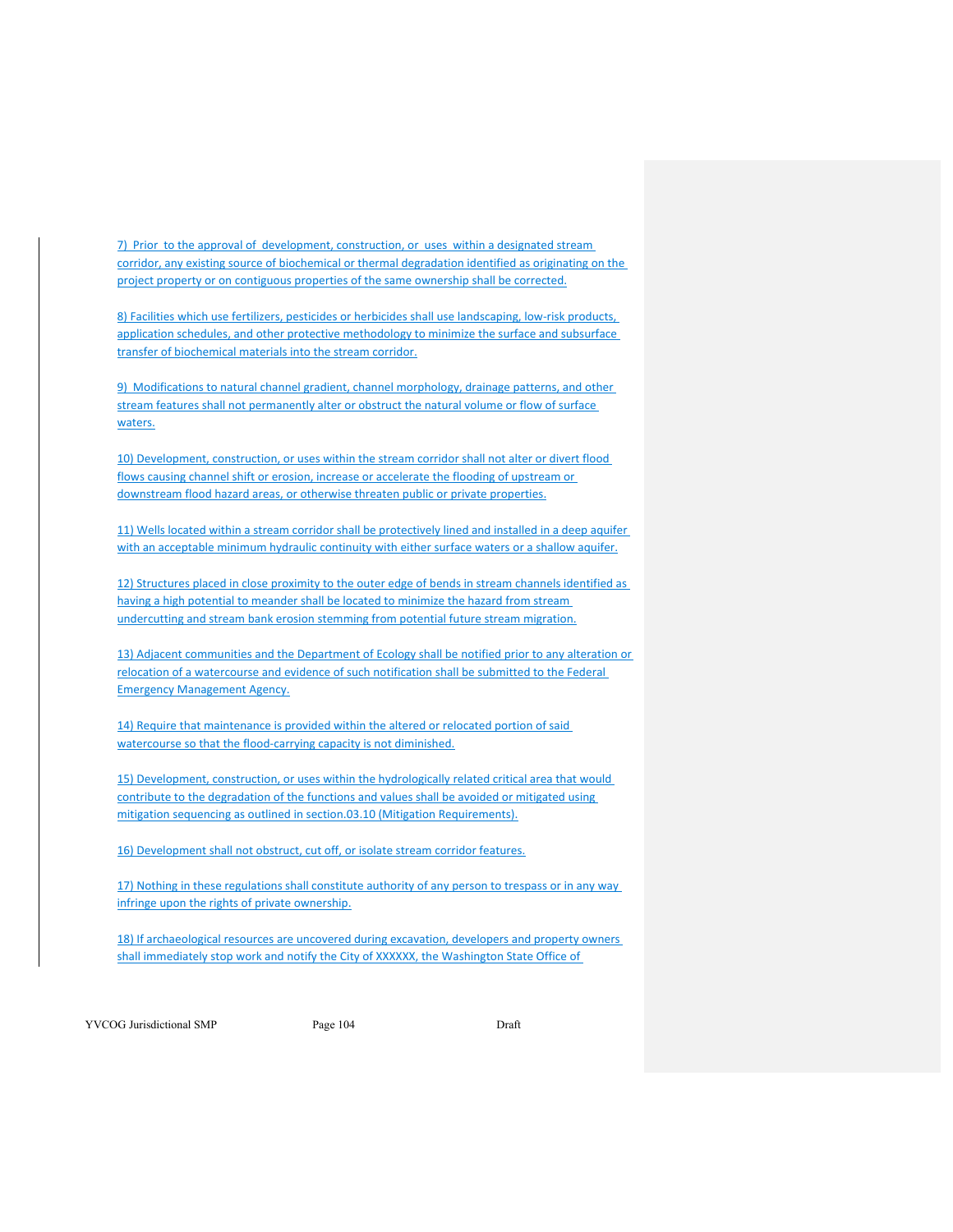7) Prior to the approval of development, construction, or uses within a designated stream corridor, any existing source of biochemical or thermal degradation identified as originating on the project property or on contiguous properties of the same ownership shall be corrected.

8) Facilities which use fertilizers, pesticides or herbicides shall use landscaping, low-risk products, application schedules, and other protective methodology to minimize the surface and subsurface transfer of biochemical materials into the stream corridor.

9) Modifications to natural channel gradient, channel morphology, drainage patterns, and other stream features shall not permanently alter or obstruct the natural volume or flow of surface waters.

10) Development, construction, or uses within the stream corridor shall not alter or divert flood flows causing channel shift or erosion, increase or accelerate the flooding of upstream or downstream flood hazard areas, or otherwise threaten public or private properties.

11) Wells located within a stream corridor shall be protectively lined and installed in a deep aquifer with an acceptable minimum hydraulic continuity with either surface waters or a shallow aquifer.

12) Structures placed in close proximity to the outer edge of bends in stream channels identified as having a high potential to meander shall be located to minimize the hazard from stream undercutting and stream bank erosion stemming from potential future stream migration.

13) Adjacent communities and the Department of Ecology shall be notified prior to any alteration or relocation of a watercourse and evidence of such notification shall be submitted to the Federal Emergency Management Agency.

14) Require that maintenance is provided within the altered or relocated portion of said watercourse so that the flood-carrying capacity is not diminished.

15) Development, construction, or uses within the hydrologically related critical area that would contribute to the degradation of the functions and values shall be avoided or mitigated using mitigation sequencing as outlined in section.03.10 (Mitigation Requirements).

16) Development shall not obstruct, cut off, or isolate stream corridor features.

17) Nothing in these regulations shall constitute authority of any person to trespass or in any way infringe upon the rights of private ownership.

18) If archaeological resources are uncovered during excavation, developers and property owners shall immediately stop work and notify the City of XXXXXX, the Washington State Office of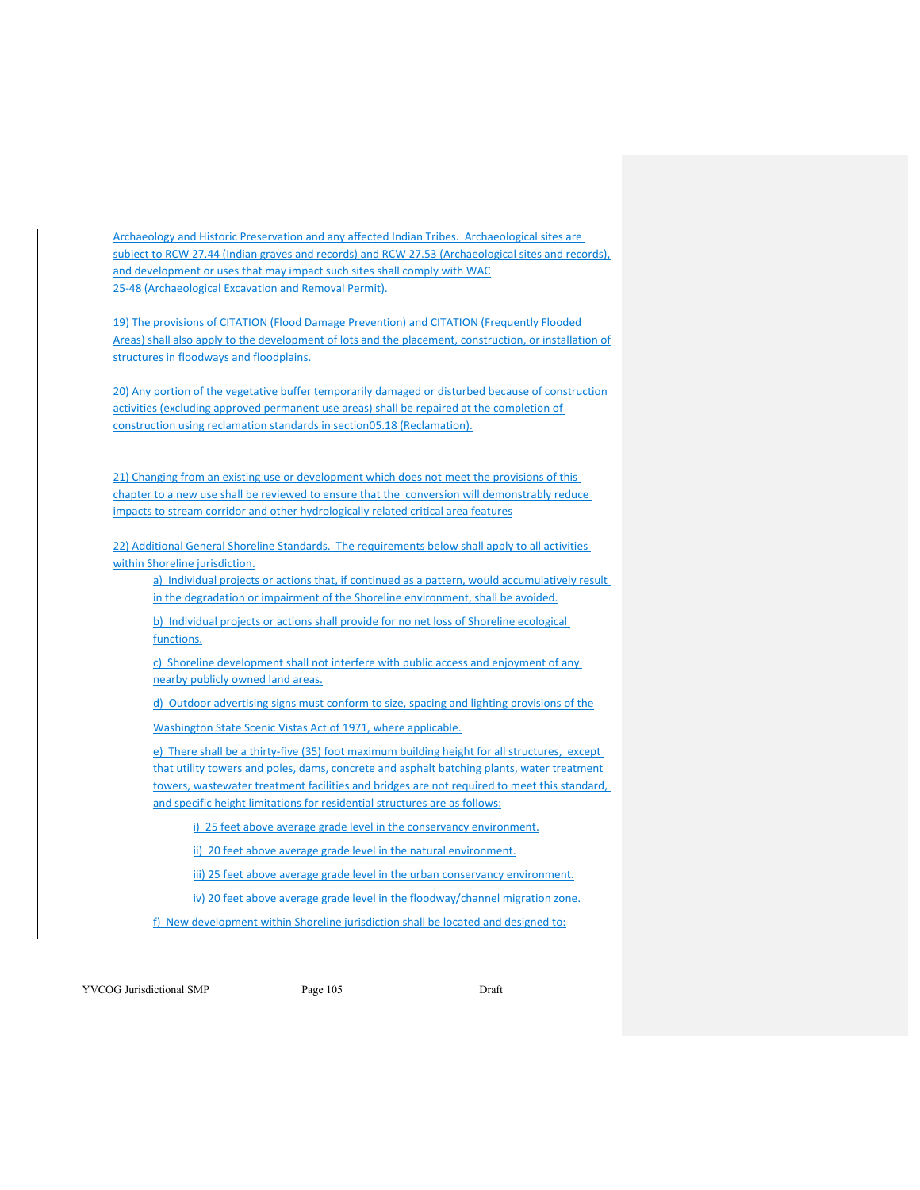Archaeology and Historic Preservation and any affected Indian Tribes. Archaeological sites are subject to RCW 27.44 (Indian graves and records) and RCW 27.53 (Archaeological sites and records), and development or uses that may impact such sites shall comply with WAC 25-48 (Archaeological Excavation and Removal Permit).

19) The provisions of CITATION (Flood Damage Prevention) and CITATION (Frequently Flooded Areas) shall also apply to the development of lots and the placement, construction, or installation of structures in floodways and floodplains.

20) Any portion of the vegetative buffer temporarily damaged or disturbed because of construction activities (excluding approved permanent use areas) shall be repaired at the completion of construction using reclamation standards in section05.18 (Reclamation).

21) Changing from an existing use or development which does not meet the provisions of this chapter to a new use shall be reviewed to ensure that the conversion will demonstrably reduce impacts to stream corridor and other hydrologically related critical area features

22) Additional General Shoreline Standards. The requirements below shall apply to all activities within Shoreline jurisdiction.

a) Individual projects or actions that, if continued as a pattern, would accumulatively result in the degradation or impairment of the Shoreline environment, shall be avoided.

b) Individual projects or actions shall provide for no net loss of Shoreline ecological functions.

c) Shoreline development shall not interfere with public access and enjoyment of any nearby publicly owned land areas.

d) Outdoor advertising signs must conform to size, spacing and lighting provisions of the Washington State Scenic Vistas Act of 1971, where applicable.

e) There shall be a thirty-five (35) foot maximum building height for all structures, except that utility towers and poles, dams, concrete and asphalt batching plants, water treatment towers, wastewater treatment facilities and bridges are not required to meet this standard, and specific height limitations for residential structures are as follows:

i) 25 feet above average grade level in the conservancy environment.

ii) 20 feet above average grade level in the natural environment.

iii) 25 feet above average grade level in the urban conservancy environment.

iv) 20 feet above average grade level in the floodway/channel migration zone.

f) New development within Shoreline jurisdiction shall be located and designed to: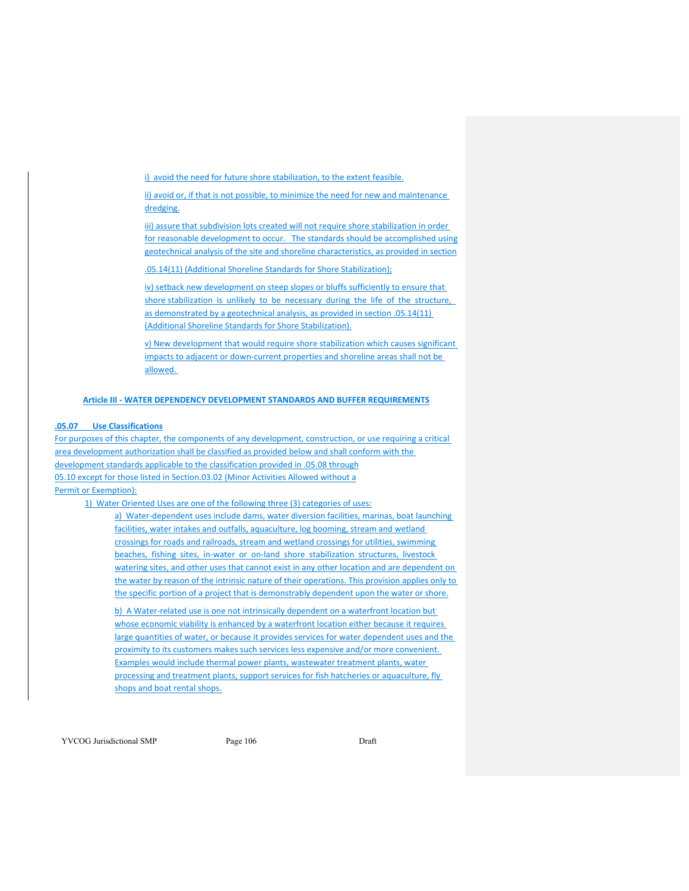i) avoid the need for future shore stabilization, to the extent feasible.

ii) avoid or, if that is not possible, to minimize the need for new and maintenance dredging.

iii) assure that subdivision lots created will not require shore stabilization in order for reasonable development to occur. The standards should be accomplished using geotechnical analysis of the site and shoreline characteristics, as provided in section .05.14(11) (Additional Shoreline Standards for Shore Stabilization);

iv) setback new development on steep slopes or bluffs sufficiently to ensure that shore stabilization is unlikely to be necessary during the life of the structure, as demonstrated by a geotechnical analysis, as provided in section .05.14(11) (Additional Shoreline Standards for Shore Stabilization).

v) New development that would require shore stabilization which causes significant impacts to adjacent or down-current properties and shoreline areas shall not be allowed.

## Article III - WATER DEPENDENCY DEVELOPMENT STANDARDS AND BUFFER REQUIREMENTS

### .05.07 Use Classifications

For purposes of this chapter, the components of any development, construction, or use requiring a critical area development authorization shall be classified as provided below and shall conform with the development standards applicable to the classification provided in .05.08 through 05.10 except for those listed in Section.03.02 (Minor Activities Allowed without a Permit or Exemption):

1) Water Oriented Uses are one of the following three (3) categories of uses:

a) Water-dependent uses include dams, water diversion facilities, marinas, boat launching facilities, water intakes and outfalls, aquaculture, log booming, stream and wetland crossings for roads and railroads, stream and wetland crossings for utilities, swimming beaches, fishing sites, in-water or on-land shore stabilization structures, livestock watering sites, and other uses that cannot exist in any other location and are dependent on the water by reason of the intrinsic nature of their operations. This provision applies only to the specific portion of a project that is demonstrably dependent upon the water or shore.

b) A Water-related use is one not intrinsically dependent on a waterfront location but whose economic viability is enhanced by a waterfront location either because it requires large quantities of water, or because it provides services for water dependent uses and the proximity to its customers makes such services less expensive and/or more convenient. Examples would include thermal power plants, wastewater treatment plants, water processing and treatment plants, support services for fish hatcheries or aquaculture, fly shops and boat rental shops.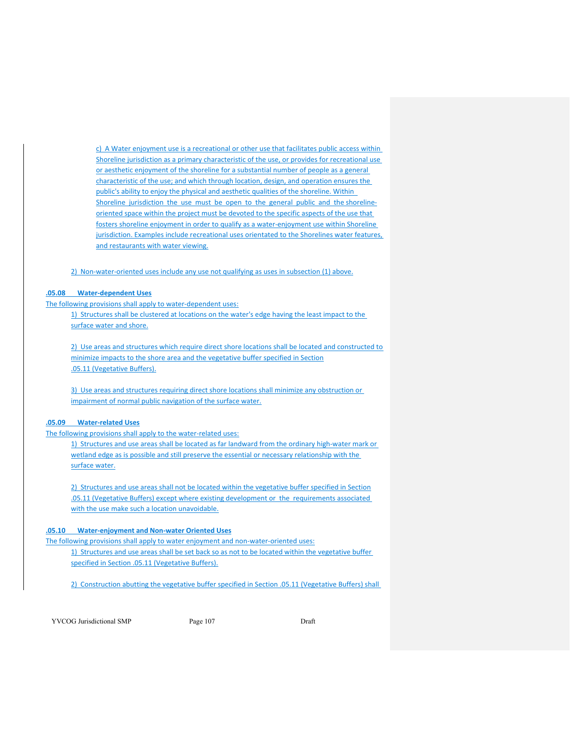c) A Water enjoyment use is a recreational or other use that facilitates public access within Shoreline jurisdiction as a primary characteristic of the use, or provides for recreational use or aesthetic enjoyment of the shoreline for a substantial number of people as a general characteristic of the use; and which through location, design, and operation ensures the public's ability to enjoy the physical and aesthetic qualities of the shoreline. Within Shoreline jurisdiction the use must be open to the general public and the shoreline-oriented space within the project must be devoted to the specific aspects of the use that fosters shoreline enjoyment in order to qualify as a water-enjoyment use within Shoreline jurisdiction. Examples include recreational uses orientated to the Shorelines water features, and restaurants with water viewing.

2) Non-water-oriented uses include any use not qualifying as uses in subsection (1) above.

**.05.08 Water-dependent Uses**

The following provisions shall apply to water-dependent uses:

1) Structures shall be clustered at locations on the water's edge having the least impact to the surface water and shore.

2) Use areas and structures which require direct shore locations shall be located and constructed to minimize impacts to the shore area and the vegetative buffer specified in Section .05.11 (Vegetative Buffers).

3) Use areas and structures requiring direct shore locations shall minimize any obstruction or impairment of normal public navigation of the surface water.

**.05.09 Water-related Uses**

The following provisions shall apply to the water-related uses:

1) Structures and use areas shall be located as far landward from the ordinary high-water mark or wetland edge as is possible and still preserve the essential or necessary relationship with the surface water.

2) Structures and use areas shall not be located within the vegetative buffer specified in Section .05.11 (Vegetative Buffers) except where existing development or the requirements associated with the use make such a location unavoidable.

**.05.10 Water-enjoyment and Non-water Oriented Uses**

The following provisions shall apply to water enjoyment and non-water-oriented uses:

1) Structures and use areas shall be set back so as not to be located within the vegetative buffer specified in Section .05.11 (Vegetative Buffers).

2) Construction abutting the vegetative buffer specified in Section .05.11 (Vegetative Buffers) shall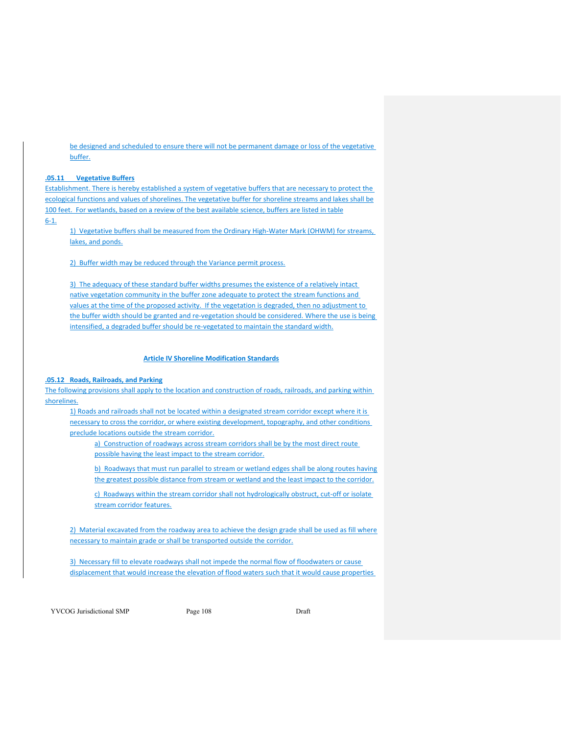be designed and scheduled to ensure there will not be permanent damage or loss of the vegetative buffer.

**.05.11 Vegetative Buffers**

Establishment. There is hereby established a system of vegetative buffers that are necessary to protect the ecological functions and values of shorelines. The vegetative buffer for shoreline streams and lakes shall be 100 feet. For wetlands, based on a review of the best available science, buffers are listed in table 6-1.

1) Vegetative buffers shall be measured from the Ordinary High-Water Mark (OHWM) for streams, lakes, and ponds.

2) Buffer width may be reduced through the Variance permit process.

3) The adequacy of these standard buffer widths presumes the existence of a relatively intact native vegetation community in the buffer zone adequate to protect the stream functions and values at the time of the proposed activity. If the vegetation is degraded, then no adjustment to the buffer width should be granted and re-vegetation should be considered. Where the use is being intensified, a degraded buffer should be re-vegetated to maintain the standard width.

## Article IV Shoreline Modification Standards

**.05.12 Roads, Railroads, and Parking**

The following provisions shall apply to the location and construction of roads, railroads, and parking within shorelines.

1) Roads and railroads shall not be located within a designated stream corridor except where it is necessary to cross the corridor, or where existing development, topography, and other conditions preclude locations outside the stream corridor.

a) Construction of roadways across stream corridors shall be by the most direct route possible having the least impact to the stream corridor.

b) Roadways that must run parallel to stream or wetland edges shall be along routes having the greatest possible distance from stream or wetland and the least impact to the corridor.

c) Roadways within the stream corridor shall not hydrologically obstruct, cut-off or isolate stream corridor features.

2) Material excavated from the roadway area to achieve the design grade shall be used as fill where necessary to maintain grade or shall be transported outside the corridor.

3) Necessary fill to elevate roadways shall not impede the normal flow of floodwaters or cause displacement that would increase the elevation of flood waters such that it would cause properties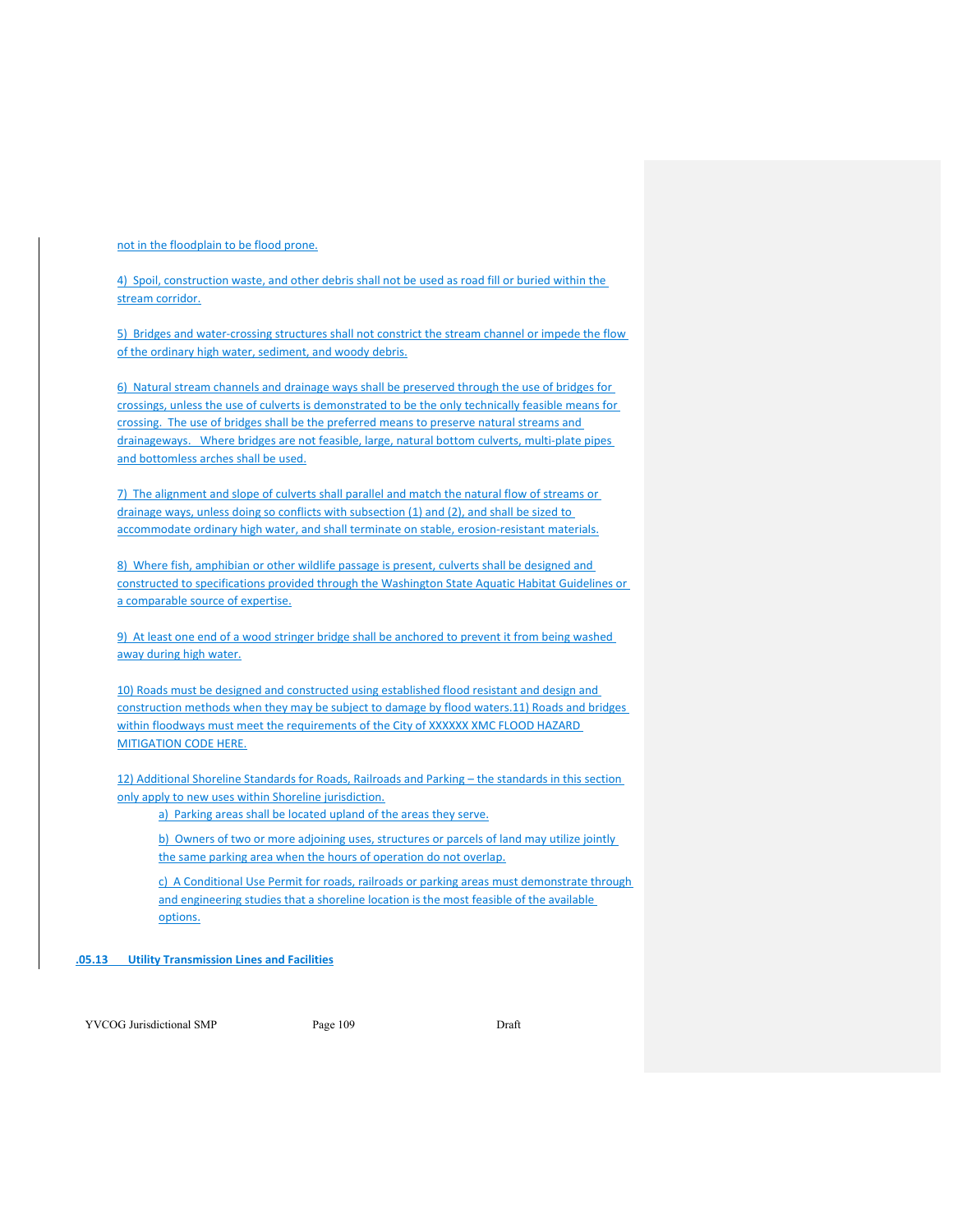not in the floodplain to be flood prone.

4) Spoil, construction waste, and other debris shall not be used as road fill or buried within the stream corridor.

5) Bridges and water-crossing structures shall not constrict the stream channel or impede the flow of the ordinary high water, sediment, and woody debris.

6) Natural stream channels and drainage ways shall be preserved through the use of bridges for crossings, unless the use of culverts is demonstrated to be the only technically feasible means for crossing. The use of bridges shall be the preferred means to preserve natural streams and drainageways. Where bridges are not feasible, large, natural bottom culverts, multi-plate pipes and bottomless arches shall be used.

7) The alignment and slope of culverts shall parallel and match the natural flow of streams or drainage ways, unless doing so conflicts with subsection (1) and (2), and shall be sized to accommodate ordinary high water, and shall terminate on stable, erosion-resistant materials.

8) Where fish, amphibian or other wildlife passage is present, culverts shall be designed and constructed to specifications provided through the Washington State Aquatic Habitat Guidelines or a comparable source of expertise.

9) At least one end of a wood stringer bridge shall be anchored to prevent it from being washed away during high water.

10) Roads must be designed and constructed using established flood resistant and design and construction methods when they may be subject to damage by flood waters.11) Roads and bridges within floodways must meet the requirements of the City of XXXXXX XMC FLOOD HAZARD MITIGATION CODE HERE.

12) Additional Shoreline Standards for Roads, Railroads and Parking – the standards in this section only apply to new uses within Shoreline jurisdiction.

a) Parking areas shall be located upland of the areas they serve.

b) Owners of two or more adjoining uses, structures or parcels of land may utilize jointly the same parking area when the hours of operation do not overlap.

c) A Conditional Use Permit for roads, railroads or parking areas must demonstrate through and engineering studies that a shoreline location is the most feasible of the available options.

### .05.13 Utility Transmission Lines and Facilities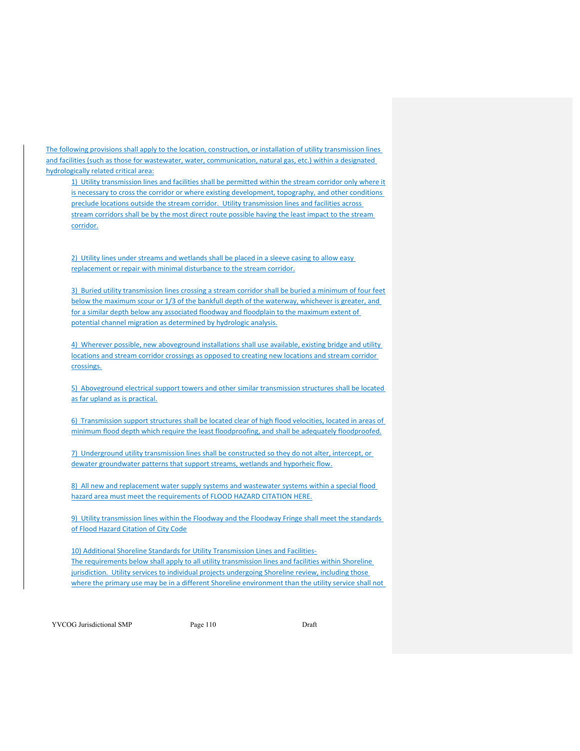The following provisions shall apply to the location, construction, or installation of utility transmission lines and facilities (such as those for wastewater, water, communication, natural gas, etc.) within a designated hydrologically related critical area:

1) Utility transmission lines and facilities shall be permitted within the stream corridor only where it is necessary to cross the corridor or where existing development, topography, and other conditions preclude locations outside the stream corridor. Utility transmission lines and facilities across stream corridors shall be by the most direct route possible having the least impact to the stream corridor.

2) Utility lines under streams and wetlands shall be placed in a sleeve casing to allow easy replacement or repair with minimal disturbance to the stream corridor.

3) Buried utility transmission lines crossing a stream corridor shall be buried a minimum of four feet below the maximum scour or 1/3 of the bankfull depth of the waterway, whichever is greater, and for a similar depth below any associated floodway and floodplain to the maximum extent of potential channel migration as determined by hydrologic analysis.

4) Wherever possible, new aboveground installations shall use available, existing bridge and utility locations and stream corridor crossings as opposed to creating new locations and stream corridor crossings.

5) Aboveground electrical support towers and other similar transmission structures shall be located as far upland as is practical.

6) Transmission support structures shall be located clear of high flood velocities, located in areas of minimum flood depth which require the least floodproofing, and shall be adequately floodproofed.

7) Underground utility transmission lines shall be constructed so they do not alter, intercept, or dewater groundwater patterns that support streams, wetlands and hyporheic flow.

8) All new and replacement water supply systems and wastewater systems within a special flood hazard area must meet the requirements of FLOOD HAZARD CITATION HERE.

9) Utility transmission lines within the Floodway and the Floodway Fringe shall meet the standards of Flood Hazard Citation of City Code

10) Additional Shoreline Standards for Utility Transmission Lines and Facilities-
The requirements below shall apply to all utility transmission lines and facilities within Shoreline jurisdiction. Utility services to individual projects undergoing Shoreline review, including those where the primary use may be in a different Shoreline environment than the utility service shall not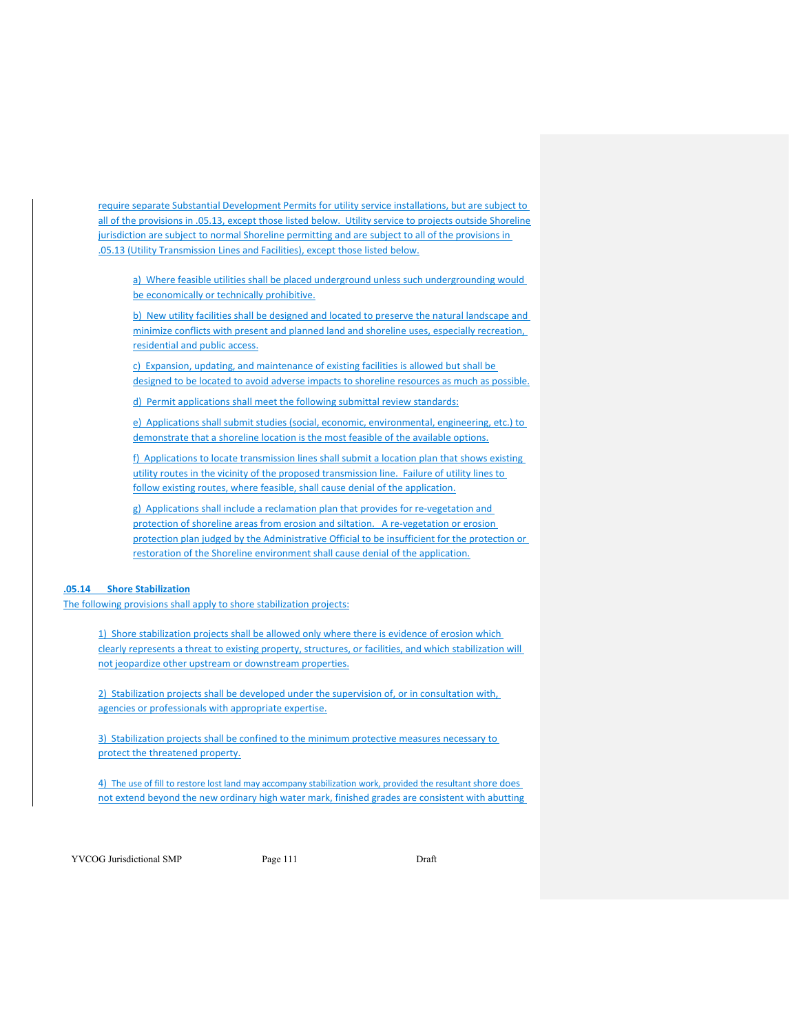require separate Substantial Development Permits for utility service installations, but are subject to all of the provisions in .05.13, except those listed below. Utility service to projects outside Shoreline jurisdiction are subject to normal Shoreline permitting and are subject to all of the provisions in .05.13 (Utility Transmission Lines and Facilities), except those listed below.

a) Where feasible utilities shall be placed underground unless such undergrounding would be economically or technically prohibitive.

b) New utility facilities shall be designed and located to preserve the natural landscape and minimize conflicts with present and planned land and shoreline uses, especially recreation, residential and public access.

c) Expansion, updating, and maintenance of existing facilities is allowed but shall be designed to be located to avoid adverse impacts to shoreline resources as much as possible.

d) Permit applications shall meet the following submittal review standards:

e) Applications shall submit studies (social, economic, environmental, engineering, etc.) to demonstrate that a shoreline location is the most feasible of the available options.

f) Applications to locate transmission lines shall submit a location plan that shows existing utility routes in the vicinity of the proposed transmission line. Failure of utility lines to follow existing routes, where feasible, shall cause denial of the application.

g) Applications shall include a reclamation plan that provides for re-vegetation and protection of shoreline areas from erosion and siltation. A re-vegetation or erosion protection plan judged by the Administrative Official to be insufficient for the protection or restoration of the Shoreline environment shall cause denial of the application.

**.05.14 Shore Stabilization**

The following provisions shall apply to shore stabilization projects:

1) Shore stabilization projects shall be allowed only where there is evidence of erosion which clearly represents a threat to existing property, structures, or facilities, and which stabilization will not jeopardize other upstream or downstream properties.

2) Stabilization projects shall be developed under the supervision of, or in consultation with, agencies or professionals with appropriate expertise.

3) Stabilization projects shall be confined to the minimum protective measures necessary to protect the threatened property.

4) The use of fill to restore lost land may accompany stabilization work, provided the resultant shore does not extend beyond the new ordinary high water mark, finished grades are consistent with abutting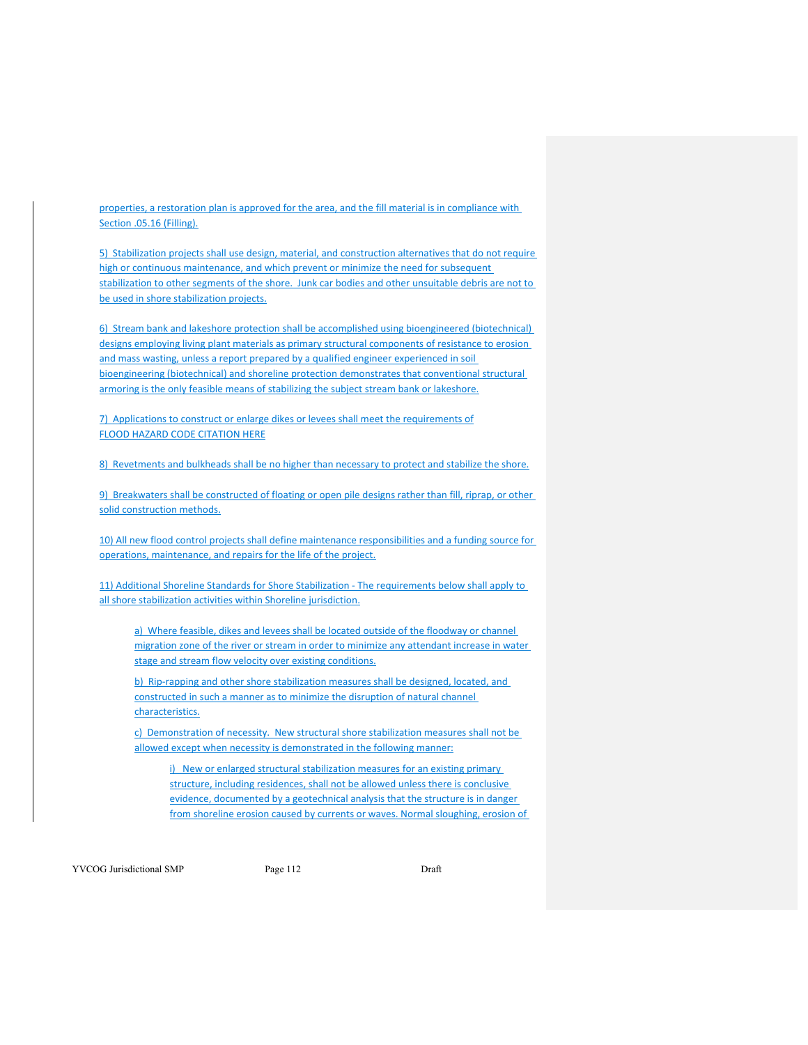properties, a restoration plan is approved for the area, and the fill material is in compliance with Section .05.16 (Filling).

5) Stabilization projects shall use design, material, and construction alternatives that do not require high or continuous maintenance, and which prevent or minimize the need for subsequent stabilization to other segments of the shore. Junk car bodies and other unsuitable debris are not to be used in shore stabilization projects.

6) Stream bank and lakeshore protection shall be accomplished using bioengineered (biotechnical) designs employing living plant materials as primary structural components of resistance to erosion and mass wasting, unless a report prepared by a qualified engineer experienced in soil bioengineering (biotechnical) and shoreline protection demonstrates that conventional structural armoring is the only feasible means of stabilizing the subject stream bank or lakeshore.

7) Applications to construct or enlarge dikes or levees shall meet the requirements of FLOOD HAZARD CODE CITATION HERE

8) Revetments and bulkheads shall be no higher than necessary to protect and stabilize the shore.

9) Breakwaters shall be constructed of floating or open pile designs rather than fill, riprap, or other solid construction methods.

10) All new flood control projects shall define maintenance responsibilities and a funding source for operations, maintenance, and repairs for the life of the project.

11) Additional Shoreline Standards for Shore Stabilization - The requirements below shall apply to all shore stabilization activities within Shoreline jurisdiction.

> a) Where feasible, dikes and levees shall be located outside of the floodway or channel migration zone of the river or stream in order to minimize any attendant increase in water stage and stream flow velocity over existing conditions.
>
> b) Rip-rapping and other shore stabilization measures shall be designed, located, and constructed in such a manner as to minimize the disruption of natural channel characteristics.
>
> c) Demonstration of necessity. New structural shore stabilization measures shall not be allowed except when necessity is demonstrated in the following manner:
>
> > i) New or enlarged structural stabilization measures for an existing primary structure, including residences, shall not be allowed unless there is conclusive evidence, documented by a geotechnical analysis that the structure is in danger from shoreline erosion caused by currents or waves. Normal sloughing, erosion of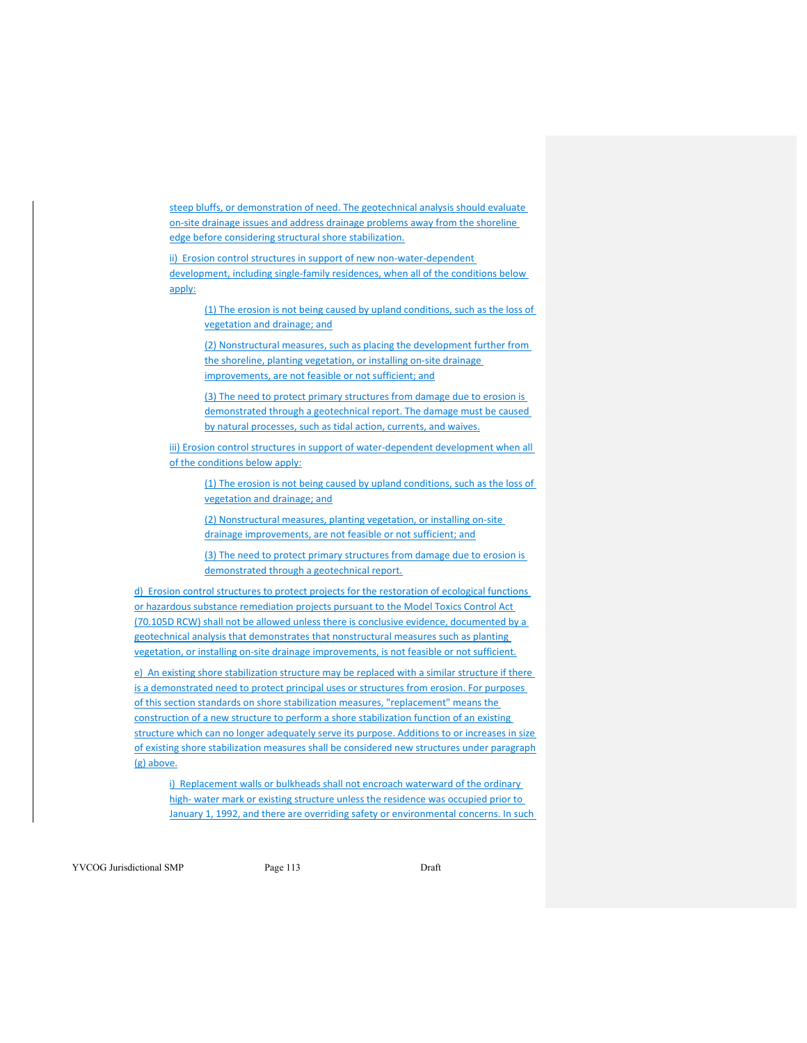steep bluffs, or demonstration of need. The geotechnical analysis should evaluate on-site drainage issues and address drainage problems away from the shoreline edge before considering structural shore stabilization.

ii) Erosion control structures in support of new non-water-dependent development, including single-family residences, when all of the conditions below apply:

(1) The erosion is not being caused by upland conditions, such as the loss of vegetation and drainage; and

(2) Nonstructural measures, such as placing the development further from the shoreline, planting vegetation, or installing on-site drainage improvements, are not feasible or not sufficient; and

(3) The need to protect primary structures from damage due to erosion is demonstrated through a geotechnical report. The damage must be caused by natural processes, such as tidal action, currents, and waives.

iii) Erosion control structures in support of water-dependent development when all of the conditions below apply:

(1) The erosion is not being caused by upland conditions, such as the loss of vegetation and drainage; and

(2) Nonstructural measures, planting vegetation, or installing on-site drainage improvements, are not feasible or not sufficient; and

(3) The need to protect primary structures from damage due to erosion is demonstrated through a geotechnical report.

d) Erosion control structures to protect projects for the restoration of ecological functions or hazardous substance remediation projects pursuant to the Model Toxics Control Act (70.105D RCW) shall not be allowed unless there is conclusive evidence, documented by a geotechnical analysis that demonstrates that nonstructural measures such as planting vegetation, or installing on-site drainage improvements, is not feasible or not sufficient.

e) An existing shore stabilization structure may be replaced with a similar structure if there is a demonstrated need to protect principal uses or structures from erosion. For purposes of this section standards on shore stabilization measures, "replacement" means the construction of a new structure to perform a shore stabilization function of an existing structure which can no longer adequately serve its purpose. Additions to or increases in size of existing shore stabilization measures shall be considered new structures under paragraph (g) above.

i) Replacement walls or bulkheads shall not encroach waterward of the ordinary high- water mark or existing structure unless the residence was occupied prior to January 1, 1992, and there are overriding safety or environmental concerns. In such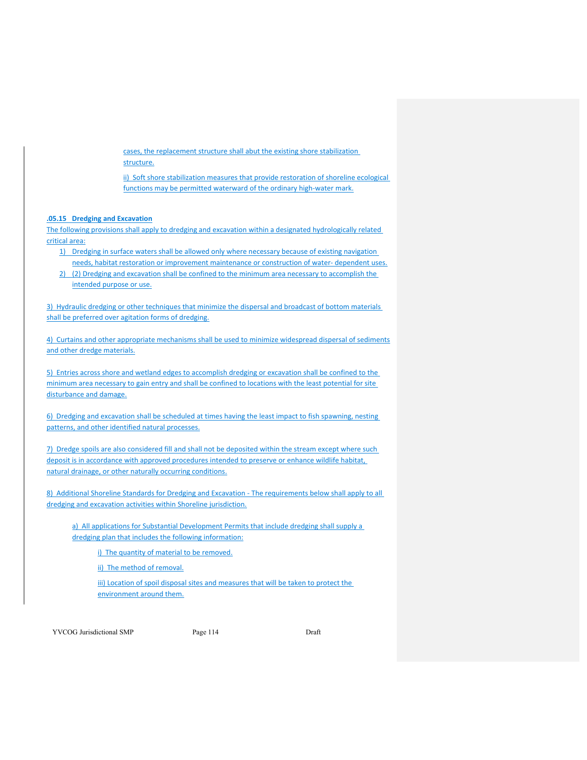cases, the replacement structure shall abut the existing shore stabilization structure.

ii) Soft shore stabilization measures that provide restoration of shoreline ecological functions may be permitted waterward of the ordinary high-water mark.

**.05.15 Dredging and Excavation**

The following provisions shall apply to dredging and excavation within a designated hydrologically related critical area:

1) Dredging in surface waters shall be allowed only where necessary because of existing navigation needs, habitat restoration or improvement maintenance or construction of water- dependent uses.
2) (2) Dredging and excavation shall be confined to the minimum area necessary to accomplish the intended purpose or use.

3) Hydraulic dredging or other techniques that minimize the dispersal and broadcast of bottom materials shall be preferred over agitation forms of dredging.

4) Curtains and other appropriate mechanisms shall be used to minimize widespread dispersal of sediments and other dredge materials.

5) Entries across shore and wetland edges to accomplish dredging or excavation shall be confined to the minimum area necessary to gain entry and shall be confined to locations with the least potential for site disturbance and damage.

6) Dredging and excavation shall be scheduled at times having the least impact to fish spawning, nesting patterns, and other identified natural processes.

7) Dredge spoils are also considered fill and shall not be deposited within the stream except where such deposit is in accordance with approved procedures intended to preserve or enhance wildlife habitat, natural drainage, or other naturally occurring conditions.

8) Additional Shoreline Standards for Dredging and Excavation - The requirements below shall apply to all dredging and excavation activities within Shoreline jurisdiction.

a) All applications for Substantial Development Permits that include dredging shall supply a dredging plan that includes the following information:

i) The quantity of material to be removed.

ii) The method of removal.

iii) Location of spoil disposal sites and measures that will be taken to protect the environment around them.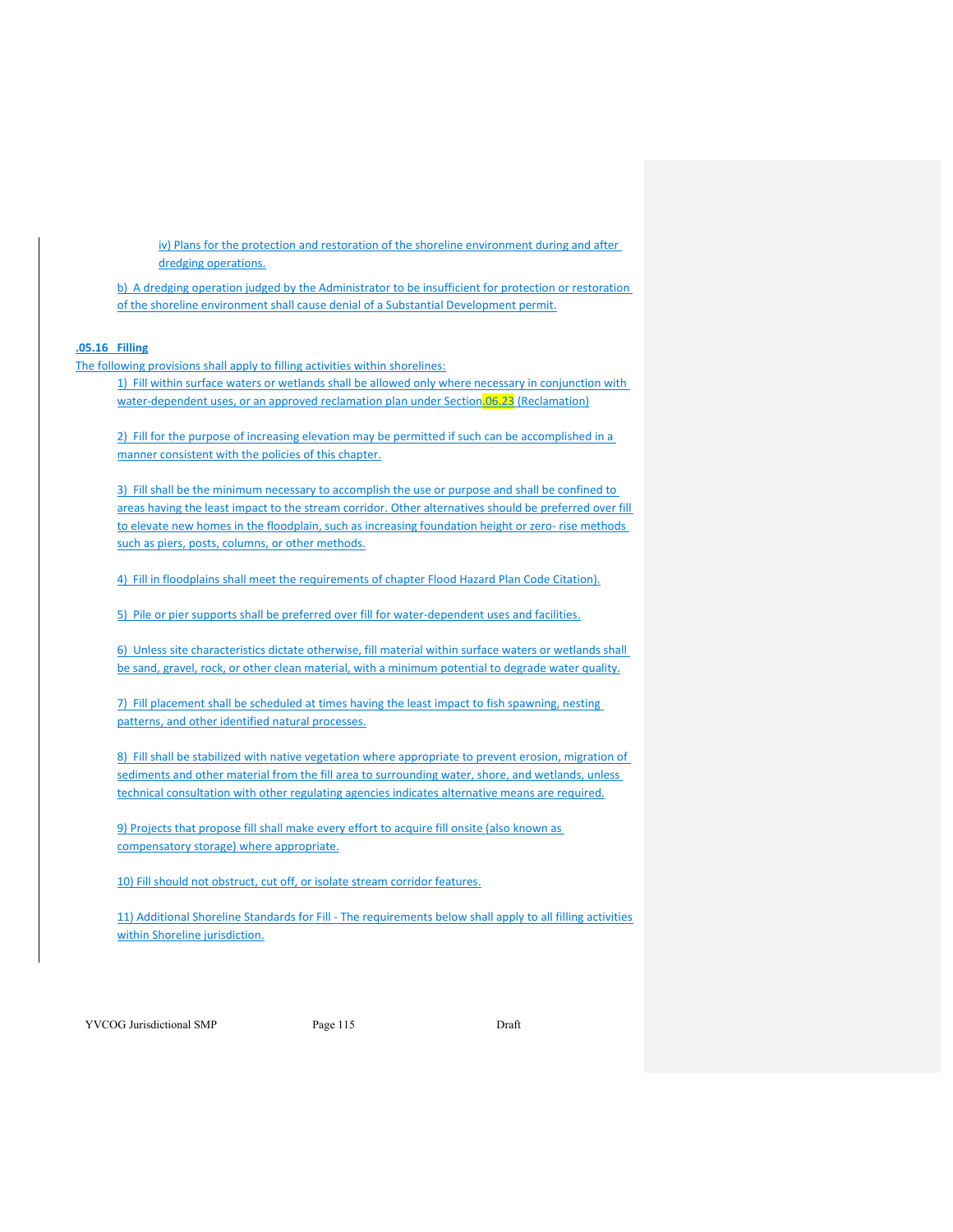iv) Plans for the protection and restoration of the shoreline environment during and after dredging operations.

b) A dredging operation judged by the Administrator to be insufficient for protection or restoration of the shoreline environment shall cause denial of a Substantial Development permit.

### .05.16 Filling

The following provisions shall apply to filling activities within shorelines:

1) Fill within surface waters or wetlands shall be allowed only where necessary in conjunction with water-dependent uses, or an approved reclamation plan under Section.06.23 (Reclamation)

2) Fill for the purpose of increasing elevation may be permitted if such can be accomplished in a manner consistent with the policies of this chapter.

3) Fill shall be the minimum necessary to accomplish the use or purpose and shall be confined to areas having the least impact to the stream corridor. Other alternatives should be preferred over fill to elevate new homes in the floodplain, such as increasing foundation height or zero- rise methods such as piers, posts, columns, or other methods.

4) Fill in floodplains shall meet the requirements of chapter Flood Hazard Plan Code Citation).

5) Pile or pier supports shall be preferred over fill for water-dependent uses and facilities.

6) Unless site characteristics dictate otherwise, fill material within surface waters or wetlands shall be sand, gravel, rock, or other clean material, with a minimum potential to degrade water quality.

7) Fill placement shall be scheduled at times having the least impact to fish spawning, nesting patterns, and other identified natural processes.

8) Fill shall be stabilized with native vegetation where appropriate to prevent erosion, migration of sediments and other material from the fill area to surrounding water, shore, and wetlands, unless technical consultation with other regulating agencies indicates alternative means are required.

9) Projects that propose fill shall make every effort to acquire fill onsite (also known as compensatory storage) where appropriate.

10) Fill should not obstruct, cut off, or isolate stream corridor features.

11) Additional Shoreline Standards for Fill - The requirements below shall apply to all filling activities within Shoreline jurisdiction.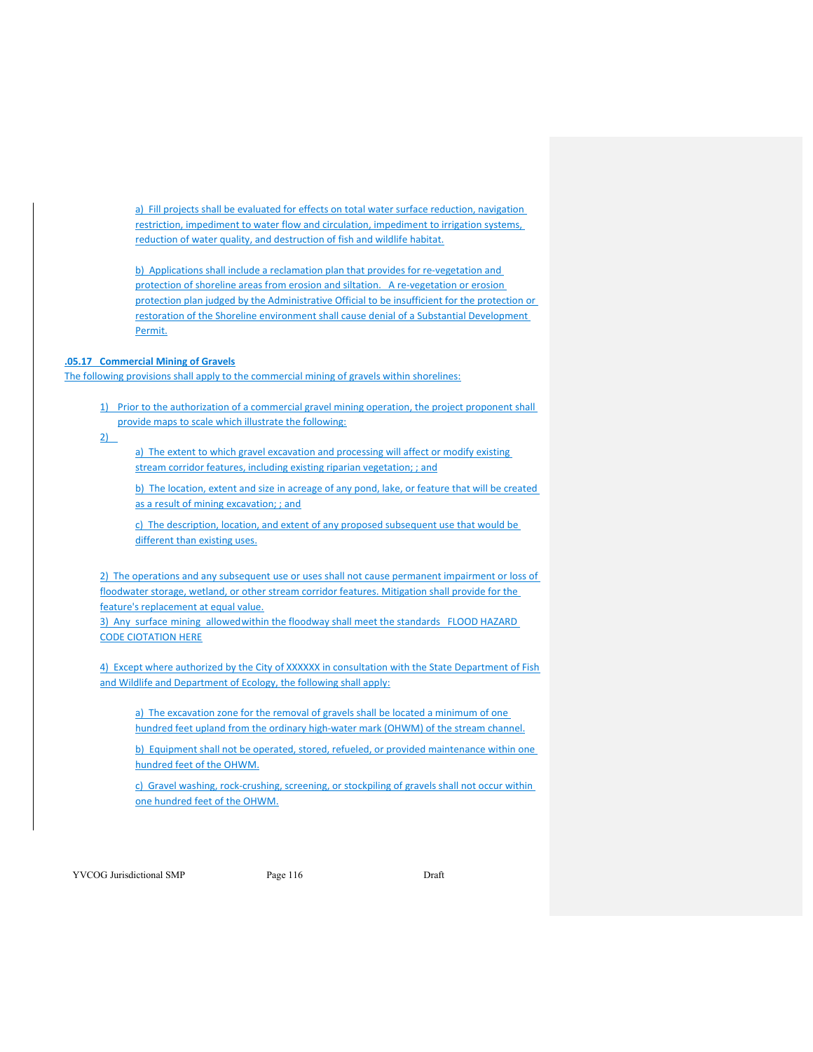a) Fill projects shall be evaluated for effects on total water surface reduction, navigation restriction, impediment to water flow and circulation, impediment to irrigation systems, reduction of water quality, and destruction of fish and wildlife habitat.

b) Applications shall include a reclamation plan that provides for re-vegetation and protection of shoreline areas from erosion and siltation. A re-vegetation or erosion protection plan judged by the Administrative Official to be insufficient for the protection or restoration of the Shoreline environment shall cause denial of a Substantial Development Permit.

**.05.17 Commercial Mining of Gravels**

The following provisions shall apply to the commercial mining of gravels within shorelines:

1) Prior to the authorization of a commercial gravel mining operation, the project proponent shall provide maps to scale which illustrate the following:

2)

a) The extent to which gravel excavation and processing will affect or modify existing stream corridor features, including existing riparian vegetation; ; and

b) The location, extent and size in acreage of any pond, lake, or feature that will be created as a result of mining excavation; ; and

c) The description, location, and extent of any proposed subsequent use that would be different than existing uses.

2) The operations and any subsequent use or uses shall not cause permanent impairment or loss of floodwater storage, wetland, or other stream corridor features. Mitigation shall provide for the feature's replacement at equal value.

3) Any surface mining allowedwithin the floodway shall meet the standards FLOOD HAZARD CODE CIOTATION HERE

4) Except where authorized by the City of XXXXXX in consultation with the State Department of Fish and Wildlife and Department of Ecology, the following shall apply:

a) The excavation zone for the removal of gravels shall be located a minimum of one hundred feet upland from the ordinary high-water mark (OHWM) of the stream channel.

b) Equipment shall not be operated, stored, refueled, or provided maintenance within one hundred feet of the OHWM.

c) Gravel washing, rock-crushing, screening, or stockpiling of gravels shall not occur within one hundred feet of the OHWM.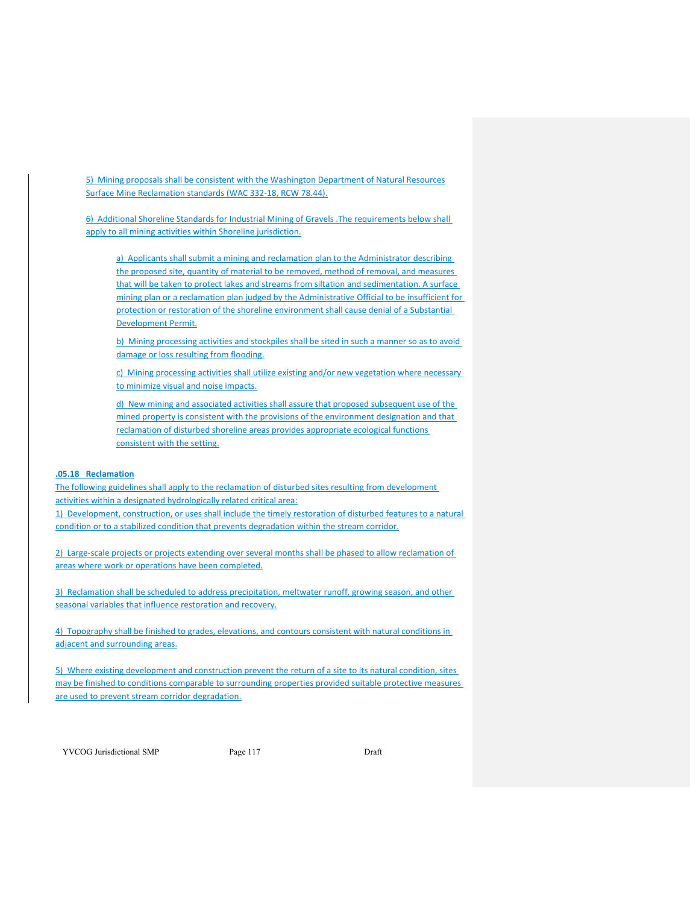5) Mining proposals shall be consistent with the Washington Department of Natural Resources Surface Mine Reclamation standards (WAC 332-18, RCW 78.44).

6) Additional Shoreline Standards for Industrial Mining of Gravels .The requirements below shall apply to all mining activities within Shoreline jurisdiction.

> a) Applicants shall submit a mining and reclamation plan to the Administrator describing the proposed site, quantity of material to be removed, method of removal, and measures that will be taken to protect lakes and streams from siltation and sedimentation. A surface mining plan or a reclamation plan judged by the Administrative Official to be insufficient for protection or restoration of the shoreline environment shall cause denial of a Substantial Development Permit.
>
> b) Mining processing activities and stockpiles shall be sited in such a manner so as to avoid damage or loss resulting from flooding.
>
> c) Mining processing activities shall utilize existing and/or new vegetation where necessary to minimize visual and noise impacts.
>
> d) New mining and associated activities shall assure that proposed subsequent use of the mined property is consistent with the provisions of the environment designation and that reclamation of disturbed shoreline areas provides appropriate ecological functions consistent with the setting.

**.05.18 Reclamation**

The following guidelines shall apply to the reclamation of disturbed sites resulting from development activities within a designated hydrologically related critical area:

1) Development, construction, or uses shall include the timely restoration of disturbed features to a natural condition or to a stabilized condition that prevents degradation within the stream corridor.

2) Large-scale projects or projects extending over several months shall be phased to allow reclamation of areas where work or operations have been completed.

3) Reclamation shall be scheduled to address precipitation, meltwater runoff, growing season, and other seasonal variables that influence restoration and recovery.

4) Topography shall be finished to grades, elevations, and contours consistent with natural conditions in adjacent and surrounding areas.

5) Where existing development and construction prevent the return of a site to its natural condition, sites may be finished to conditions comparable to surrounding properties provided suitable protective measures are used to prevent stream corridor degradation.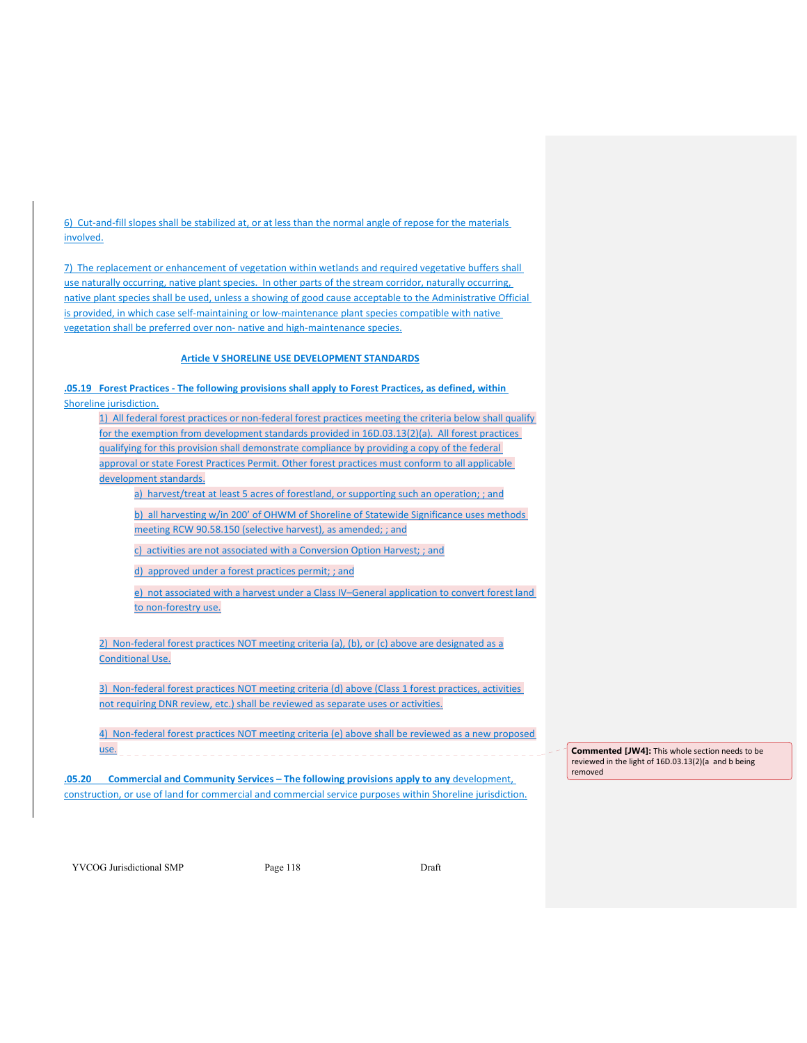6) Cut-and-fill slopes shall be stabilized at, or at less than the normal angle of repose for the materials involved.

7) The replacement or enhancement of vegetation within wetlands and required vegetative buffers shall use naturally occurring, native plant species. In other parts of the stream corridor, naturally occurring, native plant species shall be used, unless a showing of good cause acceptable to the Administrative Official is provided, in which case self-maintaining or low-maintenance plant species compatible with native vegetation shall be preferred over non- native and high-maintenance species.

## Article V SHORELINE USE DEVELOPMENT STANDARDS

**.05.19 Forest Practices - The following provisions shall apply to Forest Practices, as defined, within** Shoreline jurisdiction.

1) All federal forest practices or non-federal forest practices meeting the criteria below shall qualify for the exemption from development standards provided in 16D.03.13(2)(a). All forest practices qualifying for this provision shall demonstrate compliance by providing a copy of the federal approval or state Forest Practices Permit. Other forest practices must conform to all applicable development standards.

   a) harvest/treat at least 5 acres of forestland, or supporting such an operation; ; and

   b) all harvesting w/in 200' of OHWM of Shoreline of Statewide Significance uses methods meeting RCW 90.58.150 (selective harvest), as amended; ; and

   c) activities are not associated with a Conversion Option Harvest; ; and

   d) approved under a forest practices permit; ; and

   e) not associated with a harvest under a Class IV–General application to convert forest land to non-forestry use.

2) Non-federal forest practices NOT meeting criteria (a), (b), or (c) above are designated as a Conditional Use.

3) Non-federal forest practices NOT meeting criteria (d) above (Class 1 forest practices, activities not requiring DNR review, etc.) shall be reviewed as separate uses or activities.

4) Non-federal forest practices NOT meeting criteria (e) above shall be reviewed as a new proposed use.

**Commented [JW4]:** This whole section needs to be reviewed in the light of 16D.03.13(2)(a and b being removed

**.05.20 Commercial and Community Services – The following provisions apply to any** development, construction, or use of land for commercial and commercial service purposes within Shoreline jurisdiction.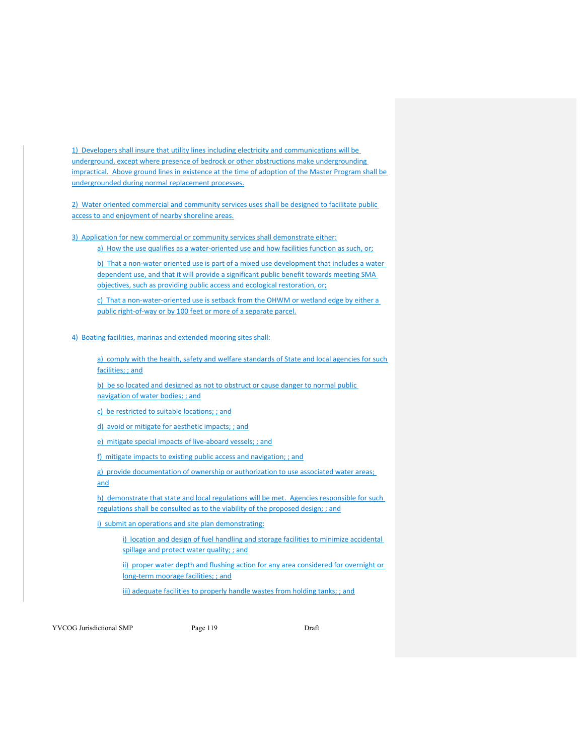1) Developers shall insure that utility lines including electricity and communications will be underground, except where presence of bedrock or other obstructions make undergrounding impractical. Above ground lines in existence at the time of adoption of the Master Program shall be undergrounded during normal replacement processes.

2) Water oriented commercial and community services uses shall be designed to facilitate public access to and enjoyment of nearby shoreline areas.

3) Application for new commercial or community services shall demonstrate either:

a) How the use qualifies as a water-oriented use and how facilities function as such, or;

b) That a non-water oriented use is part of a mixed use development that includes a water dependent use, and that it will provide a significant public benefit towards meeting SMA objectives, such as providing public access and ecological restoration, or;

c) That a non-water-oriented use is setback from the OHWM or wetland edge by either a public right-of-way or by 100 feet or more of a separate parcel.

4) Boating facilities, marinas and extended mooring sites shall:

a) comply with the health, safety and welfare standards of State and local agencies for such facilities; ; and

b) be so located and designed as not to obstruct or cause danger to normal public navigation of water bodies; ; and

c) be restricted to suitable locations; ; and

d) avoid or mitigate for aesthetic impacts; ; and

e) mitigate special impacts of live-aboard vessels; ; and

f) mitigate impacts to existing public access and navigation; ; and

g) provide documentation of ownership or authorization to use associated water areas; and

h) demonstrate that state and local regulations will be met. Agencies responsible for such regulations shall be consulted as to the viability of the proposed design; ; and

i) submit an operations and site plan demonstrating:

i) location and design of fuel handling and storage facilities to minimize accidental spillage and protect water quality; ; and

ii) proper water depth and flushing action for any area considered for overnight or long-term moorage facilities; ; and

iii) adequate facilities to properly handle wastes from holding tanks; ; and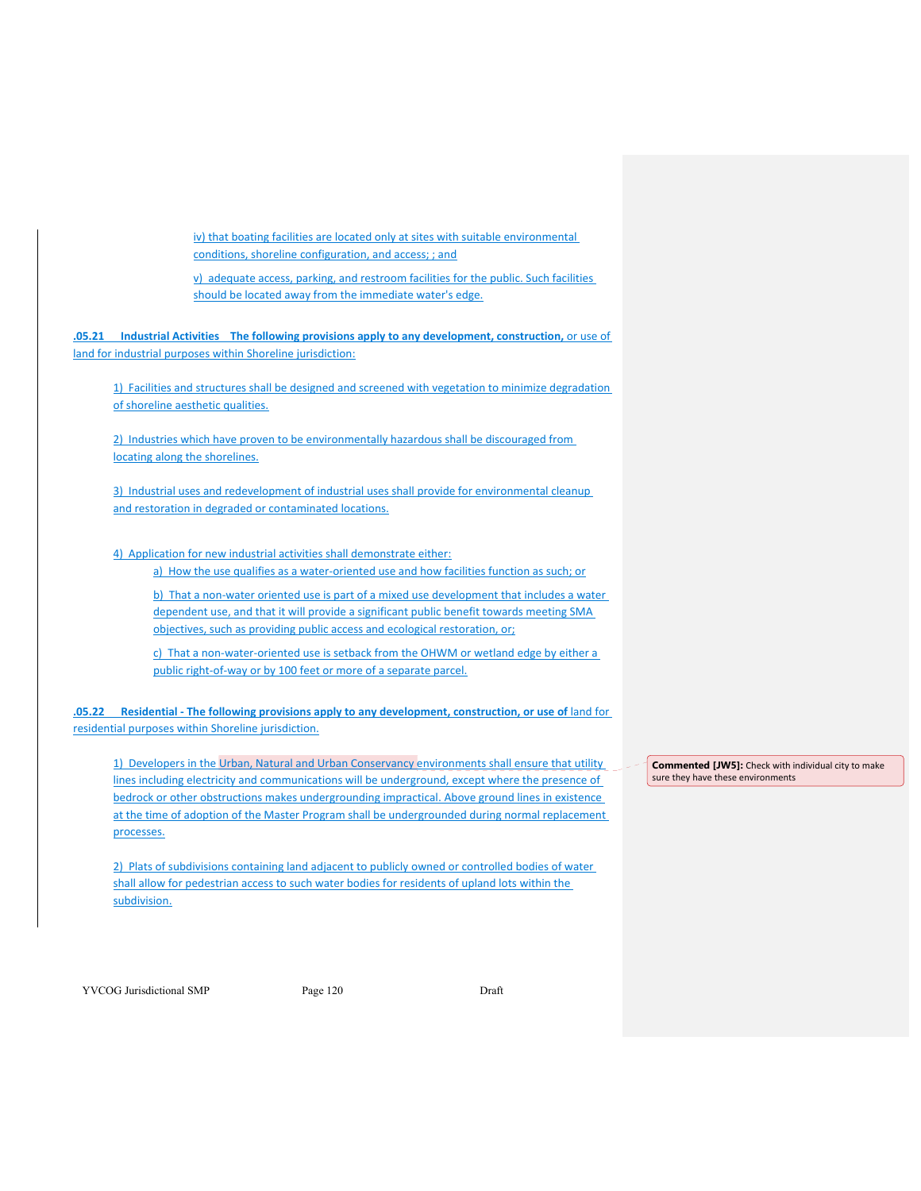iv) that boating facilities are located only at sites with suitable environmental conditions, shoreline configuration, and access; ; and

v) adequate access, parking, and restroom facilities for the public. Such facilities should be located away from the immediate water's edge.

**.05.21 Industrial Activities The following provisions apply to any development, construction,** or use of land for industrial purposes within Shoreline jurisdiction:

1) Facilities and structures shall be designed and screened with vegetation to minimize degradation of shoreline aesthetic qualities.

2) Industries which have proven to be environmentally hazardous shall be discouraged from locating along the shorelines.

3) Industrial uses and redevelopment of industrial uses shall provide for environmental cleanup and restoration in degraded or contaminated locations.

4) Application for new industrial activities shall demonstrate either:

a) How the use qualifies as a water-oriented use and how facilities function as such; or

b) That a non-water oriented use is part of a mixed use development that includes a water dependent use, and that it will provide a significant public benefit towards meeting SMA objectives, such as providing public access and ecological restoration, or;

c) That a non-water-oriented use is setback from the OHWM or wetland edge by either a public right-of-way or by 100 feet or more of a separate parcel.

**.05.22 Residential - The following provisions apply to any development, construction, or use of** land for residential purposes within Shoreline jurisdiction.

1) Developers in the Urban, Natural and Urban Conservancy environments shall ensure that utility lines including electricity and communications will be underground, except where the presence of bedrock or other obstructions makes undergrounding impractical. Above ground lines in existence at the time of adoption of the Master Program shall be undergrounded during normal replacement processes.

**Commented [JW5]:** Check with individual city to make sure they have these environments

2) Plats of subdivisions containing land adjacent to publicly owned or controlled bodies of water shall allow for pedestrian access to such water bodies for residents of upland lots within the subdivision.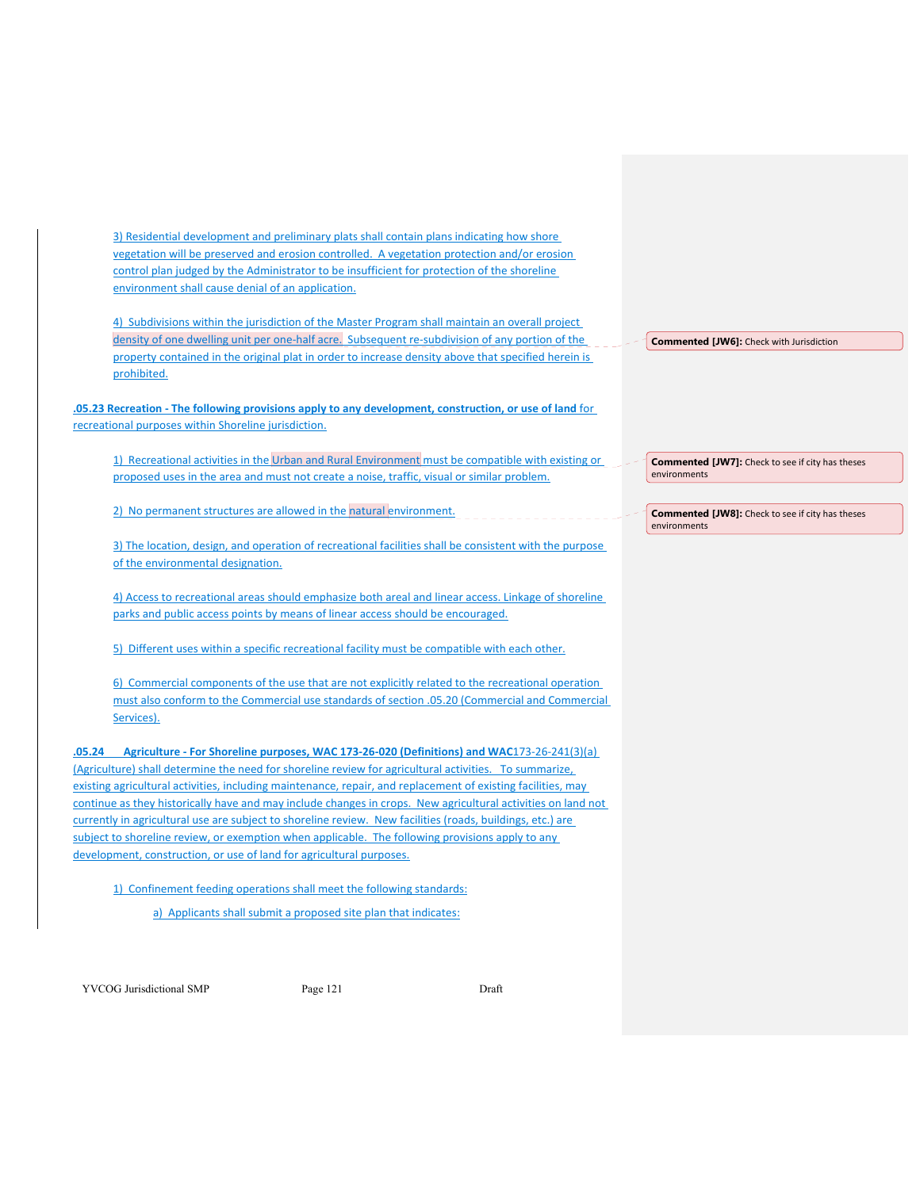3) Residential development and preliminary plats shall contain plans indicating how shore vegetation will be preserved and erosion controlled. A vegetation protection and/or erosion control plan judged by the Administrator to be insufficient for protection of the shoreline environment shall cause denial of an application.

4) Subdivisions within the jurisdiction of the Master Program shall maintain an overall project density of one dwelling unit per one-half acre. Subsequent re-subdivision of any portion of the property contained in the original plat in order to increase density above that specified herein is prohibited.

**.05.23 Recreation - The following provisions apply to any development, construction, or use of land** for recreational purposes within Shoreline jurisdiction.

1) Recreational activities in the Urban and Rural Environment must be compatible with existing or proposed uses in the area and must not create a noise, traffic, visual or similar problem.

2) No permanent structures are allowed in the natural environment.

3) The location, design, and operation of recreational facilities shall be consistent with the purpose of the environmental designation.

4) Access to recreational areas should emphasize both areal and linear access. Linkage of shoreline parks and public access points by means of linear access should be encouraged.

5) Different uses within a specific recreational facility must be compatible with each other.

6) Commercial components of the use that are not explicitly related to the recreational operation must also conform to the Commercial use standards of section .05.20 (Commercial and Commercial Services).

**.05.24 Agriculture - For Shoreline purposes, WAC 173-26-020 (Definitions) and WAC**173-26-241(3)(a) (Agriculture) shall determine the need for shoreline review for agricultural activities. To summarize, existing agricultural activities, including maintenance, repair, and replacement of existing facilities, may continue as they historically have and may include changes in crops. New agricultural activities on land not currently in agricultural use are subject to shoreline review. New facilities (roads, buildings, etc.) are subject to shoreline review, or exemption when applicable. The following provisions apply to any development, construction, or use of land for agricultural purposes.

1) Confinement feeding operations shall meet the following standards:

a) Applicants shall submit a proposed site plan that indicates:

---

**Commented [JW6]:** Check with Jurisdiction

**Commented [JW7]:** Check to see if city has theses environments

**Commented [JW8]:** Check to see if city has theses environments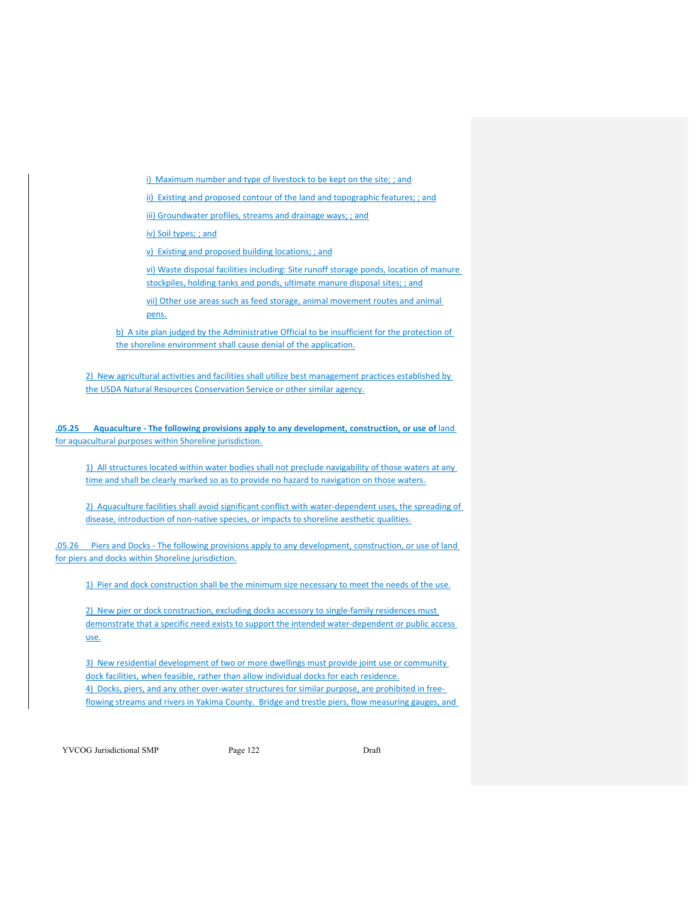i) Maximum number and type of livestock to be kept on the site; ; and

ii) Existing and proposed contour of the land and topographic features; ; and

iii) Groundwater profiles, streams and drainage ways; ; and

iv) Soil types; ; and

v) Existing and proposed building locations; ; and

vi) Waste disposal facilities including: Site runoff storage ponds, location of manure stockpiles, holding tanks and ponds, ultimate manure disposal sites; ; and

vii) Other use areas such as feed storage, animal movement routes and animal pens.

b) A site plan judged by the Administrative Official to be insufficient for the protection of the shoreline environment shall cause denial of the application.

2) New agricultural activities and facilities shall utilize best management practices established by the USDA Natural Resources Conservation Service or other similar agency.

**.05.25 Aquaculture - The following provisions apply to any development, construction, or use of** land for aquacultural purposes within Shoreline jurisdiction.

1) All structures located within water bodies shall not preclude navigability of those waters at any time and shall be clearly marked so as to provide no hazard to navigation on those waters.

2) Aquaculture facilities shall avoid significant conflict with water-dependent uses, the spreading of disease, introduction of non-native species, or impacts to shoreline aesthetic qualities.

.05.26 Piers and Docks - The following provisions apply to any development, construction, or use of land for piers and docks within Shoreline jurisdiction.

1) Pier and dock construction shall be the minimum size necessary to meet the needs of the use.

2) New pier or dock construction, excluding docks accessory to single-family residences must demonstrate that a specific need exists to support the intended water-dependent or public access use.

3) New residential development of two or more dwellings must provide joint use or community dock facilities, when feasible, rather than allow individual docks for each residence.

4) Docks, piers, and any other over-water structures for similar purpose, are prohibited in free-flowing streams and rivers in Yakima County. Bridge and trestle piers, flow measuring gauges, and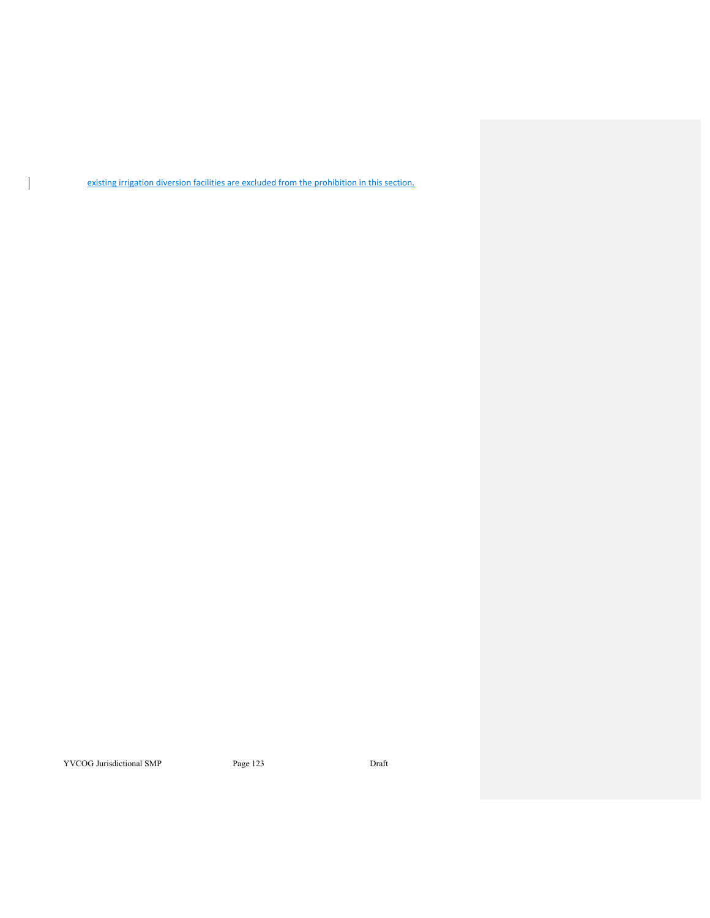existing irrigation diversion facilities are excluded from the prohibition in this section.